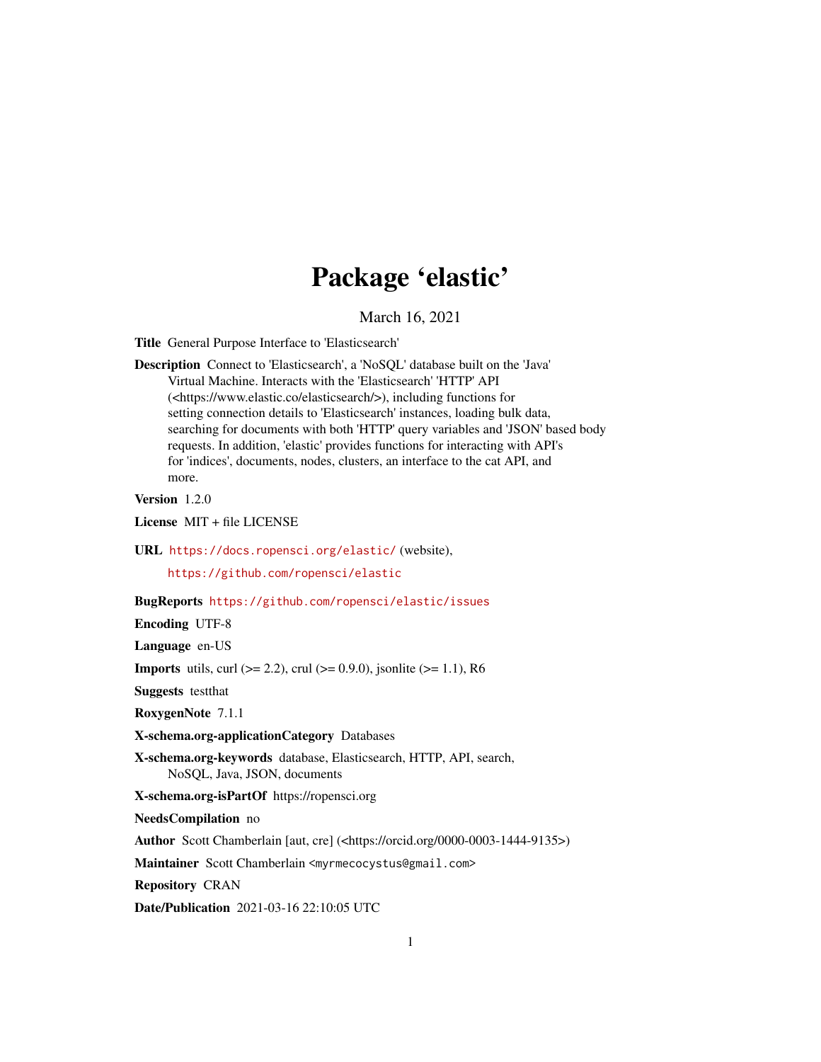# Package 'elastic'

March 16, 2021

**Title** General Purpose Interface to 'Elasticsearch'

**Description** Connect to 'Elasticsearch', a 'NoSQL' database built on the 'Java' Virtual Machine. Interacts with the 'Elasticsearch' 'HTTP' API (<https://www.elastic.co/elasticsearch/>), including functions for setting connection details to 'Elasticsearch' instances, loading bulk data, searching for documents with both 'HTTP' query variables and 'JSON' based body requests. In addition, 'elastic' provides functions for interacting with API's for 'indices', documents, nodes, clusters, an interface to the cat API, and more.

**Version** 1.2.0

**License** MIT + file LICENSE

**URL** https://docs.ropensci.org/elastic/ (website), https://github.com/ropensci/elastic

**BugReports** https://github.com/ropensci/elastic/issues

**Encoding** UTF-8

**Language** en-US

**Imports** utils, curl (>= 2.2), crul (>= 0.9.0), jsonlite (>= 1.1), R6

**Suggests** testthat

**RoxygenNote** 7.1.1

**X-schema.org-applicationCategory** Databases

**X-schema.org-keywords** database, Elasticsearch, HTTP, API, search, NoSQL, Java, JSON, documents

**X-schema.org-isPartOf** https://ropensci.org

**NeedsCompilation** no

**Author** Scott Chamberlain [aut, cre] (<https://orcid.org/0000-0003-1444-9135>)

**Maintainer** Scott Chamberlain <myrmecocystus@gmail.com>

**Repository** CRAN

**Date/Publication** 2021-03-16 22:10:05 UTC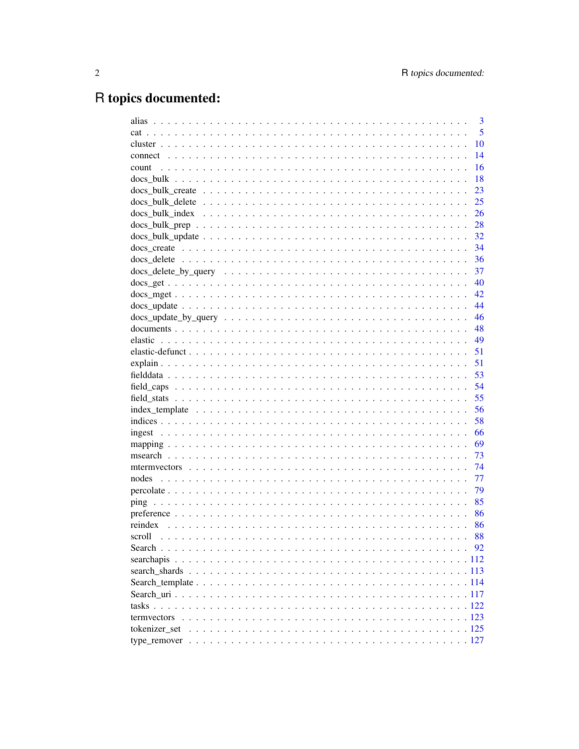# R topics documented:

| | |
|---|---|
| alias | 3 |
| cat | 5 |
| cluster | 10 |
| connect | 14 |
| count | 16 |
| docs_bulk | 18 |
| docs_bulk_create | 23 |
| docs_bulk_delete | 25 |
| docs_bulk_index | 26 |
| docs_bulk_prep | 28 |
| docs_bulk_update | 32 |
| docs_create | 34 |
| docs_delete | 36 |
| docs_delete_by_query | 37 |
| docs_get | 40 |
| docs_mget | 42 |
| docs_update | 44 |
| docs_update_by_query | 46 |
| documents | 48 |
| elastic | 49 |
| elastic-defunct | 51 |
| explain | 51 |
| fielddata | 53 |
| field_caps | 54 |
| field_stats | 55 |
| index_template | 56 |
| indices | 58 |
| ingest | 66 |
| mapping | 69 |
| msearch | 73 |
| mtermvectors | 74 |
| nodes | 77 |
| percolate | 79 |
| ping | 85 |
| preference | 86 |
| reindex | 86 |
| scroll | 88 |
| Search | 92 |
| searchapis | 112 |
| search_shards | 113 |
| Search_template | 114 |
| Search_uri | 117 |
| tasks | 122 |
| termvectors | 123 |
| tokenizer_set | 125 |
| type_remover | 127 |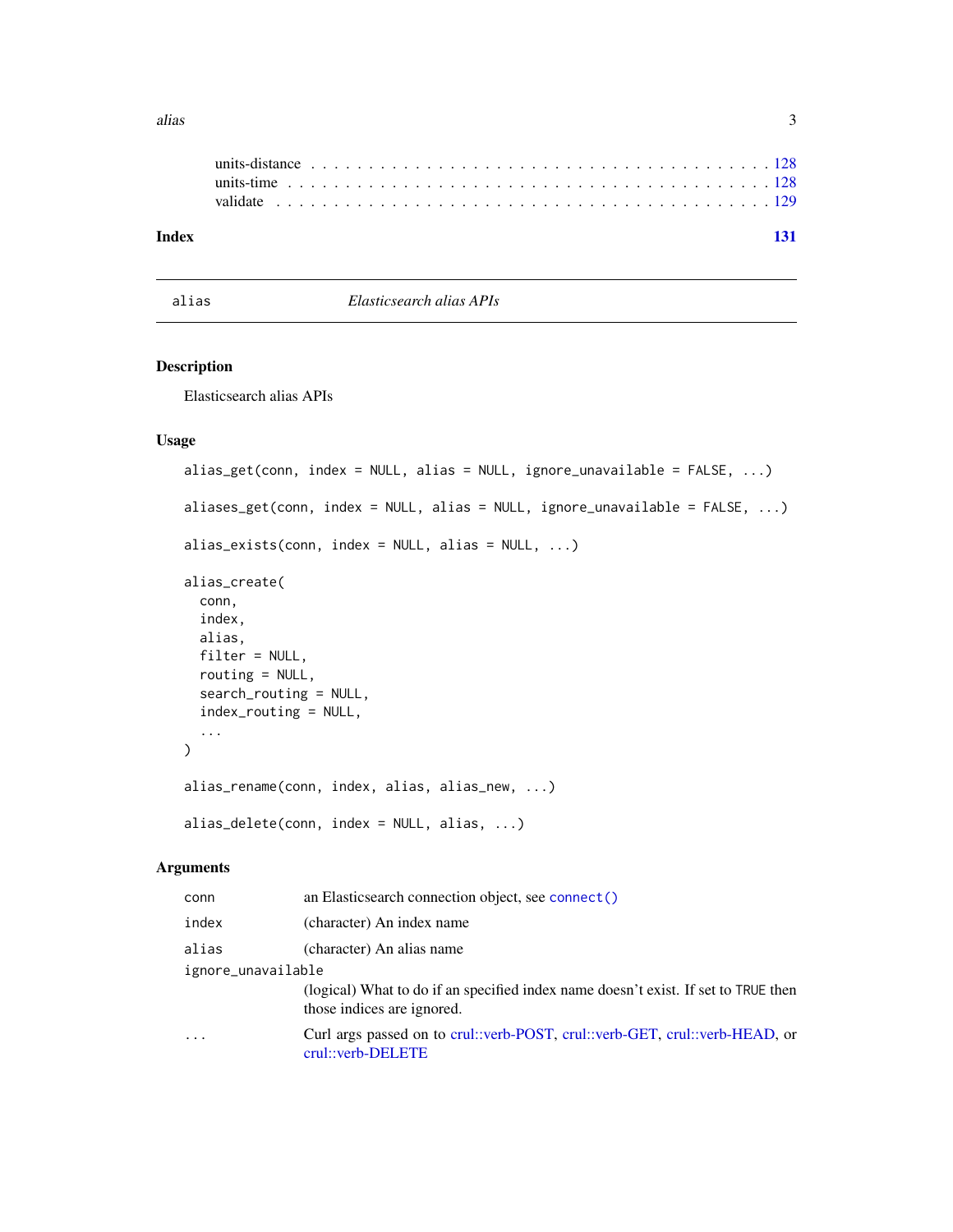units-distance . . . . . . . . . . . . . . . . . . . . . . . . . . . . . . . . . . . . . . . 128
units-time . . . . . . . . . . . . . . . . . . . . . . . . . . . . . . . . . . . . . . . . . 128
validate . . . . . . . . . . . . . . . . . . . . . . . . . . . . . . . . . . . . . . . . . . 129

**Index** **131**

---

## alias — *Elasticsearch alias APIs*

### Description

Elasticsearch alias APIs

### Usage

```
alias_get(conn, index = NULL, alias = NULL, ignore_unavailable = FALSE, ...)

aliases_get(conn, index = NULL, alias = NULL, ignore_unavailable = FALSE, ...)

alias_exists(conn, index = NULL, alias = NULL, ...)

alias_create(
  conn,
  index,
  alias,
  filter = NULL,
  routing = NULL,
  search_routing = NULL,
  index_routing = NULL,
  ...
)

alias_rename(conn, index, alias, alias_new, ...)

alias_delete(conn, index = NULL, alias, ...)
```

### Arguments

| | |
|---|---|
| `conn` | an Elasticsearch connection object, see `connect()` |
| `index` | (character) An index name |
| `alias` | (character) An alias name |
| `ignore_unavailable` | (logical) What to do if an specified index name doesn't exist. If set to `TRUE` then those indices are ignored. |
| `...` | Curl args passed on to crul::verb-POST, crul::verb-GET, crul::verb-HEAD, or crul::verb-DELETE |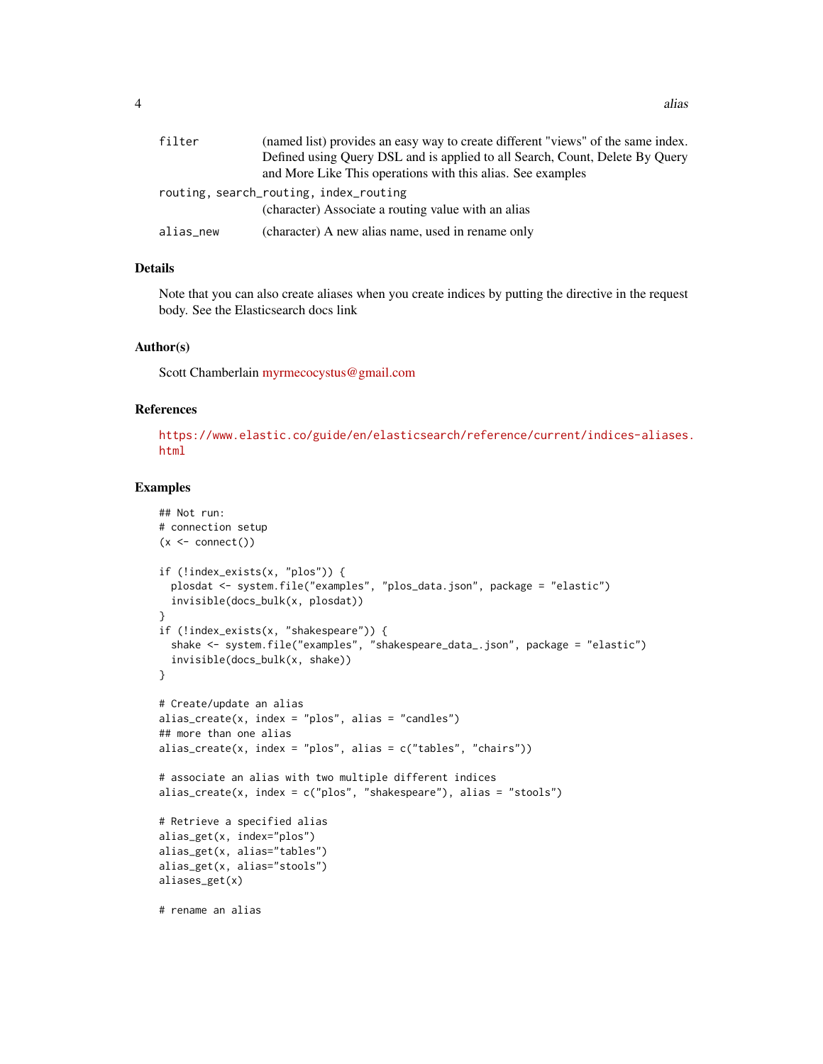| | |
|---|---|
| `filter` | (named list) provides an easy way to create different "views" of the same index. Defined using Query DSL and is applied to all Search, Count, Delete By Query and More Like This operations with this alias. See examples |
| `routing, search_routing, index_routing` | (character) Associate a routing value with an alias |
| `alias_new` | (character) A new alias name, used in rename only |

### Details

Note that you can also create aliases when you create indices by putting the directive in the request body. See the Elasticsearch docs link

### Author(s)

Scott Chamberlain myrmecocystus@gmail.com

### References

https://www.elastic.co/guide/en/elasticsearch/reference/current/indices-aliases.html

### Examples

```
## Not run:
# connection setup
(x <- connect())

if (!index_exists(x, "plos")) {
  plosdat <- system.file("examples", "plos_data.json", package = "elastic")
  invisible(docs_bulk(x, plosdat))
}
if (!index_exists(x, "shakespeare")) {
  shake <- system.file("examples", "shakespeare_data_.json", package = "elastic")
  invisible(docs_bulk(x, shake))
}

# Create/update an alias
alias_create(x, index = "plos", alias = "candles")
## more than one alias
alias_create(x, index = "plos", alias = c("tables", "chairs"))

# associate an alias with two multiple different indices
alias_create(x, index = c("plos", "shakespeare"), alias = "stools")

# Retrieve a specified alias
alias_get(x, index="plos")
alias_get(x, alias="tables")
alias_get(x, alias="stools")
aliases_get(x)

# rename an alias
```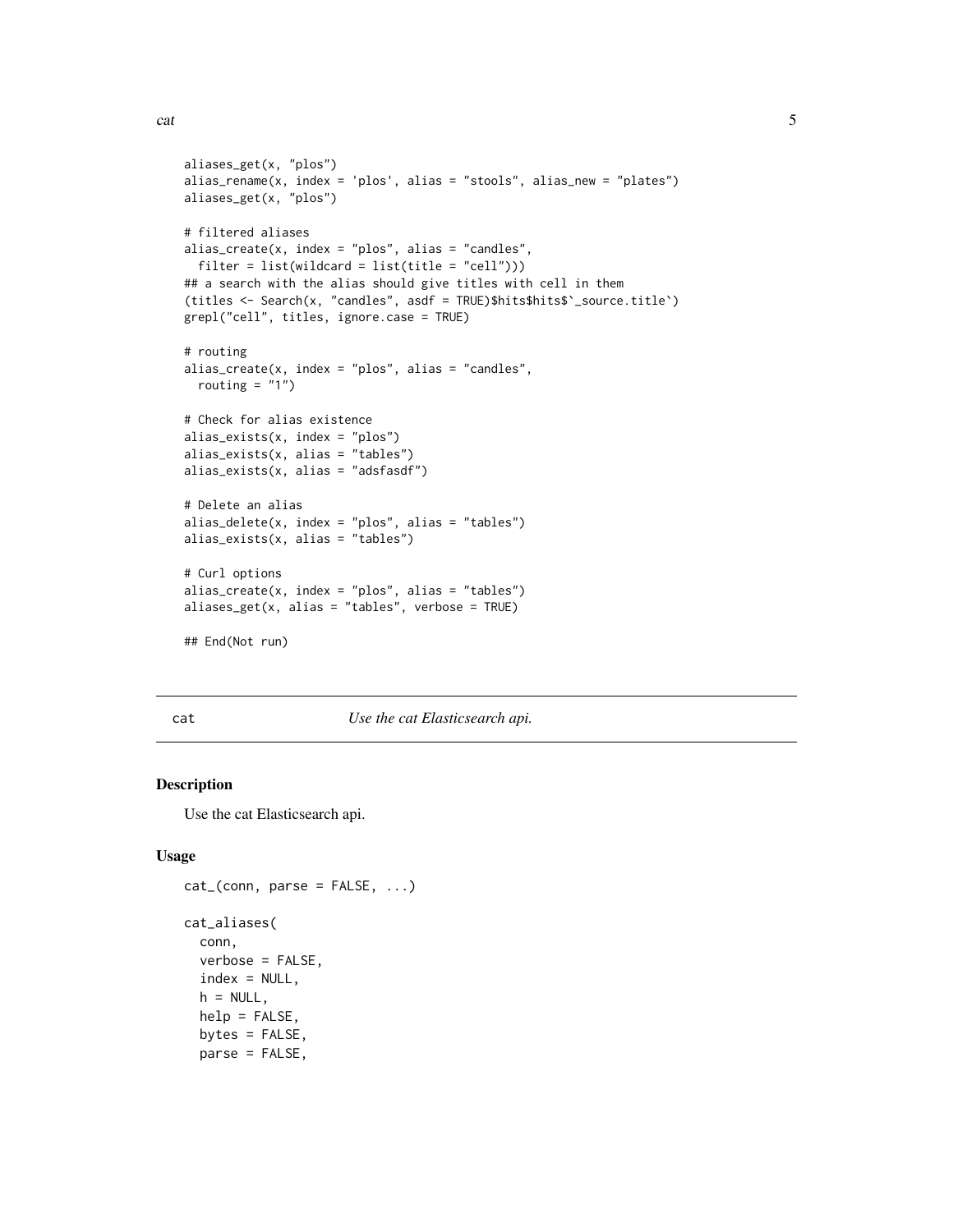```
aliases_get(x, "plos")
alias_rename(x, index = 'plos', alias = "stools", alias_new = "plates")
aliases_get(x, "plos")

# filtered aliases
alias_create(x, index = "plos", alias = "candles",
  filter = list(wildcard = list(title = "cell")))
## a search with the alias should give titles with cell in them
(titles <- Search(x, "candles", asdf = TRUE)$hits$hits$`_source.title`)
grepl("cell", titles, ignore.case = TRUE)

# routing
alias_create(x, index = "plos", alias = "candles",
  routing = "1")

# Check for alias existence
alias_exists(x, index = "plos")
alias_exists(x, alias = "tables")
alias_exists(x, alias = "adsfasdf")

# Delete an alias
alias_delete(x, index = "plos", alias = "tables")
alias_exists(x, alias = "tables")

# Curl options
alias_create(x, index = "plos", alias = "tables")
aliases_get(x, alias = "tables", verbose = TRUE)

## End(Not run)
```

## cat — *Use the cat Elasticsearch api.*

### Description

Use the cat Elasticsearch api.

### Usage

```
cat_(conn, parse = FALSE, ...)

cat_aliases(
  conn,
  verbose = FALSE,
  index = NULL,
  h = NULL,
  help = FALSE,
  bytes = FALSE,
  parse = FALSE,
```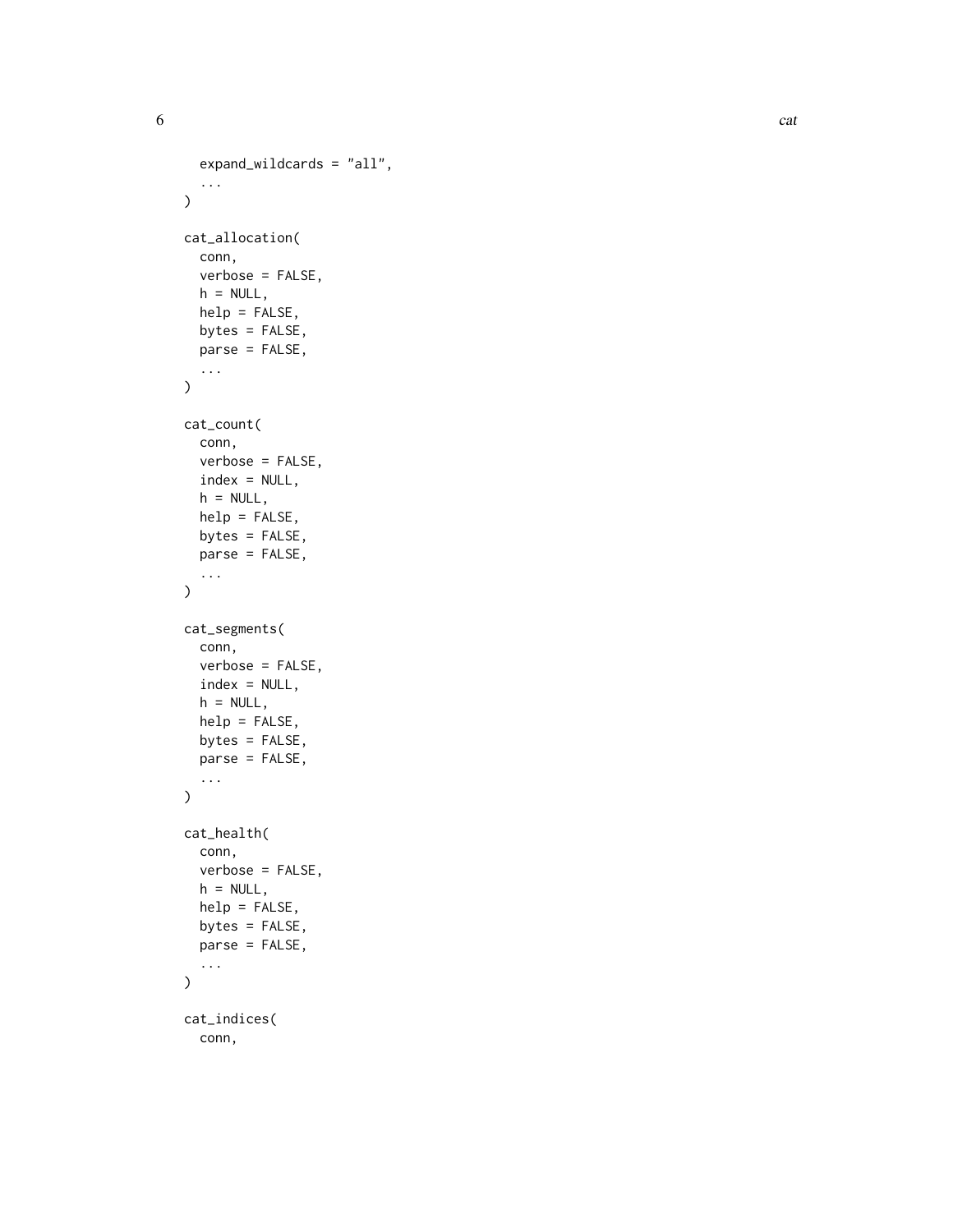```
  expand_wildcards = "all",
  ...
)

cat_allocation(
  conn,
  verbose = FALSE,
  h = NULL,
  help = FALSE,
  bytes = FALSE,
  parse = FALSE,
  ...
)

cat_count(
  conn,
  verbose = FALSE,
  index = NULL,
  h = NULL,
  help = FALSE,
  bytes = FALSE,
  parse = FALSE,
  ...
)

cat_segments(
  conn,
  verbose = FALSE,
  index = NULL,
  h = NULL,
  help = FALSE,
  bytes = FALSE,
  parse = FALSE,
  ...
)

cat_health(
  conn,
  verbose = FALSE,
  h = NULL,
  help = FALSE,
  bytes = FALSE,
  parse = FALSE,
  ...
)

cat_indices(
  conn,
```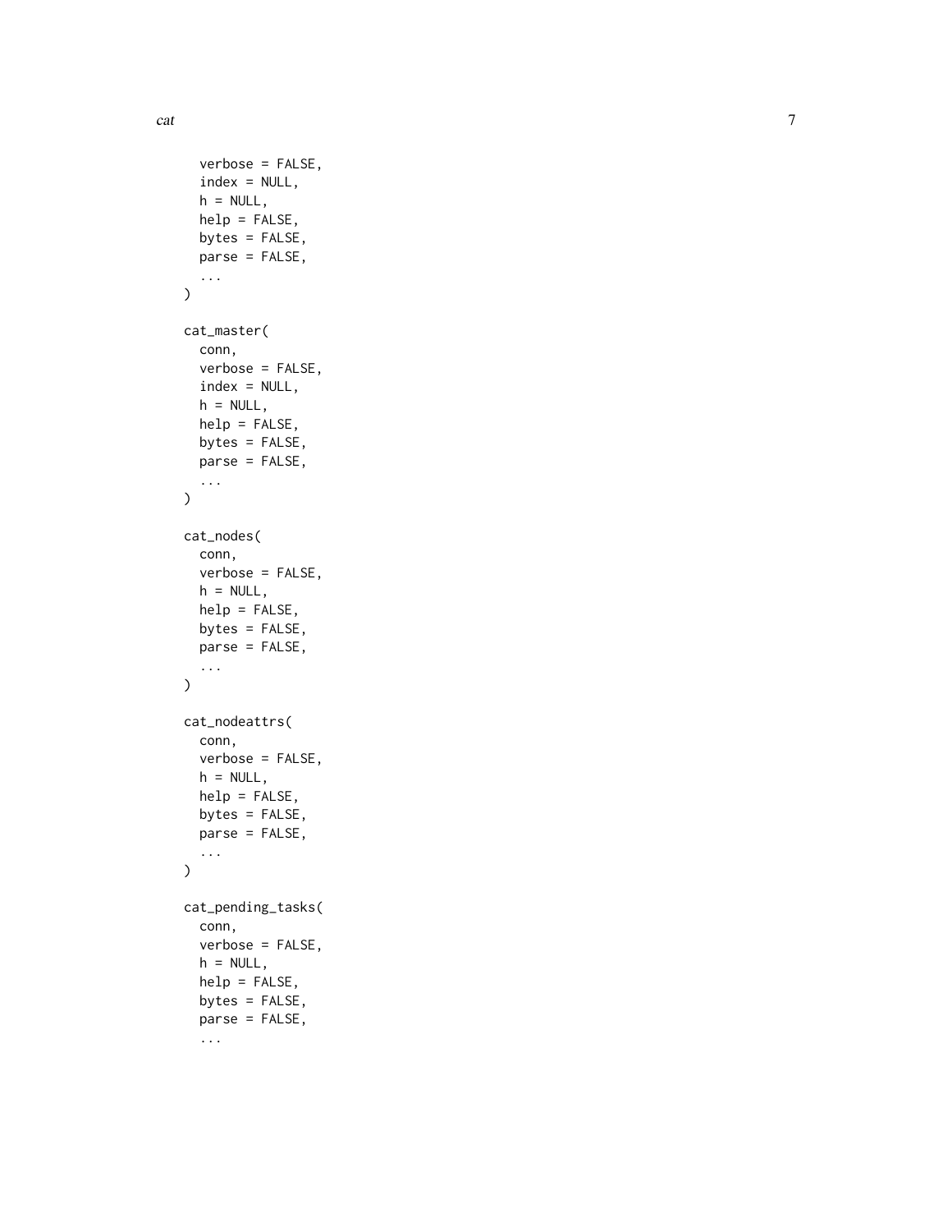```
  verbose = FALSE,
  index = NULL,
  h = NULL,
  help = FALSE,
  bytes = FALSE,
  parse = FALSE,
  ...
)

cat_master(
  conn,
  verbose = FALSE,
  index = NULL,
  h = NULL,
  help = FALSE,
  bytes = FALSE,
  parse = FALSE,
  ...
)

cat_nodes(
  conn,
  verbose = FALSE,
  h = NULL,
  help = FALSE,
  bytes = FALSE,
  parse = FALSE,
  ...
)

cat_nodeattrs(
  conn,
  verbose = FALSE,
  h = NULL,
  help = FALSE,
  bytes = FALSE,
  parse = FALSE,
  ...
)

cat_pending_tasks(
  conn,
  verbose = FALSE,
  h = NULL,
  help = FALSE,
  bytes = FALSE,
  parse = FALSE,
  ...
```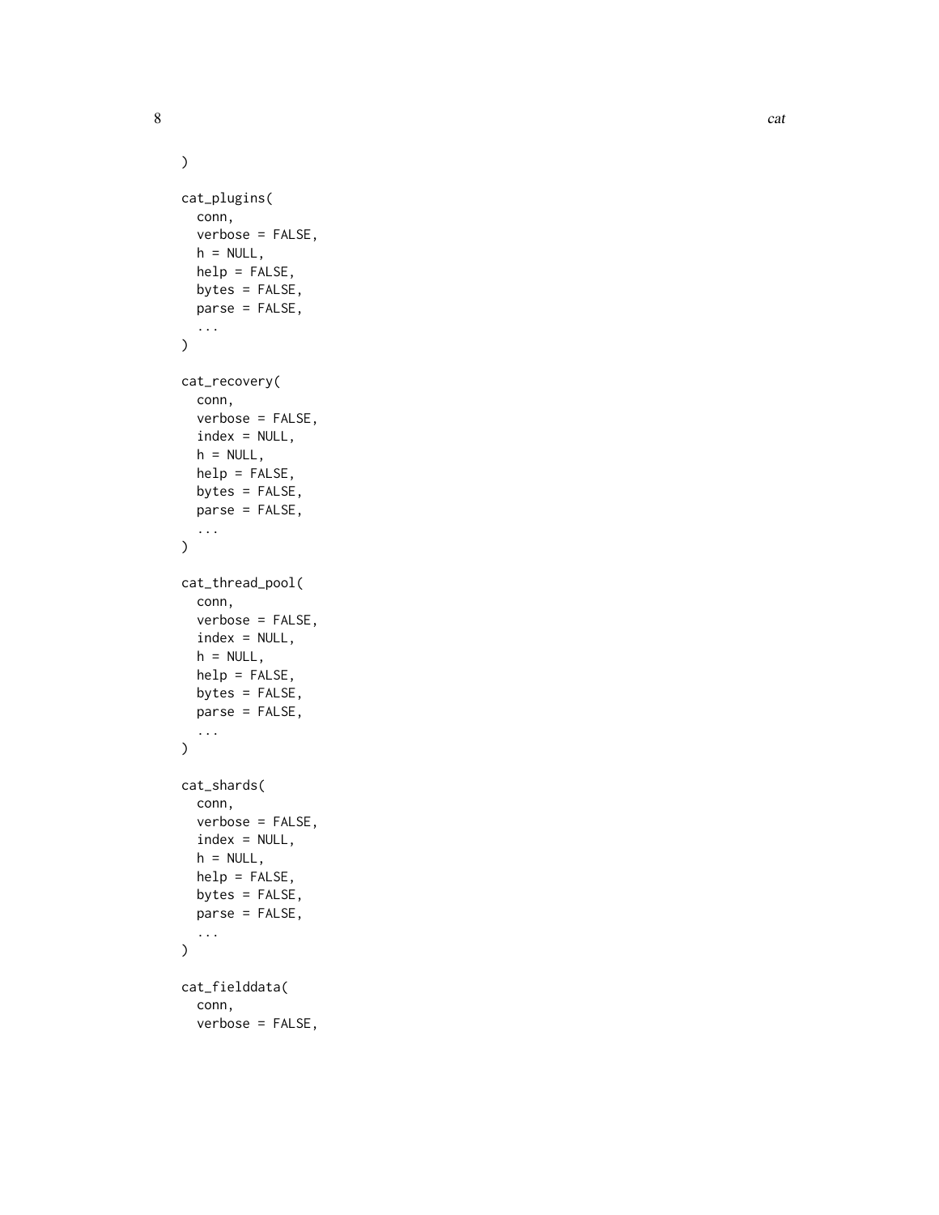```
)

cat_plugins(
  conn,
  verbose = FALSE,
  h = NULL,
  help = FALSE,
  bytes = FALSE,
  parse = FALSE,
  ...
)

cat_recovery(
  conn,
  verbose = FALSE,
  index = NULL,
  h = NULL,
  help = FALSE,
  bytes = FALSE,
  parse = FALSE,
  ...
)

cat_thread_pool(
  conn,
  verbose = FALSE,
  index = NULL,
  h = NULL,
  help = FALSE,
  bytes = FALSE,
  parse = FALSE,
  ...
)

cat_shards(
  conn,
  verbose = FALSE,
  index = NULL,
  h = NULL,
  help = FALSE,
  bytes = FALSE,
  parse = FALSE,
  ...
)

cat_fielddata(
  conn,
  verbose = FALSE,
```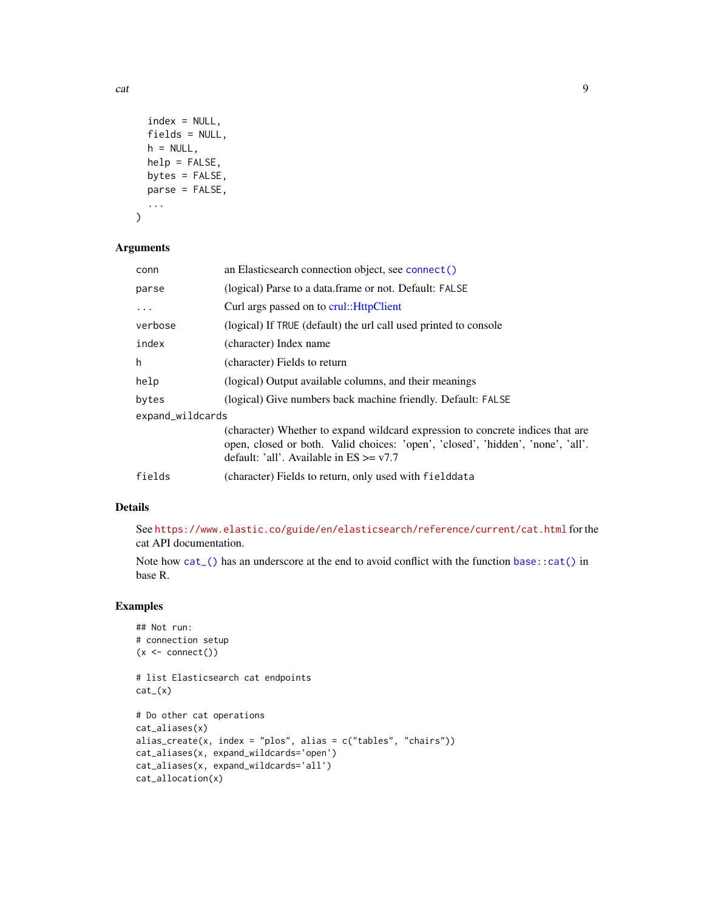```
  index = NULL,
  fields = NULL,
  h = NULL,
  help = FALSE,
  bytes = FALSE,
  parse = FALSE,
  ...
)
```

### Arguments

| | |
|---|---|
| conn | an Elasticsearch connection object, see connect() |
| parse | (logical) Parse to a data.frame or not. Default: FALSE |
| ... | Curl args passed on to crul::HttpClient |
| verbose | (logical) If TRUE (default) the url call used printed to console |
| index | (character) Index name |
| h | (character) Fields to return |
| help | (logical) Output available columns, and their meanings |
| bytes | (logical) Give numbers back machine friendly. Default: FALSE |
| expand_wildcards | (character) Whether to expand wildcard expression to concrete indices that are open, closed or both. Valid choices: 'open', 'closed', 'hidden', 'none', 'all'. default: 'all'. Available in ES >= v7.7 |
| fields | (character) Fields to return, only used with fielddata |

### Details

See https://www.elastic.co/guide/en/elasticsearch/reference/current/cat.html for the cat API documentation.

Note how cat_() has an underscore at the end to avoid conflict with the function base::cat() in base R.

### Examples

```
## Not run:
# connection setup
(x <- connect())

# list Elasticsearch cat endpoints
cat_(x)

# Do other cat operations
cat_aliases(x)
alias_create(x, index = "plos", alias = c("tables", "chairs"))
cat_aliases(x, expand_wildcards='open')
cat_aliases(x, expand_wildcards='all')
cat_allocation(x)
```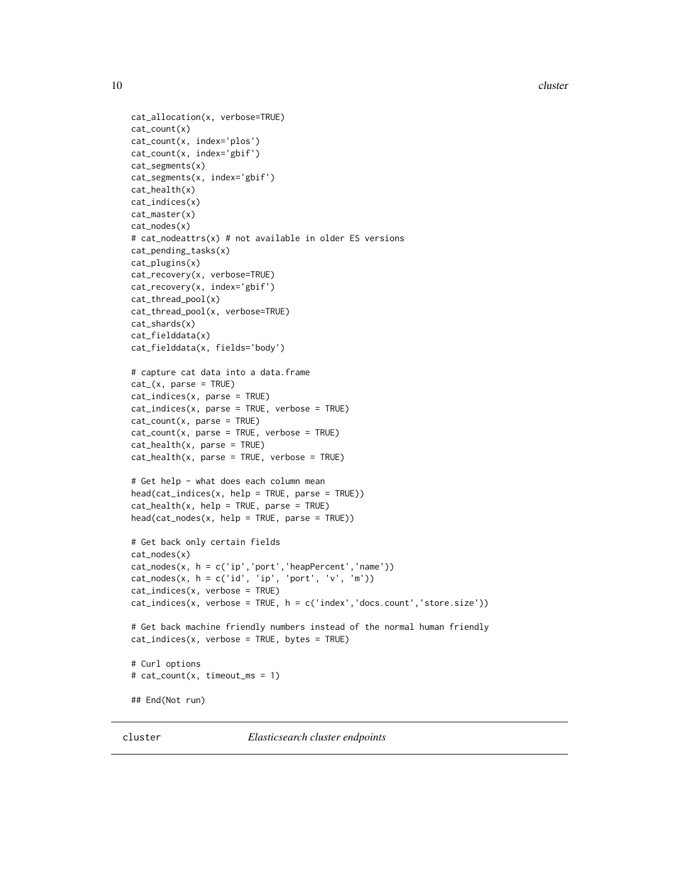```
cat_allocation(x, verbose=TRUE)
cat_count(x)
cat_count(x, index='plos')
cat_count(x, index='gbif')
cat_segments(x)
cat_segments(x, index='gbif')
cat_health(x)
cat_indices(x)
cat_master(x)
cat_nodes(x)
# cat_nodeattrs(x) # not available in older ES versions
cat_pending_tasks(x)
cat_plugins(x)
cat_recovery(x, verbose=TRUE)
cat_recovery(x, index='gbif')
cat_thread_pool(x)
cat_thread_pool(x, verbose=TRUE)
cat_shards(x)
cat_fielddata(x)
cat_fielddata(x, fields='body')

# capture cat data into a data.frame
cat_(x, parse = TRUE)
cat_indices(x, parse = TRUE)
cat_indices(x, parse = TRUE, verbose = TRUE)
cat_count(x, parse = TRUE)
cat_count(x, parse = TRUE, verbose = TRUE)
cat_health(x, parse = TRUE)
cat_health(x, parse = TRUE, verbose = TRUE)

# Get help - what does each column mean
head(cat_indices(x, help = TRUE, parse = TRUE))
cat_health(x, help = TRUE, parse = TRUE)
head(cat_nodes(x, help = TRUE, parse = TRUE))

# Get back only certain fields
cat_nodes(x)
cat_nodes(x, h = c('ip','port','heapPercent','name'))
cat_nodes(x, h = c('id', 'ip', 'port', 'v', 'm'))
cat_indices(x, verbose = TRUE)
cat_indices(x, verbose = TRUE, h = c('index','docs.count','store.size'))

# Get back machine friendly numbers instead of the normal human friendly
cat_indices(x, verbose = TRUE, bytes = TRUE)

# Curl options
# cat_count(x, timeout_ms = 1)

## End(Not run)
```

---

cluster *Elasticsearch cluster endpoints*

---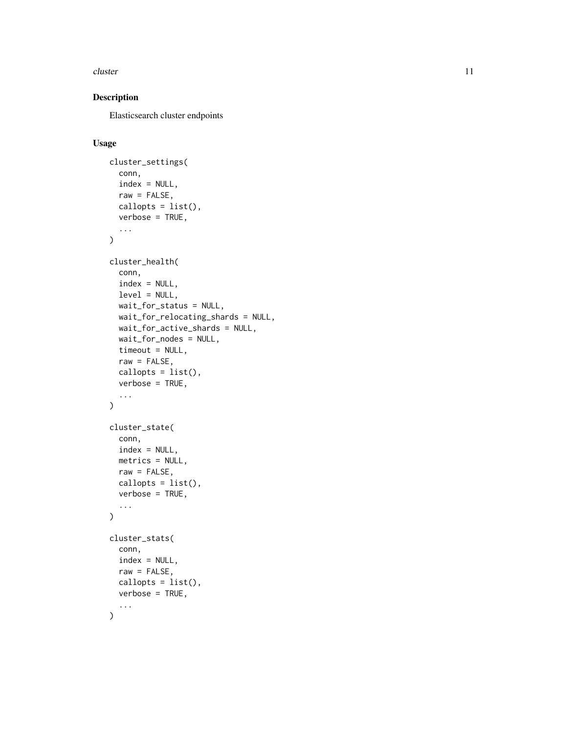## Description

Elasticsearch cluster endpoints

## Usage

```
cluster_settings(
  conn,
  index = NULL,
  raw = FALSE,
  callopts = list(),
  verbose = TRUE,
  ...
)

cluster_health(
  conn,
  index = NULL,
  level = NULL,
  wait_for_status = NULL,
  wait_for_relocating_shards = NULL,
  wait_for_active_shards = NULL,
  wait_for_nodes = NULL,
  timeout = NULL,
  raw = FALSE,
  callopts = list(),
  verbose = TRUE,
  ...
)

cluster_state(
  conn,
  index = NULL,
  metrics = NULL,
  raw = FALSE,
  callopts = list(),
  verbose = TRUE,
  ...
)

cluster_stats(
  conn,
  index = NULL,
  raw = FALSE,
  callopts = list(),
  verbose = TRUE,
  ...
)
```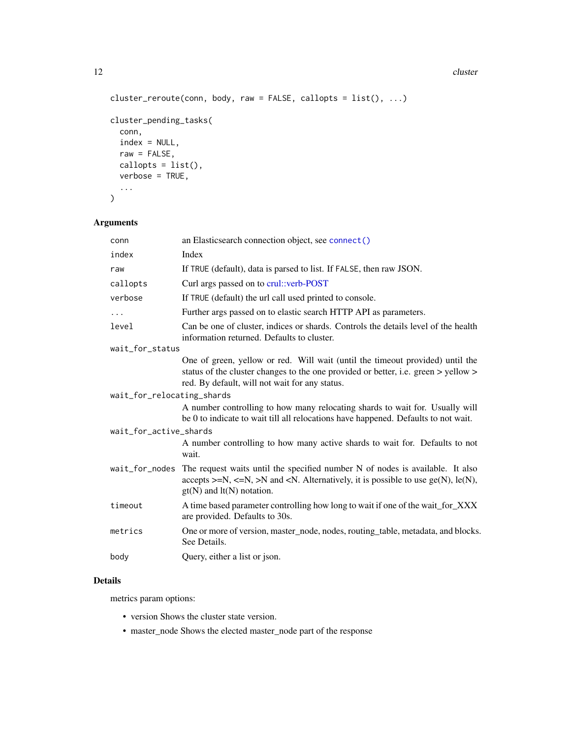```
cluster_reroute(conn, body, raw = FALSE, callopts = list(), ...)

cluster_pending_tasks(
  conn,
  index = NULL,
  raw = FALSE,
  callopts = list(),
  verbose = TRUE,
  ...
)
```

## Arguments

| Argument | Description |
|---|---|
| `conn` | an Elasticsearch connection object, see `connect()` |
| `index` | Index |
| `raw` | If `TRUE` (default), data is parsed to list. If `FALSE`, then raw JSON. |
| `callopts` | Curl args passed on to crul::verb-POST |
| `verbose` | If `TRUE` (default) the url call used printed to console. |
| `...` | Further args passed on to elastic search HTTP API as parameters. |
| `level` | Can be one of cluster, indices or shards. Controls the details level of the health information returned. Defaults to cluster. |
| `wait_for_status` | One of green, yellow or red. Will wait (until the timeout provided) until the status of the cluster changes to the one provided or better, i.e. green > yellow > red. By default, will not wait for any status. |
| `wait_for_relocating_shards` | A number controlling to how many relocating shards to wait for. Usually will be 0 to indicate to wait till all relocations have happened. Defaults to not wait. |
| `wait_for_active_shards` | A number controlling to how many active shards to wait for. Defaults to not wait. |
| `wait_for_nodes` | The request waits until the specified number N of nodes is available. It also accepts >=N, <=N, >N and <N. Alternatively, it is possible to use ge(N), le(N), gt(N) and lt(N) notation. |
| `timeout` | A time based parameter controlling how long to wait if one of the wait_for_XXX are provided. Defaults to 30s. |
| `metrics` | One or more of version, master_node, nodes, routing_table, metadata, and blocks. See Details. |
| `body` | Query, either a list or json. |

## Details

metrics param options:

- version Shows the cluster state version.
- master_node Shows the elected master_node part of the response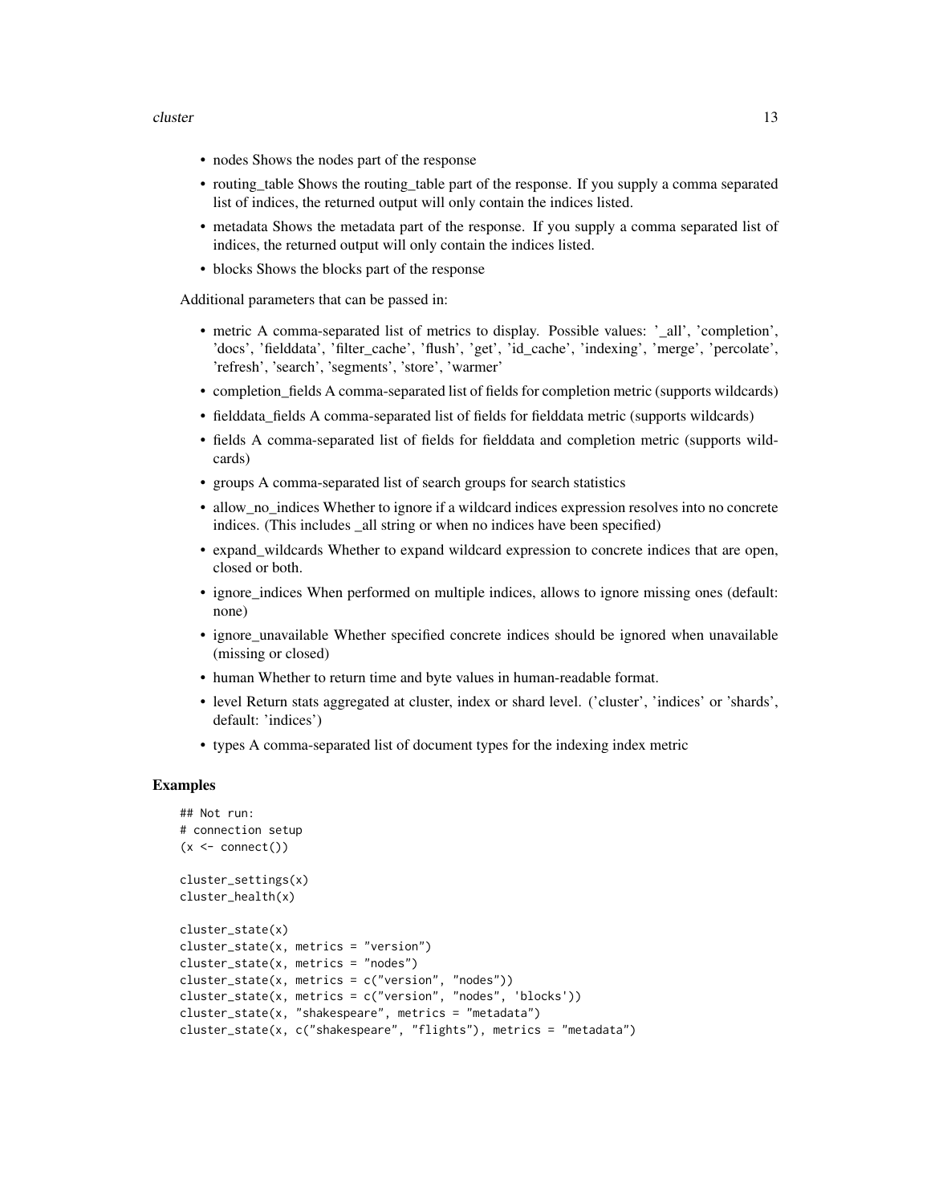- nodes Shows the nodes part of the response
- routing_table Shows the routing_table part of the response. If you supply a comma separated list of indices, the returned output will only contain the indices listed.
- metadata Shows the metadata part of the response. If you supply a comma separated list of indices, the returned output will only contain the indices listed.
- blocks Shows the blocks part of the response

Additional parameters that can be passed in:

- metric A comma-separated list of metrics to display. Possible values: '_all', 'completion', 'docs', 'fielddata', 'filter_cache', 'flush', 'get', 'id_cache', 'indexing', 'merge', 'percolate', 'refresh', 'search', 'segments', 'store', 'warmer'
- completion_fields A comma-separated list of fields for completion metric (supports wildcards)
- fielddata_fields A comma-separated list of fields for fielddata metric (supports wildcards)
- fields A comma-separated list of fields for fielddata and completion metric (supports wildcards)
- groups A comma-separated list of search groups for search statistics
- allow_no_indices Whether to ignore if a wildcard indices expression resolves into no concrete indices. (This includes _all string or when no indices have been specified)
- expand_wildcards Whether to expand wildcard expression to concrete indices that are open, closed or both.
- ignore_indices When performed on multiple indices, allows to ignore missing ones (default: none)
- ignore_unavailable Whether specified concrete indices should be ignored when unavailable (missing or closed)
- human Whether to return time and byte values in human-readable format.
- level Return stats aggregated at cluster, index or shard level. ('cluster', 'indices' or 'shards', default: 'indices')
- types A comma-separated list of document types for the indexing index metric

### Examples

```
## Not run:
# connection setup
(x <- connect())

cluster_settings(x)
cluster_health(x)

cluster_state(x)
cluster_state(x, metrics = "version")
cluster_state(x, metrics = "nodes")
cluster_state(x, metrics = c("version", "nodes"))
cluster_state(x, metrics = c("version", "nodes", 'blocks'))
cluster_state(x, "shakespeare", metrics = "metadata")
cluster_state(x, c("shakespeare", "flights"), metrics = "metadata")
```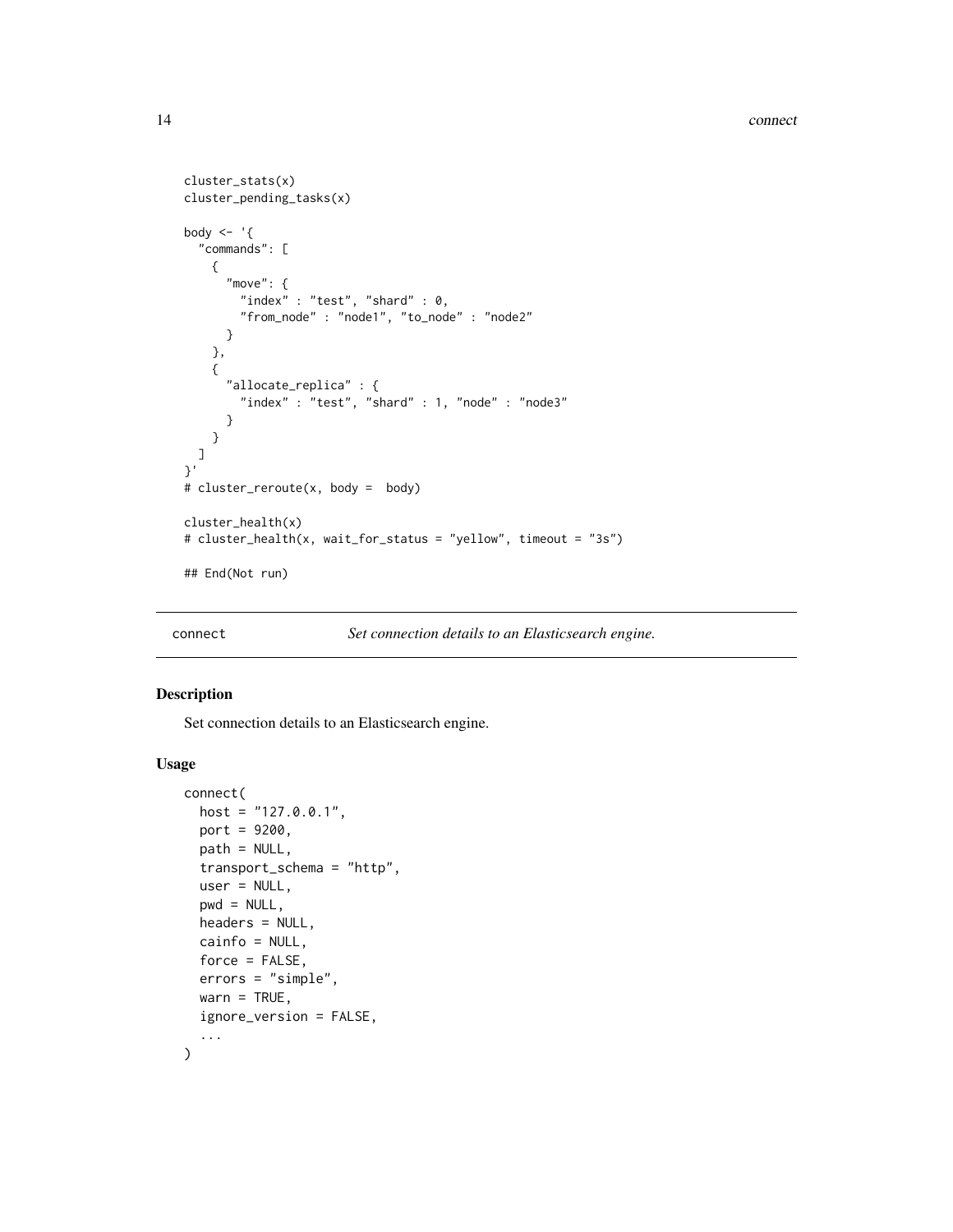```
cluster_stats(x)
cluster_pending_tasks(x)

body <- '{
  "commands": [
    {
      "move": {
        "index" : "test", "shard" : 0,
        "from_node" : "node1", "to_node" : "node2"
      }
    },
    {
      "allocate_replica" : {
        "index" : "test", "shard" : 1, "node" : "node3"
      }
    }
  ]
}'
# cluster_reroute(x, body =  body)

cluster_health(x)
# cluster_health(x, wait_for_status = "yellow", timeout = "3s")

## End(Not run)
```

---

`connect` *Set connection details to an Elasticsearch engine.*

---

### Description

Set connection details to an Elasticsearch engine.

### Usage

```
connect(
  host = "127.0.0.1",
  port = 9200,
  path = NULL,
  transport_schema = "http",
  user = NULL,
  pwd = NULL,
  headers = NULL,
  cainfo = NULL,
  force = FALSE,
  errors = "simple",
  warn = TRUE,
  ignore_version = FALSE,
  ...
)
```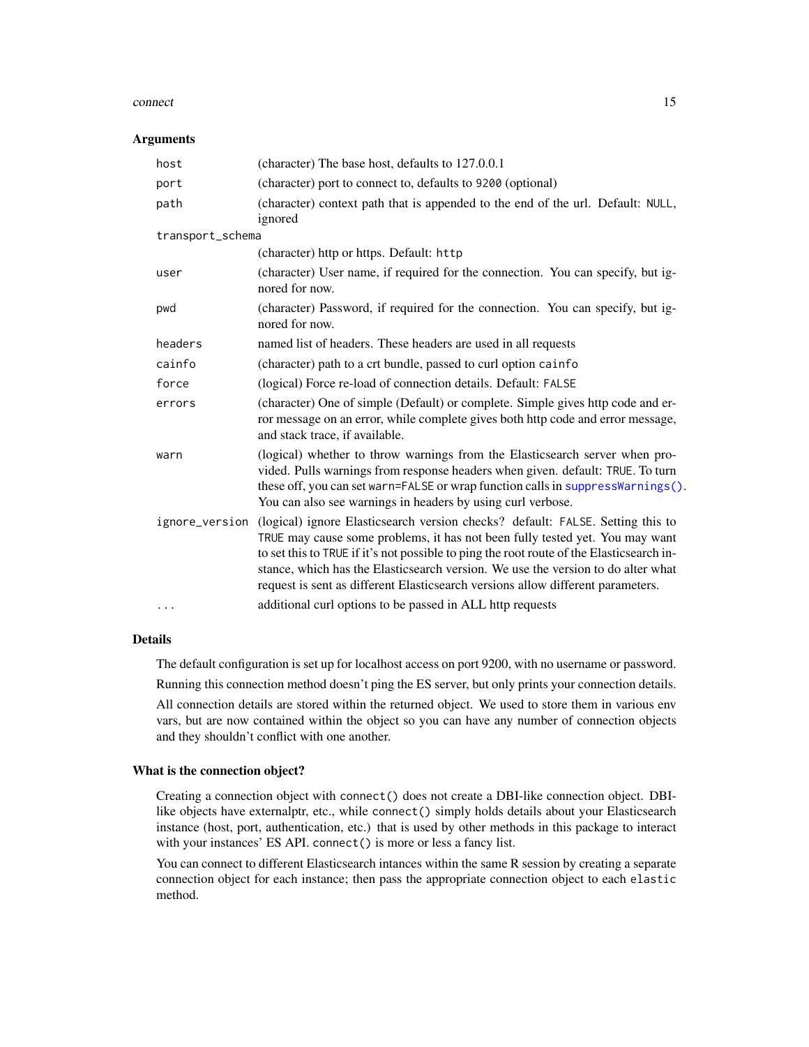### Arguments

| | |
|---|---|
| `host` | (character) The base host, defaults to 127.0.0.1 |
| `port` | (character) port to connect to, defaults to `9200` (optional) |
| `path` | (character) context path that is appended to the end of the url. Default: `NULL`, ignored |
| `transport_schema` | (character) http or https. Default: `http` |
| `user` | (character) User name, if required for the connection. You can specify, but ignored for now. |
| `pwd` | (character) Password, if required for the connection. You can specify, but ignored for now. |
| `headers` | named list of headers. These headers are used in all requests |
| `cainfo` | (character) path to a crt bundle, passed to curl option `cainfo` |
| `force` | (logical) Force re-load of connection details. Default: `FALSE` |
| `errors` | (character) One of simple (Default) or complete. Simple gives http code and error message on an error, while complete gives both http code and error message, and stack trace, if available. |
| `warn` | (logical) whether to throw warnings from the Elasticsearch server when provided. Pulls warnings from response headers when given. default: `TRUE`. To turn these off, you can set `warn=FALSE` or wrap function calls in `suppressWarnings()`. You can also see warnings in headers by using curl verbose. |
| `ignore_version` | (logical) ignore Elasticsearch version checks? default: `FALSE`. Setting this to `TRUE` may cause some problems, it has not been fully tested yet. You may want to set this to `TRUE` if it's not possible to ping the root route of the Elasticsearch instance, which has the Elasticsearch version. We use the version to do alter what request is sent as different Elasticsearch versions allow different parameters. |
| `...` | additional curl options to be passed in ALL http requests |

### Details

The default configuration is set up for localhost access on port 9200, with no username or password.

Running this connection method doesn't ping the ES server, but only prints your connection details.

All connection details are stored within the returned object. We used to store them in various env vars, but are now contained within the object so you can have any number of connection objects and they shouldn't conflict with one another.

### What is the connection object?

Creating a connection object with `connect()` does not create a DBI-like connection object. DBI-like objects have externalptr, etc., while `connect()` simply holds details about your Elasticsearch instance (host, port, authentication, etc.) that is used by other methods in this package to interact with your instances' ES API. `connect()` is more or less a fancy list.

You can connect to different Elasticsearch intances within the same R session by creating a separate connection object for each instance; then pass the appropriate connection object to each `elastic` method.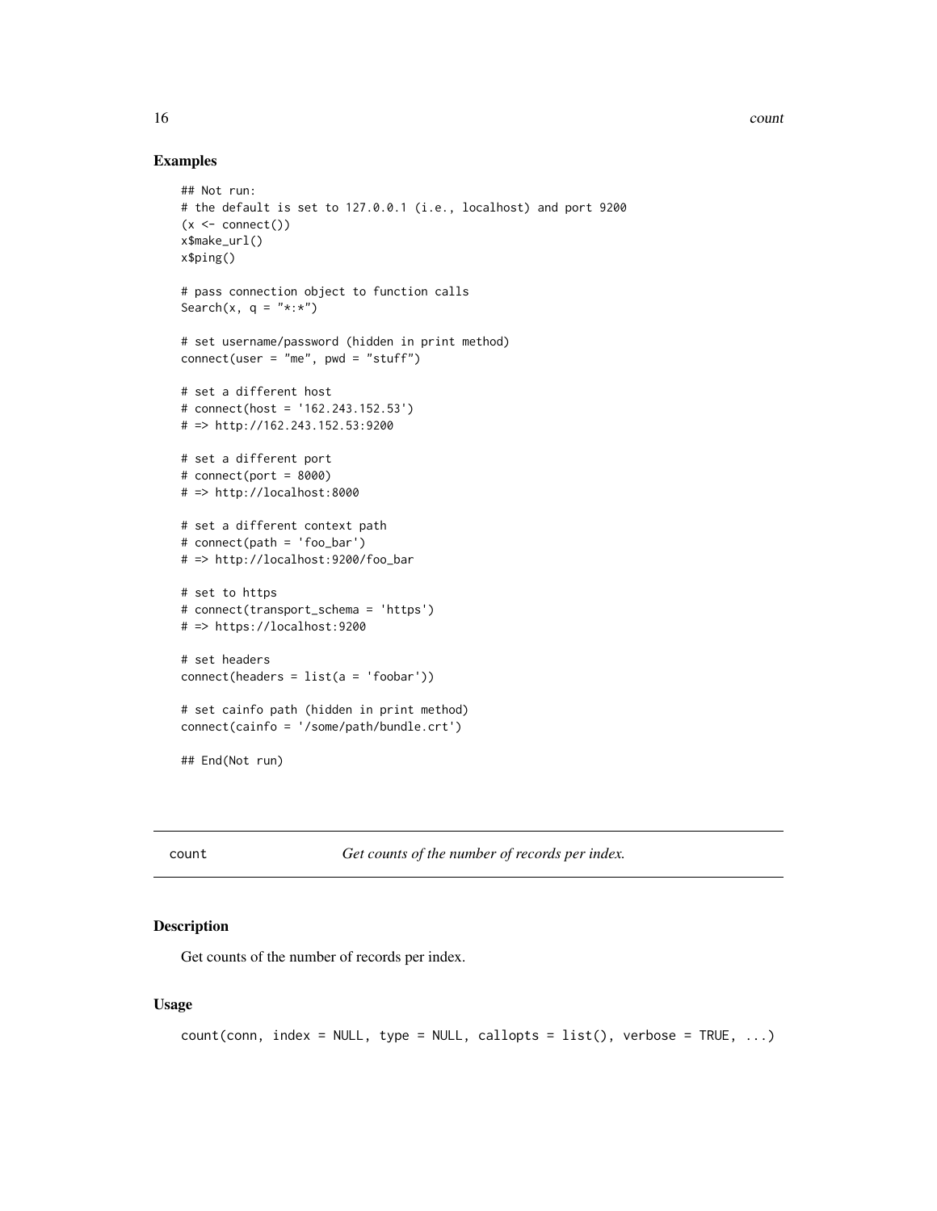### Examples

```
## Not run:
# the default is set to 127.0.0.1 (i.e., localhost) and port 9200
(x <- connect())
x$make_url()
x$ping()

# pass connection object to function calls
Search(x, q = "*:*")

# set username/password (hidden in print method)
connect(user = "me", pwd = "stuff")

# set a different host
# connect(host = '162.243.152.53')
# => http://162.243.152.53:9200

# set a different port
# connect(port = 8000)
# => http://localhost:8000

# set a different context path
# connect(path = 'foo_bar')
# => http://localhost:9200/foo_bar

# set to https
# connect(transport_schema = 'https')
# => https://localhost:9200

# set headers
connect(headers = list(a = 'foobar'))

# set cainfo path (hidden in print method)
connect(cainfo = '/some/path/bundle.crt')

## End(Not run)
```

---

## count *Get counts of the number of records per index.*

### Description

Get counts of the number of records per index.

### Usage

```
count(conn, index = NULL, type = NULL, callopts = list(), verbose = TRUE, ...)
```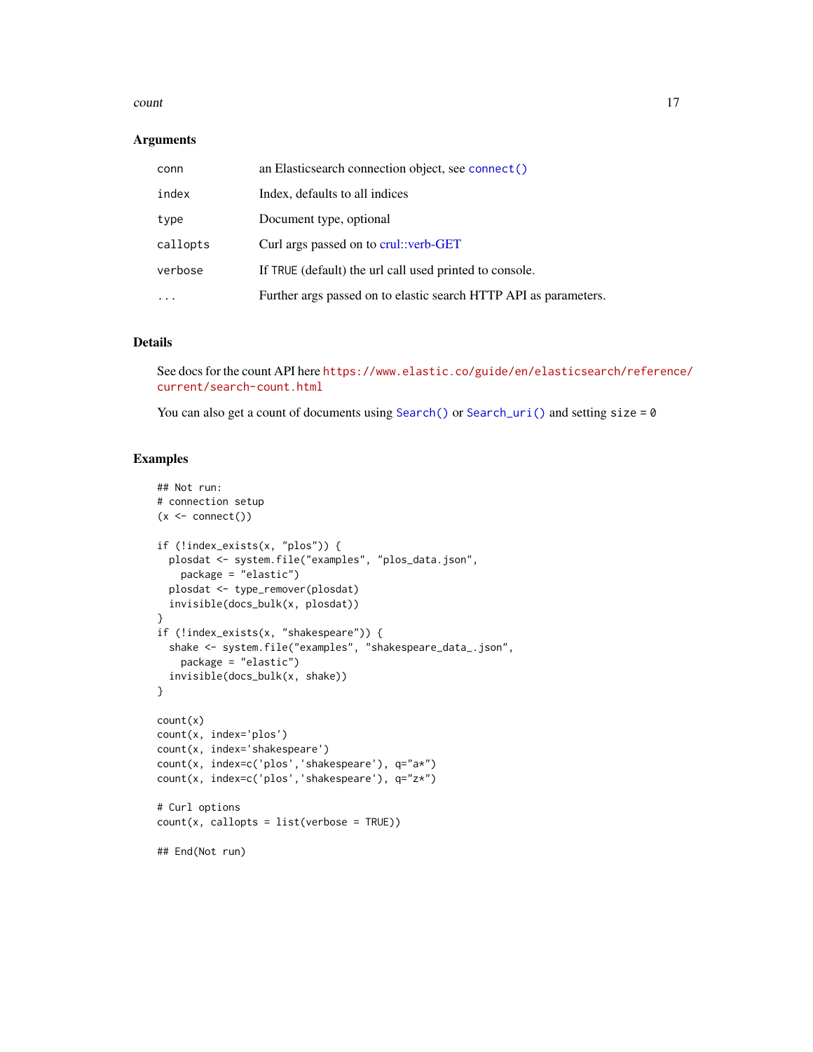## Arguments

| | |
|---|---|
| `conn` | an Elasticsearch connection object, see `connect()` |
| `index` | Index, defaults to all indices |
| `type` | Document type, optional |
| `callopts` | Curl args passed on to crul::verb-GET |
| `verbose` | If `TRUE` (default) the url call used printed to console. |
| `...` | Further args passed on to elastic search HTTP API as parameters. |

## Details

See docs for the count API here `https://www.elastic.co/guide/en/elasticsearch/reference/current/search-count.html`

You can also get a count of documents using `Search()` or `Search_uri()` and setting `size = 0`

## Examples

```
## Not run:
# connection setup
(x <- connect())

if (!index_exists(x, "plos")) {
  plosdat <- system.file("examples", "plos_data.json",
    package = "elastic")
  plosdat <- type_remover(plosdat)
  invisible(docs_bulk(x, plosdat))
}
if (!index_exists(x, "shakespeare")) {
  shake <- system.file("examples", "shakespeare_data_.json",
    package = "elastic")
  invisible(docs_bulk(x, shake))
}

count(x)
count(x, index='plos')
count(x, index='shakespeare')
count(x, index=c('plos','shakespeare'), q="a*")
count(x, index=c('plos','shakespeare'), q="z*")

# Curl options
count(x, callopts = list(verbose = TRUE))

## End(Not run)
```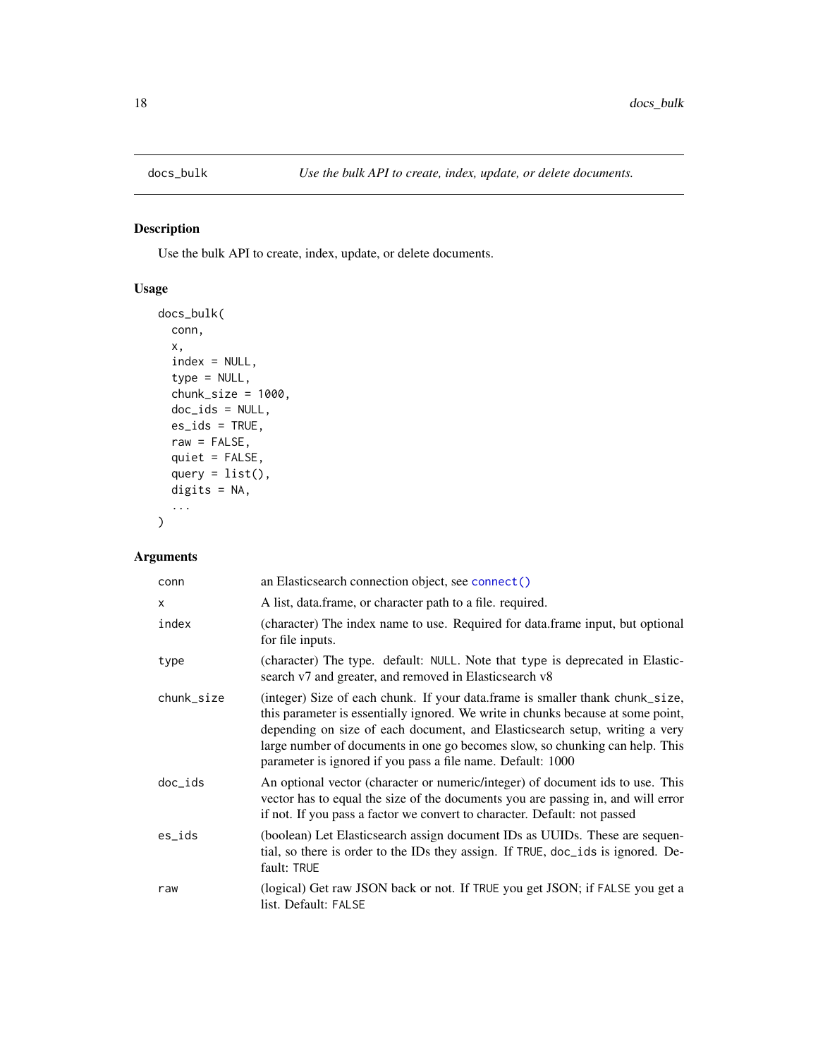## docs_bulk

*Use the bulk API to create, index, update, or delete documents.*

### Description

Use the bulk API to create, index, update, or delete documents.

### Usage

```
docs_bulk(
  conn,
  x,
  index = NULL,
  type = NULL,
  chunk_size = 1000,
  doc_ids = NULL,
  es_ids = TRUE,
  raw = FALSE,
  quiet = FALSE,
  query = list(),
  digits = NA,
  ...
)
```

### Arguments

| | |
|---|---|
| conn | an Elasticsearch connection object, see `connect()` |
| x | A list, data.frame, or character path to a file. required. |
| index | (character) The index name to use. Required for data.frame input, but optional for file inputs. |
| type | (character) The type. default: `NULL`. Note that `type` is deprecated in Elasticsearch v7 and greater, and removed in Elasticsearch v8 |
| chunk_size | (integer) Size of each chunk. If your data.frame is smaller thank `chunk_size`, this parameter is essentially ignored. We write in chunks because at some point, depending on size of each document, and Elasticsearch setup, writing a very large number of documents in one go becomes slow, so chunking can help. This parameter is ignored if you pass a file name. Default: 1000 |
| doc_ids | An optional vector (character or numeric/integer) of document ids to use. This vector has to equal the size of the documents you are passing in, and will error if not. If you pass a factor we convert to character. Default: not passed |
| es_ids | (boolean) Let Elasticsearch assign document IDs as UUIDs. These are sequential, so there is order to the IDs they assign. If `TRUE`, `doc_ids` is ignored. Default: `TRUE` |
| raw | (logical) Get raw JSON back or not. If `TRUE` you get JSON; if `FALSE` you get a list. Default: `FALSE` |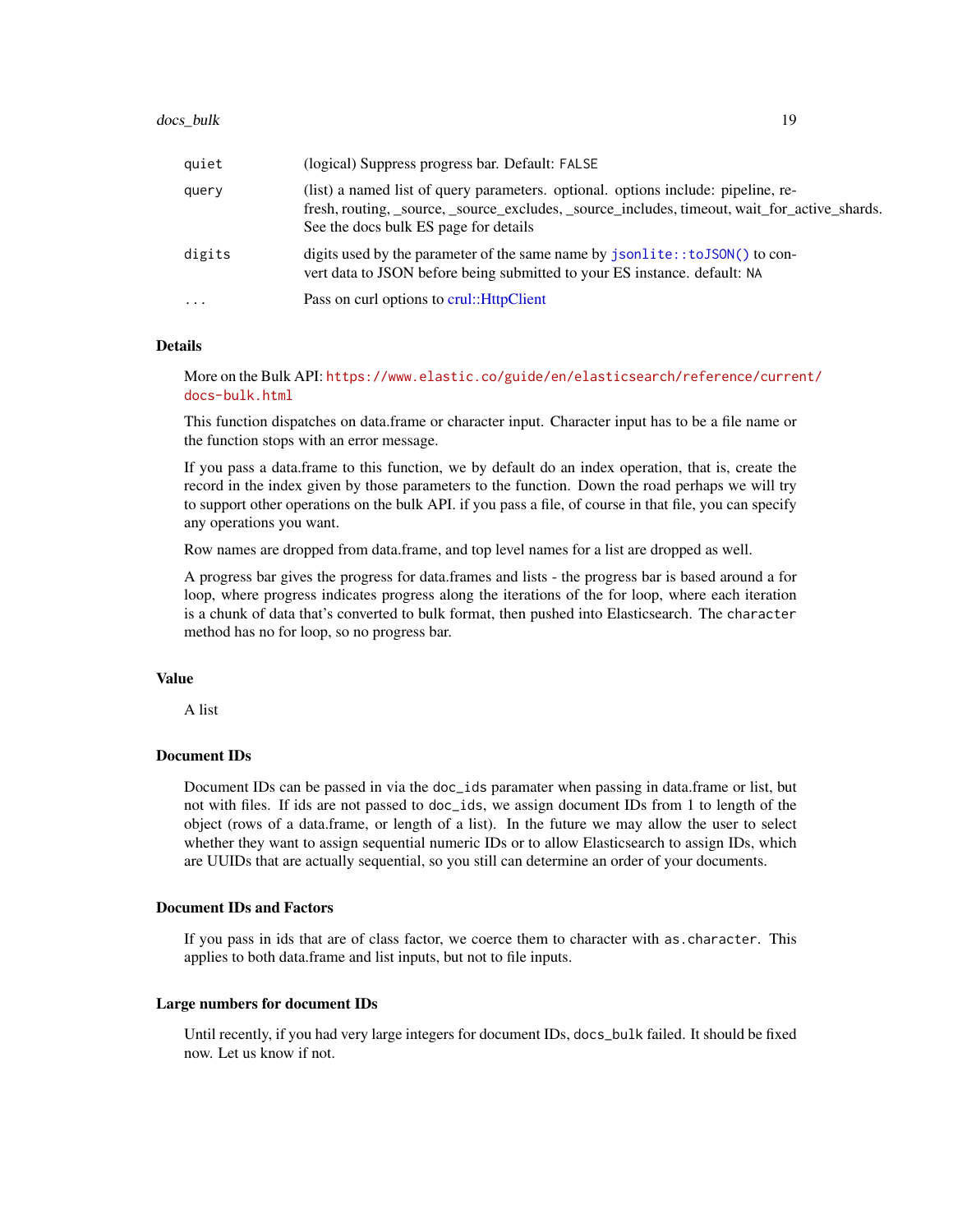| | |
|---|---|
| quiet | (logical) Suppress progress bar. Default: FALSE |
| query | (list) a named list of query parameters. optional. options include: pipeline, refresh, routing, _source, _source_excludes, _source_includes, timeout, wait_for_active_shards. See the docs bulk ES page for details |
| digits | digits used by the parameter of the same name by `jsonlite::toJSON()` to convert data to JSON before being submitted to your ES instance. default: NA |
| ... | Pass on curl options to crul::HttpClient |

## Details

More on the Bulk API: https://www.elastic.co/guide/en/elasticsearch/reference/current/docs-bulk.html

This function dispatches on data.frame or character input. Character input has to be a file name or the function stops with an error message.

If you pass a data.frame to this function, we by default do an index operation, that is, create the record in the index given by those parameters to the function. Down the road perhaps we will try to support other operations on the bulk API. if you pass a file, of course in that file, you can specify any operations you want.

Row names are dropped from data.frame, and top level names for a list are dropped as well.

A progress bar gives the progress for data.frames and lists - the progress bar is based around a for loop, where progress indicates progress along the iterations of the for loop, where each iteration is a chunk of data that's converted to bulk format, then pushed into Elasticsearch. The `character` method has no for loop, so no progress bar.

## Value

A list

## Document IDs

Document IDs can be passed in via the `doc_ids` paramater when passing in data.frame or list, but not with files. If ids are not passed to `doc_ids`, we assign document IDs from 1 to length of the object (rows of a data.frame, or length of a list). In the future we may allow the user to select whether they want to assign sequential numeric IDs or to allow Elasticsearch to assign IDs, which are UUIDs that are actually sequential, so you still can determine an order of your documents.

## Document IDs and Factors

If you pass in ids that are of class factor, we coerce them to character with `as.character`. This applies to both data.frame and list inputs, but not to file inputs.

## Large numbers for document IDs

Until recently, if you had very large integers for document IDs, `docs_bulk` failed. It should be fixed now. Let us know if not.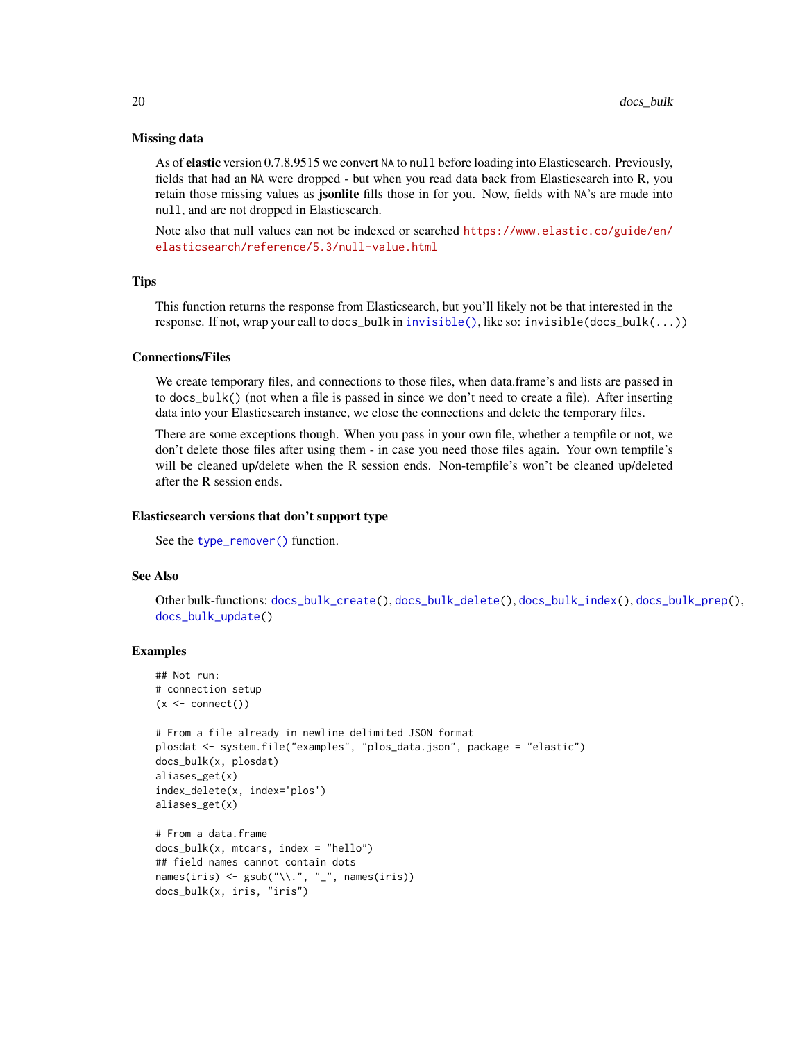### Missing data

As of **elastic** version 0.7.8.9515 we convert NA to null before loading into Elasticsearch. Previously, fields that had an NA were dropped - but when you read data back from Elasticsearch into R, you retain those missing values as **jsonlite** fills those in for you. Now, fields with NA's are made into null, and are not dropped in Elasticsearch.

Note also that null values can not be indexed or searched https://www.elastic.co/guide/en/elasticsearch/reference/5.3/null-value.html

### Tips

This function returns the response from Elasticsearch, but you'll likely not be that interested in the response. If not, wrap your call to docs_bulk in invisible(), like so: invisible(docs_bulk(...))

### Connections/Files

We create temporary files, and connections to those files, when data.frame's and lists are passed in to docs_bulk() (not when a file is passed in since we don't need to create a file). After inserting data into your Elasticsearch instance, we close the connections and delete the temporary files.

There are some exceptions though. When you pass in your own file, whether a tempfile or not, we don't delete those files after using them - in case you need those files again. Your own tempfile's will be cleaned up/delete when the R session ends. Non-tempfile's won't be cleaned up/deleted after the R session ends.

### Elasticsearch versions that don't support type

See the type_remover() function.

### See Also

Other bulk-functions: docs_bulk_create(), docs_bulk_delete(), docs_bulk_index(), docs_bulk_prep(), docs_bulk_update()

### Examples

```
## Not run:
# connection setup
(x <- connect())

# From a file already in newline delimited JSON format
plosdat <- system.file("examples", "plos_data.json", package = "elastic")
docs_bulk(x, plosdat)
aliases_get(x)
index_delete(x, index='plos')
aliases_get(x)

# From a data.frame
docs_bulk(x, mtcars, index = "hello")
## field names cannot contain dots
names(iris) <- gsub("\\.", "_", names(iris))
docs_bulk(x, iris, "iris")
```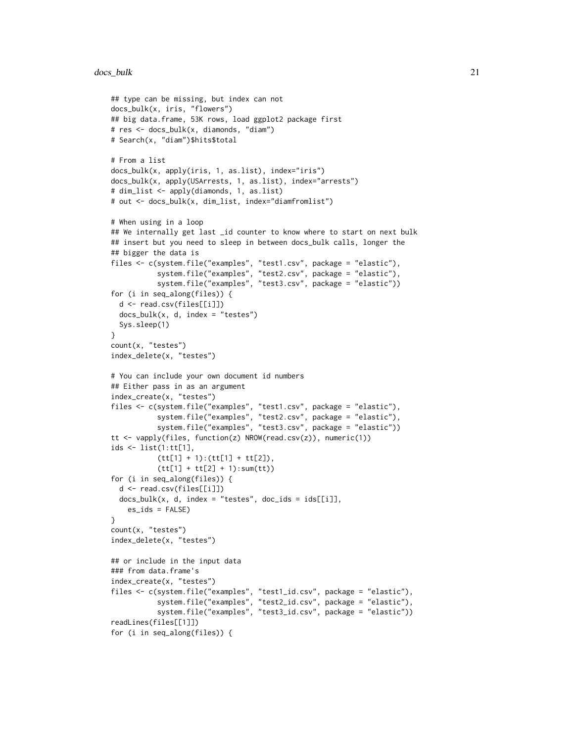```
## type can be missing, but index can not
docs_bulk(x, iris, "flowers")
## big data.frame, 53K rows, load ggplot2 package first
# res <- docs_bulk(x, diamonds, "diam")
# Search(x, "diam")$hits$total

# From a list
docs_bulk(x, apply(iris, 1, as.list), index="iris")
docs_bulk(x, apply(USArrests, 1, as.list), index="arrests")
# dim_list <- apply(diamonds, 1, as.list)
# out <- docs_bulk(x, dim_list, index="diamfromlist")

# When using in a loop
## We internally get last _id counter to know where to start on next bulk
## insert but you need to sleep in between docs_bulk calls, longer the
## bigger the data is
files <- c(system.file("examples", "test1.csv", package = "elastic"),
           system.file("examples", "test2.csv", package = "elastic"),
           system.file("examples", "test3.csv", package = "elastic"))
for (i in seq_along(files)) {
  d <- read.csv(files[[i]])
  docs_bulk(x, d, index = "testes")
  Sys.sleep(1)
}
count(x, "testes")
index_delete(x, "testes")

# You can include your own document id numbers
## Either pass in as an argument
index_create(x, "testes")
files <- c(system.file("examples", "test1.csv", package = "elastic"),
           system.file("examples", "test2.csv", package = "elastic"),
           system.file("examples", "test3.csv", package = "elastic"))
tt <- vapply(files, function(z) NROW(read.csv(z)), numeric(1))
ids <- list(1:tt[1],
           (tt[1] + 1):(tt[1] + tt[2]),
           (tt[1] + tt[2] + 1):sum(tt))
for (i in seq_along(files)) {
  d <- read.csv(files[[i]])
  docs_bulk(x, d, index = "testes", doc_ids = ids[[i]],
    es_ids = FALSE)
}
count(x, "testes")
index_delete(x, "testes")

## or include in the input data
### from data.frame's
index_create(x, "testes")
files <- c(system.file("examples", "test1_id.csv", package = "elastic"),
           system.file("examples", "test2_id.csv", package = "elastic"),
           system.file("examples", "test3_id.csv", package = "elastic"))
readLines(files[[1]])
for (i in seq_along(files)) {
```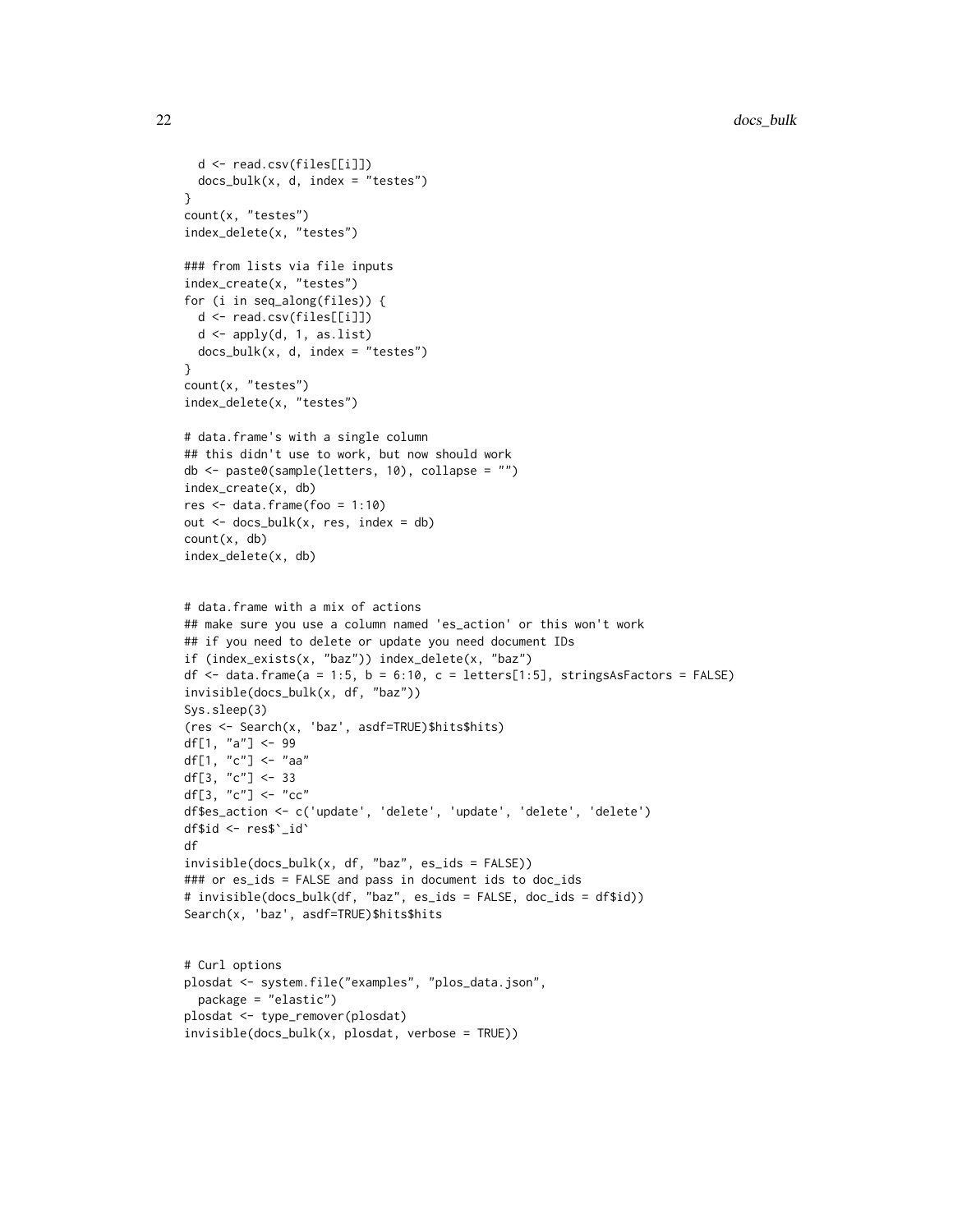```
  d <- read.csv(files[[i]])
  docs_bulk(x, d, index = "testes")
}
count(x, "testes")
index_delete(x, "testes")

### from lists via file inputs
index_create(x, "testes")
for (i in seq_along(files)) {
  d <- read.csv(files[[i]])
  d <- apply(d, 1, as.list)
  docs_bulk(x, d, index = "testes")
}
count(x, "testes")
index_delete(x, "testes")

# data.frame's with a single column
## this didn't use to work, but now should work
db <- paste0(sample(letters, 10), collapse = "")
index_create(x, db)
res <- data.frame(foo = 1:10)
out <- docs_bulk(x, res, index = db)
count(x, db)
index_delete(x, db)


# data.frame with a mix of actions
## make sure you use a column named 'es_action' or this won't work
## if you need to delete or update you need document IDs
if (index_exists(x, "baz")) index_delete(x, "baz")
df <- data.frame(a = 1:5, b = 6:10, c = letters[1:5], stringsAsFactors = FALSE)
invisible(docs_bulk(x, df, "baz"))
Sys.sleep(3)
(res <- Search(x, 'baz', asdf=TRUE)$hits$hits)
df[1, "a"] <- 99
df[1, "c"] <- "aa"
df[3, "c"] <- 33
df[3, "c"] <- "cc"
df$es_action <- c('update', 'delete', 'update', 'delete', 'delete')
df$id <- res$`_id`
df
invisible(docs_bulk(x, df, "baz", es_ids = FALSE))
### or es_ids = FALSE and pass in document ids to doc_ids
# invisible(docs_bulk(df, "baz", es_ids = FALSE, doc_ids = df$id))
Search(x, 'baz', asdf=TRUE)$hits$hits


# Curl options
plosdat <- system.file("examples", "plos_data.json",
  package = "elastic")
plosdat <- type_remover(plosdat)
invisible(docs_bulk(x, plosdat, verbose = TRUE))
```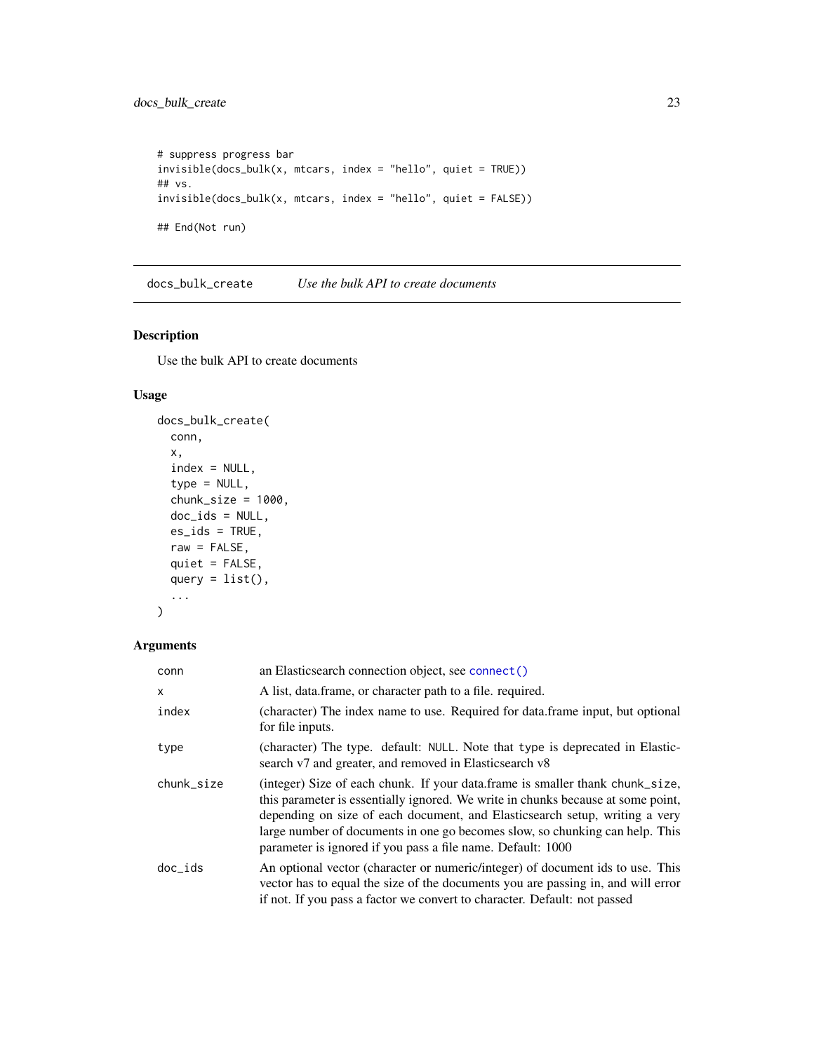```
# suppress progress bar
invisible(docs_bulk(x, mtcars, index = "hello", quiet = TRUE))
## vs.
invisible(docs_bulk(x, mtcars, index = "hello", quiet = FALSE))

## End(Not run)
```

## docs_bulk_create — *Use the bulk API to create documents*

### Description

Use the bulk API to create documents

### Usage

```
docs_bulk_create(
  conn,
  x,
  index = NULL,
  type = NULL,
  chunk_size = 1000,
  doc_ids = NULL,
  es_ids = TRUE,
  raw = FALSE,
  quiet = FALSE,
  query = list(),
  ...
)
```

### Arguments

| | |
|---|---|
| conn | an Elasticsearch connection object, see connect() |
| x | A list, data.frame, or character path to a file. required. |
| index | (character) The index name to use. Required for data.frame input, but optional for file inputs. |
| type | (character) The type. default: NULL. Note that type is deprecated in Elasticsearch v7 and greater, and removed in Elasticsearch v8 |
| chunk_size | (integer) Size of each chunk. If your data.frame is smaller thank chunk_size, this parameter is essentially ignored. We write in chunks because at some point, depending on size of each document, and Elasticsearch setup, writing a very large number of documents in one go becomes slow, so chunking can help. This parameter is ignored if you pass a file name. Default: 1000 |
| doc_ids | An optional vector (character or numeric/integer) of document ids to use. This vector has to equal the size of the documents you are passing in, and will error if not. If you pass a factor we convert to character. Default: not passed |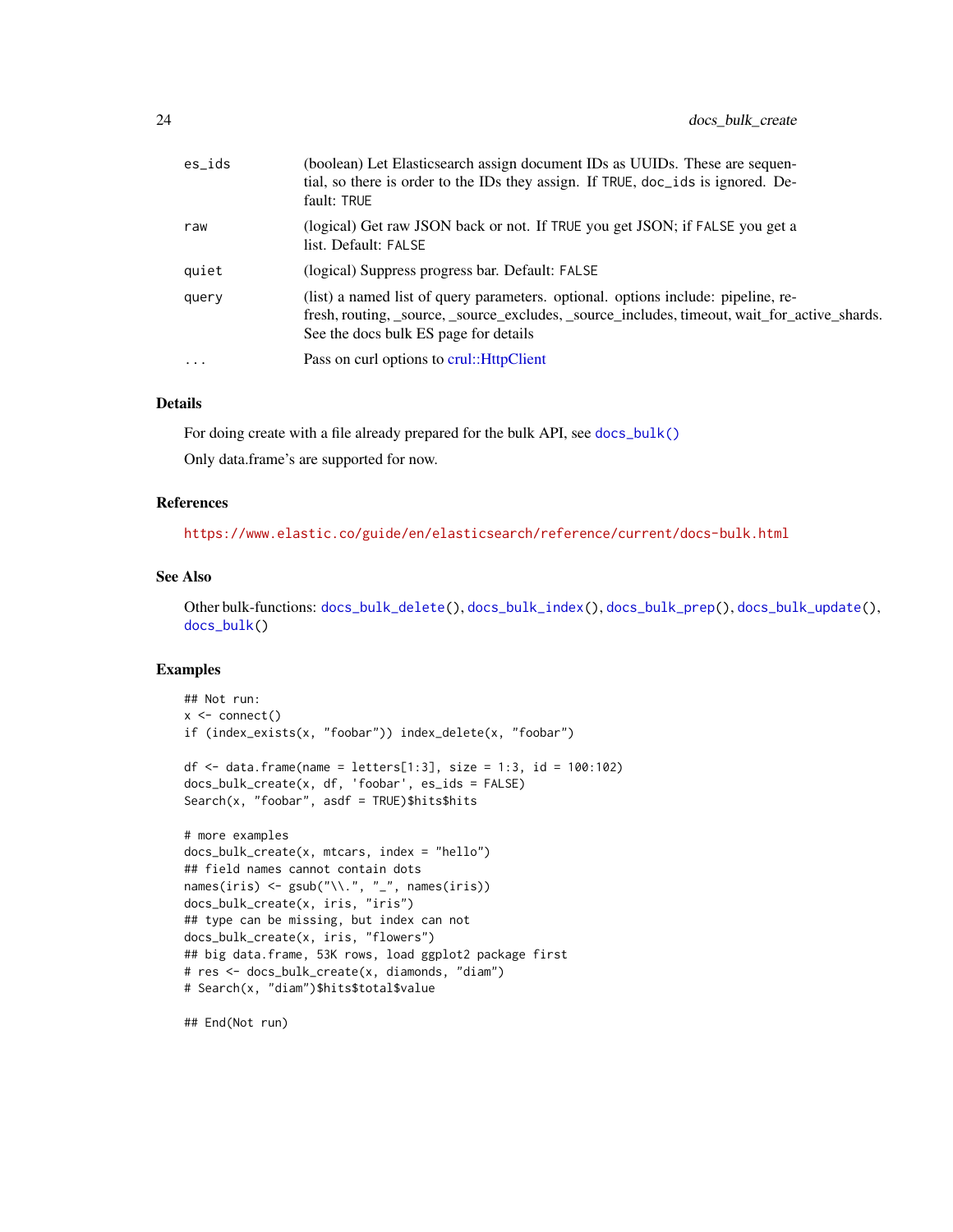| | |
|---|---|
| es_ids | (boolean) Let Elasticsearch assign document IDs as UUIDs. These are sequential, so there is order to the IDs they assign. If TRUE, doc_ids is ignored. Default: TRUE |
| raw | (logical) Get raw JSON back or not. If TRUE you get JSON; if FALSE you get a list. Default: FALSE |
| quiet | (logical) Suppress progress bar. Default: FALSE |
| query | (list) a named list of query parameters. optional. options include: pipeline, refresh, routing, _source, _source_excludes, _source_includes, timeout, wait_for_active_shards. See the docs bulk ES page for details |
| ... | Pass on curl options to crul::HttpClient |

## Details

For doing create with a file already prepared for the bulk API, see `docs_bulk()`

Only data.frame's are supported for now.

## References

https://www.elastic.co/guide/en/elasticsearch/reference/current/docs-bulk.html

## See Also

Other bulk-functions: `docs_bulk_delete()`, `docs_bulk_index()`, `docs_bulk_prep()`, `docs_bulk_update()`, `docs_bulk()`

## Examples

```
## Not run:
x <- connect()
if (index_exists(x, "foobar")) index_delete(x, "foobar")

df <- data.frame(name = letters[1:3], size = 1:3, id = 100:102)
docs_bulk_create(x, df, 'foobar', es_ids = FALSE)
Search(x, "foobar", asdf = TRUE)$hits$hits

# more examples
docs_bulk_create(x, mtcars, index = "hello")
## field names cannot contain dots
names(iris) <- gsub("\\.", "_", names(iris))
docs_bulk_create(x, iris, "iris")
## type can be missing, but index can not
docs_bulk_create(x, iris, "flowers")
## big data.frame, 53K rows, load ggplot2 package first
# res <- docs_bulk_create(x, diamonds, "diam")
# Search(x, "diam")$hits$total$value

## End(Not run)
```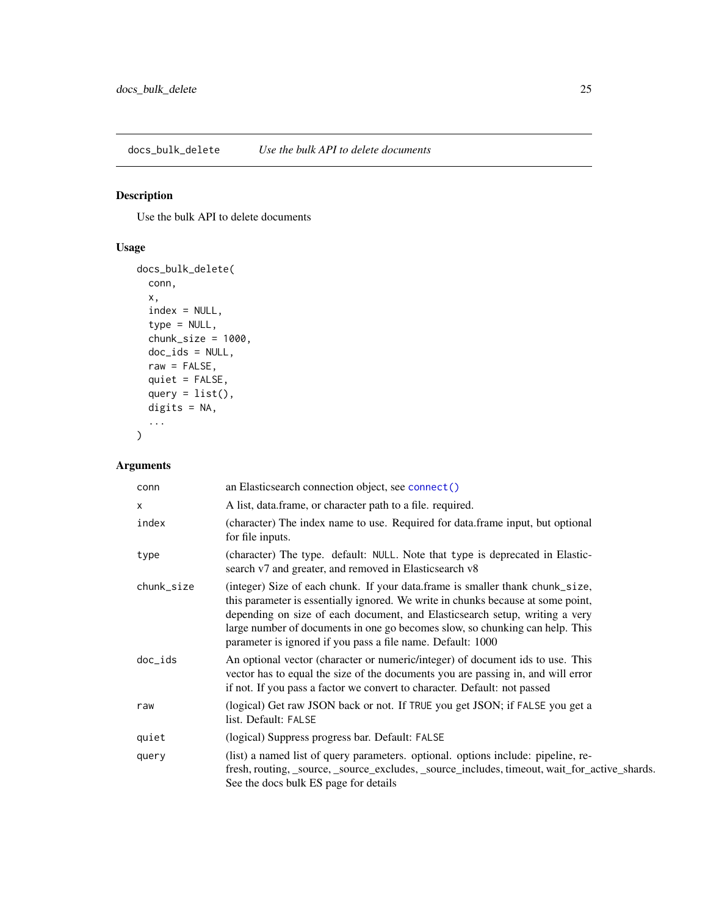## docs_bulk_delete — *Use the bulk API to delete documents*

### Description

Use the bulk API to delete documents

### Usage

```
docs_bulk_delete(
  conn,
  x,
  index = NULL,
  type = NULL,
  chunk_size = 1000,
  doc_ids = NULL,
  raw = FALSE,
  quiet = FALSE,
  query = list(),
  digits = NA,
  ...
)
```

### Arguments

| | |
|---|---|
| `conn` | an Elasticsearch connection object, see `connect()` |
| `x` | A list, data.frame, or character path to a file. required. |
| `index` | (character) The index name to use. Required for data.frame input, but optional for file inputs. |
| `type` | (character) The type. default: `NULL`. Note that `type` is deprecated in Elasticsearch v7 and greater, and removed in Elasticsearch v8 |
| `chunk_size` | (integer) Size of each chunk. If your data.frame is smaller thank `chunk_size`, this parameter is essentially ignored. We write in chunks because at some point, depending on size of each document, and Elasticsearch setup, writing a very large number of documents in one go becomes slow, so chunking can help. This parameter is ignored if you pass a file name. Default: 1000 |
| `doc_ids` | An optional vector (character or numeric/integer) of document ids to use. This vector has to equal the size of the documents you are passing in, and will error if not. If you pass a factor we convert to character. Default: not passed |
| `raw` | (logical) Get raw JSON back or not. If `TRUE` you get JSON; if `FALSE` you get a list. Default: `FALSE` |
| `quiet` | (logical) Suppress progress bar. Default: `FALSE` |
| `query` | (list) a named list of query parameters. optional. options include: pipeline, refresh, routing, _source, _source_excludes, _source_includes, timeout, wait_for_active_shards. See the docs bulk ES page for details |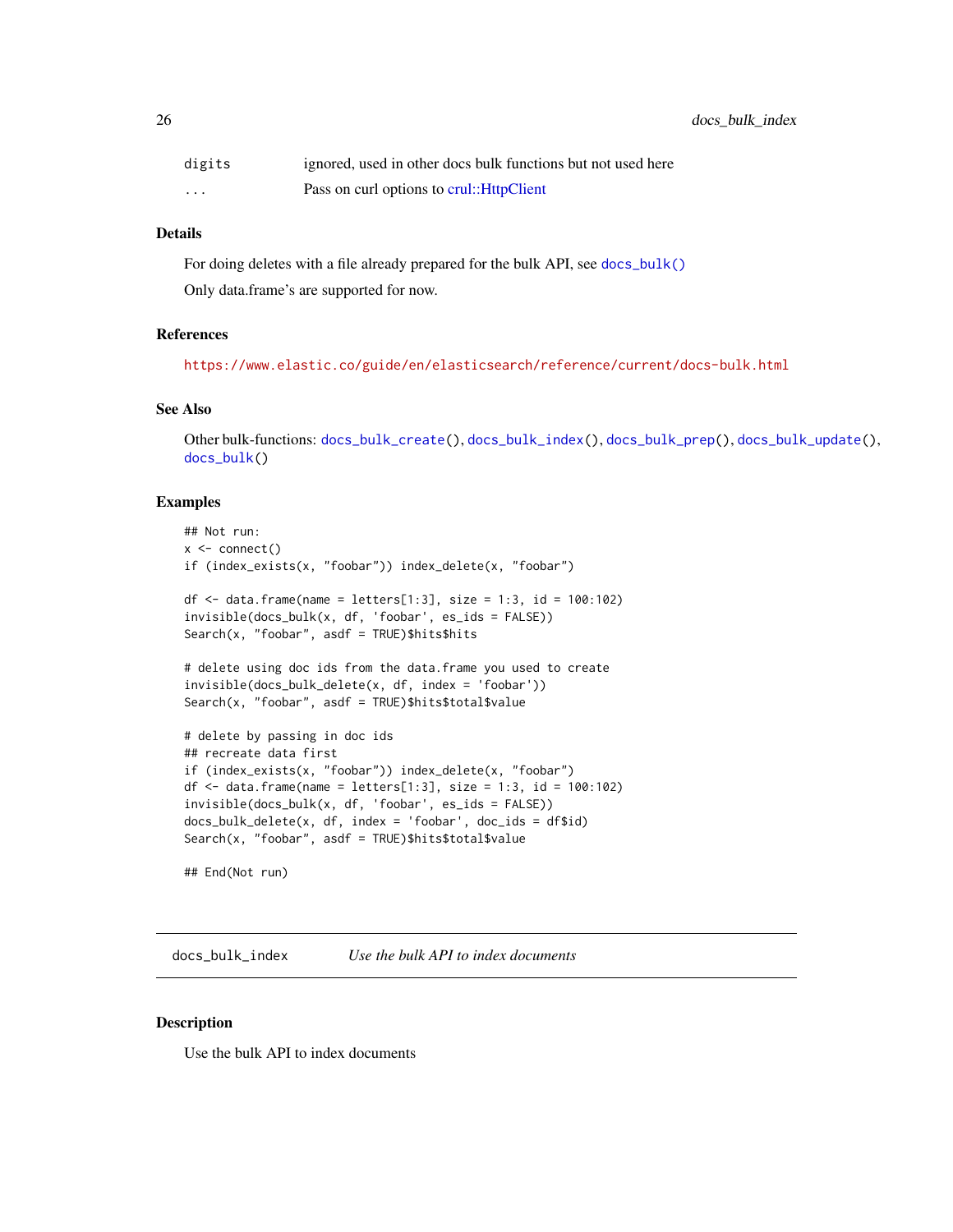| | |
|---|---|
| digits | ignored, used in other docs bulk functions but not used here |
| ... | Pass on curl options to crul::HttpClient |

### Details

For doing deletes with a file already prepared for the bulk API, see `docs_bulk()`

Only data.frame's are supported for now.

### References

https://www.elastic.co/guide/en/elasticsearch/reference/current/docs-bulk.html

### See Also

Other bulk-functions: `docs_bulk_create()`, `docs_bulk_index()`, `docs_bulk_prep()`, `docs_bulk_update()`, `docs_bulk()`

### Examples

```
## Not run:
x <- connect()
if (index_exists(x, "foobar")) index_delete(x, "foobar")

df <- data.frame(name = letters[1:3], size = 1:3, id = 100:102)
invisible(docs_bulk(x, df, 'foobar', es_ids = FALSE))
Search(x, "foobar", asdf = TRUE)$hits$hits

# delete using doc ids from the data.frame you used to create
invisible(docs_bulk_delete(x, df, index = 'foobar'))
Search(x, "foobar", asdf = TRUE)$hits$total$value

# delete by passing in doc ids
## recreate data first
if (index_exists(x, "foobar")) index_delete(x, "foobar")
df <- data.frame(name = letters[1:3], size = 1:3, id = 100:102)
invisible(docs_bulk(x, df, 'foobar', es_ids = FALSE))
docs_bulk_delete(x, df, index = 'foobar', doc_ids = df$id)
Search(x, "foobar", asdf = TRUE)$hits$total$value

## End(Not run)
```

---

## docs_bulk_index — *Use the bulk API to index documents*

### Description

Use the bulk API to index documents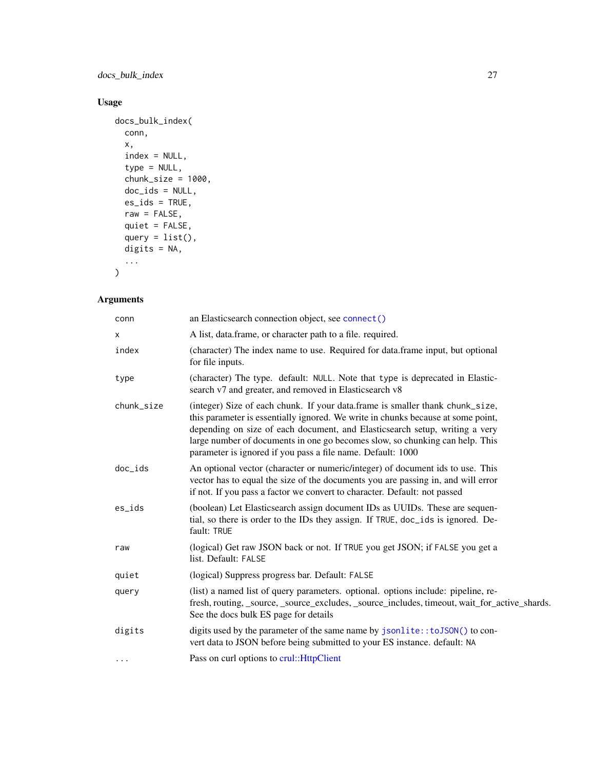## Usage

```
docs_bulk_index(
  conn,
  x,
  index = NULL,
  type = NULL,
  chunk_size = 1000,
  doc_ids = NULL,
  es_ids = TRUE,
  raw = FALSE,
  quiet = FALSE,
  query = list(),
  digits = NA,
  ...
)
```

## Arguments

| Argument | Description |
|---|---|
| `conn` | an Elasticsearch connection object, see `connect()` |
| `x` | A list, data.frame, or character path to a file. required. |
| `index` | (character) The index name to use. Required for data.frame input, but optional for file inputs. |
| `type` | (character) The type. default: `NULL`. Note that `type` is deprecated in Elasticsearch v7 and greater, and removed in Elasticsearch v8 |
| `chunk_size` | (integer) Size of each chunk. If your data.frame is smaller thank `chunk_size`, this parameter is essentially ignored. We write in chunks because at some point, depending on size of each document, and Elasticsearch setup, writing a very large number of documents in one go becomes slow, so chunking can help. This parameter is ignored if you pass a file name. Default: 1000 |
| `doc_ids` | An optional vector (character or numeric/integer) of document ids to use. This vector has to equal the size of the documents you are passing in, and will error if not. If you pass a factor we convert to character. Default: not passed |
| `es_ids` | (boolean) Let Elasticsearch assign document IDs as UUIDs. These are sequential, so there is order to the IDs they assign. If `TRUE`, `doc_ids` is ignored. Default: `TRUE` |
| `raw` | (logical) Get raw JSON back or not. If `TRUE` you get JSON; if `FALSE` you get a list. Default: `FALSE` |
| `quiet` | (logical) Suppress progress bar. Default: `FALSE` |
| `query` | (list) a named list of query parameters. optional. options include: pipeline, refresh, routing, _source, _source_excludes, _source_includes, timeout, wait_for_active_shards. See the docs bulk ES page for details |
| `digits` | digits used by the parameter of the same name by `jsonlite::toJSON()` to convert data to JSON before being submitted to your ES instance. default: `NA` |
| `...` | Pass on curl options to crul::HttpClient |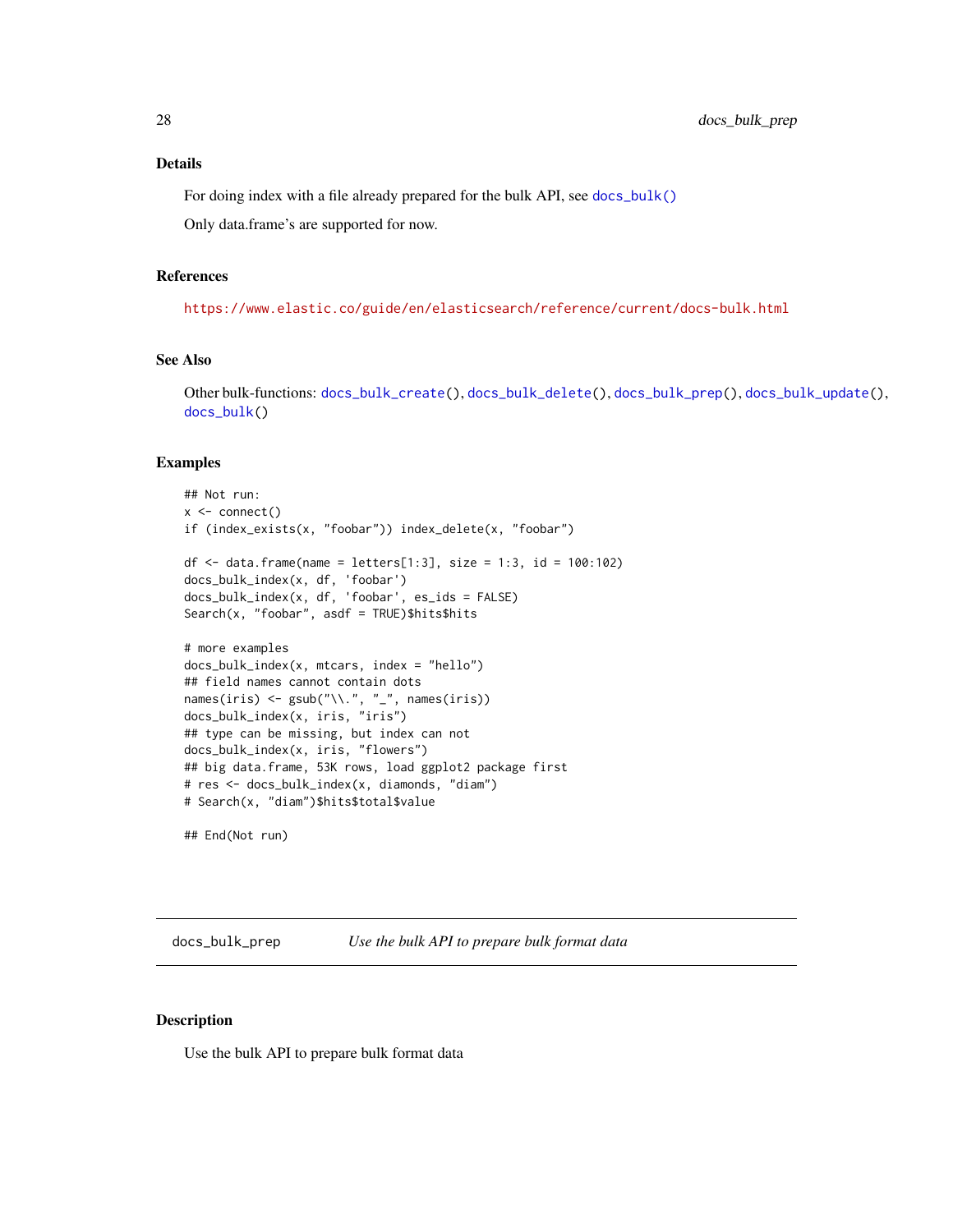### Details

For doing index with a file already prepared for the bulk API, see `docs_bulk()`

Only data.frame's are supported for now.

### References

https://www.elastic.co/guide/en/elasticsearch/reference/current/docs-bulk.html

### See Also

Other bulk-functions: `docs_bulk_create()`, `docs_bulk_delete()`, `docs_bulk_prep()`, `docs_bulk_update()`, `docs_bulk()`

### Examples

```
## Not run:
x <- connect()
if (index_exists(x, "foobar")) index_delete(x, "foobar")

df <- data.frame(name = letters[1:3], size = 1:3, id = 100:102)
docs_bulk_index(x, df, 'foobar')
docs_bulk_index(x, df, 'foobar', es_ids = FALSE)
Search(x, "foobar", asdf = TRUE)$hits$hits

# more examples
docs_bulk_index(x, mtcars, index = "hello")
## field names cannot contain dots
names(iris) <- gsub("\\.", "_", names(iris))
docs_bulk_index(x, iris, "iris")
## type can be missing, but index can not
docs_bulk_index(x, iris, "flowers")
## big data.frame, 53K rows, load ggplot2 package first
# res <- docs_bulk_index(x, diamonds, "diam")
# Search(x, "diam")$hits$total$value

## End(Not run)
```

---

## docs_bulk_prep — *Use the bulk API to prepare bulk format data*

### Description

Use the bulk API to prepare bulk format data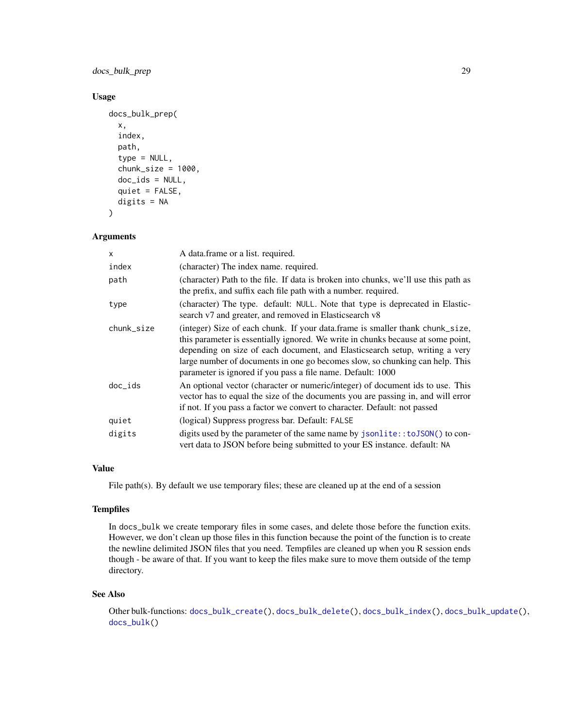### Usage

```
docs_bulk_prep(
  x,
  index,
  path,
  type = NULL,
  chunk_size = 1000,
  doc_ids = NULL,
  quiet = FALSE,
  digits = NA
)
```

### Arguments

| | |
|---|---|
| `x` | A data.frame or a list. required. |
| `index` | (character) The index name. required. |
| `path` | (character) Path to the file. If data is broken into chunks, we'll use this path as the prefix, and suffix each file path with a number. required. |
| `type` | (character) The type. default: `NULL`. Note that `type` is deprecated in Elasticsearch v7 and greater, and removed in Elasticsearch v8 |
| `chunk_size` | (integer) Size of each chunk. If your data.frame is smaller thank `chunk_size`, this parameter is essentially ignored. We write in chunks because at some point, depending on size of each document, and Elasticsearch setup, writing a very large number of documents in one go becomes slow, so chunking can help. This parameter is ignored if you pass a file name. Default: 1000 |
| `doc_ids` | An optional vector (character or numeric/integer) of document ids to use. This vector has to equal the size of the documents you are passing in, and will error if not. If you pass a factor we convert to character. Default: not passed |
| `quiet` | (logical) Suppress progress bar. Default: `FALSE` |
| `digits` | digits used by the parameter of the same name by `jsonlite::toJSON()` to convert data to JSON before being submitted to your ES instance. default: `NA` |

### Value

File path(s). By default we use temporary files; these are cleaned up at the end of a session

### Tempfiles

In `docs_bulk` we create temporary files in some cases, and delete those before the function exits. However, we don't clean up those files in this function because the point of the function is to create the newline delimited JSON files that you need. Tempfiles are cleaned up when you R session ends though - be aware of that. If you want to keep the files make sure to move them outside of the temp directory.

### See Also

Other bulk-functions: `docs_bulk_create()`, `docs_bulk_delete()`, `docs_bulk_index()`, `docs_bulk_update()`, `docs_bulk()`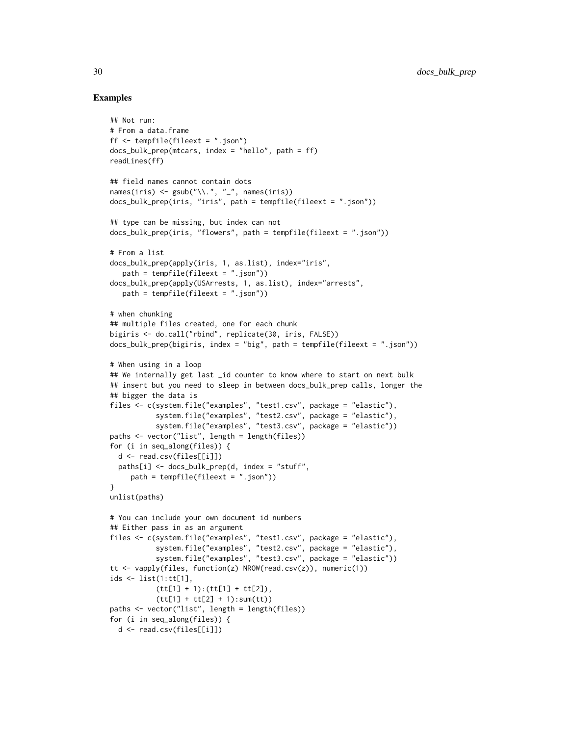## Examples

```
## Not run:
# From a data.frame
ff <- tempfile(fileext = ".json")
docs_bulk_prep(mtcars, index = "hello", path = ff)
readLines(ff)

## field names cannot contain dots
names(iris) <- gsub("\\.", "_", names(iris))
docs_bulk_prep(iris, "iris", path = tempfile(fileext = ".json"))

## type can be missing, but index can not
docs_bulk_prep(iris, "flowers", path = tempfile(fileext = ".json"))

# From a list
docs_bulk_prep(apply(iris, 1, as.list), index="iris",
   path = tempfile(fileext = ".json"))
docs_bulk_prep(apply(USArrests, 1, as.list), index="arrests",
   path = tempfile(fileext = ".json"))

# when chunking
## multiple files created, one for each chunk
bigiris <- do.call("rbind", replicate(30, iris, FALSE))
docs_bulk_prep(bigiris, index = "big", path = tempfile(fileext = ".json"))

# When using in a loop
## We internally get last _id counter to know where to start on next bulk
## insert but you need to sleep in between docs_bulk_prep calls, longer the
## bigger the data is
files <- c(system.file("examples", "test1.csv", package = "elastic"),
           system.file("examples", "test2.csv", package = "elastic"),
           system.file("examples", "test3.csv", package = "elastic"))
paths <- vector("list", length = length(files))
for (i in seq_along(files)) {
  d <- read.csv(files[[i]])
  paths[i] <- docs_bulk_prep(d, index = "stuff",
     path = tempfile(fileext = ".json"))
}
unlist(paths)

# You can include your own document id numbers
## Either pass in as an argument
files <- c(system.file("examples", "test1.csv", package = "elastic"),
           system.file("examples", "test2.csv", package = "elastic"),
           system.file("examples", "test3.csv", package = "elastic"))
tt <- vapply(files, function(z) NROW(read.csv(z)), numeric(1))
ids <- list(1:tt[1],
           (tt[1] + 1):(tt[1] + tt[2]),
           (tt[1] + tt[2] + 1):sum(tt))
paths <- vector("list", length = length(files))
for (i in seq_along(files)) {
  d <- read.csv(files[[i]])
```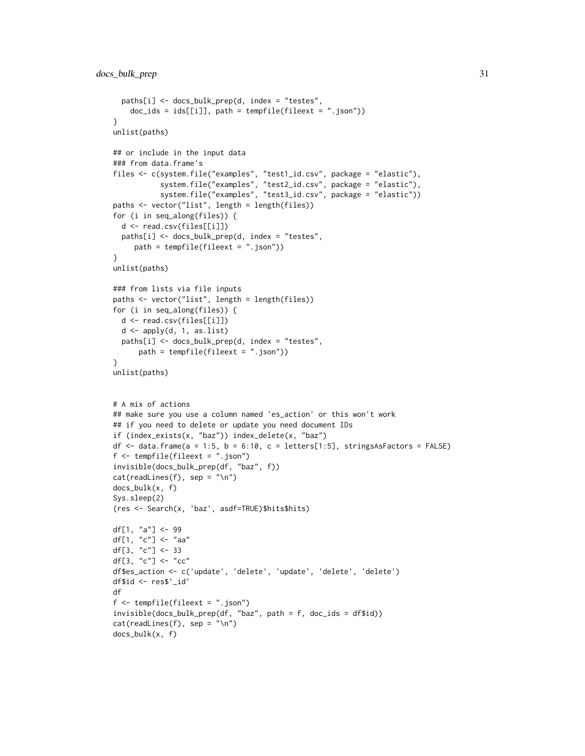```
  paths[i] <- docs_bulk_prep(d, index = "testes",
    doc_ids = ids[[i]], path = tempfile(fileext = ".json"))
}
unlist(paths)

## or include in the input data
### from data.frame's
files <- c(system.file("examples", "test1_id.csv", package = "elastic"),
           system.file("examples", "test2_id.csv", package = "elastic"),
           system.file("examples", "test3_id.csv", package = "elastic"))
paths <- vector("list", length = length(files))
for (i in seq_along(files)) {
  d <- read.csv(files[[i]])
  paths[i] <- docs_bulk_prep(d, index = "testes",
     path = tempfile(fileext = ".json"))
}
unlist(paths)

### from lists via file inputs
paths <- vector("list", length = length(files))
for (i in seq_along(files)) {
  d <- read.csv(files[[i]])
  d <- apply(d, 1, as.list)
  paths[i] <- docs_bulk_prep(d, index = "testes",
      path = tempfile(fileext = ".json"))
}
unlist(paths)


# A mix of actions
## make sure you use a column named 'es_action' or this won't work
## if you need to delete or update you need document IDs
if (index_exists(x, "baz")) index_delete(x, "baz")
df <- data.frame(a = 1:5, b = 6:10, c = letters[1:5], stringsAsFactors = FALSE)
f <- tempfile(fileext = ".json")
invisible(docs_bulk_prep(df, "baz", f))
cat(readLines(f), sep = "\n")
docs_bulk(x, f)
Sys.sleep(2)
(res <- Search(x, 'baz', asdf=TRUE)$hits$hits)

df[1, "a"] <- 99
df[1, "c"] <- "aa"
df[3, "c"] <- 33
df[3, "c"] <- "cc"
df$es_action <- c('update', 'delete', 'update', 'delete', 'delete')
df$id <- res$`_id`
df
f <- tempfile(fileext = ".json")
invisible(docs_bulk_prep(df, "baz", path = f, doc_ids = df$id))
cat(readLines(f), sep = "\n")
docs_bulk(x, f)
```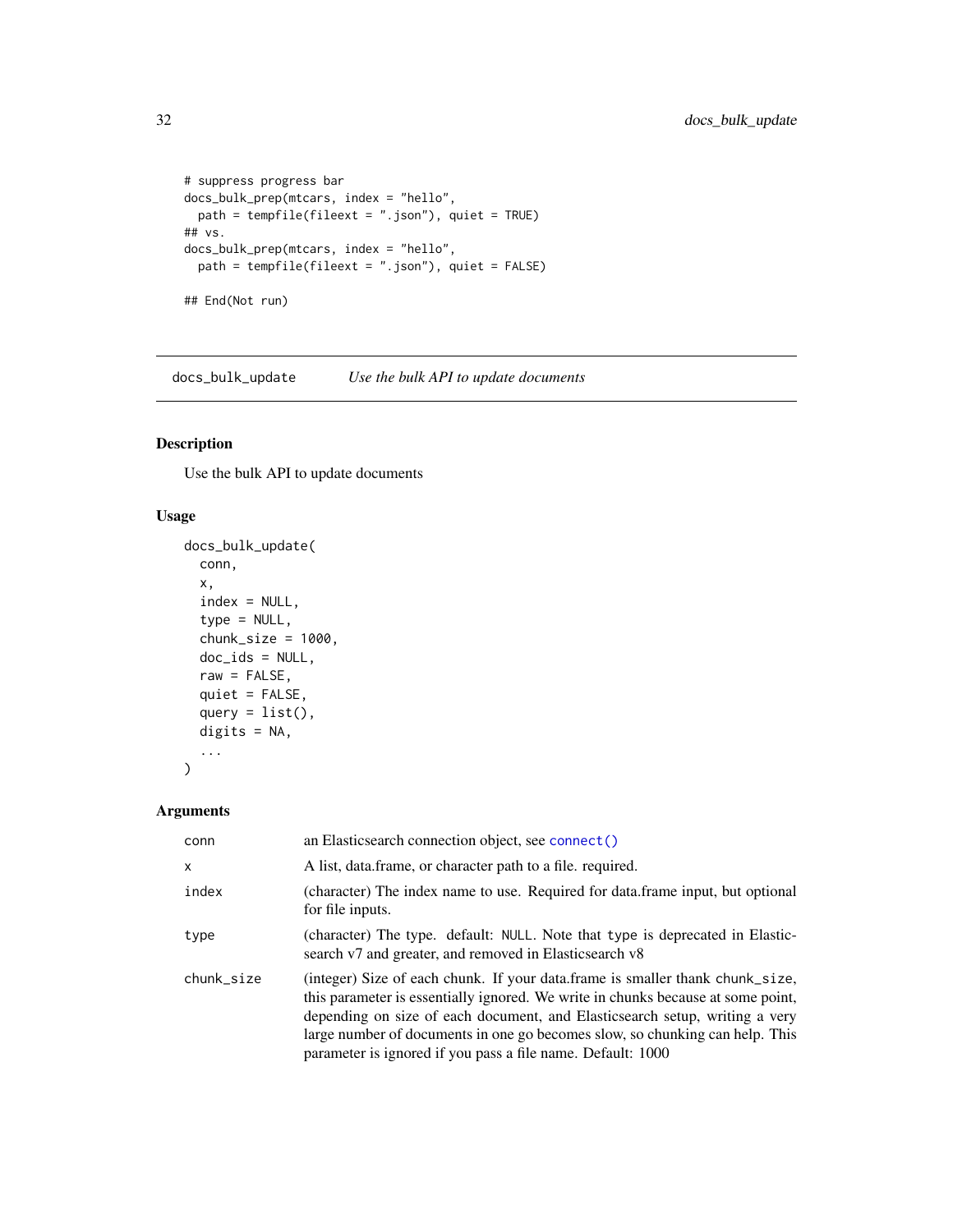```
# suppress progress bar
docs_bulk_prep(mtcars, index = "hello",
  path = tempfile(fileext = ".json"), quiet = TRUE)
## vs.
docs_bulk_prep(mtcars, index = "hello",
  path = tempfile(fileext = ".json"), quiet = FALSE)

## End(Not run)
```

## docs_bulk_update *Use the bulk API to update documents*

### Description

Use the bulk API to update documents

### Usage

```
docs_bulk_update(
  conn,
  x,
  index = NULL,
  type = NULL,
  chunk_size = 1000,
  doc_ids = NULL,
  raw = FALSE,
  quiet = FALSE,
  query = list(),
  digits = NA,
  ...
)
```

### Arguments

| | |
|---|---|
| `conn` | an Elasticsearch connection object, see `connect()` |
| `x` | A list, data.frame, or character path to a file. required. |
| `index` | (character) The index name to use. Required for data.frame input, but optional for file inputs. |
| `type` | (character) The type. default: `NULL`. Note that `type` is deprecated in Elasticsearch v7 and greater, and removed in Elasticsearch v8 |
| `chunk_size` | (integer) Size of each chunk. If your data.frame is smaller thank `chunk_size`, this parameter is essentially ignored. We write in chunks because at some point, depending on size of each document, and Elasticsearch setup, writing a very large number of documents in one go becomes slow, so chunking can help. This parameter is ignored if you pass a file name. Default: 1000 |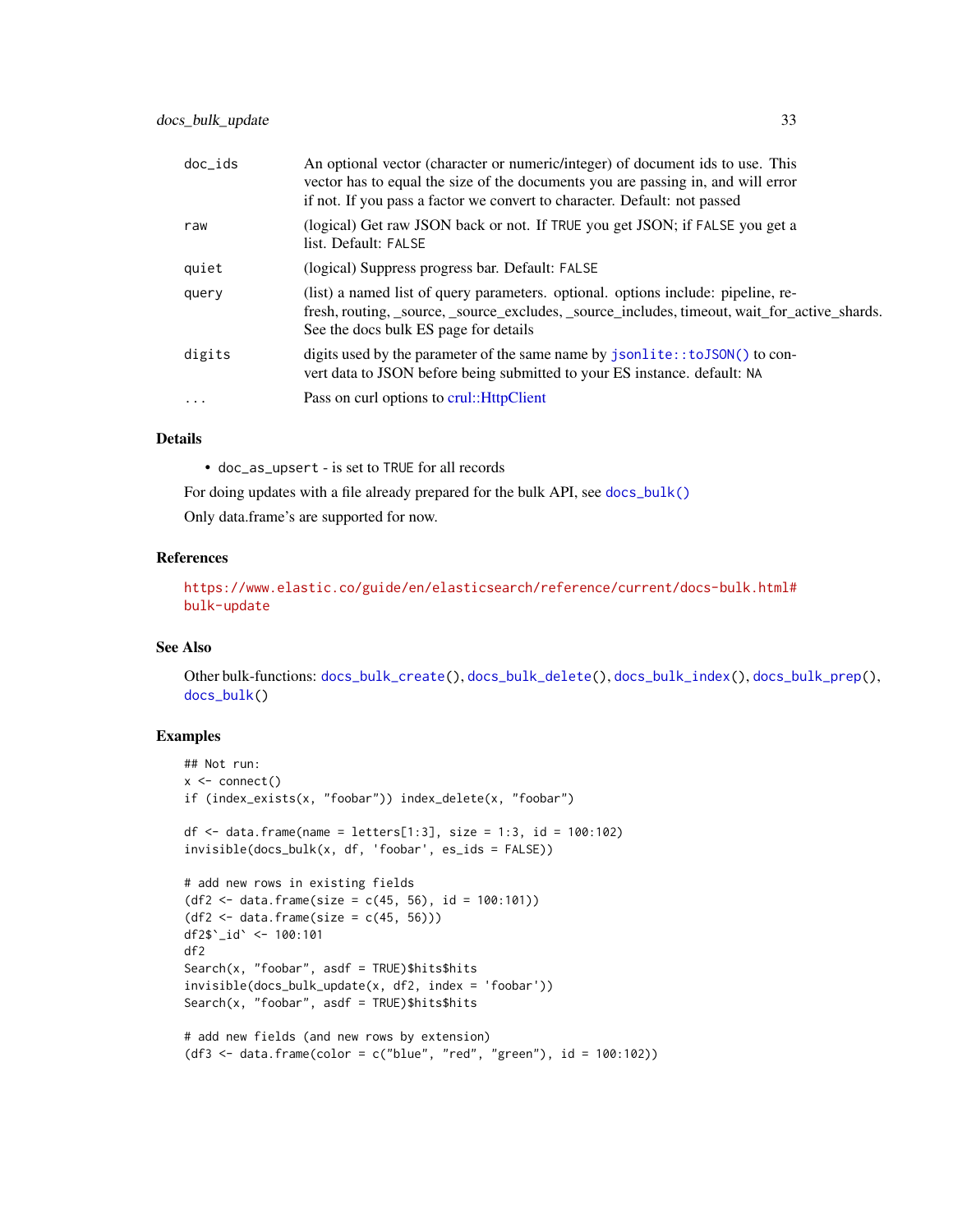| | |
|---|---|
| doc_ids | An optional vector (character or numeric/integer) of document ids to use. This vector has to equal the size of the documents you are passing in, and will error if not. If you pass a factor we convert to character. Default: not passed |
| raw | (logical) Get raw JSON back or not. If TRUE you get JSON; if FALSE you get a list. Default: FALSE |
| quiet | (logical) Suppress progress bar. Default: FALSE |
| query | (list) a named list of query parameters. optional. options include: pipeline, refresh, routing, _source, _source_excludes, _source_includes, timeout, wait_for_active_shards. See the docs bulk ES page for details |
| digits | digits used by the parameter of the same name by jsonlite::toJSON() to convert data to JSON before being submitted to your ES instance. default: NA |
| ... | Pass on curl options to crul::HttpClient |

### Details

- doc_as_upsert - is set to TRUE for all records

For doing updates with a file already prepared for the bulk API, see docs_bulk()

Only data.frame's are supported for now.

### References

https://www.elastic.co/guide/en/elasticsearch/reference/current/docs-bulk.html#bulk-update

### See Also

Other bulk-functions: docs_bulk_create(), docs_bulk_delete(), docs_bulk_index(), docs_bulk_prep(), docs_bulk()

### Examples

```
## Not run:
x <- connect()
if (index_exists(x, "foobar")) index_delete(x, "foobar")

df <- data.frame(name = letters[1:3], size = 1:3, id = 100:102)
invisible(docs_bulk(x, df, 'foobar', es_ids = FALSE))

# add new rows in existing fields
(df2 <- data.frame(size = c(45, 56), id = 100:101))
(df2 <- data.frame(size = c(45, 56)))
df2$`_id` <- 100:101
df2
Search(x, "foobar", asdf = TRUE)$hits$hits
invisible(docs_bulk_update(x, df2, index = 'foobar'))
Search(x, "foobar", asdf = TRUE)$hits$hits

# add new fields (and new rows by extension)
(df3 <- data.frame(color = c("blue", "red", "green"), id = 100:102))
```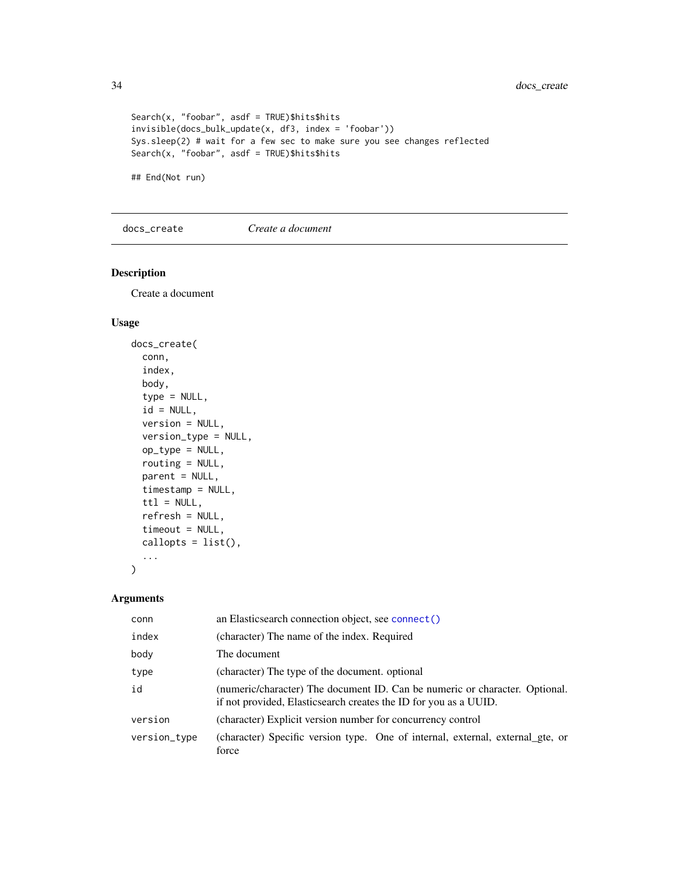```
Search(x, "foobar", asdf = TRUE)$hits$hits
invisible(docs_bulk_update(x, df3, index = 'foobar'))
Sys.sleep(2) # wait for a few sec to make sure you see changes reflected
Search(x, "foobar", asdf = TRUE)$hits$hits

## End(Not run)
```

---

`docs_create` *Create a document*

---

## Description

Create a document

## Usage

```
docs_create(
  conn,
  index,
  body,
  type = NULL,
  id = NULL,
  version = NULL,
  version_type = NULL,
  op_type = NULL,
  routing = NULL,
  parent = NULL,
  timestamp = NULL,
  ttl = NULL,
  refresh = NULL,
  timeout = NULL,
  callopts = list(),
  ...
)
```

## Arguments

| | |
|---|---|
| `conn` | an Elasticsearch connection object, see `connect()` |
| `index` | (character) The name of the index. Required |
| `body` | The document |
| `type` | (character) The type of the document. optional |
| `id` | (numeric/character) The document ID. Can be numeric or character. Optional. if not provided, Elasticsearch creates the ID for you as a UUID. |
| `version` | (character) Explicit version number for concurrency control |
| `version_type` | (character) Specific version type. One of internal, external, external_gte, or force |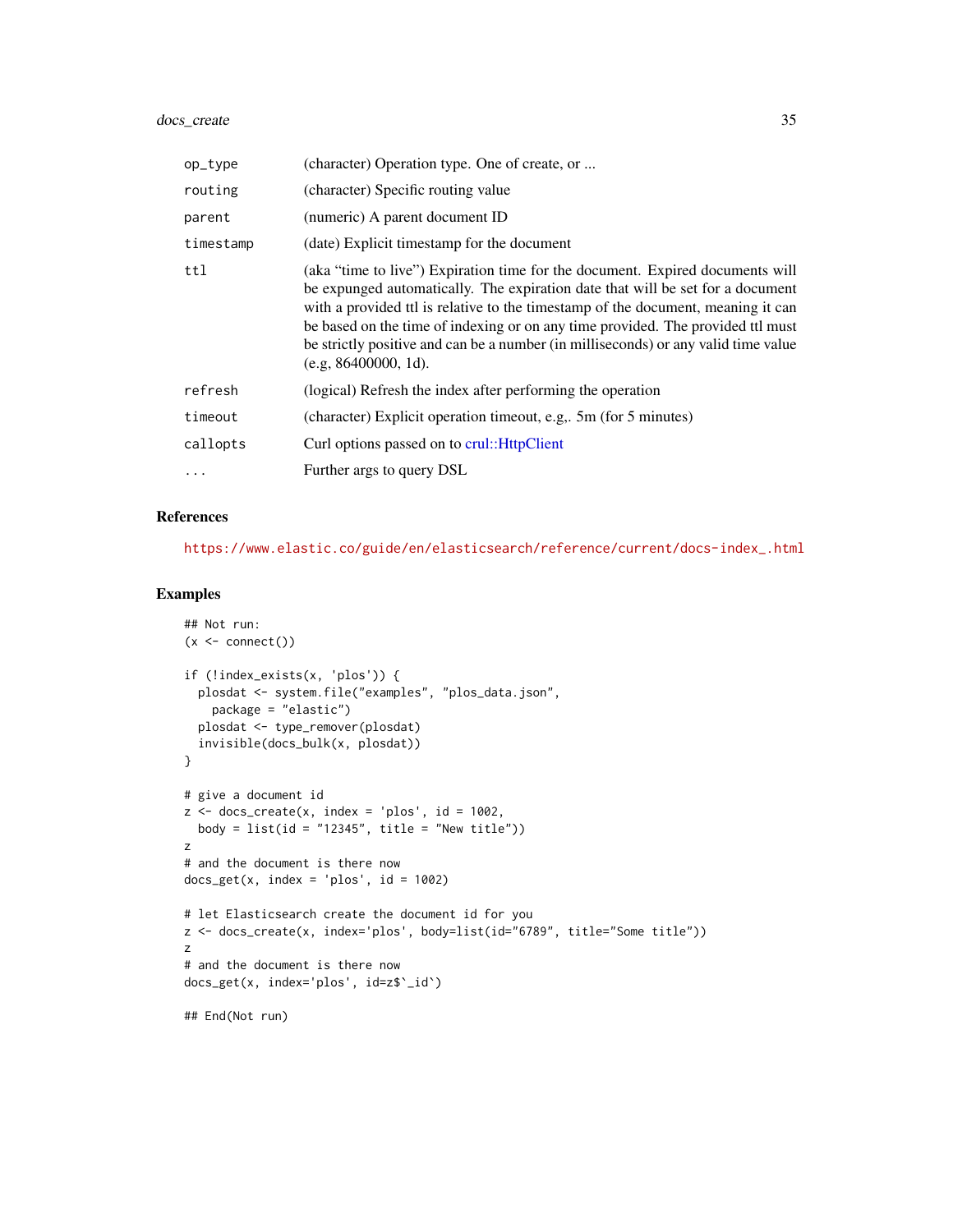| | |
|---|---|
| op_type | (character) Operation type. One of create, or ... |
| routing | (character) Specific routing value |
| parent | (numeric) A parent document ID |
| timestamp | (date) Explicit timestamp for the document |
| ttl | (aka "time to live") Expiration time for the document. Expired documents will be expunged automatically. The expiration date that will be set for a document with a provided ttl is relative to the timestamp of the document, meaning it can be based on the time of indexing or on any time provided. The provided ttl must be strictly positive and can be a number (in milliseconds) or any valid time value (e.g, 86400000, 1d). |
| refresh | (logical) Refresh the index after performing the operation |
| timeout | (character) Explicit operation timeout, e.g,. 5m (for 5 minutes) |
| callopts | Curl options passed on to crul::HttpClient |
| ... | Further args to query DSL |

## References

https://www.elastic.co/guide/en/elasticsearch/reference/current/docs-index_.html

## Examples

```
## Not run:
(x <- connect())

if (!index_exists(x, 'plos')) {
  plosdat <- system.file("examples", "plos_data.json",
    package = "elastic")
  plosdat <- type_remover(plosdat)
  invisible(docs_bulk(x, plosdat))
}

# give a document id
z <- docs_create(x, index = 'plos', id = 1002,
  body = list(id = "12345", title = "New title"))
z
# and the document is there now
docs_get(x, index = 'plos', id = 1002)

# let Elasticsearch create the document id for you
z <- docs_create(x, index='plos', body=list(id="6789", title="Some title"))
z
# and the document is there now
docs_get(x, index='plos', id=z$`_id`)

## End(Not run)
```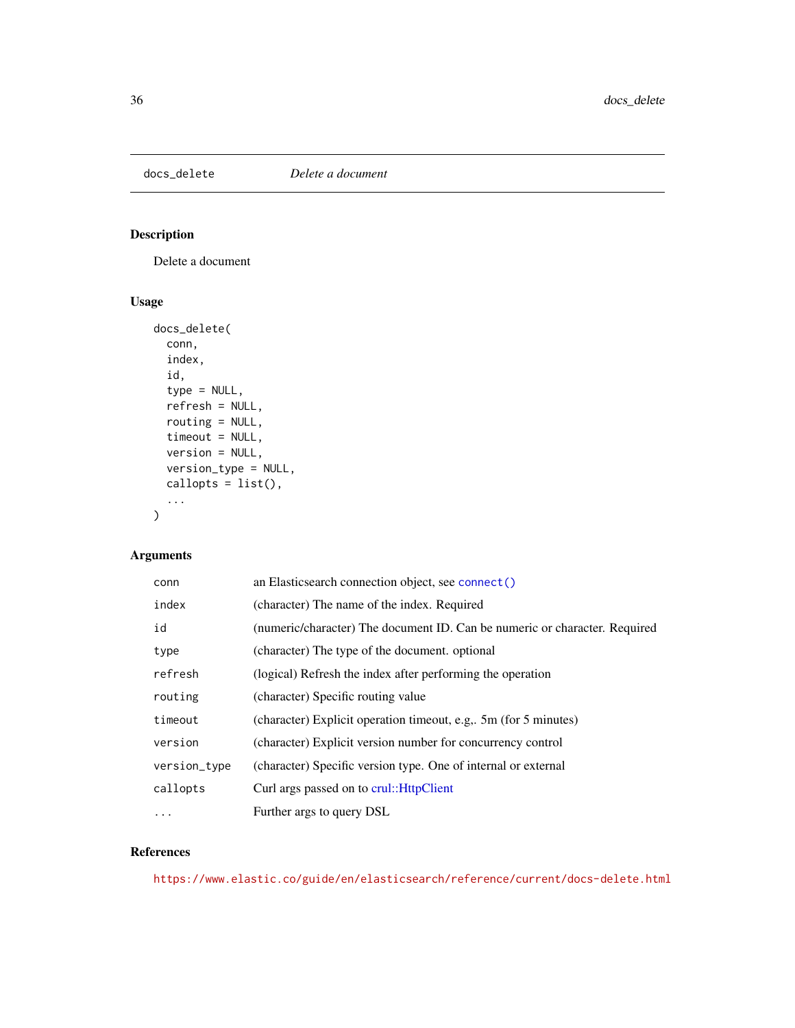## docs_delete — *Delete a document*

### Description

Delete a document

### Usage

```
docs_delete(
  conn,
  index,
  id,
  type = NULL,
  refresh = NULL,
  routing = NULL,
  timeout = NULL,
  version = NULL,
  version_type = NULL,
  callopts = list(),
  ...
)
```

### Arguments

| | |
|---|---|
| `conn` | an Elasticsearch connection object, see `connect()` |
| `index` | (character) The name of the index. Required |
| `id` | (numeric/character) The document ID. Can be numeric or character. Required |
| `type` | (character) The type of the document. optional |
| `refresh` | (logical) Refresh the index after performing the operation |
| `routing` | (character) Specific routing value |
| `timeout` | (character) Explicit operation timeout, e.g,. 5m (for 5 minutes) |
| `version` | (character) Explicit version number for concurrency control |
| `version_type` | (character) Specific version type. One of internal or external |
| `callopts` | Curl args passed on to crul::HttpClient |
| `...` | Further args to query DSL |

### References

https://www.elastic.co/guide/en/elasticsearch/reference/current/docs-delete.html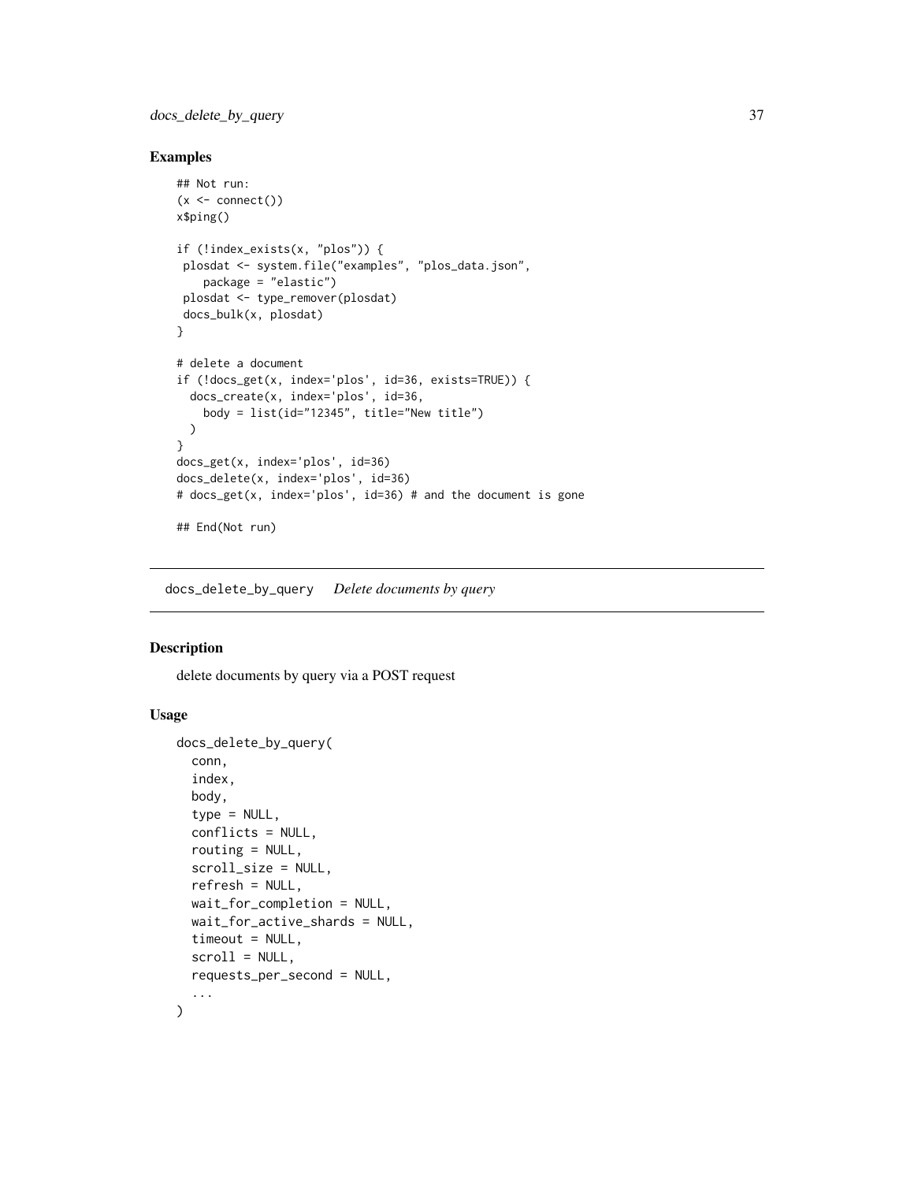### Examples

```
## Not run:
(x <- connect())
x$ping()

if (!index_exists(x, "plos")) {
 plosdat <- system.file("examples", "plos_data.json",
    package = "elastic")
 plosdat <- type_remover(plosdat)
 docs_bulk(x, plosdat)
}

# delete a document
if (!docs_get(x, index='plos', id=36, exists=TRUE)) {
  docs_create(x, index='plos', id=36,
    body = list(id="12345", title="New title")
  )
}
docs_get(x, index='plos', id=36)
docs_delete(x, index='plos', id=36)
# docs_get(x, index='plos', id=36) # and the document is gone

## End(Not run)
```

---

## docs_delete_by_query    *Delete documents by query*

---

### Description

delete documents by query via a POST request

### Usage

```
docs_delete_by_query(
  conn,
  index,
  body,
  type = NULL,
  conflicts = NULL,
  routing = NULL,
  scroll_size = NULL,
  refresh = NULL,
  wait_for_completion = NULL,
  wait_for_active_shards = NULL,
  timeout = NULL,
  scroll = NULL,
  requests_per_second = NULL,
  ...
)
```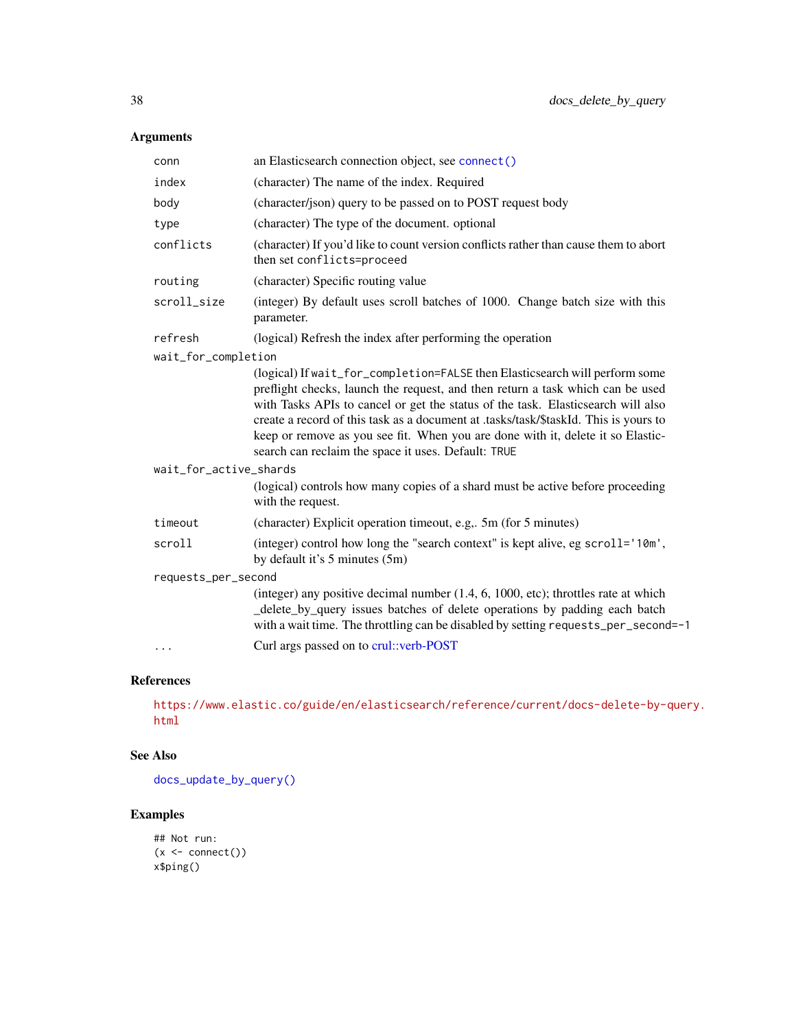### Arguments

| | |
|---|---|
| `conn` | an Elasticsearch connection object, see `connect()` |
| `index` | (character) The name of the index. Required |
| `body` | (character/json) query to be passed on to POST request body |
| `type` | (character) The type of the document. optional |
| `conflicts` | (character) If you'd like to count version conflicts rather than cause them to abort then set `conflicts=proceed` |
| `routing` | (character) Specific routing value |
| `scroll_size` | (integer) By default uses scroll batches of 1000. Change batch size with this parameter. |
| `refresh` | (logical) Refresh the index after performing the operation |
| `wait_for_completion` | (logical) If `wait_for_completion=FALSE` then Elasticsearch will perform some preflight checks, launch the request, and then return a task which can be used with Tasks APIs to cancel or get the status of the task. Elasticsearch will also create a record of this task as a document at .tasks/task/$taskId. This is yours to keep or remove as you see fit. When you are done with it, delete it so Elasticsearch can reclaim the space it uses. Default: `TRUE` |
| `wait_for_active_shards` | (logical) controls how many copies of a shard must be active before proceeding with the request. |
| `timeout` | (character) Explicit operation timeout, e.g,. 5m (for 5 minutes) |
| `scroll` | (integer) control how long the "search context" is kept alive, eg `scroll='10m'`, by default it's 5 minutes (5m) |
| `requests_per_second` | (integer) any positive decimal number (1.4, 6, 1000, etc); throttles rate at which _delete_by_query issues batches of delete operations by padding each batch with a wait time. The throttling can be disabled by setting `requests_per_second=-1` |
| `...` | Curl args passed on to crul::verb-POST |

### References

https://www.elastic.co/guide/en/elasticsearch/reference/current/docs-delete-by-query.html

### See Also

`docs_update_by_query()`

### Examples

```
## Not run:
(x <- connect())
x$ping()
```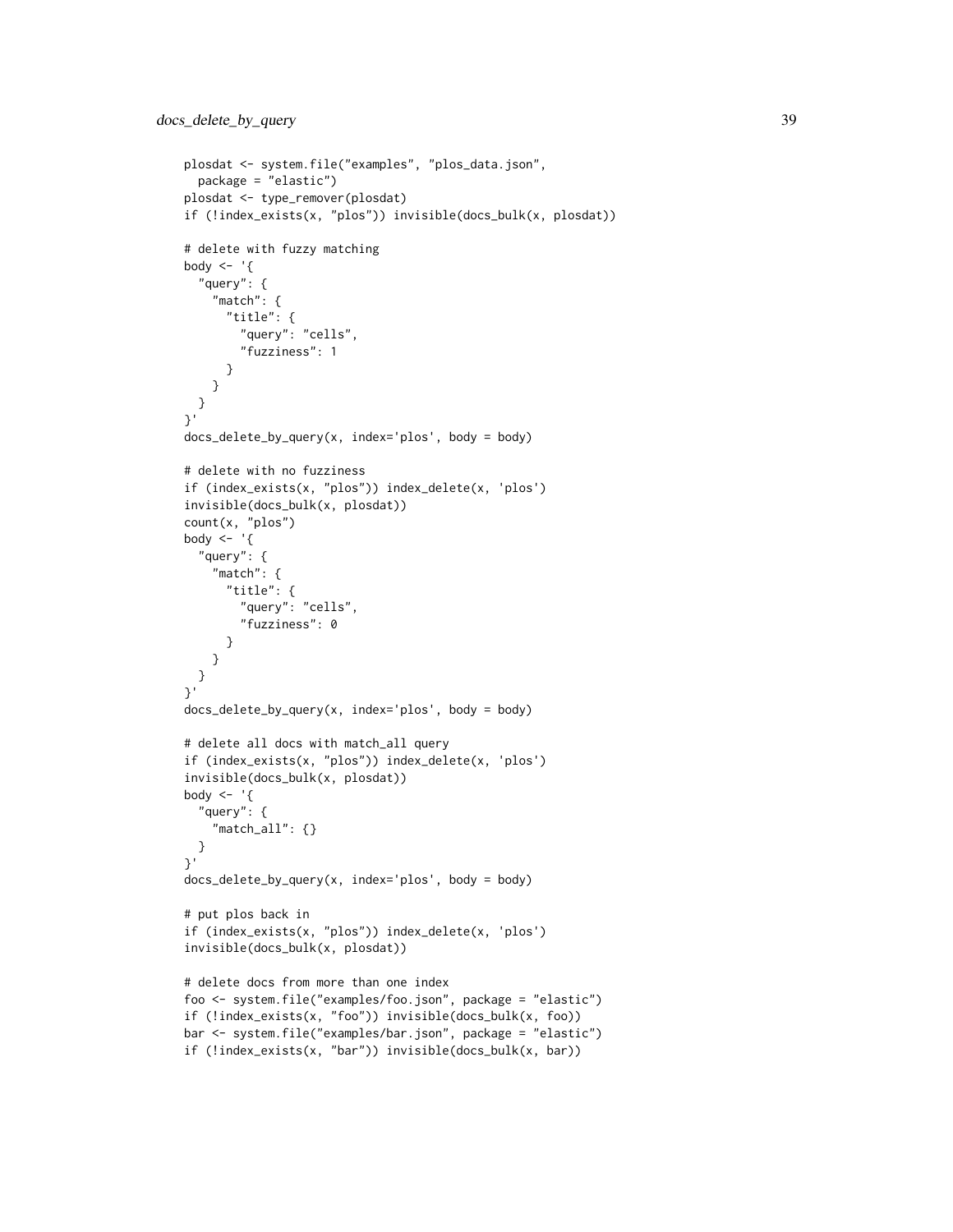```
plosdat <- system.file("examples", "plos_data.json",
  package = "elastic")
plosdat <- type_remover(plosdat)
if (!index_exists(x, "plos")) invisible(docs_bulk(x, plosdat))

# delete with fuzzy matching
body <- '{
  "query": {
    "match": {
      "title": {
        "query": "cells",
        "fuzziness": 1
      }
    }
  }
}'
docs_delete_by_query(x, index='plos', body = body)

# delete with no fuzziness
if (index_exists(x, "plos")) index_delete(x, 'plos')
invisible(docs_bulk(x, plosdat))
count(x, "plos")
body <- '{
  "query": {
    "match": {
      "title": {
        "query": "cells",
        "fuzziness": 0
      }
    }
  }
}'
docs_delete_by_query(x, index='plos', body = body)

# delete all docs with match_all query
if (index_exists(x, "plos")) index_delete(x, 'plos')
invisible(docs_bulk(x, plosdat))
body <- '{
  "query": {
    "match_all": {}
  }
}'
docs_delete_by_query(x, index='plos', body = body)

# put plos back in
if (index_exists(x, "plos")) index_delete(x, 'plos')
invisible(docs_bulk(x, plosdat))

# delete docs from more than one index
foo <- system.file("examples/foo.json", package = "elastic")
if (!index_exists(x, "foo")) invisible(docs_bulk(x, foo))
bar <- system.file("examples/bar.json", package = "elastic")
if (!index_exists(x, "bar")) invisible(docs_bulk(x, bar))
```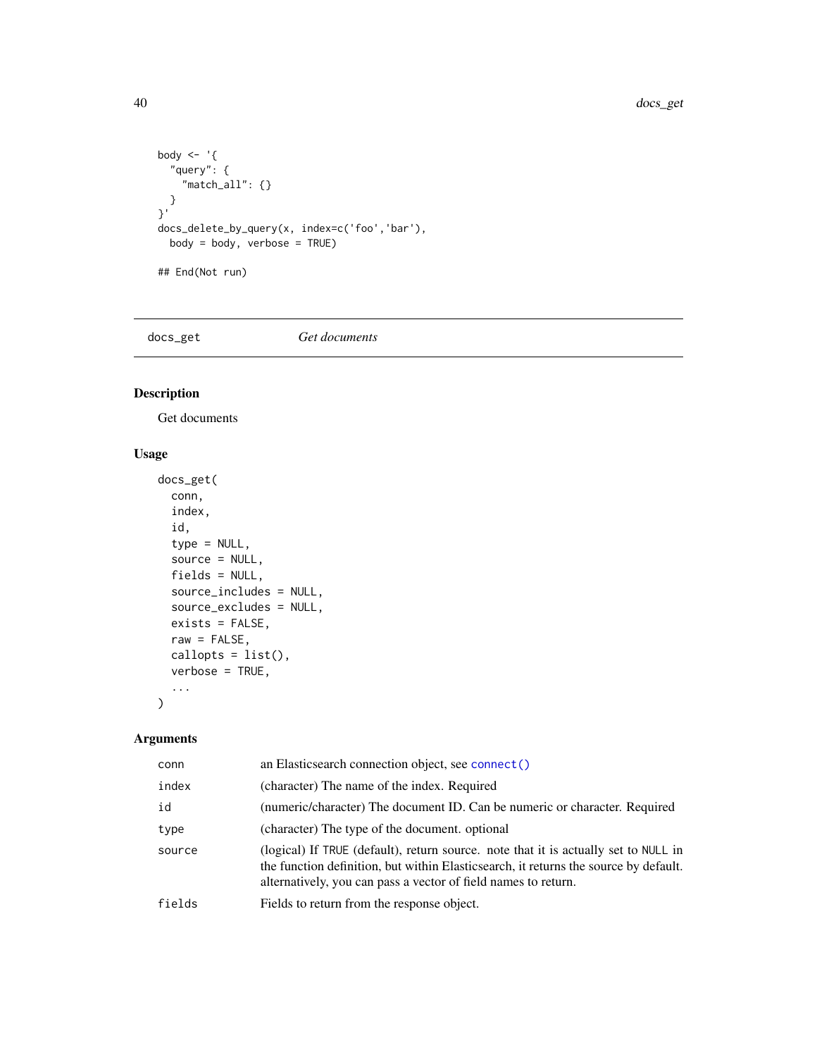```
body <- '{
  "query": {
    "match_all": {}
  }
}'
docs_delete_by_query(x, index=c('foo','bar'),
  body = body, verbose = TRUE)

## End(Not run)
```

## docs_get — *Get documents*

### Description

Get documents

### Usage

```
docs_get(
  conn,
  index,
  id,
  type = NULL,
  source = NULL,
  fields = NULL,
  source_includes = NULL,
  source_excludes = NULL,
  exists = FALSE,
  raw = FALSE,
  callopts = list(),
  verbose = TRUE,
  ...
)
```

### Arguments

| | |
|---|---|
| conn | an Elasticsearch connection object, see connect() |
| index | (character) The name of the index. Required |
| id | (numeric/character) The document ID. Can be numeric or character. Required |
| type | (character) The type of the document. optional |
| source | (logical) If TRUE (default), return source. note that it is actually set to NULL in the function definition, but within Elasticsearch, it returns the source by default. alternatively, you can pass a vector of field names to return. |
| fields | Fields to return from the response object. |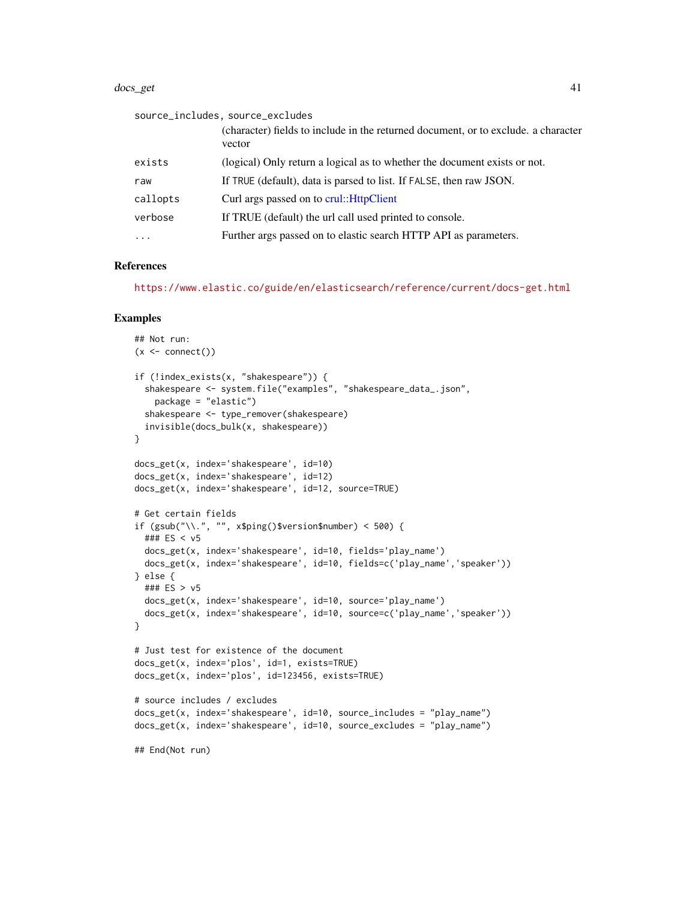| | |
|---|---|
| source_includes, source_excludes | (character) fields to include in the returned document, or to exclude. a character vector |
| exists | (logical) Only return a logical as to whether the document exists or not. |
| raw | If TRUE (default), data is parsed to list. If FALSE, then raw JSON. |
| callopts | Curl args passed on to crul::HttpClient |
| verbose | If TRUE (default) the url call used printed to console. |
| ... | Further args passed on to elastic search HTTP API as parameters. |

## References

https://www.elastic.co/guide/en/elasticsearch/reference/current/docs-get.html

## Examples

```
## Not run:
(x <- connect())

if (!index_exists(x, "shakespeare")) {
  shakespeare <- system.file("examples", "shakespeare_data_.json",
    package = "elastic")
  shakespeare <- type_remover(shakespeare)
  invisible(docs_bulk(x, shakespeare))
}

docs_get(x, index='shakespeare', id=10)
docs_get(x, index='shakespeare', id=12)
docs_get(x, index='shakespeare', id=12, source=TRUE)

# Get certain fields
if (gsub("\\.", "", x$ping()$version$number) < 500) {
  ### ES < v5
  docs_get(x, index='shakespeare', id=10, fields='play_name')
  docs_get(x, index='shakespeare', id=10, fields=c('play_name','speaker'))
} else {
  ### ES > v5
  docs_get(x, index='shakespeare', id=10, source='play_name')
  docs_get(x, index='shakespeare', id=10, source=c('play_name','speaker'))
}

# Just test for existence of the document
docs_get(x, index='plos', id=1, exists=TRUE)
docs_get(x, index='plos', id=123456, exists=TRUE)

# source includes / excludes
docs_get(x, index='shakespeare', id=10, source_includes = "play_name")
docs_get(x, index='shakespeare', id=10, source_excludes = "play_name")

## End(Not run)
```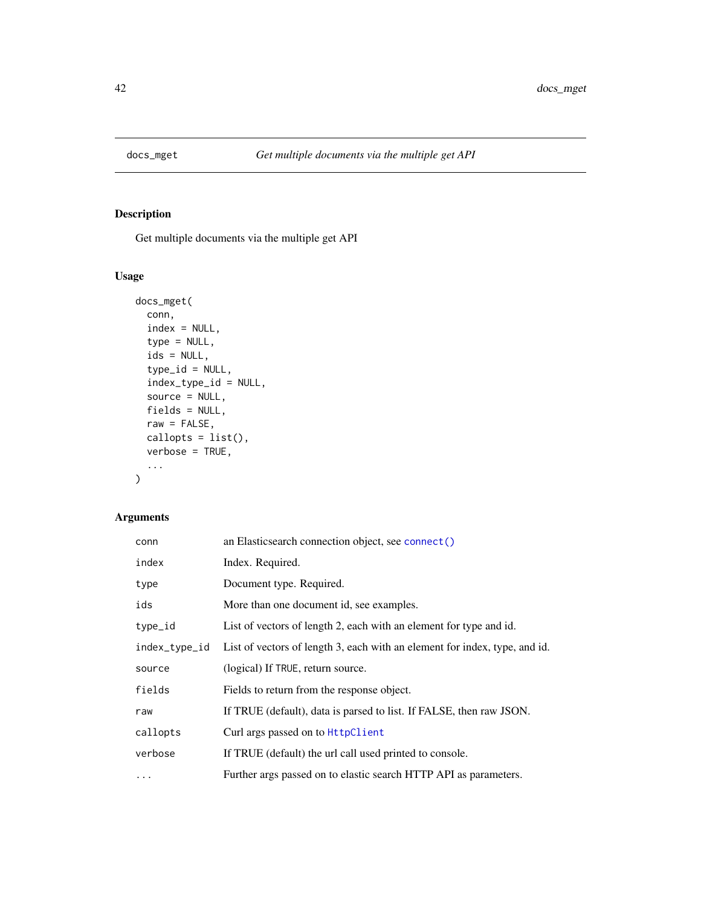## docs_mget — *Get multiple documents via the multiple get API*

### Description

Get multiple documents via the multiple get API

### Usage

```
docs_mget(
  conn,
  index = NULL,
  type = NULL,
  ids = NULL,
  type_id = NULL,
  index_type_id = NULL,
  source = NULL,
  fields = NULL,
  raw = FALSE,
  callopts = list(),
  verbose = TRUE,
  ...
)
```

### Arguments

| Argument | Description |
|---|---|
| `conn` | an Elasticsearch connection object, see `connect()` |
| `index` | Index. Required. |
| `type` | Document type. Required. |
| `ids` | More than one document id, see examples. |
| `type_id` | List of vectors of length 2, each with an element for type and id. |
| `index_type_id` | List of vectors of length 3, each with an element for index, type, and id. |
| `source` | (logical) If `TRUE`, return source. |
| `fields` | Fields to return from the response object. |
| `raw` | If TRUE (default), data is parsed to list. If FALSE, then raw JSON. |
| `callopts` | Curl args passed on to `HttpClient` |
| `verbose` | If TRUE (default) the url call used printed to console. |
| `...` | Further args passed on to elastic search HTTP API as parameters. |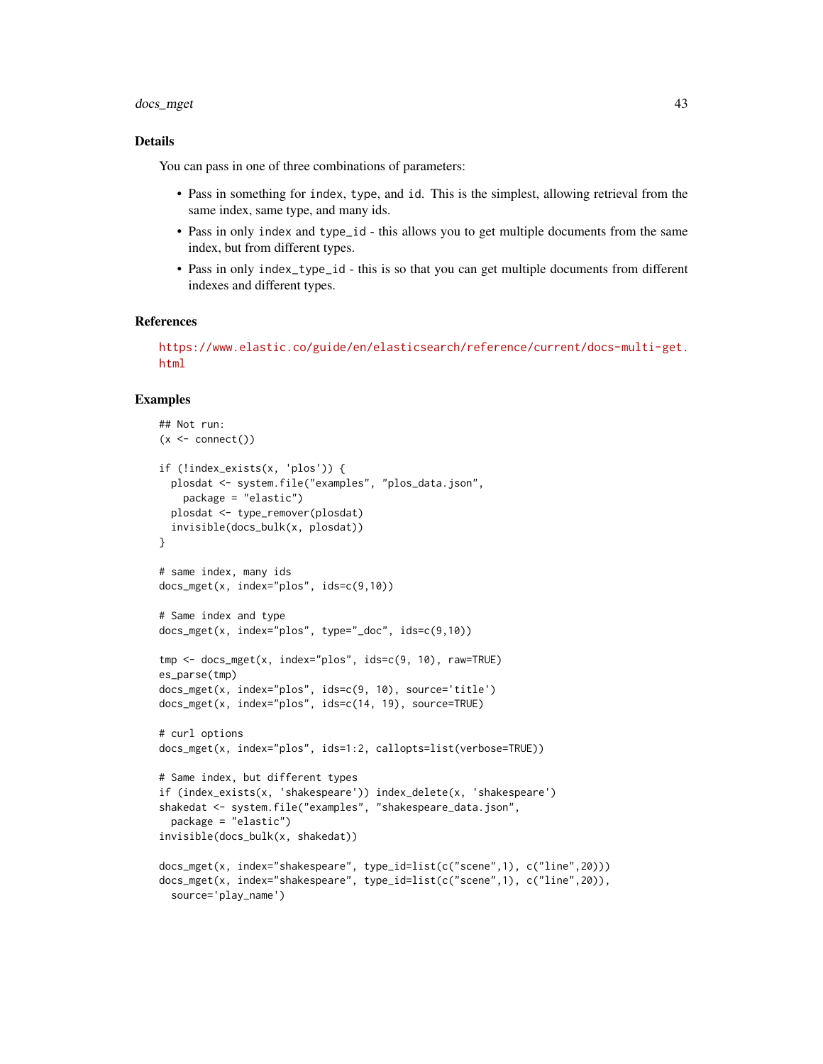## Details

You can pass in one of three combinations of parameters:

- Pass in something for `index`, `type`, and `id`. This is the simplest, allowing retrieval from the same index, same type, and many ids.
- Pass in only `index` and `type_id` - this allows you to get multiple documents from the same index, but from different types.
- Pass in only `index_type_id` - this is so that you can get multiple documents from different indexes and different types.

## References

https://www.elastic.co/guide/en/elasticsearch/reference/current/docs-multi-get.html

## Examples

```
## Not run:
(x <- connect())

if (!index_exists(x, 'plos')) {
  plosdat <- system.file("examples", "plos_data.json",
    package = "elastic")
  plosdat <- type_remover(plosdat)
  invisible(docs_bulk(x, plosdat))
}

# same index, many ids
docs_mget(x, index="plos", ids=c(9,10))

# Same index and type
docs_mget(x, index="plos", type="_doc", ids=c(9,10))

tmp <- docs_mget(x, index="plos", ids=c(9, 10), raw=TRUE)
es_parse(tmp)
docs_mget(x, index="plos", ids=c(9, 10), source='title')
docs_mget(x, index="plos", ids=c(14, 19), source=TRUE)

# curl options
docs_mget(x, index="plos", ids=1:2, callopts=list(verbose=TRUE))

# Same index, but different types
if (index_exists(x, 'shakespeare')) index_delete(x, 'shakespeare')
shakedat <- system.file("examples", "shakespeare_data.json",
  package = "elastic")
invisible(docs_bulk(x, shakedat))

docs_mget(x, index="shakespeare", type_id=list(c("scene",1), c("line",20)))
docs_mget(x, index="shakespeare", type_id=list(c("scene",1), c("line",20)),
  source='play_name')
```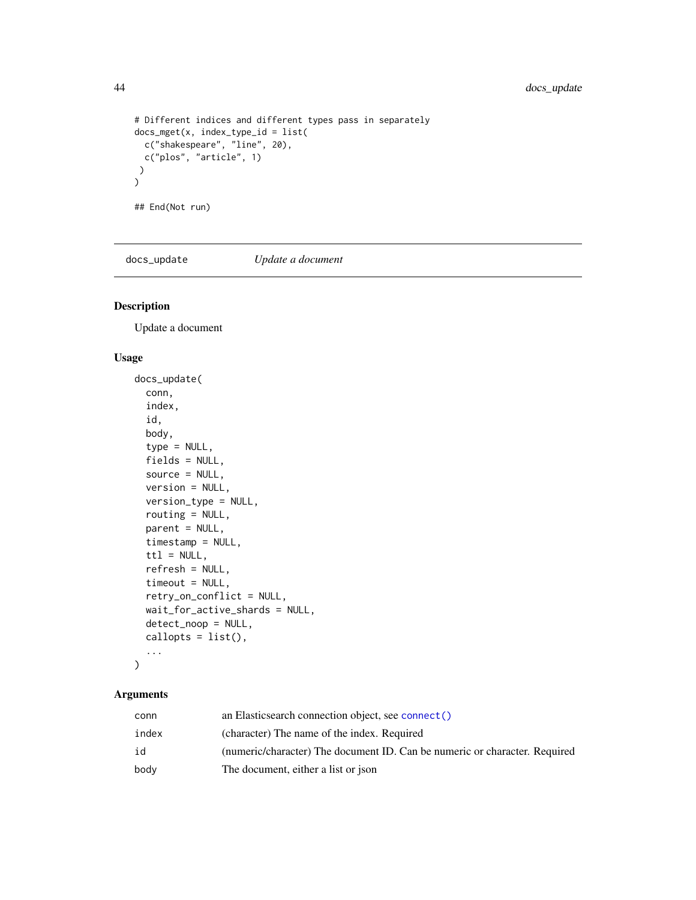```
# Different indices and different types pass in separately
docs_mget(x, index_type_id = list(
  c("shakespeare", "line", 20),
  c("plos", "article", 1)
 )
)

## End(Not run)
```

## docs_update — *Update a document*

### Description

Update a document

### Usage

```
docs_update(
  conn,
  index,
  id,
  body,
  type = NULL,
  fields = NULL,
  source = NULL,
  version = NULL,
  version_type = NULL,
  routing = NULL,
  parent = NULL,
  timestamp = NULL,
  ttl = NULL,
  refresh = NULL,
  timeout = NULL,
  retry_on_conflict = NULL,
  wait_for_active_shards = NULL,
  detect_noop = NULL,
  callopts = list(),
  ...
)
```

### Arguments

| | |
|---|---|
| conn | an Elasticsearch connection object, see `connect()` |
| index | (character) The name of the index. Required |
| id | (numeric/character) The document ID. Can be numeric or character. Required |
| body | The document, either a list or json |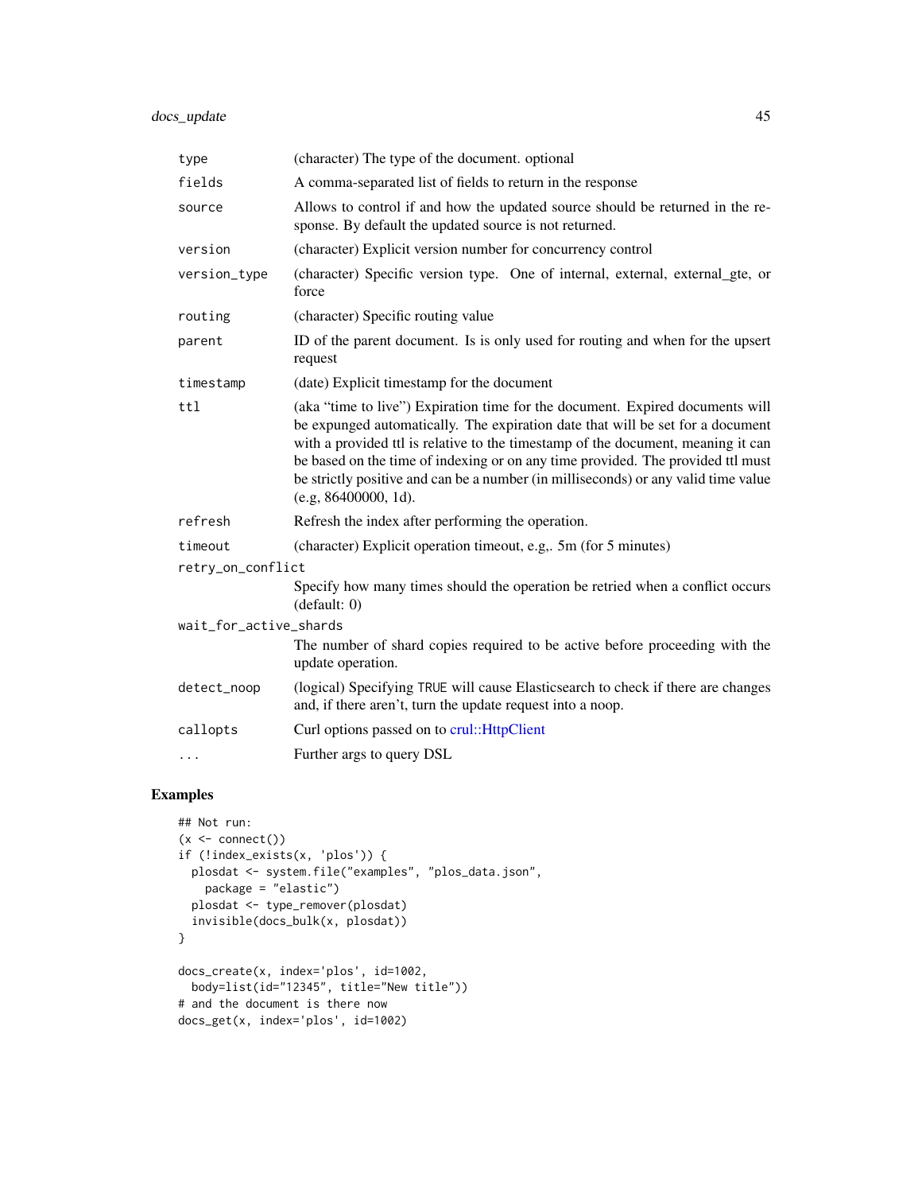| | |
|---|---|
| type | (character) The type of the document. optional |
| fields | A comma-separated list of fields to return in the response |
| source | Allows to control if and how the updated source should be returned in the response. By default the updated source is not returned. |
| version | (character) Explicit version number for concurrency control |
| version_type | (character) Specific version type. One of internal, external, external_gte, or force |
| routing | (character) Specific routing value |
| parent | ID of the parent document. Is is only used for routing and when for the upsert request |
| timestamp | (date) Explicit timestamp for the document |
| ttl | (aka "time to live") Expiration time for the document. Expired documents will be expunged automatically. The expiration date that will be set for a document with a provided ttl is relative to the timestamp of the document, meaning it can be based on the time of indexing or on any time provided. The provided ttl must be strictly positive and can be a number (in milliseconds) or any valid time value (e.g, 86400000, 1d). |
| refresh | Refresh the index after performing the operation. |
| timeout | (character) Explicit operation timeout, e.g,. 5m (for 5 minutes) |
| retry_on_conflict | Specify how many times should the operation be retried when a conflict occurs (default: 0) |
| wait_for_active_shards | The number of shard copies required to be active before proceeding with the update operation. |
| detect_noop | (logical) Specifying TRUE will cause Elasticsearch to check if there are changes and, if there aren't, turn the update request into a noop. |
| callopts | Curl options passed on to crul::HttpClient |
| ... | Further args to query DSL |

## Examples

```
## Not run:
(x <- connect())
if (!index_exists(x, 'plos')) {
  plosdat <- system.file("examples", "plos_data.json",
    package = "elastic")
  plosdat <- type_remover(plosdat)
  invisible(docs_bulk(x, plosdat))
}

docs_create(x, index='plos', id=1002,
  body=list(id="12345", title="New title"))
# and the document is there now
docs_get(x, index='plos', id=1002)
```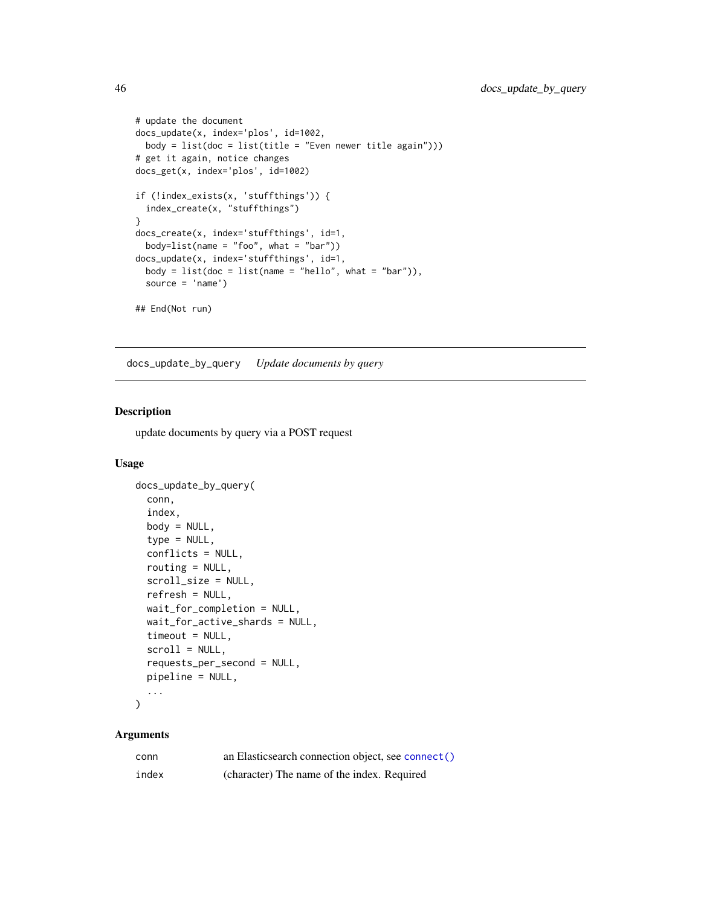```
# update the document
docs_update(x, index='plos', id=1002,
  body = list(doc = list(title = "Even newer title again")))
# get it again, notice changes
docs_get(x, index='plos', id=1002)

if (!index_exists(x, 'stuffthings')) {
  index_create(x, "stuffthings")
}
docs_create(x, index='stuffthings', id=1,
  body=list(name = "foo", what = "bar"))
docs_update(x, index='stuffthings', id=1,
  body = list(doc = list(name = "hello", what = "bar")),
  source = 'name')

## End(Not run)
```

---

docs_update_by_query    *Update documents by query*

---

### Description

update documents by query via a POST request

### Usage

```
docs_update_by_query(
  conn,
  index,
  body = NULL,
  type = NULL,
  conflicts = NULL,
  routing = NULL,
  scroll_size = NULL,
  refresh = NULL,
  wait_for_completion = NULL,
  wait_for_active_shards = NULL,
  timeout = NULL,
  scroll = NULL,
  requests_per_second = NULL,
  pipeline = NULL,
  ...
)
```

### Arguments

| | |
|---|---|
| conn | an Elasticsearch connection object, see `connect()` |
| index | (character) The name of the index. Required |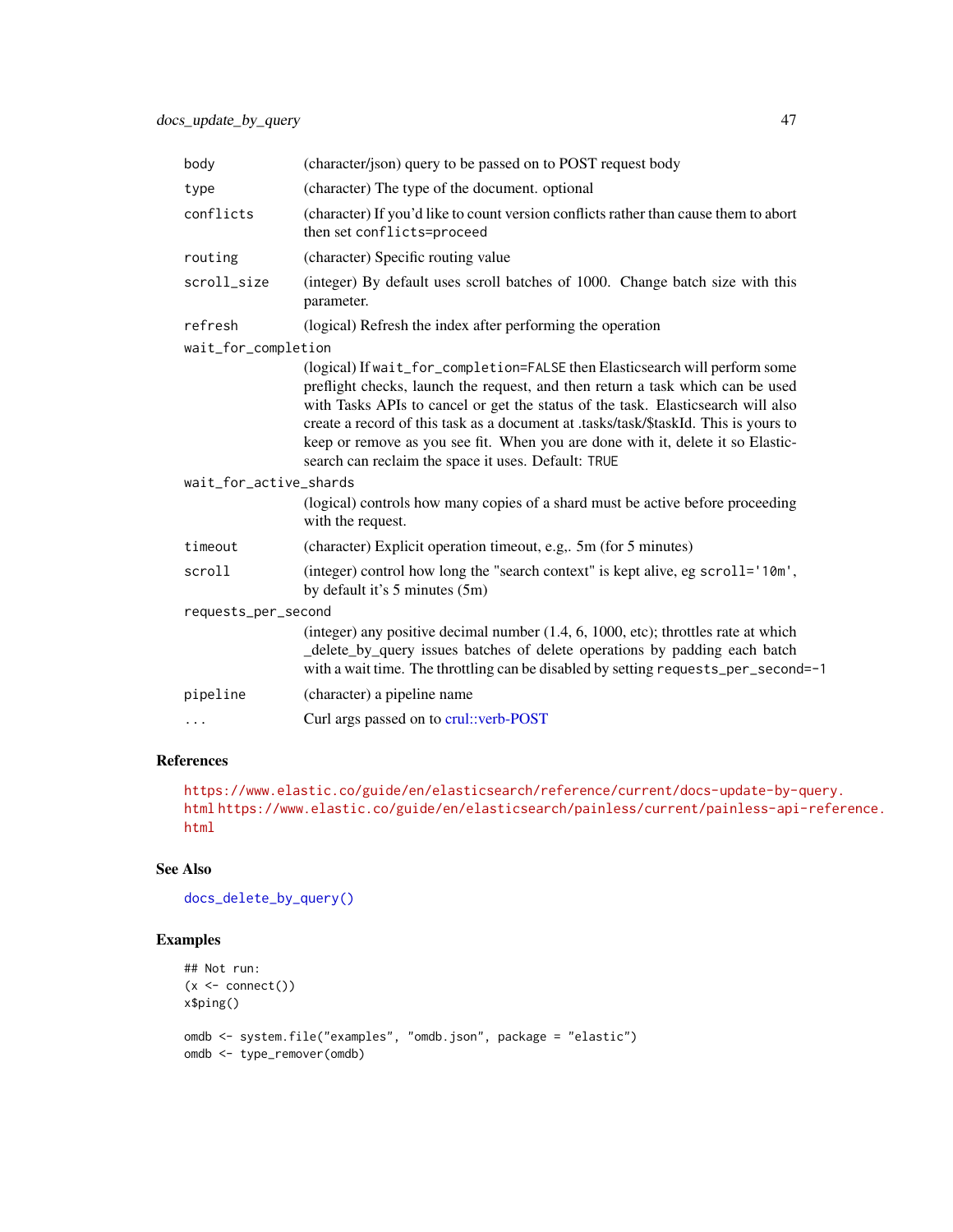| | |
|---|---|
| body | (character/json) query to be passed on to POST request body |
| type | (character) The type of the document. optional |
| conflicts | (character) If you'd like to count version conflicts rather than cause them to abort then set `conflicts=proceed` |
| routing | (character) Specific routing value |
| scroll_size | (integer) By default uses scroll batches of 1000. Change batch size with this parameter. |
| refresh | (logical) Refresh the index after performing the operation |
| wait_for_completion | (logical) If `wait_for_completion=FALSE` then Elasticsearch will perform some preflight checks, launch the request, and then return a task which can be used with Tasks APIs to cancel or get the status of the task. Elasticsearch will also create a record of this task as a document at .tasks/task/$taskId. This is yours to keep or remove as you see fit. When you are done with it, delete it so Elasticsearch can reclaim the space it uses. Default: `TRUE` |
| wait_for_active_shards | (logical) controls how many copies of a shard must be active before proceeding with the request. |
| timeout | (character) Explicit operation timeout, e.g,. 5m (for 5 minutes) |
| scroll | (integer) control how long the "search context" is kept alive, eg `scroll='10m'`, by default it's 5 minutes (5m) |
| requests_per_second | (integer) any positive decimal number (1.4, 6, 1000, etc); throttles rate at which _delete_by_query issues batches of delete operations by padding each batch with a wait time. The throttling can be disabled by setting `requests_per_second=-1` |
| pipeline | (character) a pipeline name |
| ... | Curl args passed on to crul::verb-POST |

## References

https://www.elastic.co/guide/en/elasticsearch/reference/current/docs-update-by-query.html https://www.elastic.co/guide/en/elasticsearch/painless/current/painless-api-reference.html

## See Also

`docs_delete_by_query()`

## Examples

```
## Not run:
(x <- connect())
x$ping()

omdb <- system.file("examples", "omdb.json", package = "elastic")
omdb <- type_remover(omdb)
```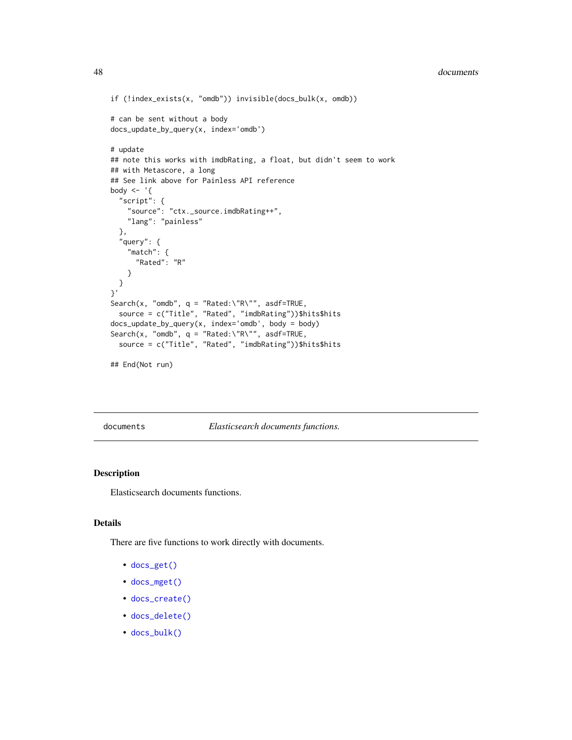```
if (!index_exists(x, "omdb")) invisible(docs_bulk(x, omdb))

# can be sent without a body
docs_update_by_query(x, index='omdb')

# update
## note this works with imdbRating, a float, but didn't seem to work
## with Metascore, a long
## See link above for Painless API reference
body <- '{
  "script": {
    "source": "ctx._source.imdbRating++",
    "lang": "painless"
  },
  "query": {
    "match": {
      "Rated": "R"
    }
  }
}'
Search(x, "omdb", q = "Rated:\"R\"", asdf=TRUE,
  source = c("Title", "Rated", "imdbRating"))$hits$hits
docs_update_by_query(x, index='omdb', body = body)
Search(x, "omdb", q = "Rated:\"R\"", asdf=TRUE,
  source = c("Title", "Rated", "imdbRating"))$hits$hits

## End(Not run)
```

---

`documents` *Elasticsearch documents functions.*

---

## Description

Elasticsearch documents functions.

## Details

There are five functions to work directly with documents.

- `docs_get()`
- `docs_mget()`
- `docs_create()`
- `docs_delete()`
- `docs_bulk()`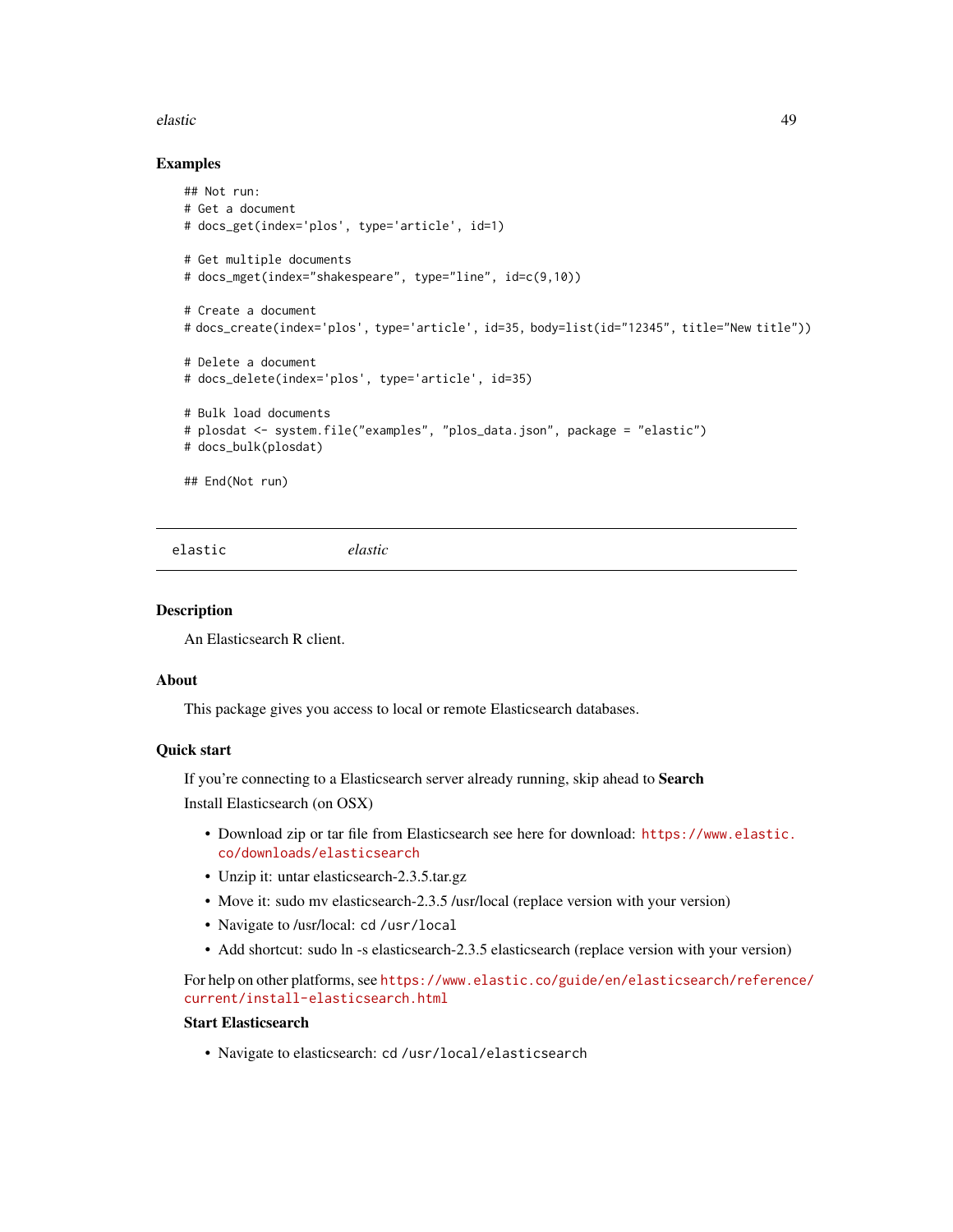### Examples

```
## Not run:
# Get a document
# docs_get(index='plos', type='article', id=1)

# Get multiple documents
# docs_mget(index="shakespeare", type="line", id=c(9,10))

# Create a document
# docs_create(index='plos', type='article', id=35, body=list(id="12345", title="New title"))

# Delete a document
# docs_delete(index='plos', type='article', id=35)

# Bulk load documents
# plosdat <- system.file("examples", "plos_data.json", package = "elastic")
# docs_bulk(plosdat)

## End(Not run)
```

---

## elastic — *elastic*

---

### Description

An Elasticsearch R client.

### About

This package gives you access to local or remote Elasticsearch databases.

### Quick start

If you're connecting to a Elasticsearch server already running, skip ahead to **Search**

Install Elasticsearch (on OSX)

- Download zip or tar file from Elasticsearch see here for download: https://www.elastic.co/downloads/elasticsearch
- Unzip it: untar elasticsearch-2.3.5.tar.gz
- Move it: sudo mv elasticsearch-2.3.5 /usr/local (replace version with your version)
- Navigate to /usr/local: `cd /usr/local`
- Add shortcut: sudo ln -s elasticsearch-2.3.5 elasticsearch (replace version with your version)

For help on other platforms, see https://www.elastic.co/guide/en/elasticsearch/reference/current/install-elasticsearch.html

**Start Elasticsearch**

- Navigate to elasticsearch: `cd /usr/local/elasticsearch`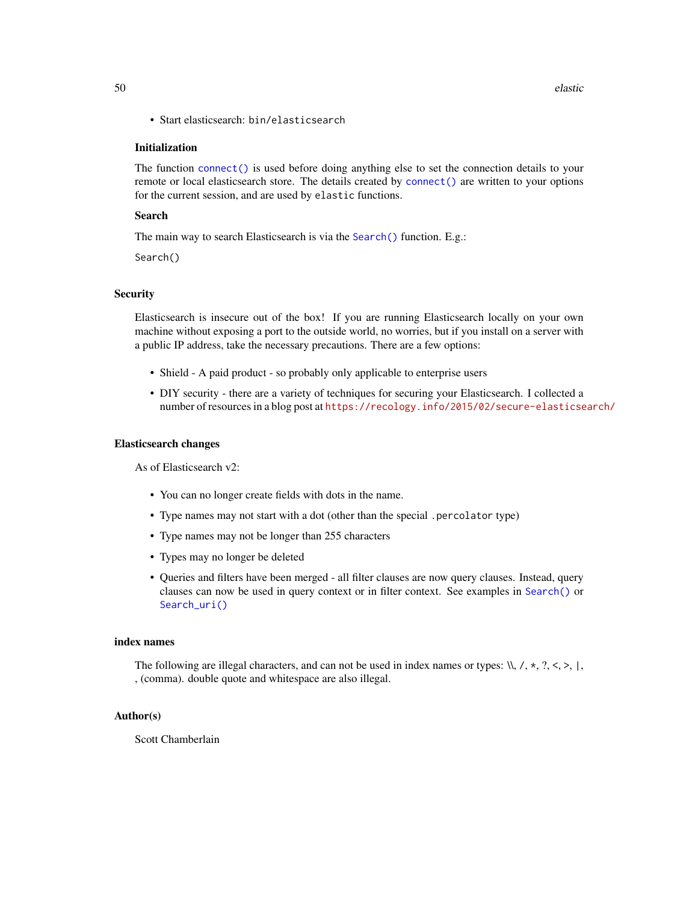- Start elasticsearch: `bin/elasticsearch`

### Initialization

The function `connect()` is used before doing anything else to set the connection details to your remote or local elasticsearch store. The details created by `connect()` are written to your options for the current session, and are used by `elastic` functions.

### Search

The main way to search Elasticsearch is via the `Search()` function. E.g.:

```
Search()
```

## Security

Elasticsearch is insecure out of the box! If you are running Elasticsearch locally on your own machine without exposing a port to the outside world, no worries, but if you install on a server with a public IP address, take the necessary precautions. There are a few options:

- Shield - A paid product - so probably only applicable to enterprise users
- DIY security - there are a variety of techniques for securing your Elasticsearch. I collected a number of resources in a blog post at https://recology.info/2015/02/secure-elasticsearch/

## Elasticsearch changes

As of Elasticsearch v2:

- You can no longer create fields with dots in the name.
- Type names may not start with a dot (other than the special `.percolator` type)
- Type names may not be longer than 255 characters
- Types may no longer be deleted
- Queries and filters have been merged - all filter clauses are now query clauses. Instead, query clauses can now be used in query context or in filter context. See examples in `Search()` or `Search_uri()`

## index names

The following are illegal characters, and can not be used in index names or types: \\, /, *, ?, <, >, |, , (comma). double quote and whitespace are also illegal.

## Author(s)

Scott Chamberlain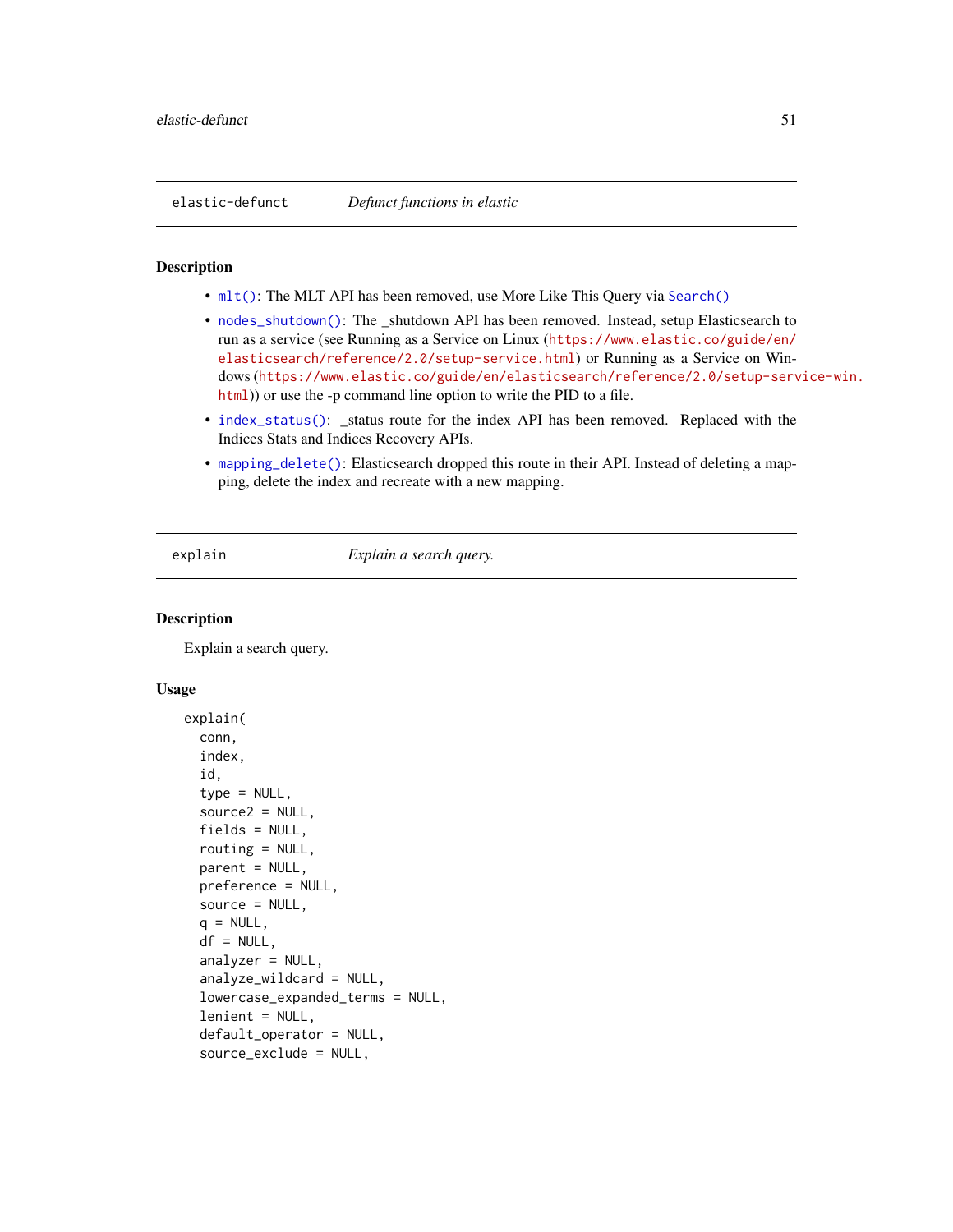## elastic-defunct    *Defunct functions in elastic*

### Description

- `mlt()`: The MLT API has been removed, use More Like This Query via `Search()`
- `nodes_shutdown()`: The _shutdown API has been removed. Instead, setup Elasticsearch to run as a service (see Running as a Service on Linux (https://www.elastic.co/guide/en/elasticsearch/reference/2.0/setup-service.html) or Running as a Service on Windows (https://www.elastic.co/guide/en/elasticsearch/reference/2.0/setup-service-win.html)) or use the -p command line option to write the PID to a file.
- `index_status()`: _status route for the index API has been removed. Replaced with the Indices Stats and Indices Recovery APIs.
- `mapping_delete()`: Elasticsearch dropped this route in their API. Instead of deleting a mapping, delete the index and recreate with a new mapping.

## explain    *Explain a search query.*

### Description

Explain a search query.

### Usage

```
explain(
  conn,
  index,
  id,
  type = NULL,
  source2 = NULL,
  fields = NULL,
  routing = NULL,
  parent = NULL,
  preference = NULL,
  source = NULL,
  q = NULL,
  df = NULL,
  analyzer = NULL,
  analyze_wildcard = NULL,
  lowercase_expanded_terms = NULL,
  lenient = NULL,
  default_operator = NULL,
  source_exclude = NULL,
```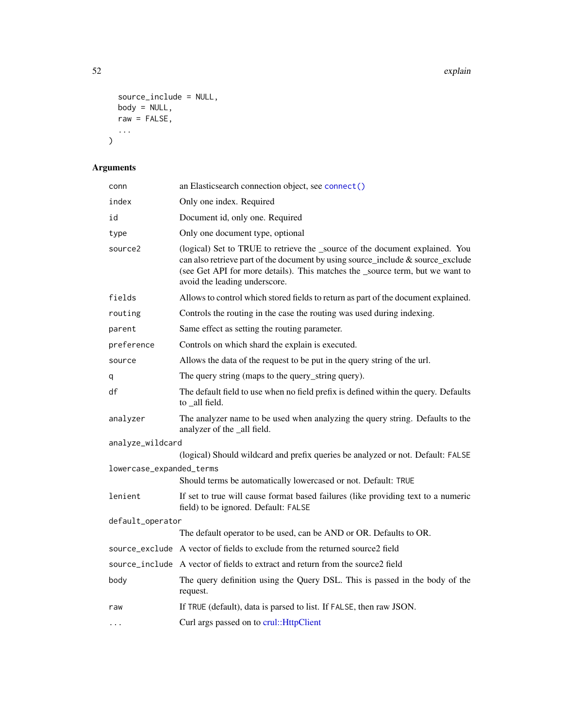```
  source_include = NULL,
  body = NULL,
  raw = FALSE,
  ...
)
```

## Arguments

| Argument | Description |
|---|---|
| conn | an Elasticsearch connection object, see connect() |
| index | Only one index. Required |
| id | Document id, only one. Required |
| type | Only one document type, optional |
| source2 | (logical) Set to TRUE to retrieve the _source of the document explained. You can also retrieve part of the document by using source_include & source_exclude (see Get API for more details). This matches the _source term, but we want to avoid the leading underscore. |
| fields | Allows to control which stored fields to return as part of the document explained. |
| routing | Controls the routing in the case the routing was used during indexing. |
| parent | Same effect as setting the routing parameter. |
| preference | Controls on which shard the explain is executed. |
| source | Allows the data of the request to be put in the query string of the url. |
| q | The query string (maps to the query_string query). |
| df | The default field to use when no field prefix is defined within the query. Defaults to _all field. |
| analyzer | The analyzer name to be used when analyzing the query string. Defaults to the analyzer of the _all field. |
| analyze_wildcard | (logical) Should wildcard and prefix queries be analyzed or not. Default: `FALSE` |
| lowercase_expanded_terms | Should terms be automatically lowercased or not. Default: `TRUE` |
| lenient | If set to true will cause format based failures (like providing text to a numeric field) to be ignored. Default: `FALSE` |
| default_operator | The default operator to be used, can be AND or OR. Defaults to OR. |
| source_exclude | A vector of fields to exclude from the returned source2 field |
| source_include | A vector of fields to extract and return from the source2 field |
| body | The query definition using the Query DSL. This is passed in the body of the request. |
| raw | If `TRUE` (default), data is parsed to list. If `FALSE`, then raw JSON. |
| ... | Curl args passed on to crul::HttpClient |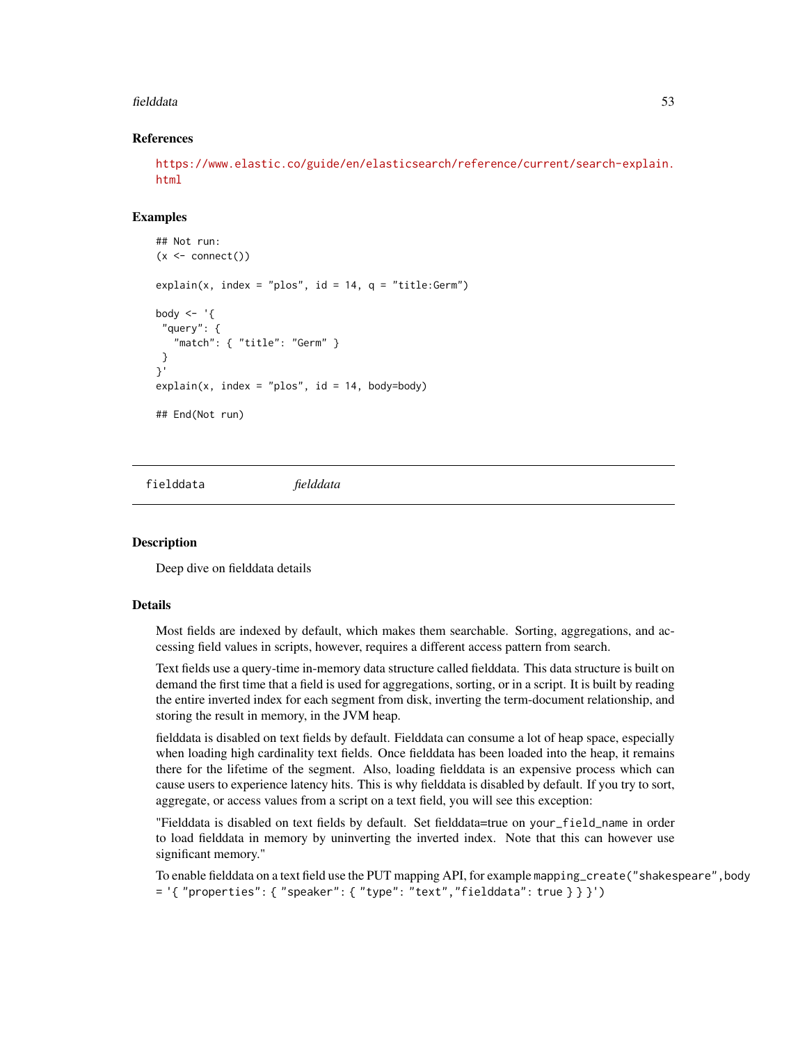### References

https://www.elastic.co/guide/en/elasticsearch/reference/current/search-explain.html

### Examples

```
## Not run:
(x <- connect())

explain(x, index = "plos", id = 14, q = "title:Germ")

body <- '{
 "query": {
   "match": { "title": "Germ" }
 }
}'
explain(x, index = "plos", id = 14, body=body)

## End(Not run)
```

---

`fielddata` *fielddata*

---

### Description

Deep dive on fielddata details

### Details

Most fields are indexed by default, which makes them searchable. Sorting, aggregations, and accessing field values in scripts, however, requires a different access pattern from search.

Text fields use a query-time in-memory data structure called fielddata. This data structure is built on demand the first time that a field is used for aggregations, sorting, or in a script. It is built by reading the entire inverted index for each segment from disk, inverting the term-document relationship, and storing the result in memory, in the JVM heap.

fielddata is disabled on text fields by default. Fielddata can consume a lot of heap space, especially when loading high cardinality text fields. Once fielddata has been loaded into the heap, it remains there for the lifetime of the segment. Also, loading fielddata is an expensive process which can cause users to experience latency hits. This is why fielddata is disabled by default. If you try to sort, aggregate, or access values from a script on a text field, you will see this exception:

"Fielddata is disabled on text fields by default. Set fielddata=true on `your_field_name` in order to load fielddata in memory by uninverting the inverted index. Note that this can however use significant memory."

To enable fielddata on a text field use the PUT mapping API, for example `mapping_create("shakespeare",body = '{ "properties": { "speaker": { "type": "text","fielddata": true } } }')`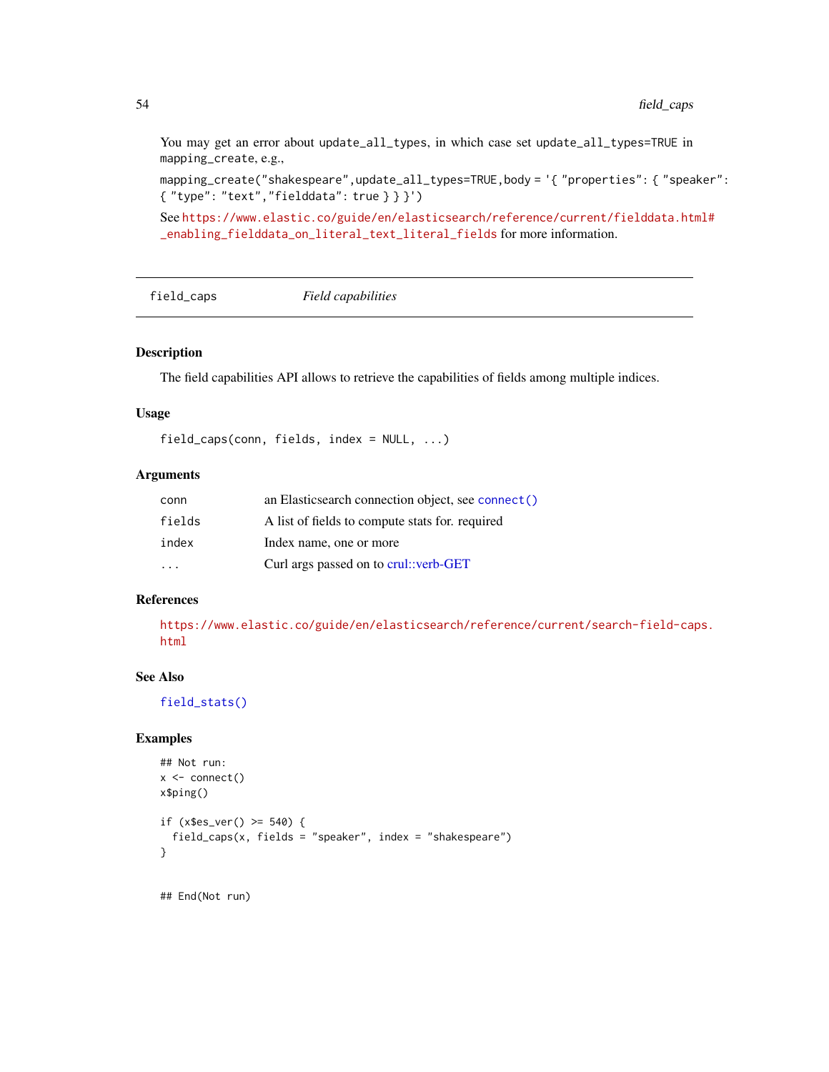You may get an error about `update_all_types`, in which case set `update_all_types=TRUE` in `mapping_create`, e.g.,

`mapping_create("shakespeare",update_all_types=TRUE,body = '{ "properties": { "speaker": { "type": "text","fielddata": true } } }')`

See https://www.elastic.co/guide/en/elasticsearch/reference/current/fielddata.html#_enabling_fielddata_on_literal_text_literal_fields for more information.

---

## field_caps — *Field capabilities*

---

### Description

The field capabilities API allows to retrieve the capabilities of fields among multiple indices.

### Usage

```
field_caps(conn, fields, index = NULL, ...)
```

### Arguments

| | |
|---|---|
| `conn` | an Elasticsearch connection object, see `connect()` |
| `fields` | A list of fields to compute stats for. required |
| `index` | Index name, one or more |
| `...` | Curl args passed on to crul::verb-GET |

### References

https://www.elastic.co/guide/en/elasticsearch/reference/current/search-field-caps.html

### See Also

`field_stats()`

### Examples

```
## Not run:
x <- connect()
x$ping()

if (x$es_ver() >= 540) {
  field_caps(x, fields = "speaker", index = "shakespeare")
}


## End(Not run)
```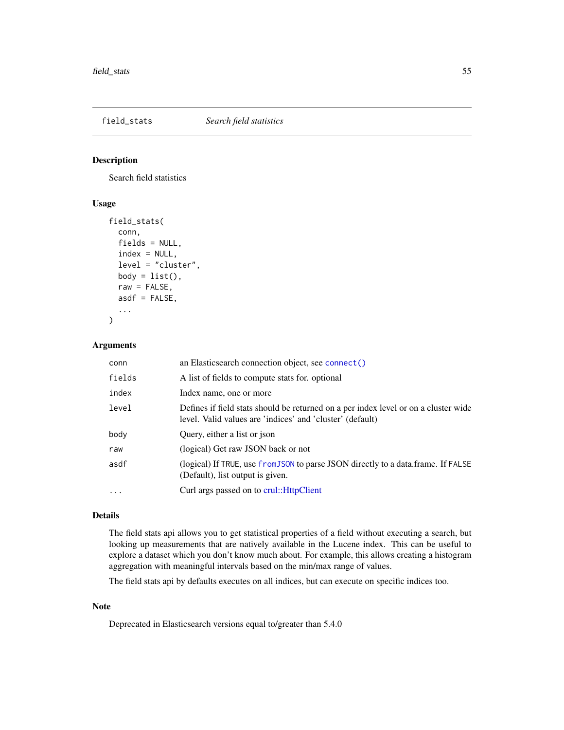## field_stats *Search field statistics*

### Description

Search field statistics

### Usage

```
field_stats(
  conn,
  fields = NULL,
  index = NULL,
  level = "cluster",
  body = list(),
  raw = FALSE,
  asdf = FALSE,
  ...
)
```

### Arguments

| | |
|---|---|
| conn | an Elasticsearch connection object, see `connect()` |
| fields | A list of fields to compute stats for. optional |
| index | Index name, one or more |
| level | Defines if field stats should be returned on a per index level or on a cluster wide level. Valid values are 'indices' and 'cluster' (default) |
| body | Query, either a list or json |
| raw | (logical) Get raw JSON back or not |
| asdf | (logical) If `TRUE`, use `fromJSON` to parse JSON directly to a data.frame. If `FALSE` (Default), list output is given. |
| ... | Curl args passed on to crul::HttpClient |

### Details

The field stats api allows you to get statistical properties of a field without executing a search, but looking up measurements that are natively available in the Lucene index. This can be useful to explore a dataset which you don't know much about. For example, this allows creating a histogram aggregation with meaningful intervals based on the min/max range of values.

The field stats api by defaults executes on all indices, but can execute on specific indices too.

### Note

Deprecated in Elasticsearch versions equal to/greater than 5.4.0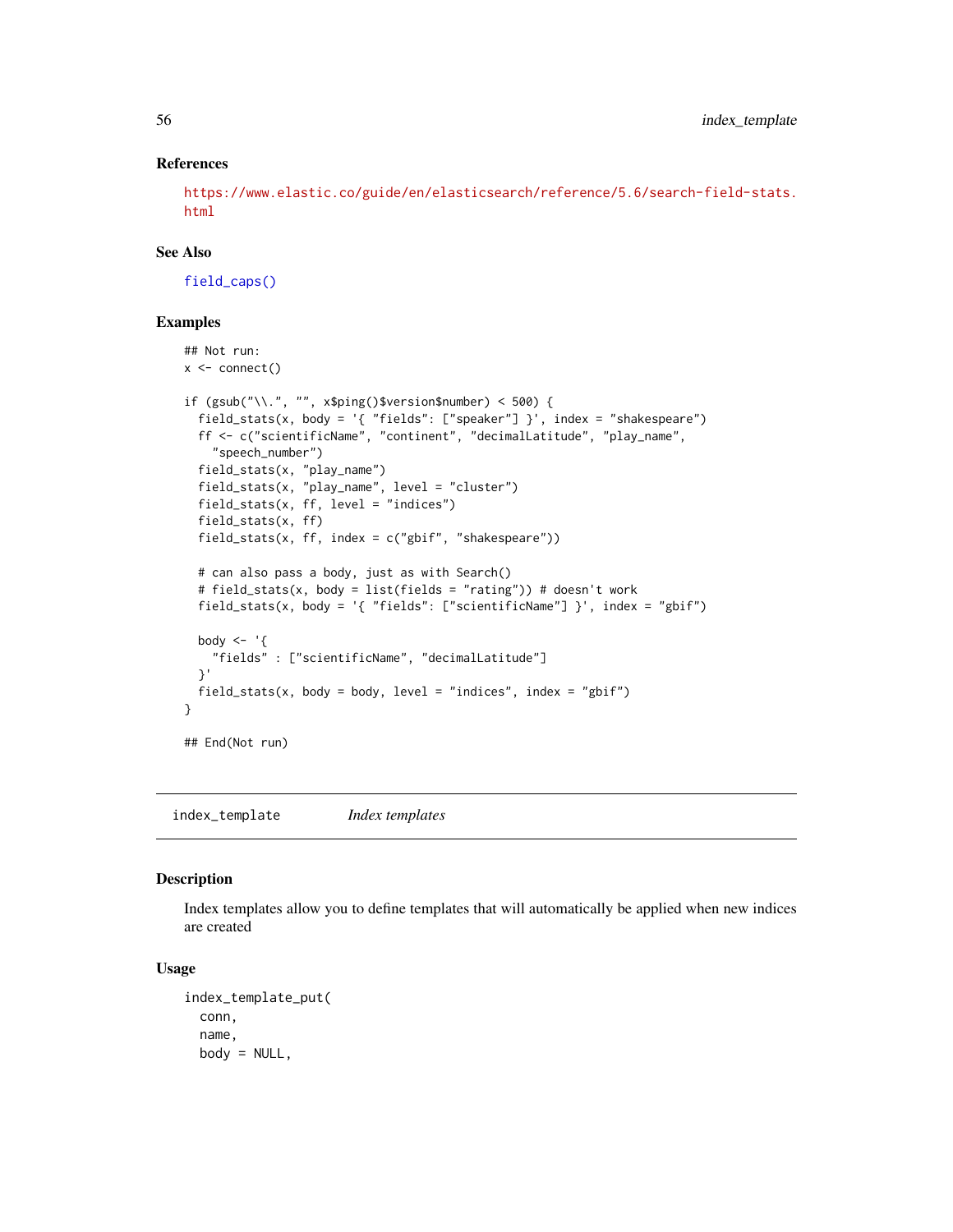### References

https://www.elastic.co/guide/en/elasticsearch/reference/5.6/search-field-stats.html

### See Also

field_caps()

### Examples

```
## Not run:
x <- connect()

if (gsub("\\.", "", x$ping()$version$number) < 500) {
  field_stats(x, body = '{ "fields": ["speaker"] }', index = "shakespeare")
  ff <- c("scientificName", "continent", "decimalLatitude", "play_name",
    "speech_number")
  field_stats(x, "play_name")
  field_stats(x, "play_name", level = "cluster")
  field_stats(x, ff, level = "indices")
  field_stats(x, ff)
  field_stats(x, ff, index = c("gbif", "shakespeare"))

  # can also pass a body, just as with Search()
  # field_stats(x, body = list(fields = "rating")) # doesn't work
  field_stats(x, body = '{ "fields": ["scientificName"] }', index = "gbif")

  body <- '{
    "fields" : ["scientificName", "decimalLatitude"]
  }'
  field_stats(x, body = body, level = "indices", index = "gbif")
}

## End(Not run)
```

---

## index_template    *Index templates*

### Description

Index templates allow you to define templates that will automatically be applied when new indices are created

### Usage

```
index_template_put(
  conn,
  name,
  body = NULL,
```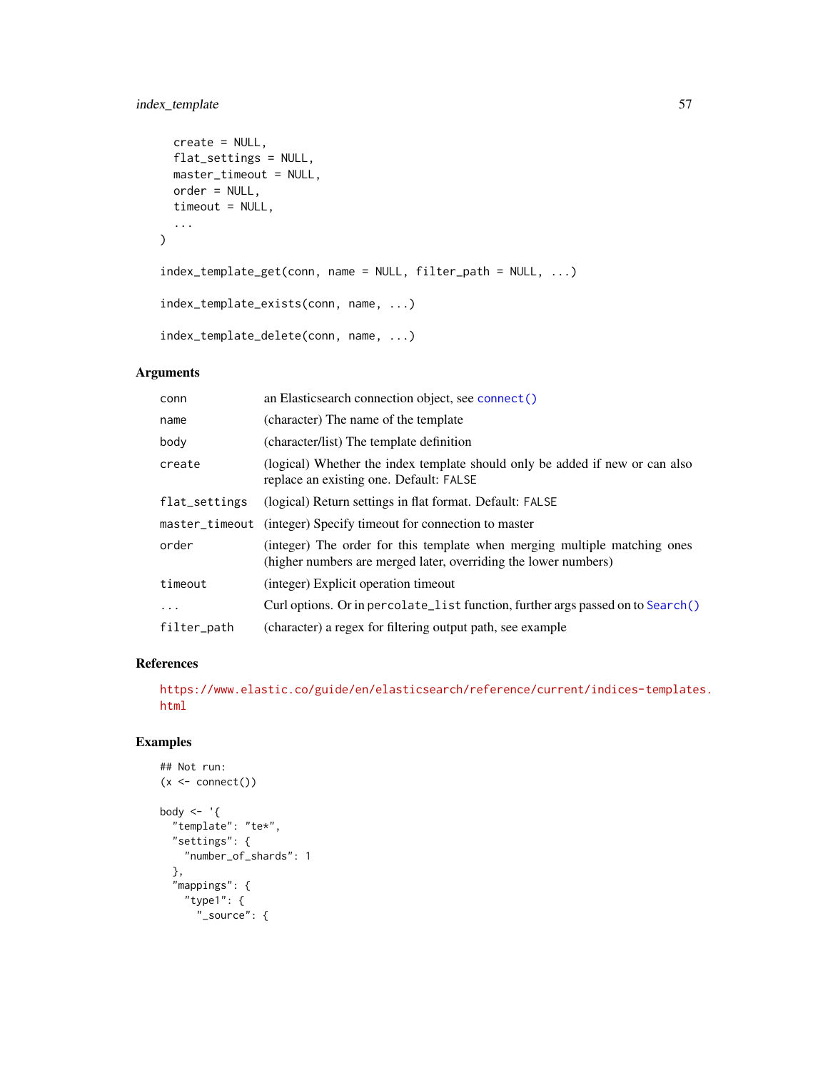```
  create = NULL,
  flat_settings = NULL,
  master_timeout = NULL,
  order = NULL,
  timeout = NULL,
  ...
)

index_template_get(conn, name = NULL, filter_path = NULL, ...)

index_template_exists(conn, name, ...)

index_template_delete(conn, name, ...)
```

## Arguments

| | |
|---|---|
| conn | an Elasticsearch connection object, see connect() |
| name | (character) The name of the template |
| body | (character/list) The template definition |
| create | (logical) Whether the index template should only be added if new or can also replace an existing one. Default: FALSE |
| flat_settings | (logical) Return settings in flat format. Default: FALSE |
| master_timeout | (integer) Specify timeout for connection to master |
| order | (integer) The order for this template when merging multiple matching ones (higher numbers are merged later, overriding the lower numbers) |
| timeout | (integer) Explicit operation timeout |
| ... | Curl options. Or in percolate_list function, further args passed on to Search() |
| filter_path | (character) a regex for filtering output path, see example |

## References

https://www.elastic.co/guide/en/elasticsearch/reference/current/indices-templates.html

## Examples

```
## Not run:
(x <- connect())

body <- '{
  "template": "te*",
  "settings": {
    "number_of_shards": 1
  },
  "mappings": {
    "type1": {
      "_source": {
```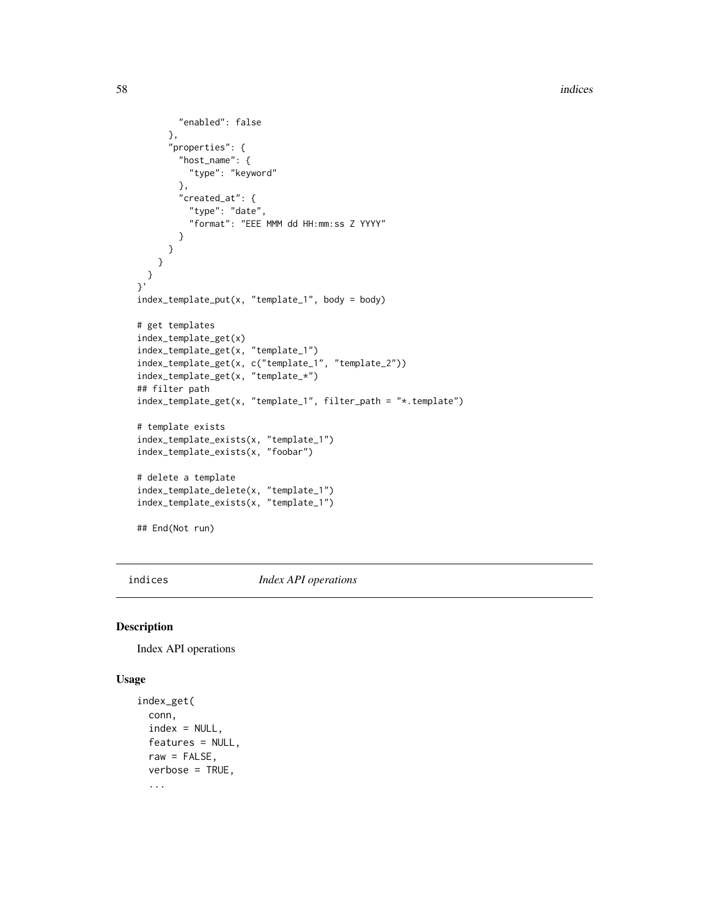```
        "enabled": false
      },
      "properties": {
        "host_name": {
          "type": "keyword"
        },
        "created_at": {
          "type": "date",
          "format": "EEE MMM dd HH:mm:ss Z YYYY"
        }
      }
    }
  }
}'
index_template_put(x, "template_1", body = body)

# get templates
index_template_get(x)
index_template_get(x, "template_1")
index_template_get(x, c("template_1", "template_2"))
index_template_get(x, "template_*")
## filter path
index_template_get(x, "template_1", filter_path = "*.template")

# template exists
index_template_exists(x, "template_1")
index_template_exists(x, "foobar")

# delete a template
index_template_delete(x, "template_1")
index_template_exists(x, "template_1")

## End(Not run)
```

## indices — *Index API operations*

### Description

Index API operations

### Usage

```
index_get(
  conn,
  index = NULL,
  features = NULL,
  raw = FALSE,
  verbose = TRUE,
  ...
```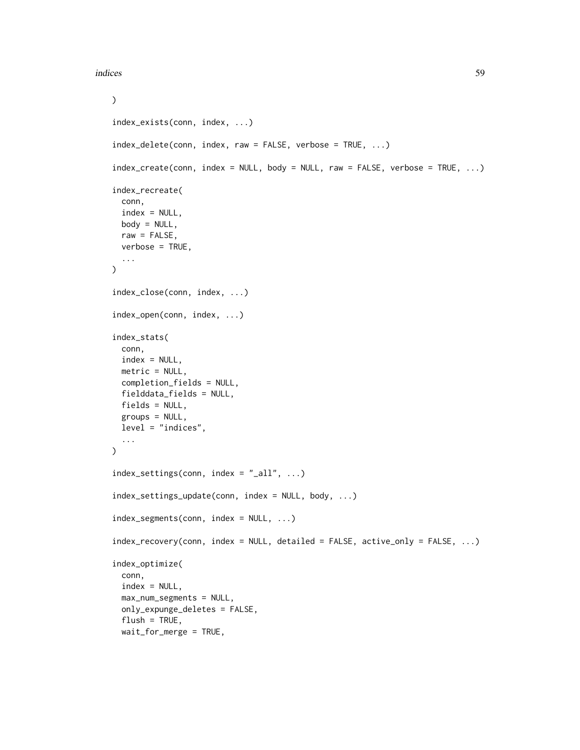```
)

index_exists(conn, index, ...)

index_delete(conn, index, raw = FALSE, verbose = TRUE, ...)

index_create(conn, index = NULL, body = NULL, raw = FALSE, verbose = TRUE, ...)

index_recreate(
  conn,
  index = NULL,
  body = NULL,
  raw = FALSE,
  verbose = TRUE,
  ...
)

index_close(conn, index, ...)

index_open(conn, index, ...)

index_stats(
  conn,
  index = NULL,
  metric = NULL,
  completion_fields = NULL,
  fielddata_fields = NULL,
  fields = NULL,
  groups = NULL,
  level = "indices",
  ...
)

index_settings(conn, index = "_all", ...)

index_settings_update(conn, index = NULL, body, ...)

index_segments(conn, index = NULL, ...)

index_recovery(conn, index = NULL, detailed = FALSE, active_only = FALSE, ...)

index_optimize(
  conn,
  index = NULL,
  max_num_segments = NULL,
  only_expunge_deletes = FALSE,
  flush = TRUE,
  wait_for_merge = TRUE,
```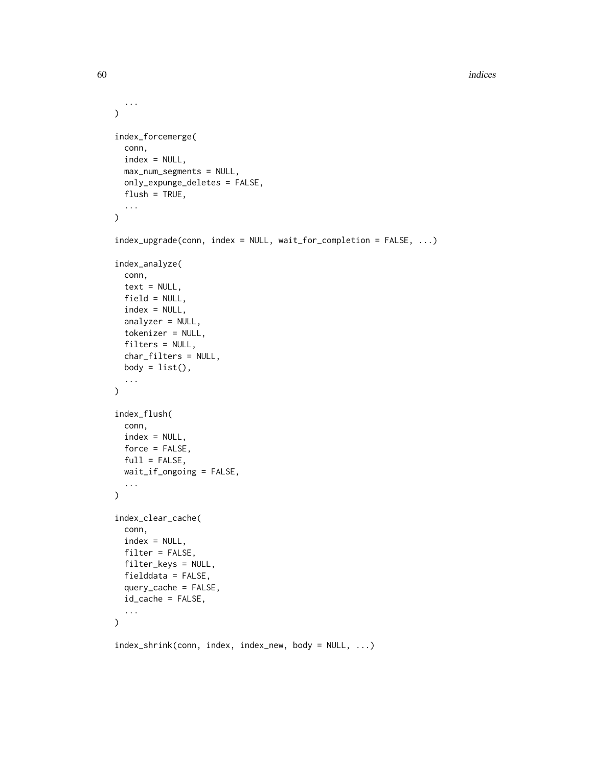```
  ...
)

index_forcemerge(
  conn,
  index = NULL,
  max_num_segments = NULL,
  only_expunge_deletes = FALSE,
  flush = TRUE,
  ...
)

index_upgrade(conn, index = NULL, wait_for_completion = FALSE, ...)

index_analyze(
  conn,
  text = NULL,
  field = NULL,
  index = NULL,
  analyzer = NULL,
  tokenizer = NULL,
  filters = NULL,
  char_filters = NULL,
  body = list(),
  ...
)

index_flush(
  conn,
  index = NULL,
  force = FALSE,
  full = FALSE,
  wait_if_ongoing = FALSE,
  ...
)

index_clear_cache(
  conn,
  index = NULL,
  filter = FALSE,
  filter_keys = NULL,
  fielddata = FALSE,
  query_cache = FALSE,
  id_cache = FALSE,
  ...
)

index_shrink(conn, index, index_new, body = NULL, ...)
```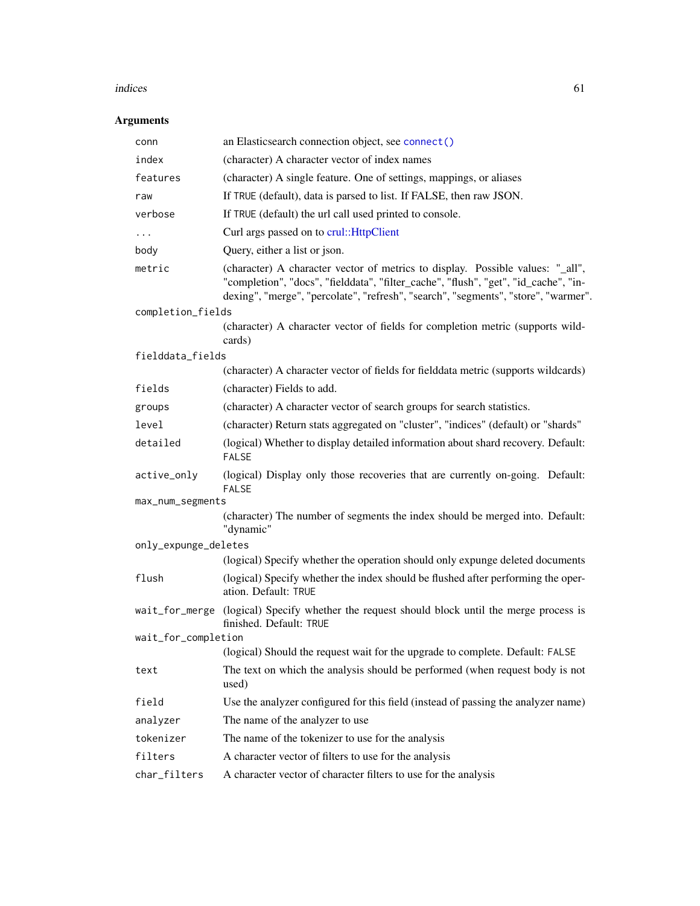## Arguments

| | |
|---|---|
| `conn` | an Elasticsearch connection object, see `connect()` |
| `index` | (character) A character vector of index names |
| `features` | (character) A single feature. One of settings, mappings, or aliases |
| `raw` | If `TRUE` (default), data is parsed to list. If FALSE, then raw JSON. |
| `verbose` | If `TRUE` (default) the url call used printed to console. |
| `...` | Curl args passed on to crul::HttpClient |
| `body` | Query, either a list or json. |
| `metric` | (character) A character vector of metrics to display. Possible values: "_all", "completion", "docs", "fielddata", "filter_cache", "flush", "get", "id_cache", "indexing", "merge", "percolate", "refresh", "search", "segments", "store", "warmer". |
| `completion_fields` | (character) A character vector of fields for completion metric (supports wildcards) |
| `fielddata_fields` | (character) A character vector of fields for fielddata metric (supports wildcards) |
| `fields` | (character) Fields to add. |
| `groups` | (character) A character vector of search groups for search statistics. |
| `level` | (character) Return stats aggregated on "cluster", "indices" (default) or "shards" |
| `detailed` | (logical) Whether to display detailed information about shard recovery. Default: `FALSE` |
| `active_only` | (logical) Display only those recoveries that are currently on-going. Default: `FALSE` |
| `max_num_segments` | (character) The number of segments the index should be merged into. Default: "dynamic" |
| `only_expunge_deletes` | (logical) Specify whether the operation should only expunge deleted documents |
| `flush` | (logical) Specify whether the index should be flushed after performing the operation. Default: `TRUE` |
| `wait_for_merge` | (logical) Specify whether the request should block until the merge process is finished. Default: `TRUE` |
| `wait_for_completion` | (logical) Should the request wait for the upgrade to complete. Default: `FALSE` |
| `text` | The text on which the analysis should be performed (when request body is not used) |
| `field` | Use the analyzer configured for this field (instead of passing the analyzer name) |
| `analyzer` | The name of the analyzer to use |
| `tokenizer` | The name of the tokenizer to use for the analysis |
| `filters` | A character vector of filters to use for the analysis |
| `char_filters` | A character vector of character filters to use for the analysis |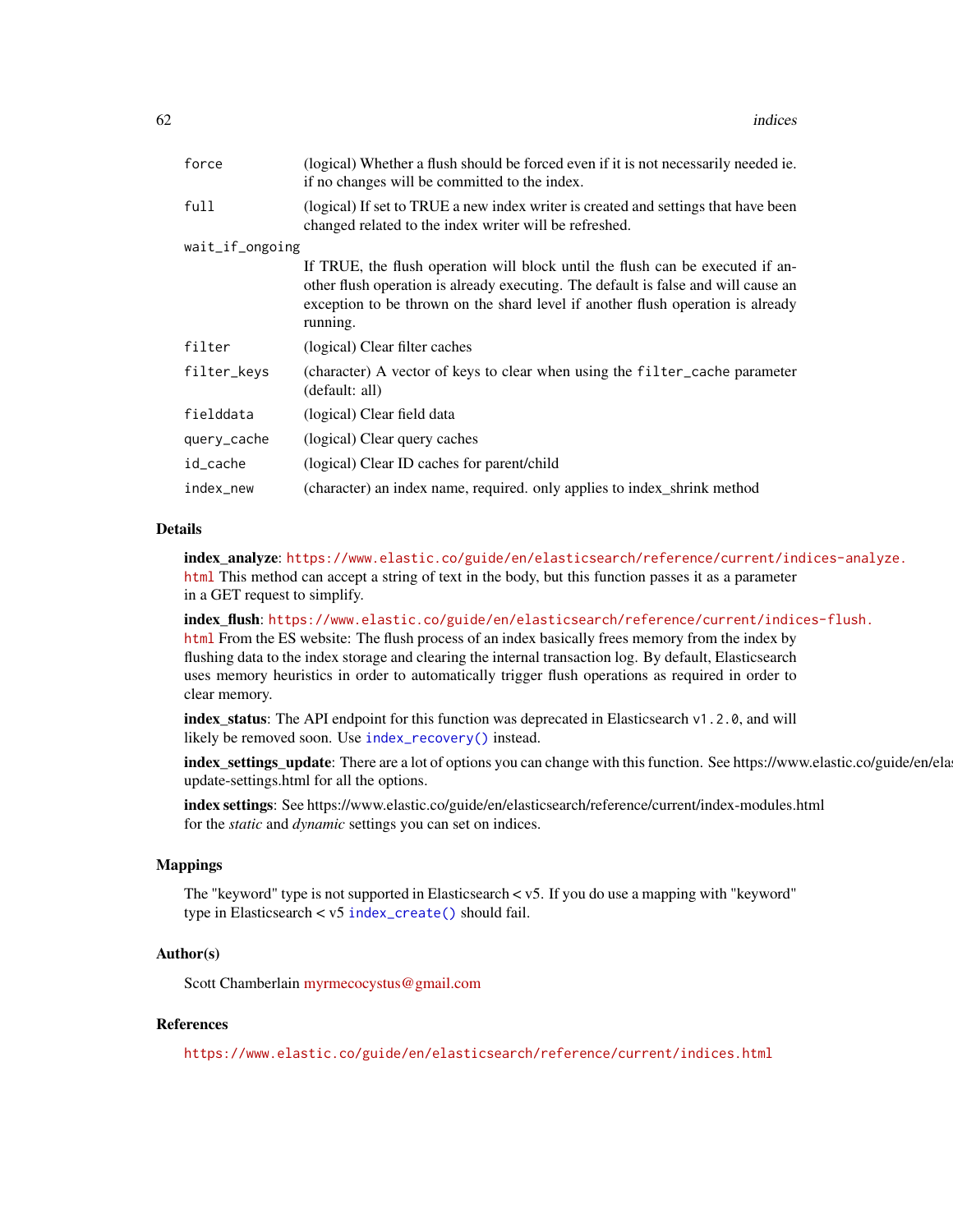| | |
|---|---|
| `force` | (logical) Whether a flush should be forced even if it is not necessarily needed ie. if no changes will be committed to the index. |
| `full` | (logical) If set to TRUE a new index writer is created and settings that have been changed related to the index writer will be refreshed. |
| `wait_if_ongoing` | If TRUE, the flush operation will block until the flush can be executed if another flush operation is already executing. The default is false and will cause an exception to be thrown on the shard level if another flush operation is already running. |
| `filter` | (logical) Clear filter caches |
| `filter_keys` | (character) A vector of keys to clear when using the `filter_cache` parameter (default: all) |
| `fielddata` | (logical) Clear field data |
| `query_cache` | (logical) Clear query caches |
| `id_cache` | (logical) Clear ID caches for parent/child |
| `index_new` | (character) an index name, required. only applies to index_shrink method |

## Details

**index_analyze**: https://www.elastic.co/guide/en/elasticsearch/reference/current/indices-analyze.html This method can accept a string of text in the body, but this function passes it as a parameter in a GET request to simplify.

**index_flush**: https://www.elastic.co/guide/en/elasticsearch/reference/current/indices-flush.html From the ES website: The flush process of an index basically frees memory from the index by flushing data to the index storage and clearing the internal transaction log. By default, Elasticsearch uses memory heuristics in order to automatically trigger flush operations as required in order to clear memory.

**index_status**: The API endpoint for this function was deprecated in Elasticsearch `v1.2.0`, and will likely be removed soon. Use `index_recovery()` instead.

**index_settings_update**: There are a lot of options you can change with this function. See https://www.elastic.co/guide/en/elasticsearch/reference/current/indices-update-settings.html for all the options.

**index settings**: See https://www.elastic.co/guide/en/elasticsearch/reference/current/index-modules.html for the *static* and *dynamic* settings you can set on indices.

## Mappings

The "keyword" type is not supported in Elasticsearch < v5. If you do use a mapping with "keyword" type in Elasticsearch < v5 `index_create()` should fail.

## Author(s)

Scott Chamberlain myrmecocystus@gmail.com

## References

https://www.elastic.co/guide/en/elasticsearch/reference/current/indices.html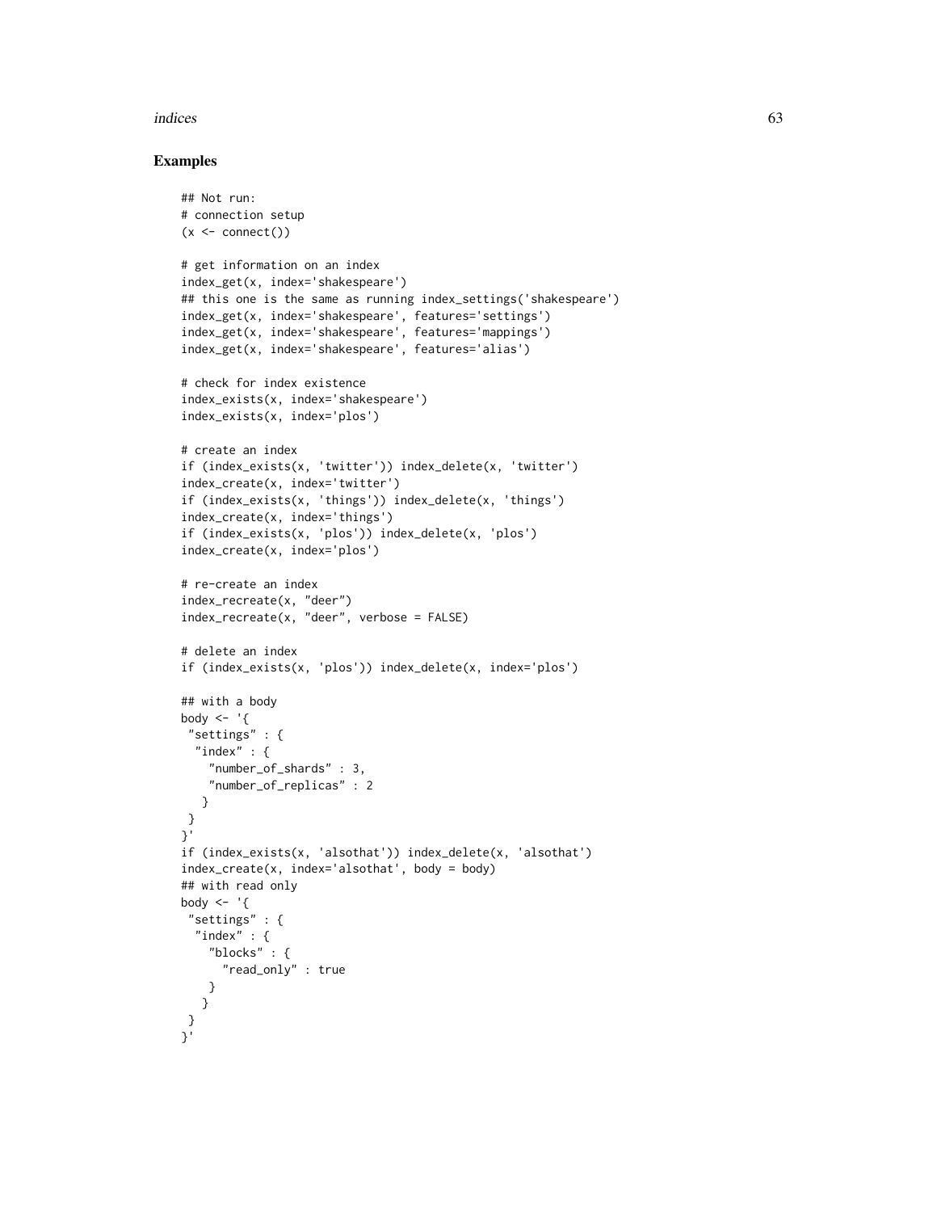## Examples

```
## Not run:
# connection setup
(x <- connect())

# get information on an index
index_get(x, index='shakespeare')
## this one is the same as running index_settings('shakespeare')
index_get(x, index='shakespeare', features='settings')
index_get(x, index='shakespeare', features='mappings')
index_get(x, index='shakespeare', features='alias')

# check for index existence
index_exists(x, index='shakespeare')
index_exists(x, index='plos')

# create an index
if (index_exists(x, 'twitter')) index_delete(x, 'twitter')
index_create(x, index='twitter')
if (index_exists(x, 'things')) index_delete(x, 'things')
index_create(x, index='things')
if (index_exists(x, 'plos')) index_delete(x, 'plos')
index_create(x, index='plos')

# re-create an index
index_recreate(x, "deer")
index_recreate(x, "deer", verbose = FALSE)

# delete an index
if (index_exists(x, 'plos')) index_delete(x, index='plos')

## with a body
body <- '{
 "settings" : {
  "index" : {
    "number_of_shards" : 3,
    "number_of_replicas" : 2
   }
 }
}'
if (index_exists(x, 'alsothat')) index_delete(x, 'alsothat')
index_create(x, index='alsothat', body = body)
## with read only
body <- '{
 "settings" : {
  "index" : {
    "blocks" : {
      "read_only" : true
    }
   }
 }
}'
```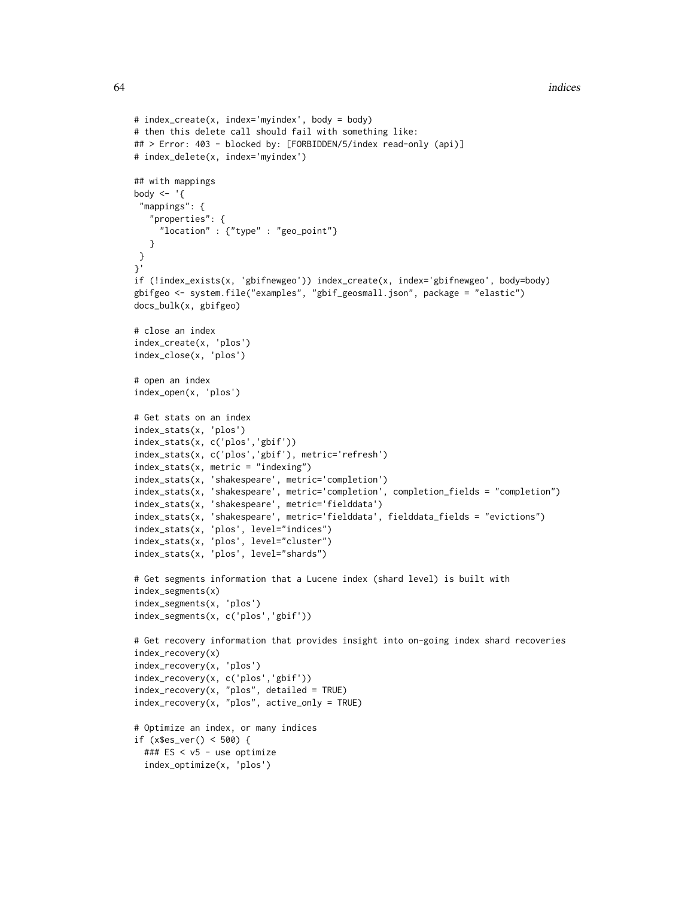```
# index_create(x, index='myindex', body = body)
# then this delete call should fail with something like:
## > Error: 403 - blocked by: [FORBIDDEN/5/index read-only (api)]
# index_delete(x, index='myindex')

## with mappings
body <- '{
 "mappings": {
   "properties": {
     "location" : {"type" : "geo_point"}
   }
 }
}'
if (!index_exists(x, 'gbifnewgeo')) index_create(x, index='gbifnewgeo', body=body)
gbifgeo <- system.file("examples", "gbif_geosmall.json", package = "elastic")
docs_bulk(x, gbifgeo)

# close an index
index_create(x, 'plos')
index_close(x, 'plos')

# open an index
index_open(x, 'plos')

# Get stats on an index
index_stats(x, 'plos')
index_stats(x, c('plos','gbif'))
index_stats(x, c('plos','gbif'), metric='refresh')
index_stats(x, metric = "indexing")
index_stats(x, 'shakespeare', metric='completion')
index_stats(x, 'shakespeare', metric='completion', completion_fields = "completion")
index_stats(x, 'shakespeare', metric='fielddata')
index_stats(x, 'shakespeare', metric='fielddata', fielddata_fields = "evictions")
index_stats(x, 'plos', level="indices")
index_stats(x, 'plos', level="cluster")
index_stats(x, 'plos', level="shards")

# Get segments information that a Lucene index (shard level) is built with
index_segments(x)
index_segments(x, 'plos')
index_segments(x, c('plos','gbif'))

# Get recovery information that provides insight into on-going index shard recoveries
index_recovery(x)
index_recovery(x, 'plos')
index_recovery(x, c('plos','gbif'))
index_recovery(x, "plos", detailed = TRUE)
index_recovery(x, "plos", active_only = TRUE)

# Optimize an index, or many indices
if (x$es_ver() < 500) {
  ### ES < v5 - use optimize
  index_optimize(x, 'plos')
```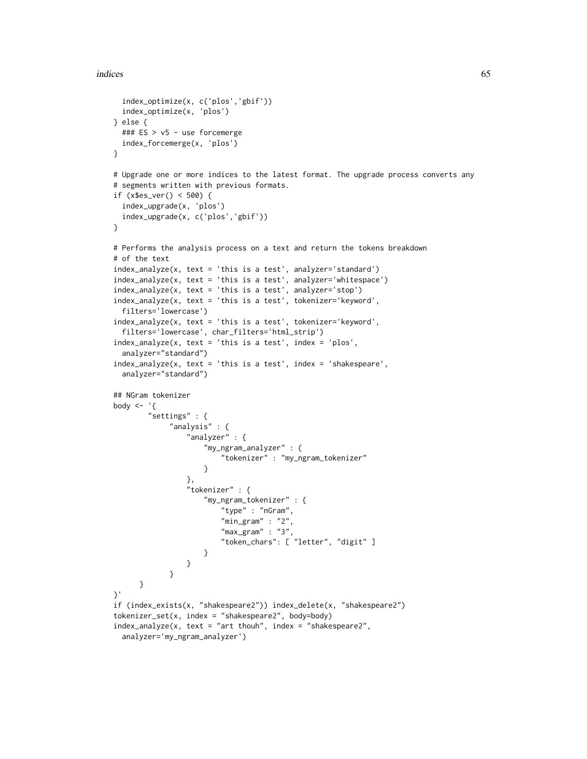```
  index_optimize(x, c('plos','gbif'))
  index_optimize(x, 'plos')
} else {
  ### ES > v5 - use forcemerge
  index_forcemerge(x, 'plos')
}

# Upgrade one or more indices to the latest format. The upgrade process converts any
# segments written with previous formats.
if (x$es_ver() < 500) {
  index_upgrade(x, 'plos')
  index_upgrade(x, c('plos','gbif'))
}

# Performs the analysis process on a text and return the tokens breakdown
# of the text
index_analyze(x, text = 'this is a test', analyzer='standard')
index_analyze(x, text = 'this is a test', analyzer='whitespace')
index_analyze(x, text = 'this is a test', analyzer='stop')
index_analyze(x, text = 'this is a test', tokenizer='keyword',
  filters='lowercase')
index_analyze(x, text = 'this is a test', tokenizer='keyword',
  filters='lowercase', char_filters='html_strip')
index_analyze(x, text = 'this is a test', index = 'plos',
  analyzer="standard")
index_analyze(x, text = 'this is a test', index = 'shakespeare',
  analyzer="standard")

## NGram tokenizer
body <- '{
        "settings" : {
             "analysis" : {
                 "analyzer" : {
                     "my_ngram_analyzer" : {
                         "tokenizer" : "my_ngram_tokenizer"
                     }
                 },
                 "tokenizer" : {
                     "my_ngram_tokenizer" : {
                         "type" : "nGram",
                         "min_gram" : "2",
                         "max_gram" : "3",
                         "token_chars": [ "letter", "digit" ]
                     }
                 }
             }
      }
}'
if (index_exists(x, "shakespeare2")) index_delete(x, "shakespeare2")
tokenizer_set(x, index = "shakespeare2", body=body)
index_analyze(x, text = "art thouh", index = "shakespeare2",
  analyzer='my_ngram_analyzer')
```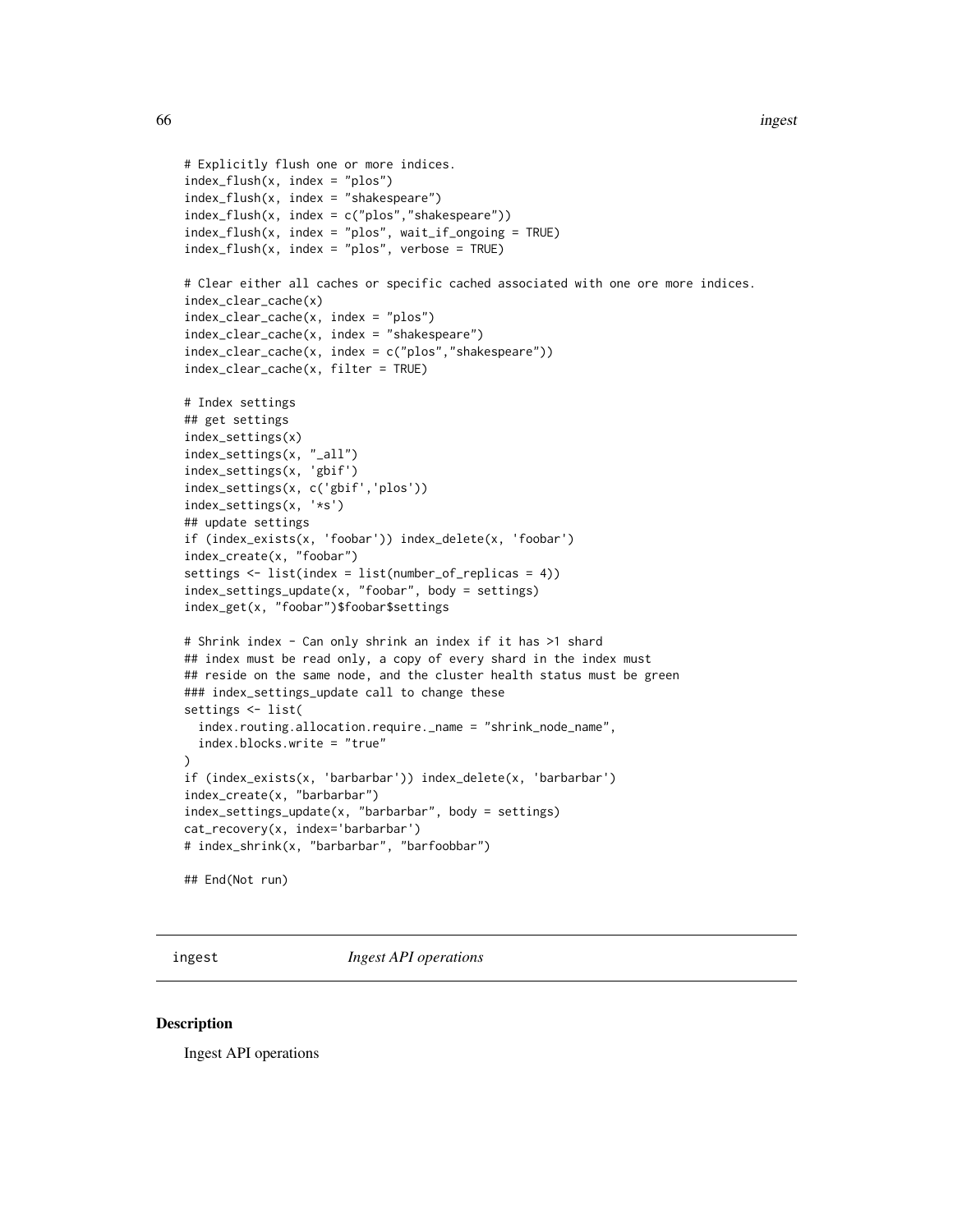```
# Explicitly flush one or more indices.
index_flush(x, index = "plos")
index_flush(x, index = "shakespeare")
index_flush(x, index = c("plos","shakespeare"))
index_flush(x, index = "plos", wait_if_ongoing = TRUE)
index_flush(x, index = "plos", verbose = TRUE)

# Clear either all caches or specific cached associated with one ore more indices.
index_clear_cache(x)
index_clear_cache(x, index = "plos")
index_clear_cache(x, index = "shakespeare")
index_clear_cache(x, index = c("plos","shakespeare"))
index_clear_cache(x, filter = TRUE)

# Index settings
## get settings
index_settings(x)
index_settings(x, "_all")
index_settings(x, 'gbif')
index_settings(x, c('gbif','plos'))
index_settings(x, '*s')
## update settings
if (index_exists(x, 'foobar')) index_delete(x, 'foobar')
index_create(x, "foobar")
settings <- list(index = list(number_of_replicas = 4))
index_settings_update(x, "foobar", body = settings)
index_get(x, "foobar")$foobar$settings

# Shrink index - Can only shrink an index if it has >1 shard
## index must be read only, a copy of every shard in the index must
## reside on the same node, and the cluster health status must be green
### index_settings_update call to change these
settings <- list(
  index.routing.allocation.require._name = "shrink_node_name",
  index.blocks.write = "true"
)
if (index_exists(x, 'barbarbar')) index_delete(x, 'barbarbar')
index_create(x, "barbarbar")
index_settings_update(x, "barbarbar", body = settings)
cat_recovery(x, index='barbarbar')
# index_shrink(x, "barbarbar", "barfoobbar")

## End(Not run)
```

## ingest *Ingest API operations*

### Description

Ingest API operations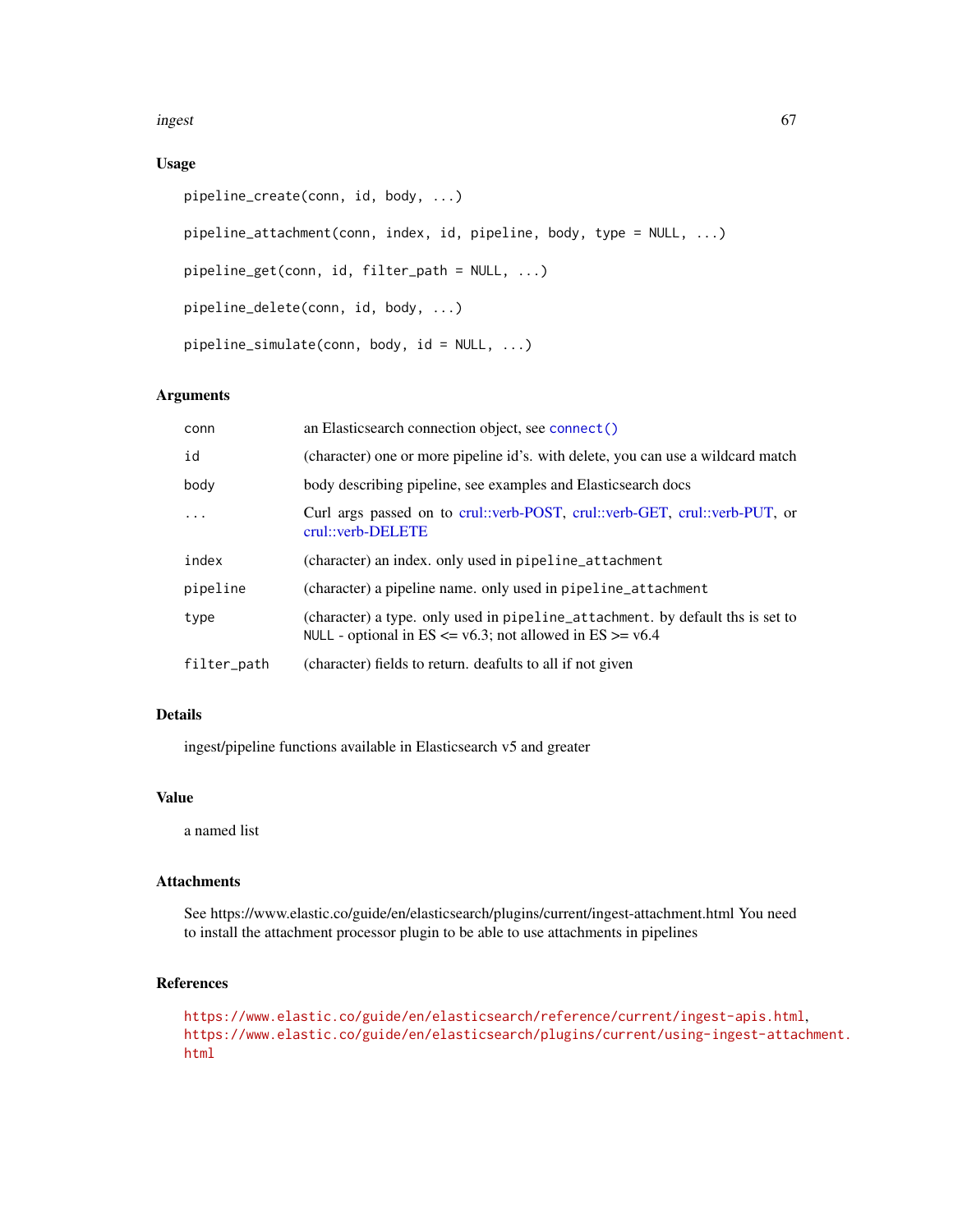### Usage

```
pipeline_create(conn, id, body, ...)

pipeline_attachment(conn, index, id, pipeline, body, type = NULL, ...)

pipeline_get(conn, id, filter_path = NULL, ...)

pipeline_delete(conn, id, body, ...)

pipeline_simulate(conn, body, id = NULL, ...)
```

### Arguments

| | |
|---|---|
| conn | an Elasticsearch connection object, see `connect()` |
| id | (character) one or more pipeline id's. with delete, you can use a wildcard match |
| body | body describing pipeline, see examples and Elasticsearch docs |
| ... | Curl args passed on to crul::verb-POST, crul::verb-GET, crul::verb-PUT, or crul::verb-DELETE |
| index | (character) an index. only used in `pipeline_attachment` |
| pipeline | (character) a pipeline name. only used in `pipeline_attachment` |
| type | (character) a type. only used in `pipeline_attachment`. by default ths is set to `NULL` - optional in ES <= v6.3; not allowed in ES >= v6.4 |
| filter_path | (character) fields to return. deafults to all if not given |

### Details

ingest/pipeline functions available in Elasticsearch v5 and greater

### Value

a named list

### Attachments

See https://www.elastic.co/guide/en/elasticsearch/plugins/current/ingest-attachment.html You need to install the attachment processor plugin to be able to use attachments in pipelines

### References

https://www.elastic.co/guide/en/elasticsearch/reference/current/ingest-apis.html, https://www.elastic.co/guide/en/elasticsearch/plugins/current/using-ingest-attachment.html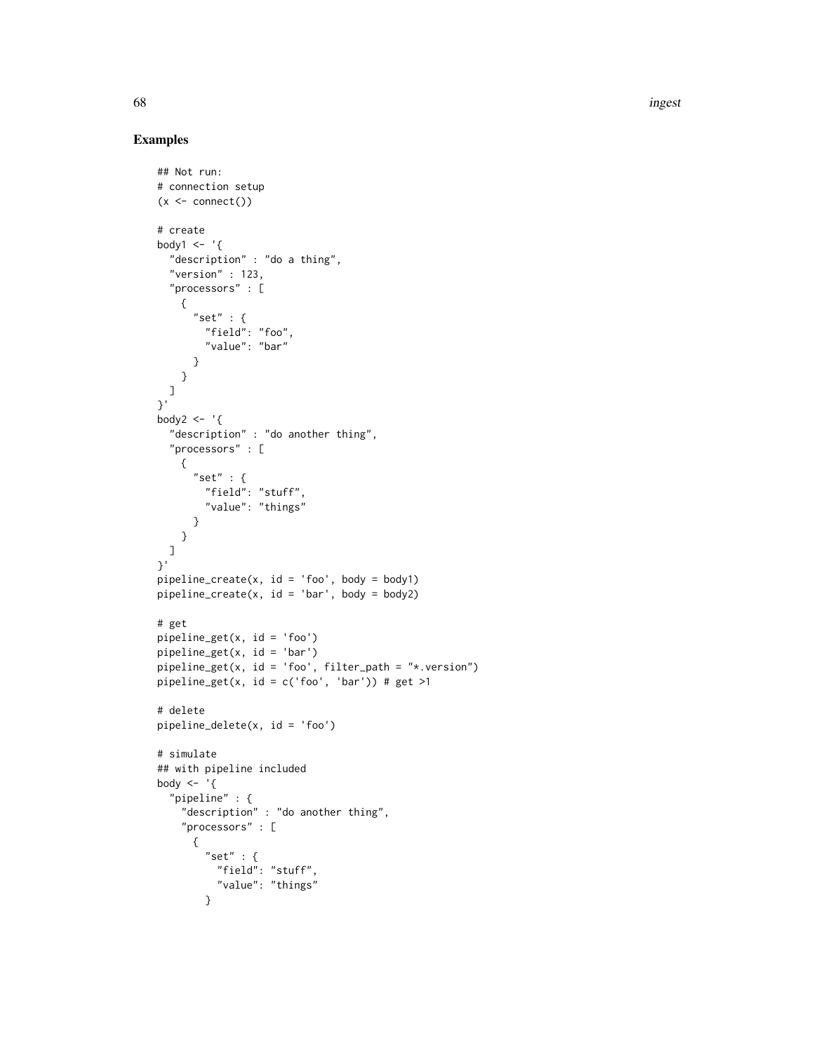## Examples

```
## Not run:
# connection setup
(x <- connect())

# create
body1 <- '{
  "description" : "do a thing",
  "version" : 123,
  "processors" : [
    {
      "set" : {
        "field": "foo",
        "value": "bar"
      }
    }
  ]
}'
body2 <- '{
  "description" : "do another thing",
  "processors" : [
    {
      "set" : {
        "field": "stuff",
        "value": "things"
      }
    }
  ]
}'
pipeline_create(x, id = 'foo', body = body1)
pipeline_create(x, id = 'bar', body = body2)

# get
pipeline_get(x, id = 'foo')
pipeline_get(x, id = 'bar')
pipeline_get(x, id = 'foo', filter_path = "*.version")
pipeline_get(x, id = c('foo', 'bar')) # get >1

# delete
pipeline_delete(x, id = 'foo')

# simulate
## with pipeline included
body <- '{
  "pipeline" : {
    "description" : "do another thing",
    "processors" : [
      {
        "set" : {
          "field": "stuff",
          "value": "things"
        }
```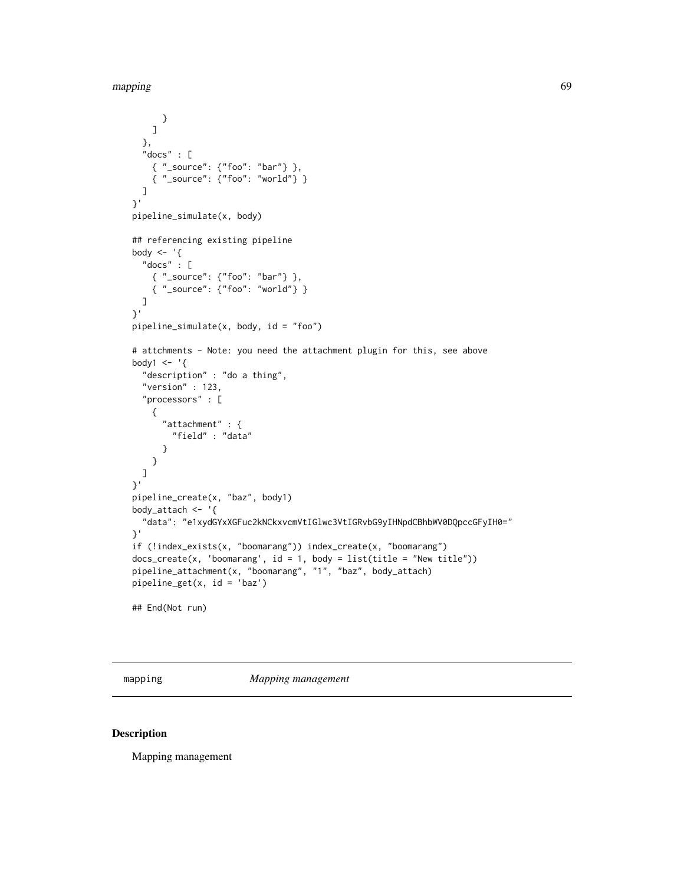```
      }
    ]
  },
  "docs" : [
    { "_source": {"foo": "bar"} },
    { "_source": {"foo": "world"} }
  ]
}'
pipeline_simulate(x, body)

## referencing existing pipeline
body <- '{
  "docs" : [
    { "_source": {"foo": "bar"} },
    { "_source": {"foo": "world"} }
  ]
}'
pipeline_simulate(x, body, id = "foo")

# attchments - Note: you need the attachment plugin for this, see above
body1 <- '{
  "description" : "do a thing",
  "version" : 123,
  "processors" : [
    {
      "attachment" : {
        "field" : "data"
      }
    }
  ]
}'
pipeline_create(x, "baz", body1)
body_attach <- '{
  "data": "e1xydGYxXGFuc2kNCkxvcmVtIGlwc3VtIGRvbG9yIHNpdCBhbWV0DQpccGFyIH0="
}'
if (!index_exists(x, "boomarang")) index_create(x, "boomarang")
docs_create(x, 'boomarang', id = 1, body = list(title = "New title"))
pipeline_attachment(x, "boomarang", "1", "baz", body_attach)
pipeline_get(x, id = 'baz')

## End(Not run)
```

## mapping *Mapping management*

### Description

Mapping management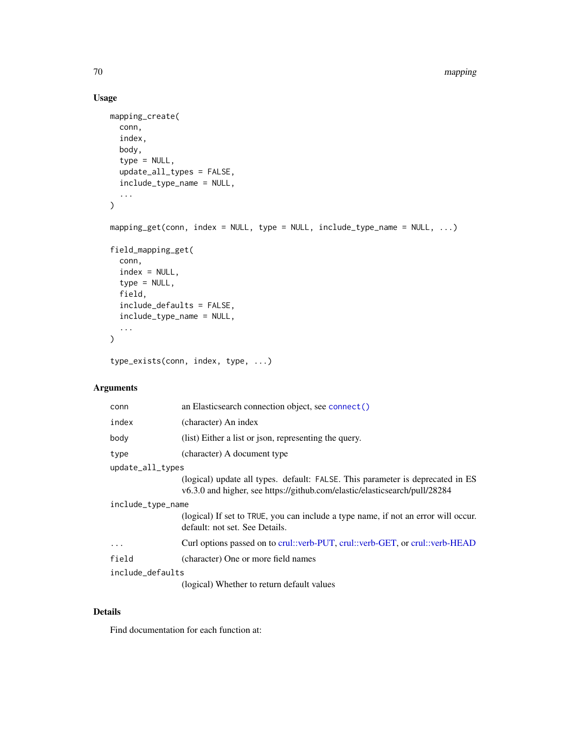### Usage

```
mapping_create(
  conn,
  index,
  body,
  type = NULL,
  update_all_types = FALSE,
  include_type_name = NULL,
  ...
)

mapping_get(conn, index = NULL, type = NULL, include_type_name = NULL, ...)

field_mapping_get(
  conn,
  index = NULL,
  type = NULL,
  field,
  include_defaults = FALSE,
  include_type_name = NULL,
  ...
)

type_exists(conn, index, type, ...)
```

### Arguments

| | |
|---|---|
| `conn` | an Elasticsearch connection object, see `connect()` |
| `index` | (character) An index |
| `body` | (list) Either a list or json, representing the query. |
| `type` | (character) A document type |
| `update_all_types` | (logical) update all types. default: `FALSE`. This parameter is deprecated in ES v6.3.0 and higher, see https://github.com/elastic/elasticsearch/pull/28284 |
| `include_type_name` | (logical) If set to `TRUE`, you can include a type name, if not an error will occur. default: not set. See Details. |
| `...` | Curl options passed on to crul::verb-PUT, crul::verb-GET, or crul::verb-HEAD |
| `field` | (character) One or more field names |
| `include_defaults` | (logical) Whether to return default values |

### Details

Find documentation for each function at: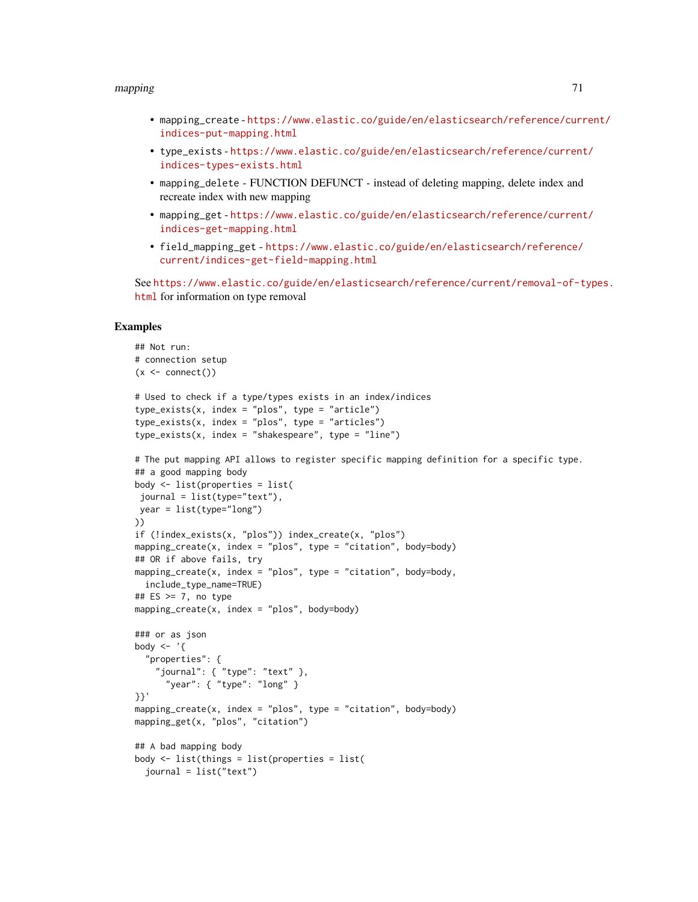- `mapping_create` - https://www.elastic.co/guide/en/elasticsearch/reference/current/indices-put-mapping.html
- `type_exists` - https://www.elastic.co/guide/en/elasticsearch/reference/current/indices-types-exists.html
- `mapping_delete` - FUNCTION DEFUNCT - instead of deleting mapping, delete index and recreate index with new mapping
- `mapping_get` - https://www.elastic.co/guide/en/elasticsearch/reference/current/indices-get-mapping.html
- `field_mapping_get` - https://www.elastic.co/guide/en/elasticsearch/reference/current/indices-get-field-mapping.html

See https://www.elastic.co/guide/en/elasticsearch/reference/current/removal-of-types.html for information on type removal

## Examples

```
## Not run:
# connection setup
(x <- connect())

# Used to check if a type/types exists in an index/indices
type_exists(x, index = "plos", type = "article")
type_exists(x, index = "plos", type = "articles")
type_exists(x, index = "shakespeare", type = "line")

# The put mapping API allows to register specific mapping definition for a specific type.
## a good mapping body
body <- list(properties = list(
 journal = list(type="text"),
 year = list(type="long")
))
if (!index_exists(x, "plos")) index_create(x, "plos")
mapping_create(x, index = "plos", type = "citation", body=body)
## OR if above fails, try
mapping_create(x, index = "plos", type = "citation", body=body,
  include_type_name=TRUE)
## ES >= 7, no type
mapping_create(x, index = "plos", body=body)

### or as json
body <- '{
  "properties": {
    "journal": { "type": "text" },
      "year": { "type": "long" }
}}'
mapping_create(x, index = "plos", type = "citation", body=body)
mapping_get(x, "plos", "citation")

## A bad mapping body
body <- list(things = list(properties = list(
  journal = list("text")
```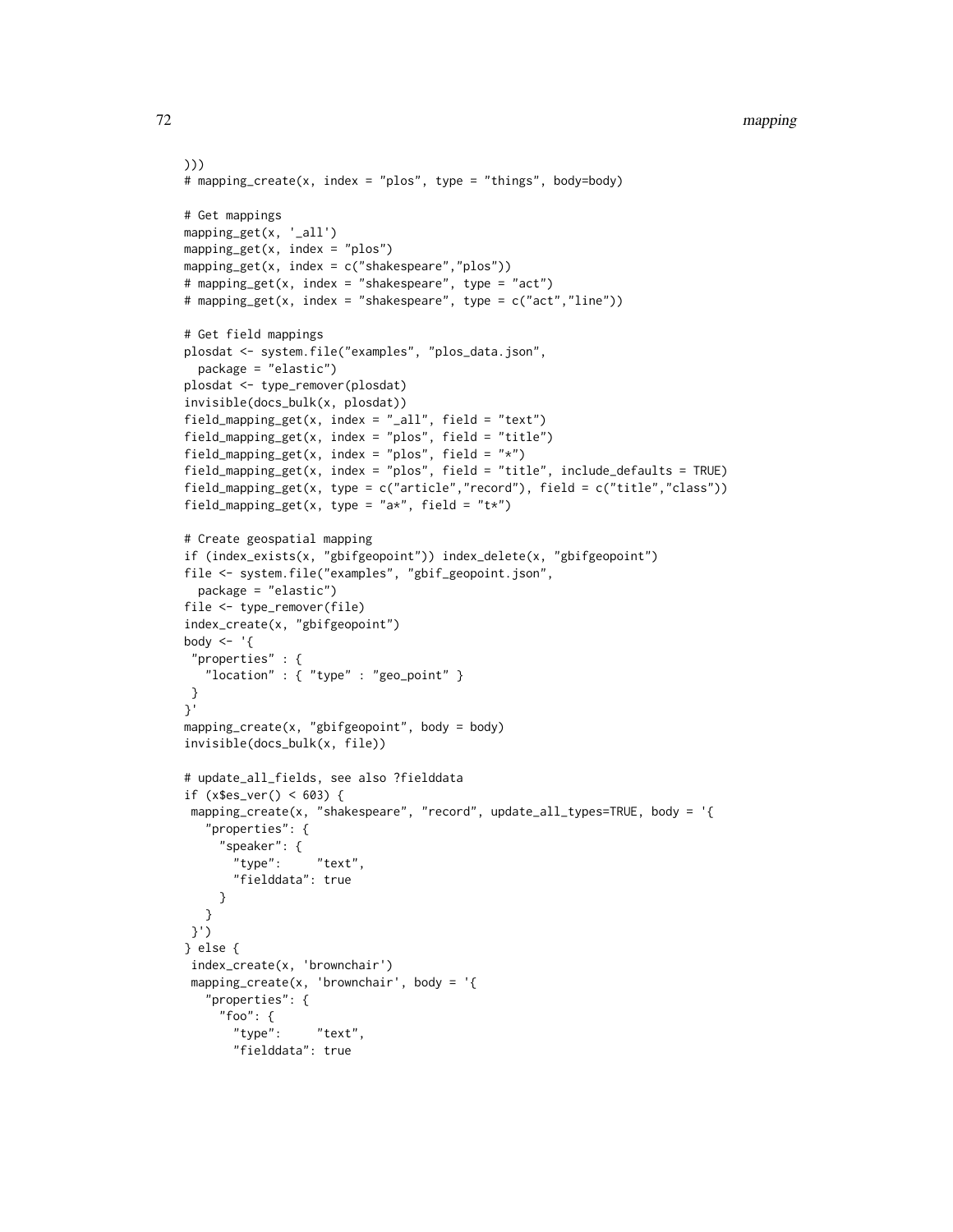```
)))
# mapping_create(x, index = "plos", type = "things", body=body)

# Get mappings
mapping_get(x, '_all')
mapping_get(x, index = "plos")
mapping_get(x, index = c("shakespeare","plos"))
# mapping_get(x, index = "shakespeare", type = "act")
# mapping_get(x, index = "shakespeare", type = c("act","line"))

# Get field mappings
plosdat <- system.file("examples", "plos_data.json",
  package = "elastic")
plosdat <- type_remover(plosdat)
invisible(docs_bulk(x, plosdat))
field_mapping_get(x, index = "_all", field = "text")
field_mapping_get(x, index = "plos", field = "title")
field_mapping_get(x, index = "plos", field = "*")
field_mapping_get(x, index = "plos", field = "title", include_defaults = TRUE)
field_mapping_get(x, type = c("article","record"), field = c("title","class"))
field_mapping_get(x, type = "a*", field = "t*")

# Create geospatial mapping
if (index_exists(x, "gbifgeopoint")) index_delete(x, "gbifgeopoint")
file <- system.file("examples", "gbif_geopoint.json",
  package = "elastic")
file <- type_remover(file)
index_create(x, "gbifgeopoint")
body <- '{
 "properties" : {
   "location" : { "type" : "geo_point" }
 }
}'
mapping_create(x, "gbifgeopoint", body = body)
invisible(docs_bulk(x, file))

# update_all_fields, see also ?fielddata
if (x$es_ver() < 603) {
 mapping_create(x, "shakespeare", "record", update_all_types=TRUE, body = '{
   "properties": {
     "speaker": {
       "type":     "text",
       "fielddata": true
     }
   }
 }')
} else {
 index_create(x, 'brownchair')
 mapping_create(x, 'brownchair', body = '{
   "properties": {
     "foo": {
       "type":     "text",
       "fielddata": true
```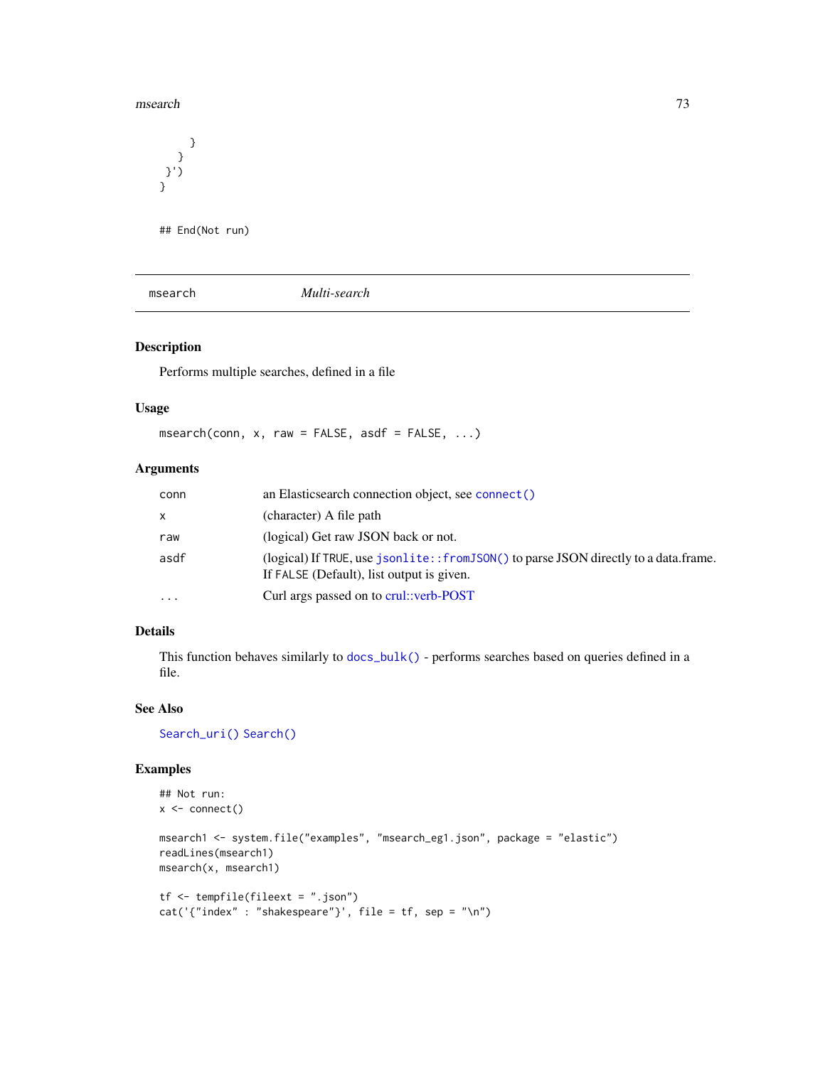```
    }
  }
 }')
}

## End(Not run)
```

---

msearch *Multi-search*

---

## Description

Performs multiple searches, defined in a file

## Usage

```
msearch(conn, x, raw = FALSE, asdf = FALSE, ...)
```

## Arguments

| | |
|---|---|
| conn | an Elasticsearch connection object, see connect() |
| x | (character) A file path |
| raw | (logical) Get raw JSON back or not. |
| asdf | (logical) If TRUE, use jsonlite::fromJSON() to parse JSON directly to a data.frame. If FALSE (Default), list output is given. |
| ... | Curl args passed on to crul::verb-POST |

## Details

This function behaves similarly to docs_bulk() - performs searches based on queries defined in a file.

## See Also

Search_uri() Search()

## Examples

```
## Not run:
x <- connect()

msearch1 <- system.file("examples", "msearch_eg1.json", package = "elastic")
readLines(msearch1)
msearch(x, msearch1)

tf <- tempfile(fileext = ".json")
cat('{"index" : "shakespeare"}', file = tf, sep = "\n")
```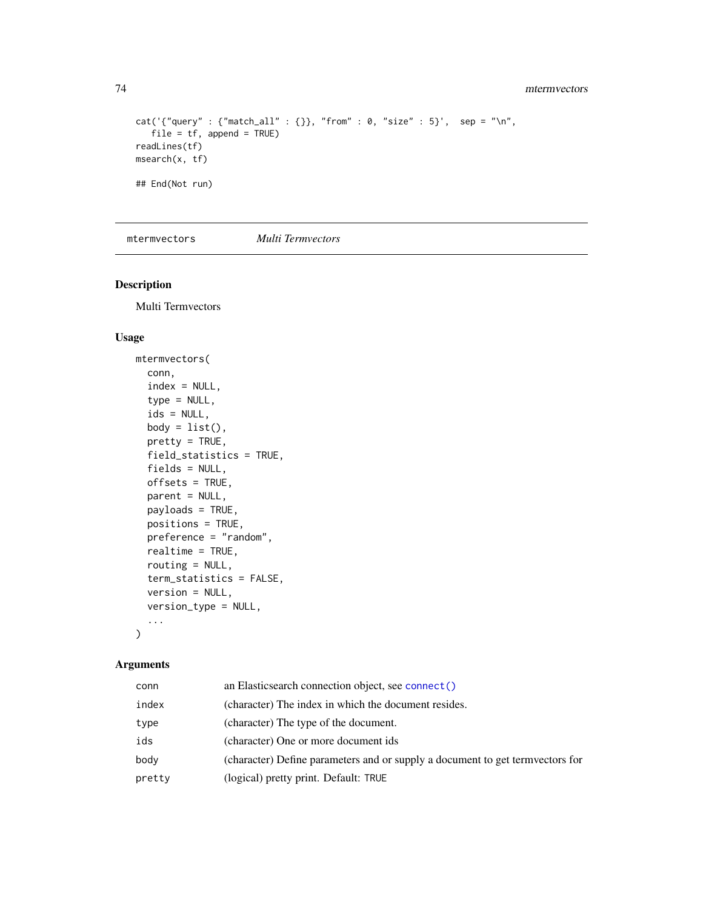```
cat('{"query" : {"match_all" : {}}, "from" : 0, "size" : 5}',  sep = "\n",
   file = tf, append = TRUE)
readLines(tf)
msearch(x, tf)

## End(Not run)
```

## mtermvectors — *Multi Termvectors*

### Description

Multi Termvectors

### Usage

```
mtermvectors(
  conn,
  index = NULL,
  type = NULL,
  ids = NULL,
  body = list(),
  pretty = TRUE,
  field_statistics = TRUE,
  fields = NULL,
  offsets = TRUE,
  parent = NULL,
  payloads = TRUE,
  positions = TRUE,
  preference = "random",
  realtime = TRUE,
  routing = NULL,
  term_statistics = FALSE,
  version = NULL,
  version_type = NULL,
  ...
)
```

### Arguments

| | |
|---|---|
| `conn` | an Elasticsearch connection object, see `connect()` |
| `index` | (character) The index in which the document resides. |
| `type` | (character) The type of the document. |
| `ids` | (character) One or more document ids |
| `body` | (character) Define parameters and or supply a document to get termvectors for |
| `pretty` | (logical) pretty print. Default: `TRUE` |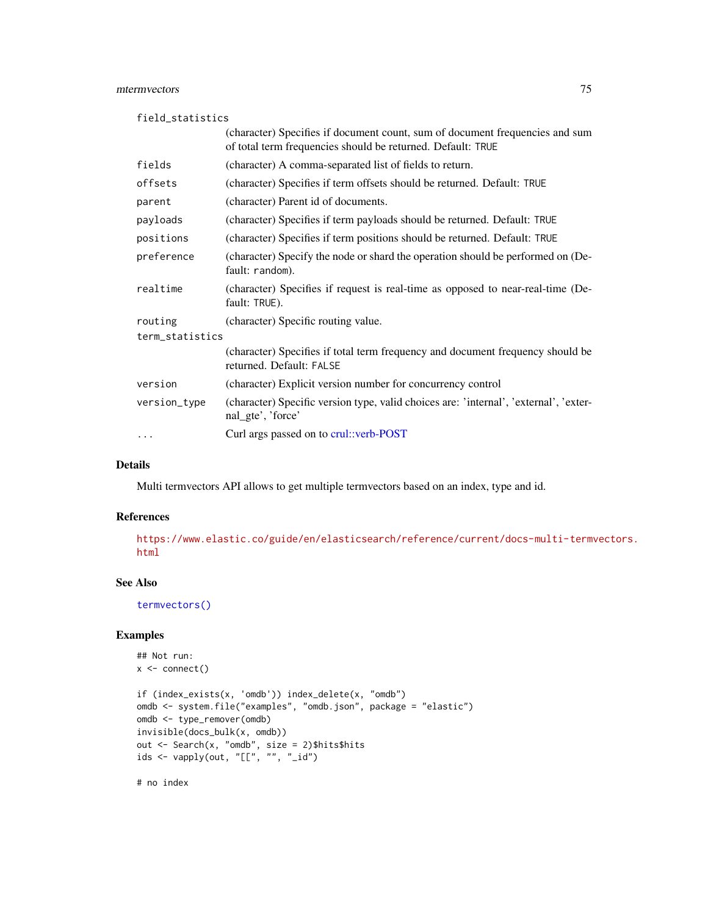| | |
|---|---|
| field_statistics | (character) Specifies if document count, sum of document frequencies and sum of total term frequencies should be returned. Default: TRUE |
| fields | (character) A comma-separated list of fields to return. |
| offsets | (character) Specifies if term offsets should be returned. Default: TRUE |
| parent | (character) Parent id of documents. |
| payloads | (character) Specifies if term payloads should be returned. Default: TRUE |
| positions | (character) Specifies if term positions should be returned. Default: TRUE |
| preference | (character) Specify the node or shard the operation should be performed on (Default: random). |
| realtime | (character) Specifies if request is real-time as opposed to near-real-time (Default: TRUE). |
| routing | (character) Specific routing value. |
| term_statistics | (character) Specifies if total term frequency and document frequency should be returned. Default: FALSE |
| version | (character) Explicit version number for concurrency control |
| version_type | (character) Specific version type, valid choices are: 'internal', 'external', 'external_gte', 'force' |
| ... | Curl args passed on to crul::verb-POST |

### Details

Multi termvectors API allows to get multiple termvectors based on an index, type and id.

### References

https://www.elastic.co/guide/en/elasticsearch/reference/current/docs-multi-termvectors.html

### See Also

termvectors()

### Examples

```
## Not run:
x <- connect()

if (index_exists(x, 'omdb')) index_delete(x, "omdb")
omdb <- system.file("examples", "omdb.json", package = "elastic")
omdb <- type_remover(omdb)
invisible(docs_bulk(x, omdb))
out <- Search(x, "omdb", size = 2)$hits$hits
ids <- vapply(out, "[[", "", "_id")

# no index
```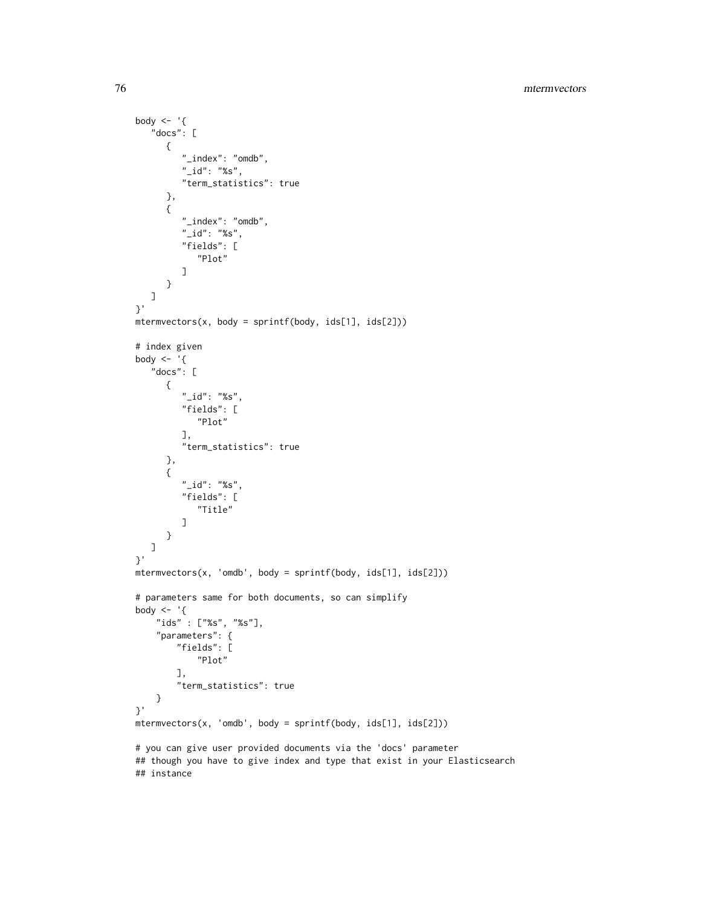```
body <- '{
   "docs": [
      {
         "_index": "omdb",
         "_id": "%s",
         "term_statistics": true
      },
      {
         "_index": "omdb",
         "_id": "%s",
         "fields": [
            "Plot"
         ]
      }
   ]
}'
mtermvectors(x, body = sprintf(body, ids[1], ids[2]))

# index given
body <- '{
   "docs": [
      {
         "_id": "%s",
         "fields": [
            "Plot"
         ],
         "term_statistics": true
      },
      {
         "_id": "%s",
         "fields": [
            "Title"
         ]
      }
   ]
}'
mtermvectors(x, 'omdb', body = sprintf(body, ids[1], ids[2]))

# parameters same for both documents, so can simplify
body <- '{
    "ids" : ["%s", "%s"],
    "parameters": {
        "fields": [
            "Plot"
        ],
        "term_statistics": true
    }
}'
mtermvectors(x, 'omdb', body = sprintf(body, ids[1], ids[2]))

# you can give user provided documents via the 'docs' parameter
## though you have to give index and type that exist in your Elasticsearch
## instance
```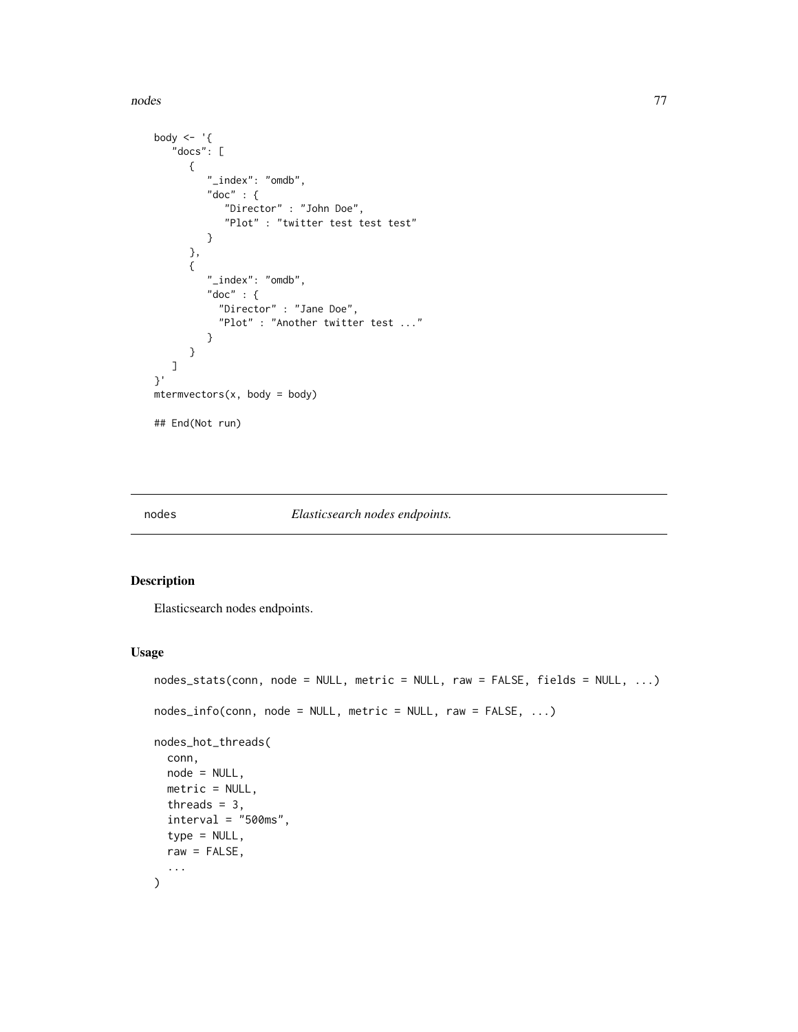```
body <- '{
   "docs": [
      {
         "_index": "omdb",
         "doc" : {
            "Director" : "John Doe",
            "Plot" : "twitter test test test"
         }
      },
      {
         "_index": "omdb",
         "doc" : {
           "Director" : "Jane Doe",
           "Plot" : "Another twitter test ..."
         }
      }
   ]
}'
mtermvectors(x, body = body)

## End(Not run)
```

---

## nodes *Elasticsearch nodes endpoints.*

---

### Description

Elasticsearch nodes endpoints.

### Usage

```
nodes_stats(conn, node = NULL, metric = NULL, raw = FALSE, fields = NULL, ...)

nodes_info(conn, node = NULL, metric = NULL, raw = FALSE, ...)

nodes_hot_threads(
  conn,
  node = NULL,
  metric = NULL,
  threads = 3,
  interval = "500ms",
  type = NULL,
  raw = FALSE,
  ...
)
```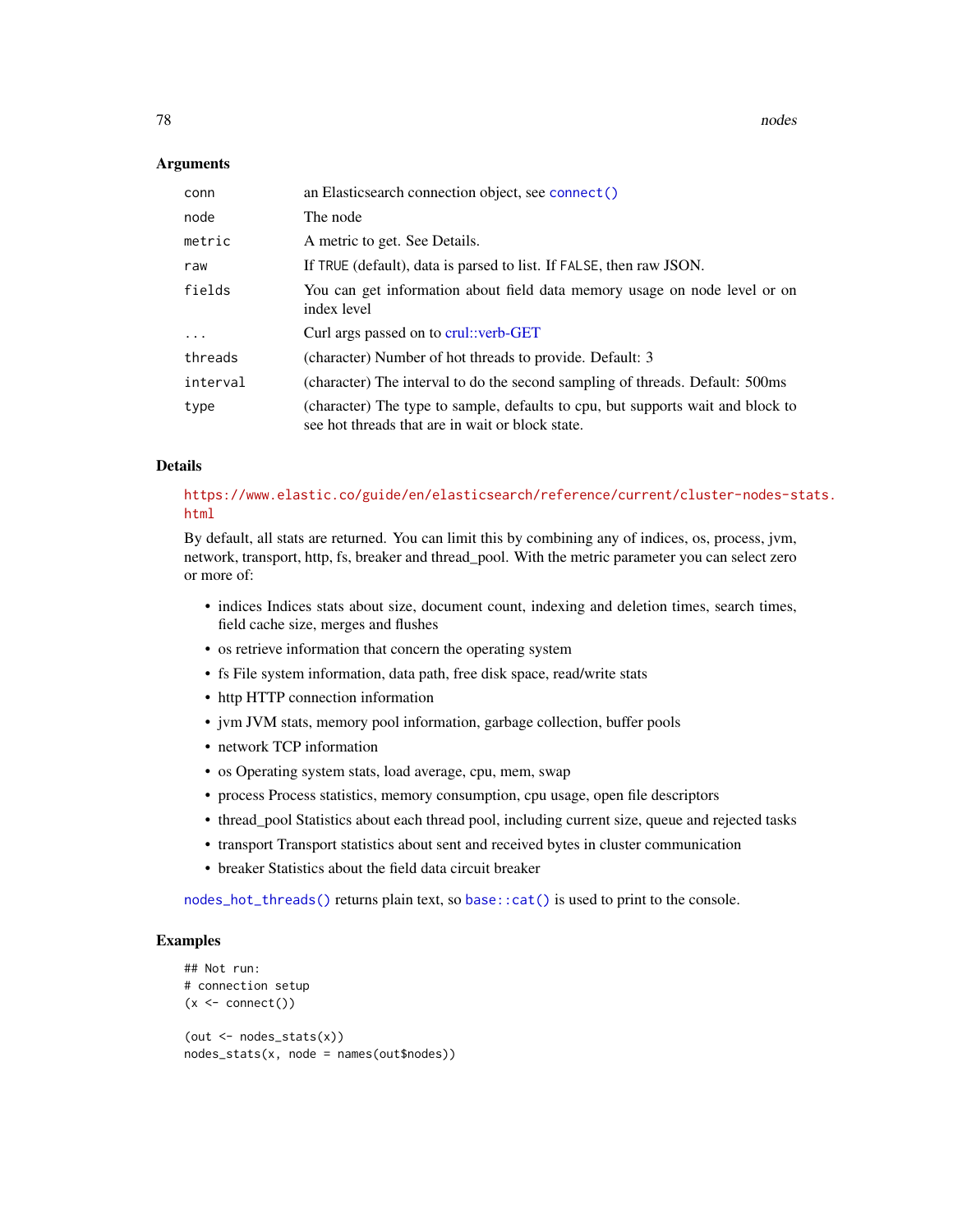### Arguments

| | |
|---|---|
| `conn` | an Elasticsearch connection object, see `connect()` |
| `node` | The node |
| `metric` | A metric to get. See Details. |
| `raw` | If `TRUE` (default), data is parsed to list. If `FALSE`, then raw JSON. |
| `fields` | You can get information about field data memory usage on node level or on index level |
| `...` | Curl args passed on to crul::verb-GET |
| `threads` | (character) Number of hot threads to provide. Default: 3 |
| `interval` | (character) The interval to do the second sampling of threads. Default: 500ms |
| `type` | (character) The type to sample, defaults to cpu, but supports wait and block to see hot threads that are in wait or block state. |

### Details

https://www.elastic.co/guide/en/elasticsearch/reference/current/cluster-nodes-stats.html

By default, all stats are returned. You can limit this by combining any of indices, os, process, jvm, network, transport, http, fs, breaker and thread_pool. With the metric parameter you can select zero or more of:

- indices Indices stats about size, document count, indexing and deletion times, search times, field cache size, merges and flushes
- os retrieve information that concern the operating system
- fs File system information, data path, free disk space, read/write stats
- http HTTP connection information
- jvm JVM stats, memory pool information, garbage collection, buffer pools
- network TCP information
- os Operating system stats, load average, cpu, mem, swap
- process Process statistics, memory consumption, cpu usage, open file descriptors
- thread_pool Statistics about each thread pool, including current size, queue and rejected tasks
- transport Transport statistics about sent and received bytes in cluster communication
- breaker Statistics about the field data circuit breaker

`nodes_hot_threads()` returns plain text, so `base::cat()` is used to print to the console.

### Examples

```
## Not run:
# connection setup
(x <- connect())

(out <- nodes_stats(x))
nodes_stats(x, node = names(out$nodes))
```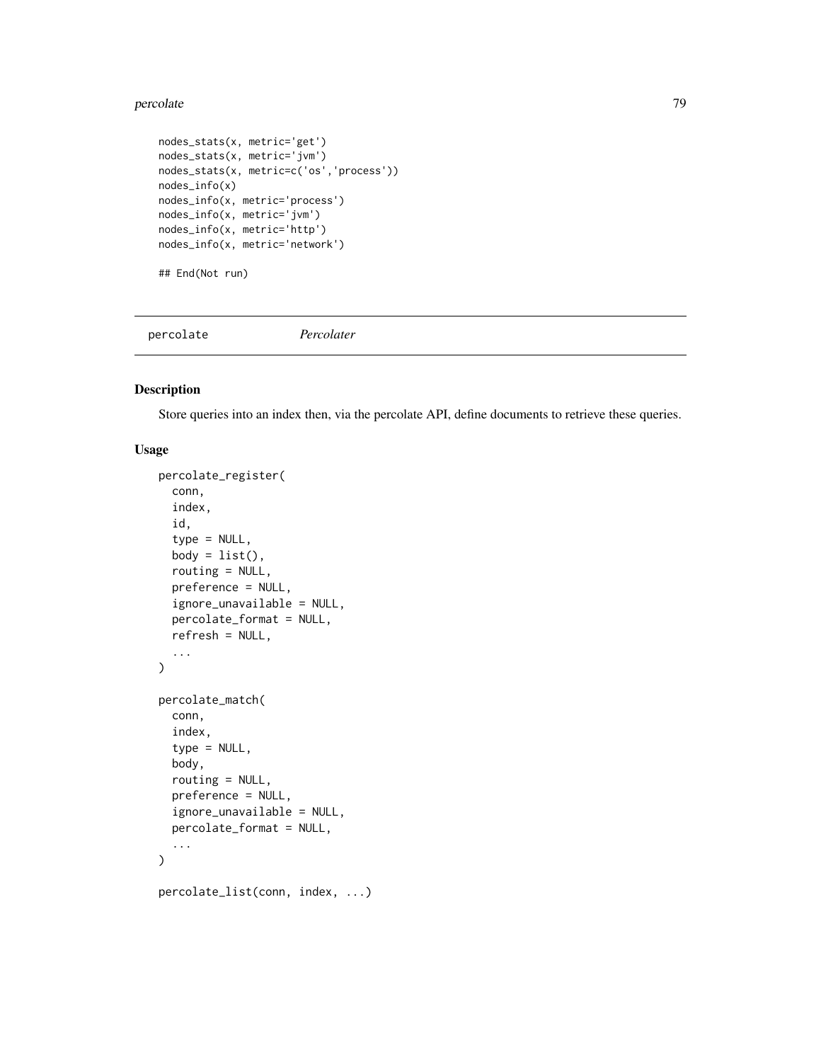```
nodes_stats(x, metric='get')
nodes_stats(x, metric='jvm')
nodes_stats(x, metric=c('os','process'))
nodes_info(x)
nodes_info(x, metric='process')
nodes_info(x, metric='jvm')
nodes_info(x, metric='http')
nodes_info(x, metric='network')

## End(Not run)
```

---

percolate *Percolater*

---

## Description

Store queries into an index then, via the percolate API, define documents to retrieve these queries.

## Usage

```
percolate_register(
  conn,
  index,
  id,
  type = NULL,
  body = list(),
  routing = NULL,
  preference = NULL,
  ignore_unavailable = NULL,
  percolate_format = NULL,
  refresh = NULL,
  ...
)

percolate_match(
  conn,
  index,
  type = NULL,
  body,
  routing = NULL,
  preference = NULL,
  ignore_unavailable = NULL,
  percolate_format = NULL,
  ...
)

percolate_list(conn, index, ...)
```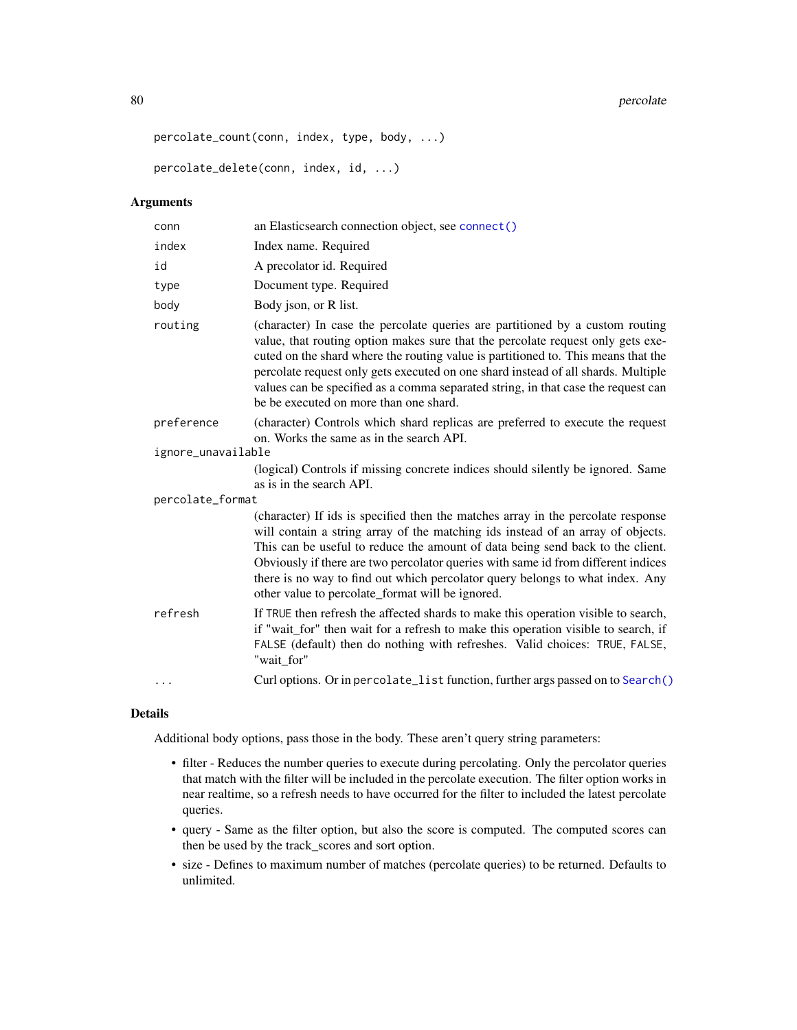```
percolate_count(conn, index, type, body, ...)

percolate_delete(conn, index, id, ...)
```

### Arguments

| | |
|---|---|
| conn | an Elasticsearch connection object, see connect() |
| index | Index name. Required |
| id | A precolator id. Required |
| type | Document type. Required |
| body | Body json, or R list. |
| routing | (character) In case the percolate queries are partitioned by a custom routing value, that routing option makes sure that the percolate request only gets executed on the shard where the routing value is partitioned to. This means that the percolate request only gets executed on one shard instead of all shards. Multiple values can be specified as a comma separated string, in that case the request can be be executed on more than one shard. |
| preference | (character) Controls which shard replicas are preferred to execute the request on. Works the same as in the search API. |
| ignore_unavailable | (logical) Controls if missing concrete indices should silently be ignored. Same as is in the search API. |
| percolate_format | (character) If ids is specified then the matches array in the percolate response will contain a string array of the matching ids instead of an array of objects. This can be useful to reduce the amount of data being send back to the client. Obviously if there are two percolator queries with same id from different indices there is no way to find out which percolator query belongs to what index. Any other value to percolate_format will be ignored. |
| refresh | If TRUE then refresh the affected shards to make this operation visible to search, if "wait_for" then wait for a refresh to make this operation visible to search, if FALSE (default) then do nothing with refreshes. Valid choices: TRUE, FALSE, "wait_for" |
| ... | Curl options. Or in percolate_list function, further args passed on to Search() |

### Details

Additional body options, pass those in the body. These aren't query string parameters:

- filter - Reduces the number queries to execute during percolating. Only the percolator queries that match with the filter will be included in the percolate execution. The filter option works in near realtime, so a refresh needs to have occurred for the filter to included the latest percolate queries.
- query - Same as the filter option, but also the score is computed. The computed scores can then be used by the track_scores and sort option.
- size - Defines to maximum number of matches (percolate queries) to be returned. Defaults to unlimited.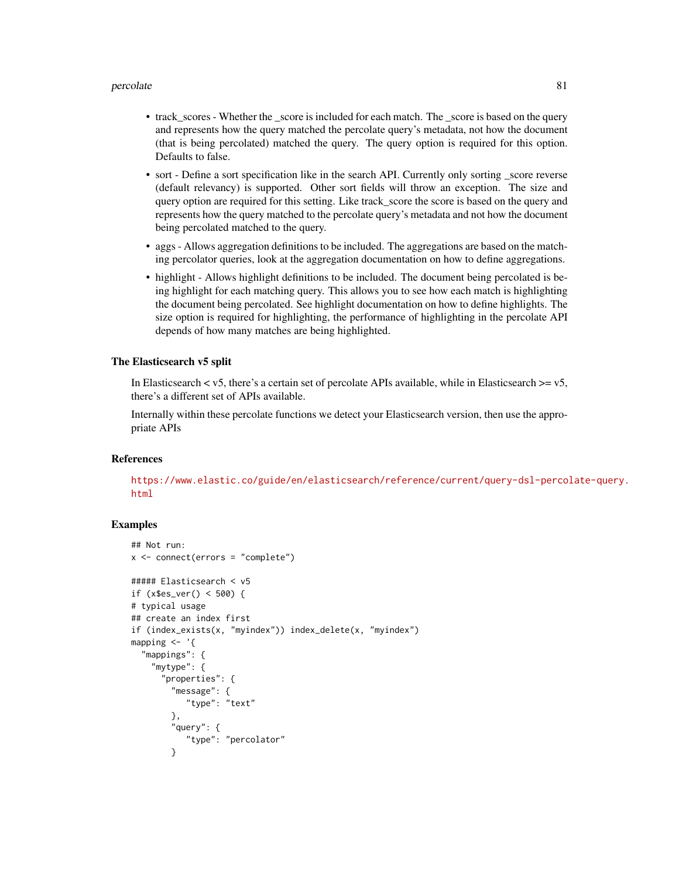- track_scores - Whether the _score is included for each match. The _score is based on the query and represents how the query matched the percolate query's metadata, not how the document (that is being percolated) matched the query. The query option is required for this option. Defaults to false.
- sort - Define a sort specification like in the search API. Currently only sorting _score reverse (default relevancy) is supported. Other sort fields will throw an exception. The size and query option are required for this setting. Like track_score the score is based on the query and represents how the query matched to the percolate query's metadata and not how the document being percolated matched to the query.
- aggs - Allows aggregation definitions to be included. The aggregations are based on the matching percolator queries, look at the aggregation documentation on how to define aggregations.
- highlight - Allows highlight definitions to be included. The document being percolated is being highlight for each matching query. This allows you to see how each match is highlighting the document being percolated. See highlight documentation on how to define highlights. The size option is required for highlighting, the performance of highlighting in the percolate API depends of how many matches are being highlighted.

### The Elasticsearch v5 split

In Elasticsearch < v5, there's a certain set of percolate APIs available, while in Elasticsearch >= v5, there's a different set of APIs available.

Internally within these percolate functions we detect your Elasticsearch version, then use the appropriate APIs

### References

https://www.elastic.co/guide/en/elasticsearch/reference/current/query-dsl-percolate-query.html

### Examples

```
## Not run:
x <- connect(errors = "complete")

##### Elasticsearch < v5
if (x$es_ver() < 500) {
# typical usage
## create an index first
if (index_exists(x, "myindex")) index_delete(x, "myindex")
mapping <- '{
  "mappings": {
    "mytype": {
      "properties": {
        "message": {
           "type": "text"
        },
        "query": {
           "type": "percolator"
        }
```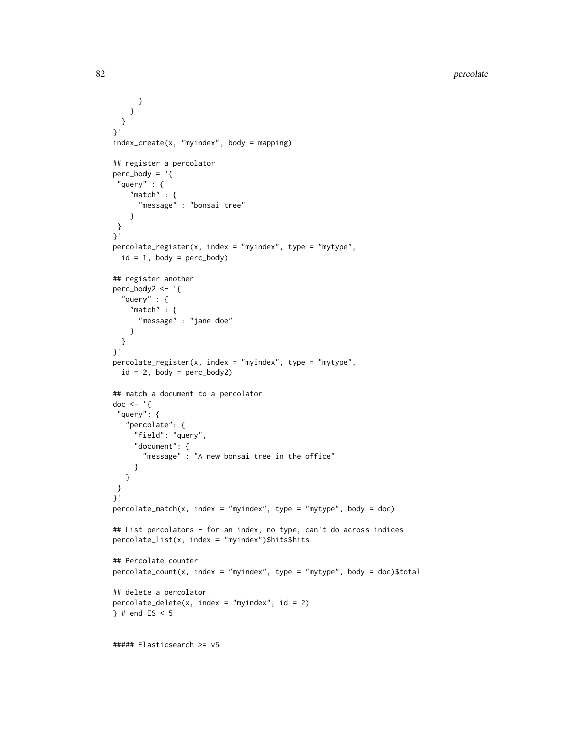```
      }
    }
  }
}'
index_create(x, "myindex", body = mapping)

## register a percolator
perc_body = '{
 "query" : {
    "match" : {
      "message" : "bonsai tree"
    }
 }
}'
percolate_register(x, index = "myindex", type = "mytype",
  id = 1, body = perc_body)

## register another
perc_body2 <- '{
  "query" : {
    "match" : {
      "message" : "jane doe"
    }
  }
}'
percolate_register(x, index = "myindex", type = "mytype",
  id = 2, body = perc_body2)

## match a document to a percolator
doc <- '{
 "query": {
   "percolate": {
     "field": "query",
     "document": {
       "message" : "A new bonsai tree in the office"
     }
   }
 }
}'
percolate_match(x, index = "myindex", type = "mytype", body = doc)

## List percolators - for an index, no type, can't do across indices
percolate_list(x, index = "myindex")$hits$hits

## Percolate counter
percolate_count(x, index = "myindex", type = "mytype", body = doc)$total

## delete a percolator
percolate_delete(x, index = "myindex", id = 2)
} # end ES < 5


##### Elasticsearch >= v5
```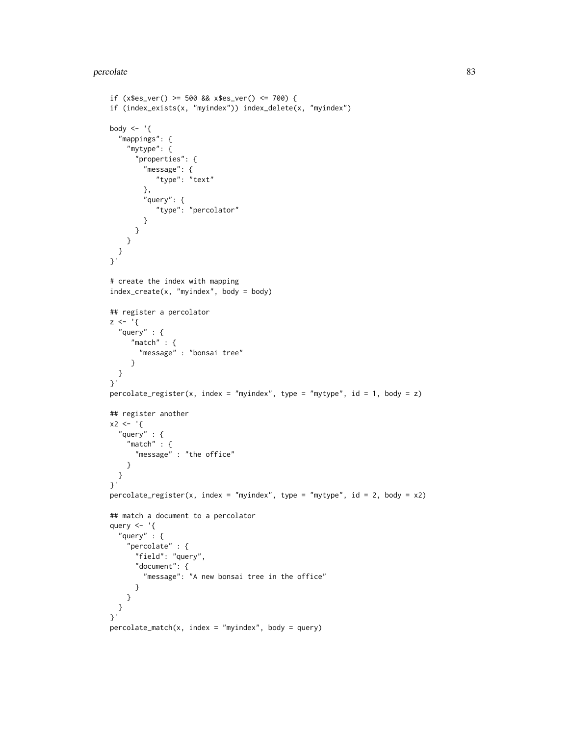```
if (x$es_ver() >= 500 && x$es_ver() <= 700) {
if (index_exists(x, "myindex")) index_delete(x, "myindex")

body <- '{
  "mappings": {
    "mytype": {
      "properties": {
        "message": {
           "type": "text"
        },
        "query": {
           "type": "percolator"
        }
      }
    }
  }
}'

# create the index with mapping
index_create(x, "myindex", body = body)

## register a percolator
z <- '{
  "query" : {
     "match" : {
       "message" : "bonsai tree"
     }
  }
}'
percolate_register(x, index = "myindex", type = "mytype", id = 1, body = z)

## register another
x2 <- '{
  "query" : {
    "match" : {
      "message" : "the office"
    }
  }
}'
percolate_register(x, index = "myindex", type = "mytype", id = 2, body = x2)

## match a document to a percolator
query <- '{
  "query" : {
    "percolate" : {
      "field": "query",
      "document": {
        "message": "A new bonsai tree in the office"
      }
    }
  }
}'
percolate_match(x, index = "myindex", body = query)
```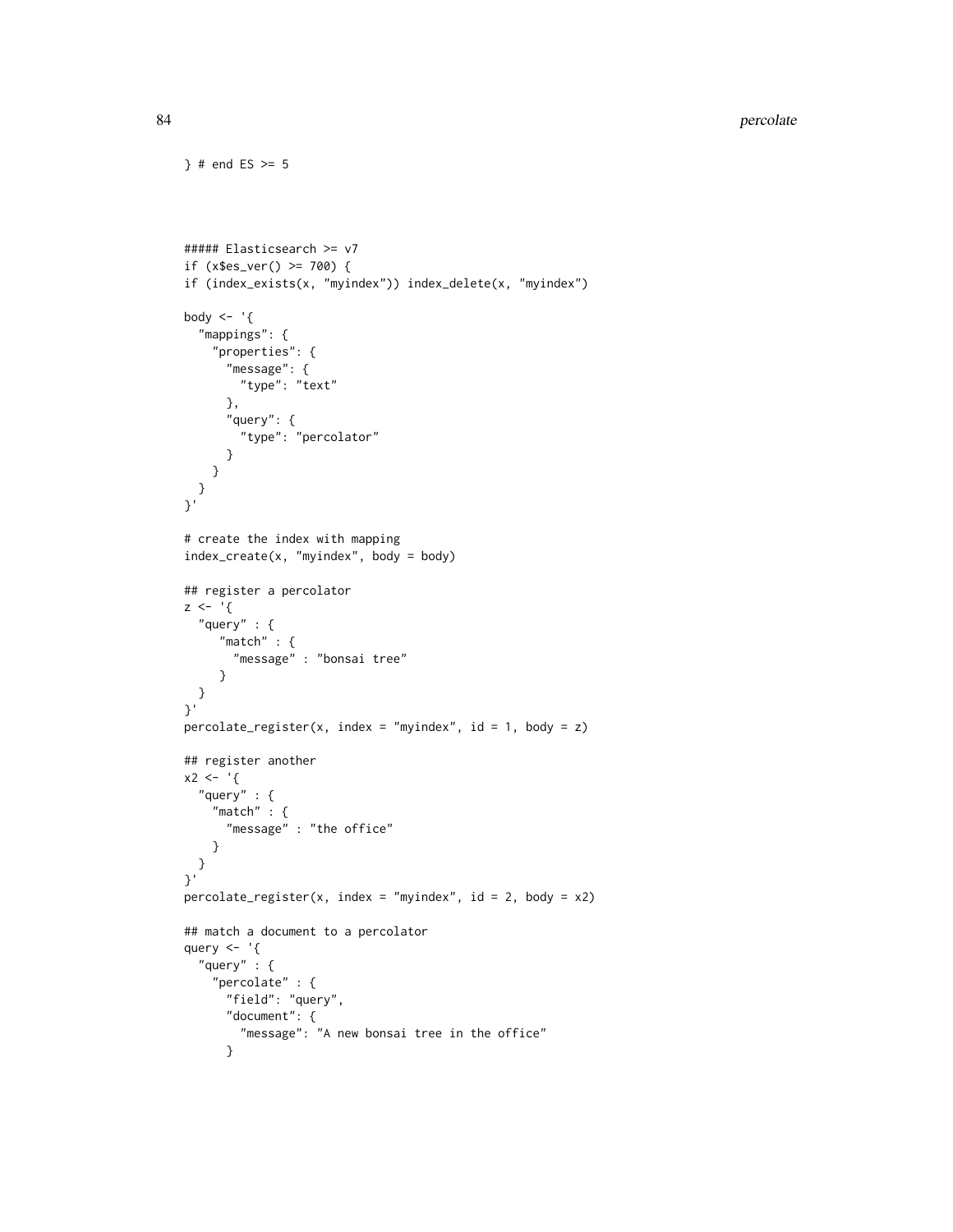```
} # end ES >= 5



##### Elasticsearch >= v7
if (x$es_ver() >= 700) {
if (index_exists(x, "myindex")) index_delete(x, "myindex")

body <- '{
  "mappings": {
    "properties": {
      "message": {
        "type": "text"
      },
      "query": {
        "type": "percolator"
      }
    }
  }
}'

# create the index with mapping
index_create(x, "myindex", body = body)

## register a percolator
z <- '{
  "query" : {
     "match" : {
       "message" : "bonsai tree"
     }
  }
}'
percolate_register(x, index = "myindex", id = 1, body = z)

## register another
x2 <- '{
  "query" : {
    "match" : {
      "message" : "the office"
    }
  }
}'
percolate_register(x, index = "myindex", id = 2, body = x2)

## match a document to a percolator
query <- '{
  "query" : {
    "percolate" : {
      "field": "query",
      "document": {
        "message": "A new bonsai tree in the office"
      }
```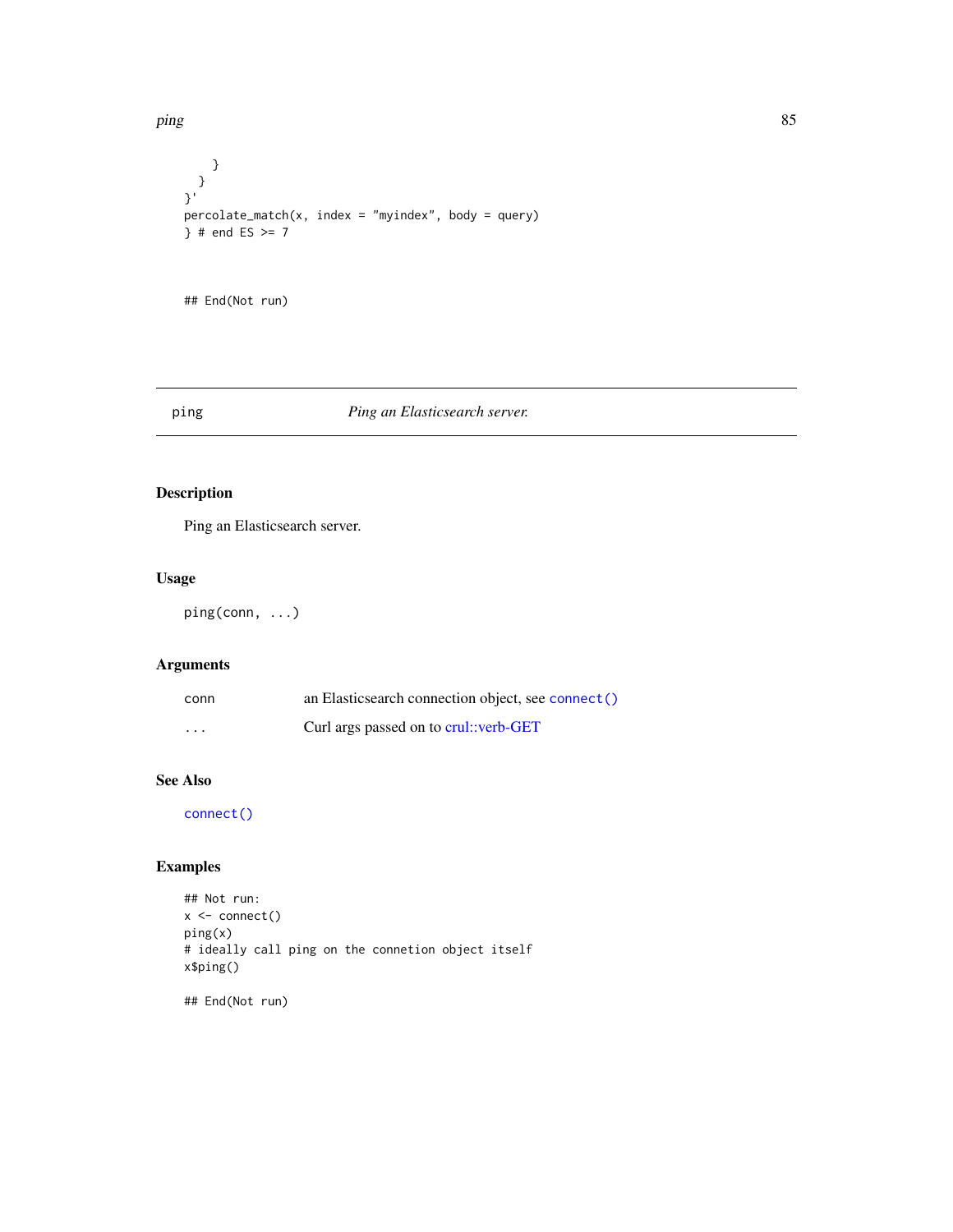```
    }
  }
}'
percolate_match(x, index = "myindex", body = query)
} # end ES >= 7


## End(Not run)
```

## ping — *Ping an Elasticsearch server.*

### Description

Ping an Elasticsearch server.

### Usage

```
ping(conn, ...)
```

### Arguments

| | |
|---|---|
| conn | an Elasticsearch connection object, see connect() |
| ... | Curl args passed on to crul::verb-GET |

### See Also

connect()

### Examples

```
## Not run:
x <- connect()
ping(x)
# ideally call ping on the connetion object itself
x$ping()

## End(Not run)
```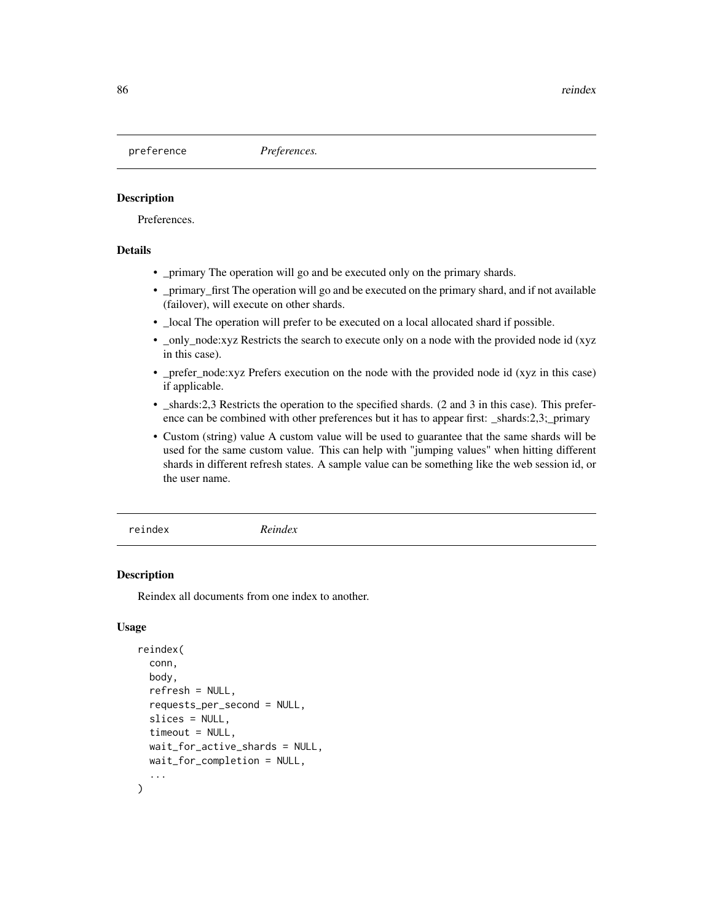## preference *Preferences.*

### Description

Preferences.

### Details

- _primary The operation will go and be executed only on the primary shards.
- _primary_first The operation will go and be executed on the primary shard, and if not available (failover), will execute on other shards.
- _local The operation will prefer to be executed on a local allocated shard if possible.
- _only_node:xyz Restricts the search to execute only on a node with the provided node id (xyz in this case).
- _prefer_node:xyz Prefers execution on the node with the provided node id (xyz in this case) if applicable.
- _shards:2,3 Restricts the operation to the specified shards. (2 and 3 in this case). This preference can be combined with other preferences but it has to appear first: _shards:2,3;_primary
- Custom (string) value A custom value will be used to guarantee that the same shards will be used for the same custom value. This can help with "jumping values" when hitting different shards in different refresh states. A sample value can be something like the web session id, or the user name.

## reindex *Reindex*

### Description

Reindex all documents from one index to another.

### Usage

```
reindex(
  conn,
  body,
  refresh = NULL,
  requests_per_second = NULL,
  slices = NULL,
  timeout = NULL,
  wait_for_active_shards = NULL,
  wait_for_completion = NULL,
  ...
)
```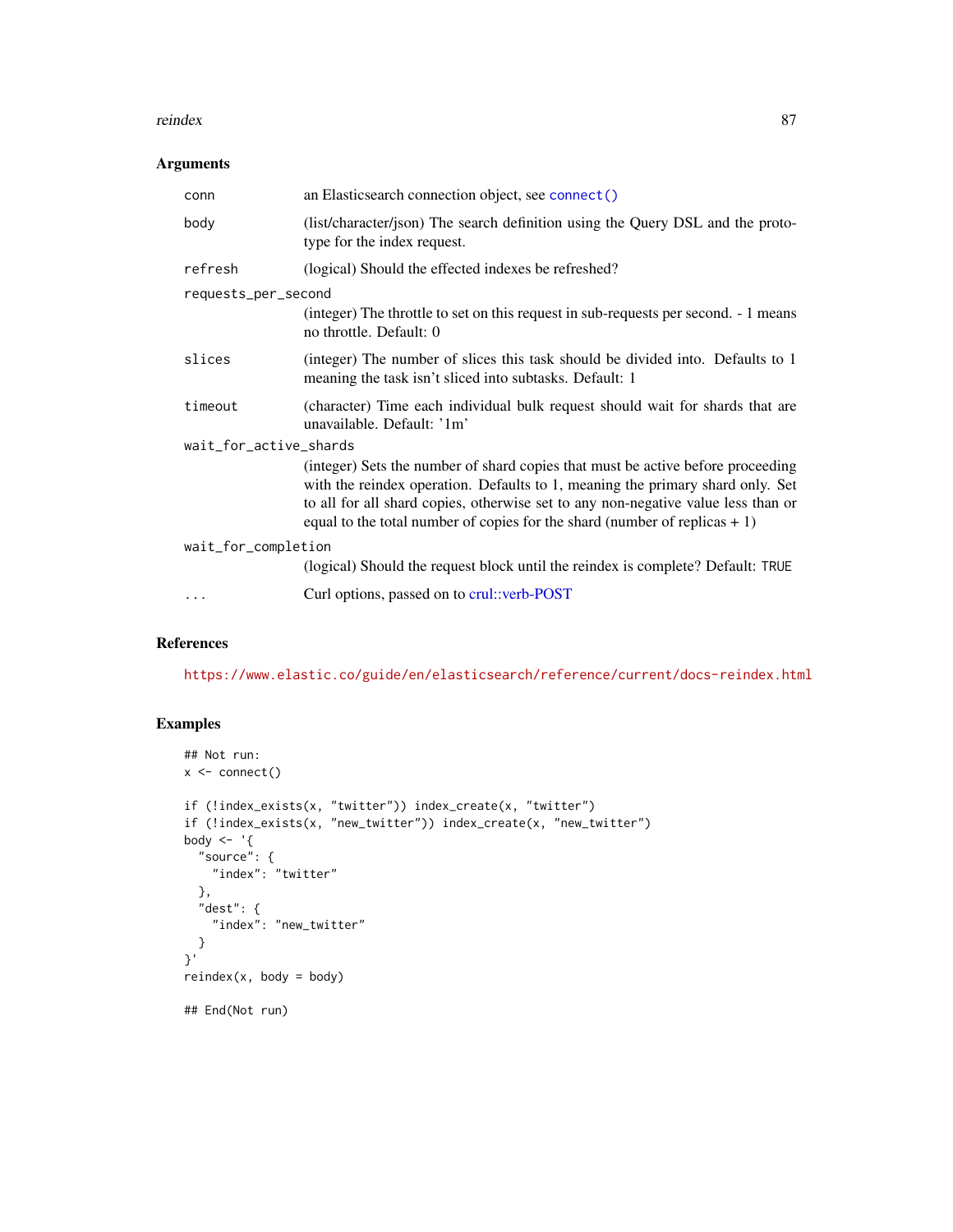### Arguments

| | |
|---|---|
| conn | an Elasticsearch connection object, see `connect()` |
| body | (list/character/json) The search definition using the Query DSL and the prototype for the index request. |
| refresh | (logical) Should the effected indexes be refreshed? |
| requests_per_second | (integer) The throttle to set on this request in sub-requests per second. - 1 means no throttle. Default: 0 |
| slices | (integer) The number of slices this task should be divided into. Defaults to 1 meaning the task isn't sliced into subtasks. Default: 1 |
| timeout | (character) Time each individual bulk request should wait for shards that are unavailable. Default: '1m' |
| wait_for_active_shards | (integer) Sets the number of shard copies that must be active before proceeding with the reindex operation. Defaults to 1, meaning the primary shard only. Set to all for all shard copies, otherwise set to any non-negative value less than or equal to the total number of copies for the shard (number of replicas + 1) |
| wait_for_completion | (logical) Should the request block until the reindex is complete? Default: TRUE |
| ... | Curl options, passed on to crul::verb-POST |

### References

https://www.elastic.co/guide/en/elasticsearch/reference/current/docs-reindex.html

### Examples

```
## Not run:
x <- connect()

if (!index_exists(x, "twitter")) index_create(x, "twitter")
if (!index_exists(x, "new_twitter")) index_create(x, "new_twitter")
body <- '{
  "source": {
    "index": "twitter"
  },
  "dest": {
    "index": "new_twitter"
  }
}'
reindex(x, body = body)

## End(Not run)
```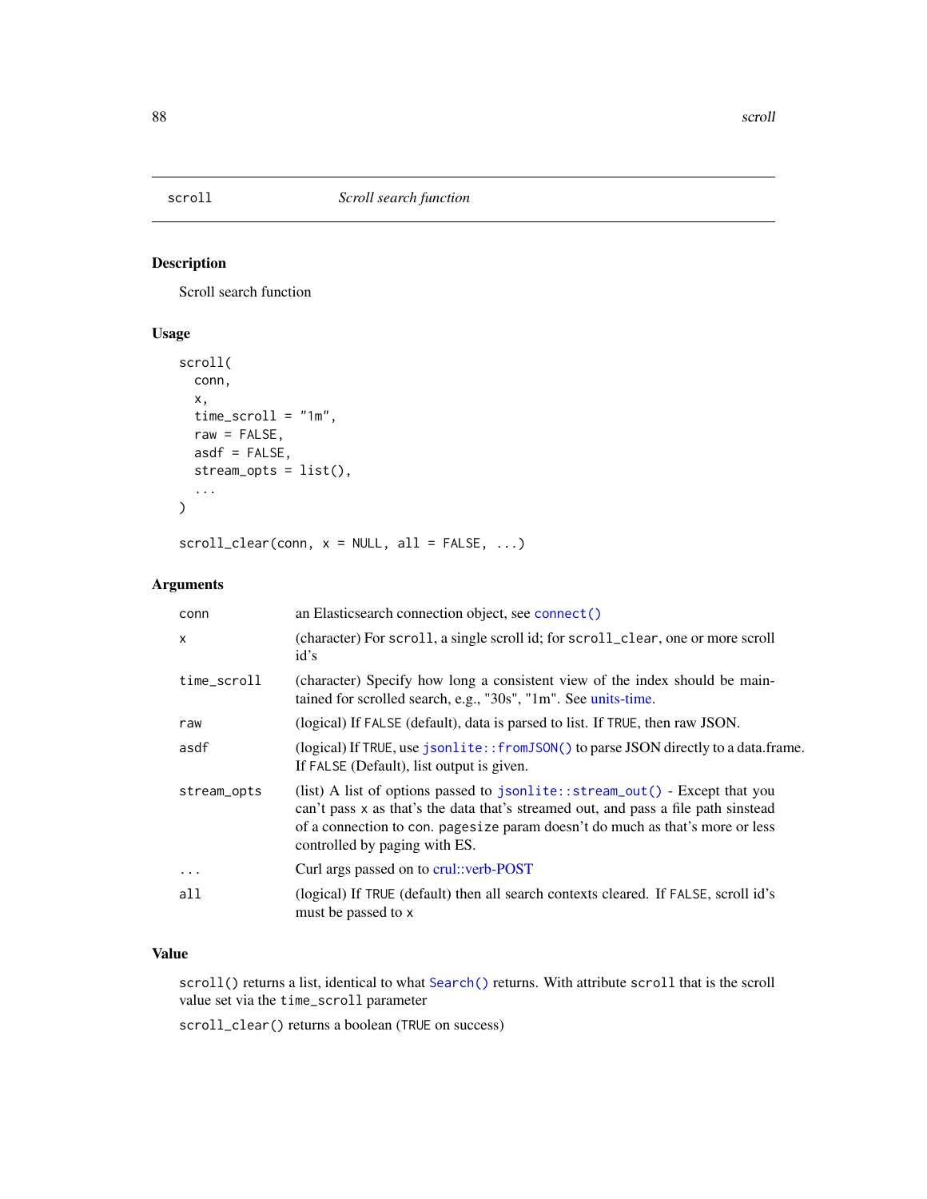## scroll — *Scroll search function*

### Description

Scroll search function

### Usage

```
scroll(
  conn,
  x,
  time_scroll = "1m",
  raw = FALSE,
  asdf = FALSE,
  stream_opts = list(),
  ...
)

scroll_clear(conn, x = NULL, all = FALSE, ...)
```

### Arguments

| | |
|---|---|
| `conn` | an Elasticsearch connection object, see `connect()` |
| `x` | (character) For `scroll`, a single scroll id; for `scroll_clear`, one or more scroll id's |
| `time_scroll` | (character) Specify how long a consistent view of the index should be maintained for scrolled search, e.g., "30s", "1m". See units-time. |
| `raw` | (logical) If `FALSE` (default), data is parsed to list. If `TRUE`, then raw JSON. |
| `asdf` | (logical) If `TRUE`, use `jsonlite::fromJSON()` to parse JSON directly to a data.frame. If `FALSE` (Default), list output is given. |
| `stream_opts` | (list) A list of options passed to `jsonlite::stream_out()` - Except that you can't pass `x` as that's the data that's streamed out, and pass a file path sinstead of a connection to `con`. `pagesize` param doesn't do much as that's more or less controlled by paging with ES. |
| `...` | Curl args passed on to crul::verb-POST |
| `all` | (logical) If `TRUE` (default) then all search contexts cleared. If `FALSE`, scroll id's must be passed to `x` |

### Value

`scroll()` returns a list, identical to what `Search()` returns. With attribute `scroll` that is the scroll value set via the `time_scroll` parameter

`scroll_clear()` returns a boolean (`TRUE` on success)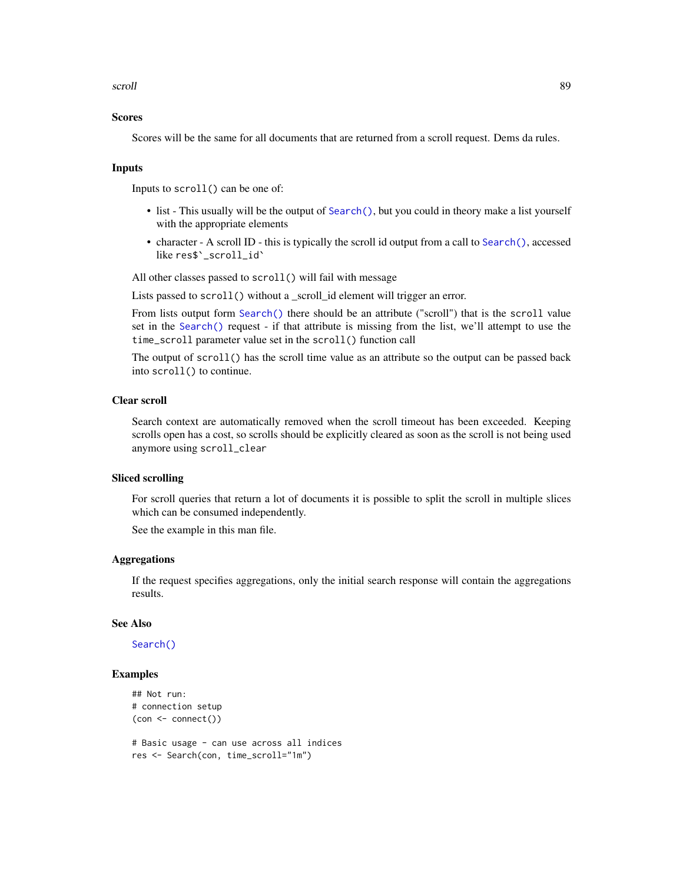### Scores

Scores will be the same for all documents that are returned from a scroll request. Dems da rules.

### Inputs

Inputs to `scroll()` can be one of:

- list - This usually will be the output of `Search()`, but you could in theory make a list yourself with the appropriate elements
- character - A scroll ID - this is typically the scroll id output from a call to `Search()`, accessed like ``res$`_scroll_id` ``

All other classes passed to `scroll()` will fail with message

Lists passed to `scroll()` without a _scroll_id element will trigger an error.

From lists output form `Search()` there should be an attribute ("scroll") that is the `scroll` value set in the `Search()` request - if that attribute is missing from the list, we'll attempt to use the `time_scroll` parameter value set in the `scroll()` function call

The output of `scroll()` has the scroll time value as an attribute so the output can be passed back into `scroll()` to continue.

### Clear scroll

Search context are automatically removed when the scroll timeout has been exceeded. Keeping scrolls open has a cost, so scrolls should be explicitly cleared as soon as the scroll is not being used anymore using `scroll_clear`

### Sliced scrolling

For scroll queries that return a lot of documents it is possible to split the scroll in multiple slices which can be consumed independently.

See the example in this man file.

### Aggregations

If the request specifies aggregations, only the initial search response will contain the aggregations results.

### See Also

`Search()`

### Examples

```
## Not run:
# connection setup
(con <- connect())

# Basic usage - can use across all indices
res <- Search(con, time_scroll="1m")
```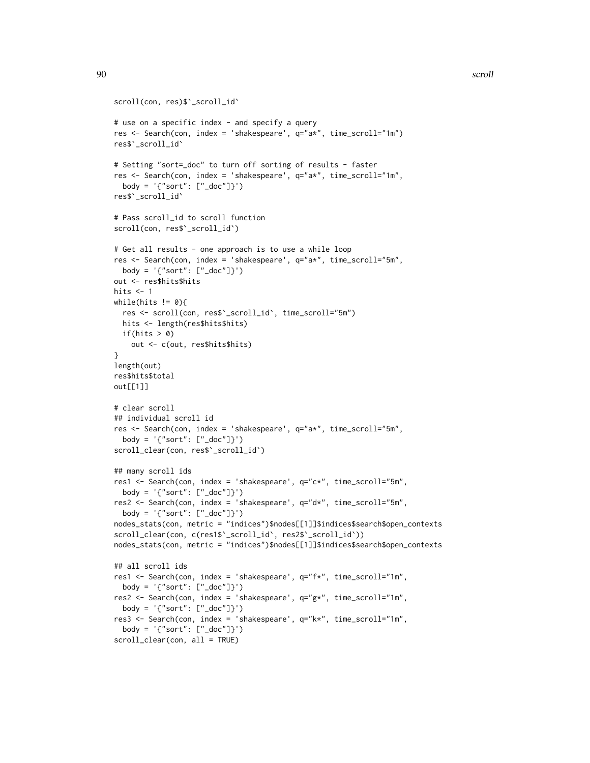```
scroll(con, res)$`_scroll_id`

# use on a specific index - and specify a query
res <- Search(con, index = 'shakespeare', q="a*", time_scroll="1m")
res$`_scroll_id`

# Setting "sort=_doc" to turn off sorting of results - faster
res <- Search(con, index = 'shakespeare', q="a*", time_scroll="1m",
  body = '{"sort": ["_doc"]}')
res$`_scroll_id`

# Pass scroll_id to scroll function
scroll(con, res$`_scroll_id`)

# Get all results - one approach is to use a while loop
res <- Search(con, index = 'shakespeare', q="a*", time_scroll="5m",
  body = '{"sort": ["_doc"]}')
out <- res$hits$hits
hits <- 1
while(hits != 0){
  res <- scroll(con, res$`_scroll_id`, time_scroll="5m")
  hits <- length(res$hits$hits)
  if(hits > 0)
    out <- c(out, res$hits$hits)
}
length(out)
res$hits$total
out[[1]]

# clear scroll
## individual scroll id
res <- Search(con, index = 'shakespeare', q="a*", time_scroll="5m",
  body = '{"sort": ["_doc"]}')
scroll_clear(con, res$`_scroll_id`)

## many scroll ids
res1 <- Search(con, index = 'shakespeare', q="c*", time_scroll="5m",
  body = '{"sort": ["_doc"]}')
res2 <- Search(con, index = 'shakespeare', q="d*", time_scroll="5m",
  body = '{"sort": ["_doc"]}')
nodes_stats(con, metric = "indices")$nodes[[1]]$indices$search$open_contexts
scroll_clear(con, c(res1$`_scroll_id`, res2$`_scroll_id`))
nodes_stats(con, metric = "indices")$nodes[[1]]$indices$search$open_contexts

## all scroll ids
res1 <- Search(con, index = 'shakespeare', q="f*", time_scroll="1m",
  body = '{"sort": ["_doc"]}')
res2 <- Search(con, index = 'shakespeare', q="g*", time_scroll="1m",
  body = '{"sort": ["_doc"]}')
res3 <- Search(con, index = 'shakespeare', q="k*", time_scroll="1m",
  body = '{"sort": ["_doc"]}')
scroll_clear(con, all = TRUE)
```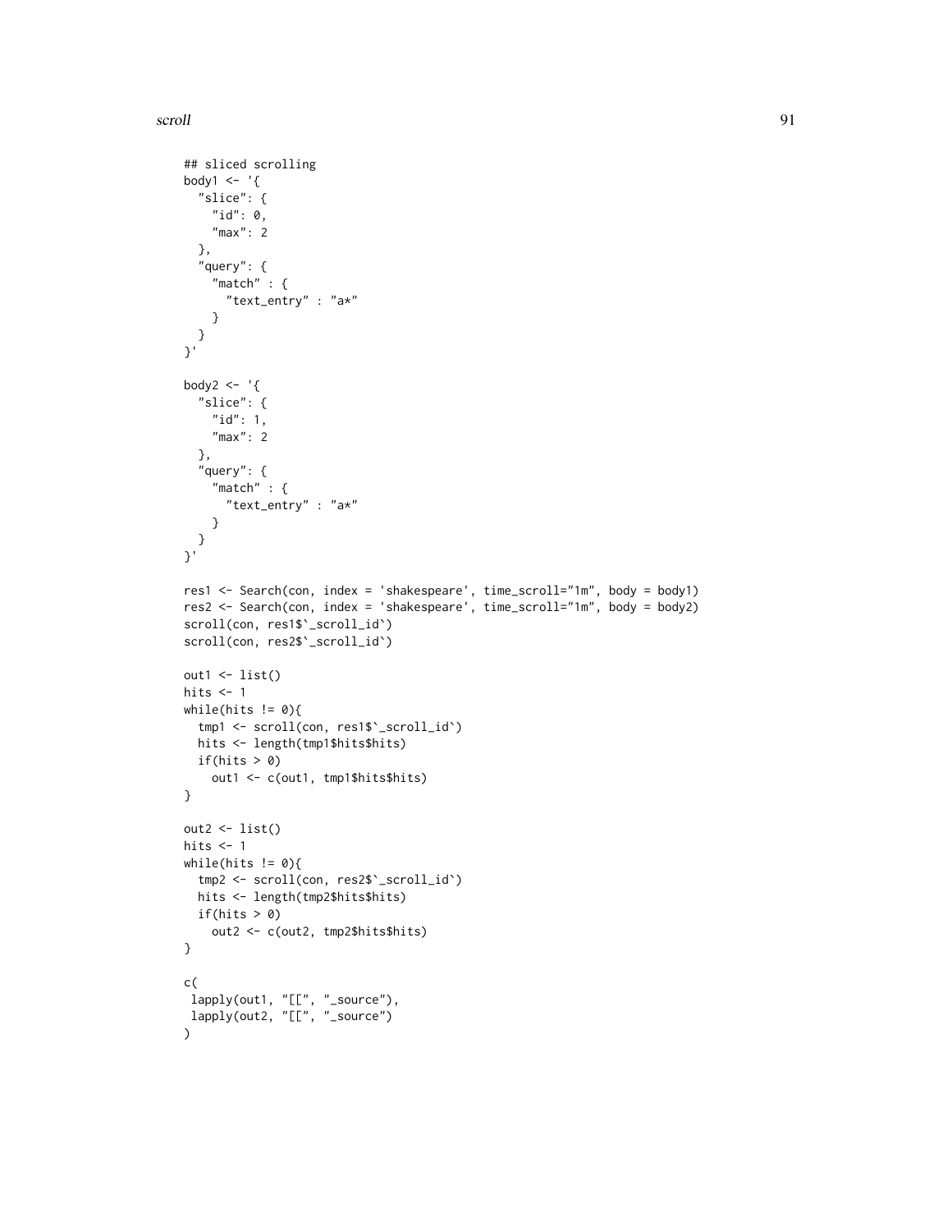```
## sliced scrolling
body1 <- '{
  "slice": {
    "id": 0,
    "max": 2
  },
  "query": {
    "match" : {
      "text_entry" : "a*"
    }
  }
}'

body2 <- '{
  "slice": {
    "id": 1,
    "max": 2
  },
  "query": {
    "match" : {
      "text_entry" : "a*"
    }
  }
}'

res1 <- Search(con, index = 'shakespeare', time_scroll="1m", body = body1)
res2 <- Search(con, index = 'shakespeare', time_scroll="1m", body = body2)
scroll(con, res1$`_scroll_id`)
scroll(con, res2$`_scroll_id`)

out1 <- list()
hits <- 1
while(hits != 0){
  tmp1 <- scroll(con, res1$`_scroll_id`)
  hits <- length(tmp1$hits$hits)
  if(hits > 0)
    out1 <- c(out1, tmp1$hits$hits)
}

out2 <- list()
hits <- 1
while(hits != 0){
  tmp2 <- scroll(con, res2$`_scroll_id`)
  hits <- length(tmp2$hits$hits)
  if(hits > 0)
    out2 <- c(out2, tmp2$hits$hits)
}

c(
 lapply(out1, "[[", "_source"),
 lapply(out2, "[[", "_source")
)
```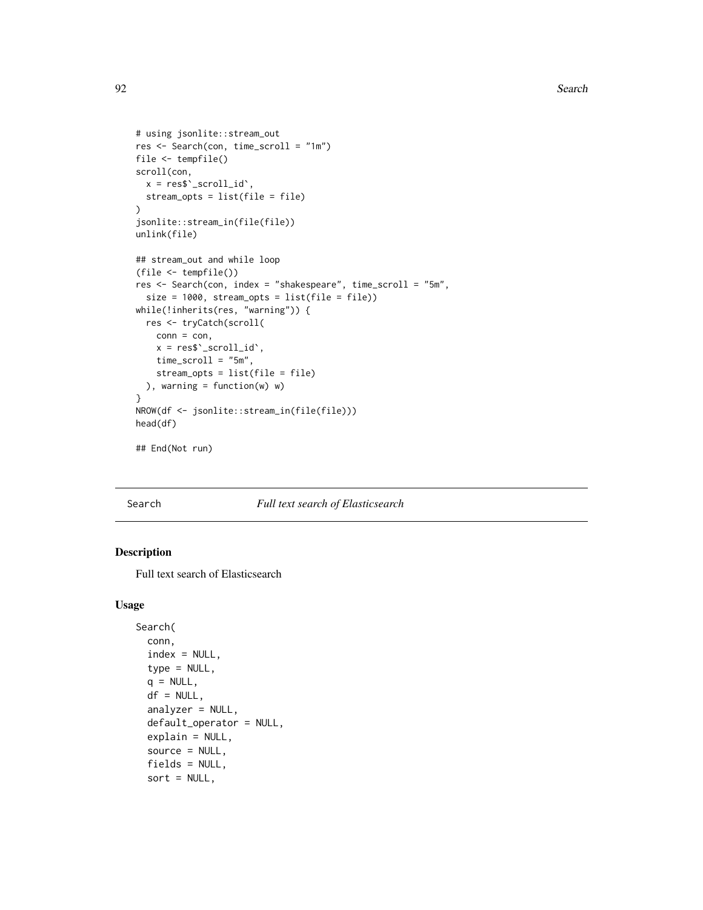```
# using jsonlite::stream_out
res <- Search(con, time_scroll = "1m")
file <- tempfile()
scroll(con,
  x = res$`_scroll_id`,
  stream_opts = list(file = file)
)
jsonlite::stream_in(file(file))
unlink(file)

## stream_out and while loop
(file <- tempfile())
res <- Search(con, index = "shakespeare", time_scroll = "5m",
  size = 1000, stream_opts = list(file = file))
while(!inherits(res, "warning")) {
  res <- tryCatch(scroll(
    conn = con,
    x = res$`_scroll_id`,
    time_scroll = "5m",
    stream_opts = list(file = file)
  ), warning = function(w) w)
}
NROW(df <- jsonlite::stream_in(file(file)))
head(df)

## End(Not run)
```

---

Search *Full text search of Elasticsearch*

---

## Description

Full text search of Elasticsearch

## Usage

```
Search(
  conn,
  index = NULL,
  type = NULL,
  q = NULL,
  df = NULL,
  analyzer = NULL,
  default_operator = NULL,
  explain = NULL,
  source = NULL,
  fields = NULL,
  sort = NULL,
```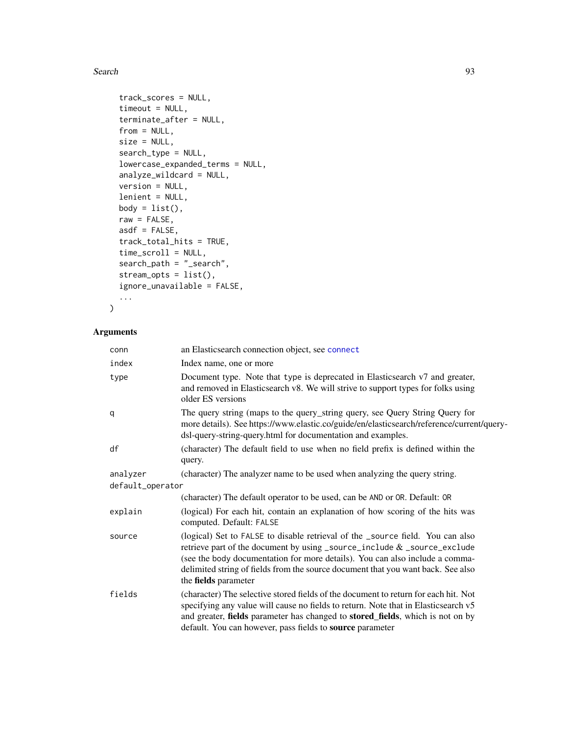```
  track_scores = NULL,
  timeout = NULL,
  terminate_after = NULL,
  from = NULL,
  size = NULL,
  search_type = NULL,
  lowercase_expanded_terms = NULL,
  analyze_wildcard = NULL,
  version = NULL,
  lenient = NULL,
  body = list(),
  raw = FALSE,
  asdf = FALSE,
  track_total_hits = TRUE,
  time_scroll = NULL,
  search_path = "_search",
  stream_opts = list(),
  ignore_unavailable = FALSE,
  ...
)
```

## Arguments

| | |
|---|---|
| `conn` | an Elasticsearch connection object, see `connect` |
| `index` | Index name, one or more |
| `type` | Document type. Note that `type` is deprecated in Elasticsearch v7 and greater, and removed in Elasticsearch v8. We will strive to support types for folks using older ES versions |
| `q` | The query string (maps to the query_string query, see Query String Query for more details). See https://www.elastic.co/guide/en/elasticsearch/reference/current/query-dsl-query-string-query.html for documentation and examples. |
| `df` | (character) The default field to use when no field prefix is defined within the query. |
| `analyzer` | (character) The analyzer name to be used when analyzing the query string. |
| `default_operator` | (character) The default operator to be used, can be `AND` or `OR`. Default: `OR` |
| `explain` | (logical) For each hit, contain an explanation of how scoring of the hits was computed. Default: `FALSE` |
| `source` | (logical) Set to `FALSE` to disable retrieval of the `_source` field. You can also retrieve part of the document by using `_source_include` & `_source_exclude` (see the `body` documentation for more details). You can also include a comma-delimited string of fields from the source document that you want back. See also the **fields** parameter |
| `fields` | (character) The selective stored fields of the document to return for each hit. Not specifying any value will cause no fields to return. Note that in Elasticsearch v5 and greater, **fields** parameter has changed to **stored_fields**, which is not on by default. You can however, pass fields to **source** parameter |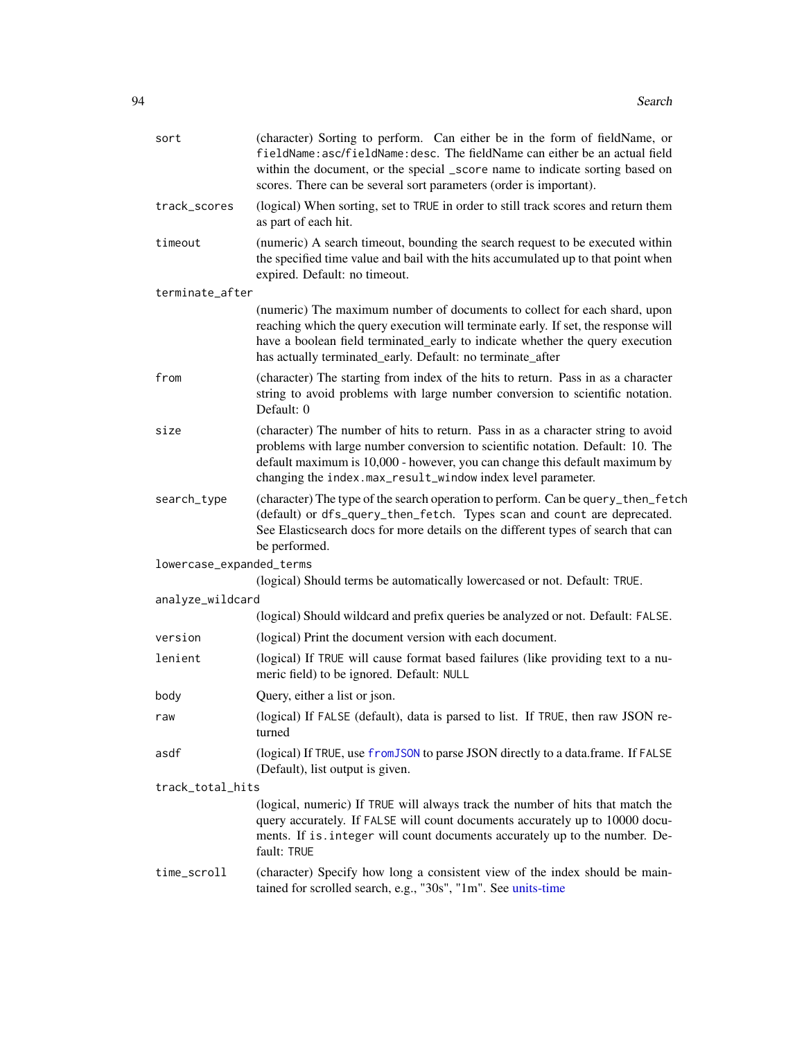| | |
|---|---|
| `sort` | (character) Sorting to perform. Can either be in the form of fieldName, or `fieldName:asc/fieldName:desc`. The fieldName can either be an actual field within the document, or the special `_score` name to indicate sorting based on scores. There can be several sort parameters (order is important). |
| `track_scores` | (logical) When sorting, set to `TRUE` in order to still track scores and return them as part of each hit. |
| `timeout` | (numeric) A search timeout, bounding the search request to be executed within the specified time value and bail with the hits accumulated up to that point when expired. Default: no timeout. |
| `terminate_after` | (numeric) The maximum number of documents to collect for each shard, upon reaching which the query execution will terminate early. If set, the response will have a boolean field terminated_early to indicate whether the query execution has actually terminated_early. Default: no terminate_after |
| `from` | (character) The starting from index of the hits to return. Pass in as a character string to avoid problems with large number conversion to scientific notation. Default: 0 |
| `size` | (character) The number of hits to return. Pass in as a character string to avoid problems with large number conversion to scientific notation. Default: 10. The default maximum is 10,000 - however, you can change this default maximum by changing the `index.max_result_window` index level parameter. |
| `search_type` | (character) The type of the search operation to perform. Can be `query_then_fetch` (default) or `dfs_query_then_fetch`. Types `scan` and `count` are deprecated. See Elasticsearch docs for more details on the different types of search that can be performed. |
| `lowercase_expanded_terms` | (logical) Should terms be automatically lowercased or not. Default: `TRUE`. |
| `analyze_wildcard` | (logical) Should wildcard and prefix queries be analyzed or not. Default: `FALSE`. |
| `version` | (logical) Print the document version with each document. |
| `lenient` | (logical) If `TRUE` will cause format based failures (like providing text to a numeric field) to be ignored. Default: `NULL` |
| `body` | Query, either a list or json. |
| `raw` | (logical) If `FALSE` (default), data is parsed to list. If `TRUE`, then raw JSON returned |
| `asdf` | (logical) If `TRUE`, use `fromJSON` to parse JSON directly to a data.frame. If `FALSE` (Default), list output is given. |
| `track_total_hits` | (logical, numeric) If `TRUE` will always track the number of hits that match the query accurately. If `FALSE` will count documents accurately up to 10000 documents. If `is.integer` will count documents accurately up to the number. Default: `TRUE` |
| `time_scroll` | (character) Specify how long a consistent view of the index should be maintained for scrolled search, e.g., "30s", "1m". See units-time |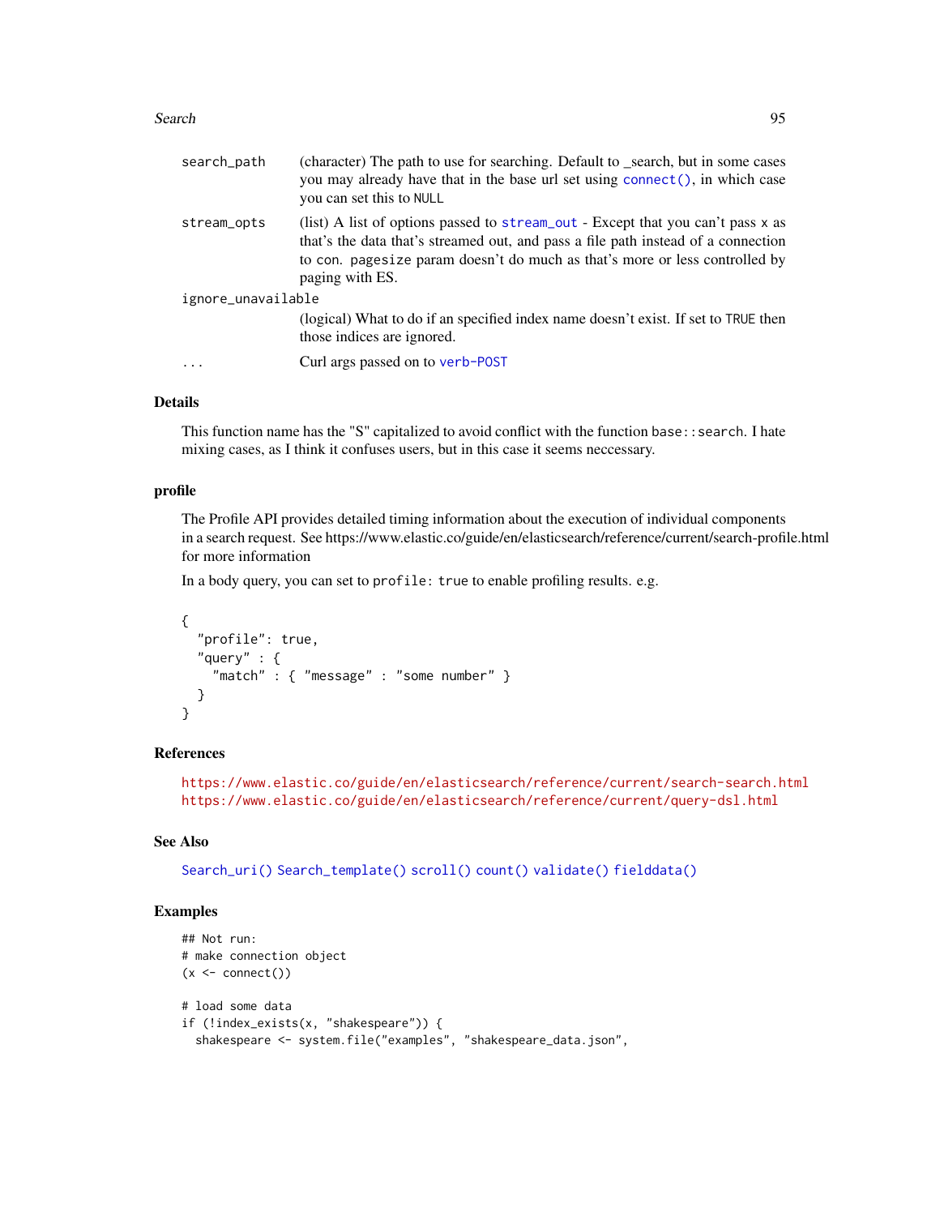| | |
|---|---|
| search_path | (character) The path to use for searching. Default to _search, but in some cases you may already have that in the base url set using `connect()`, in which case you can set this to `NULL` |
| stream_opts | (list) A list of options passed to `stream_out` - Except that you can't pass `x` as that's the data that's streamed out, and pass a file path instead of a connection to `con`. `pagesize` param doesn't do much as that's more or less controlled by paging with ES. |
| ignore_unavailable | (logical) What to do if an specified index name doesn't exist. If set to `TRUE` then those indices are ignored. |
| ... | Curl args passed on to `verb-POST` |

## Details

This function name has the "S" capitalized to avoid conflict with the function `base::search`. I hate mixing cases, as I think it confuses users, but in this case it seems neccessary.

## profile

The Profile API provides detailed timing information about the execution of individual components in a search request. See https://www.elastic.co/guide/en/elasticsearch/reference/current/search-profile.html for more information

In a body query, you can set to `profile: true` to enable profiling results. e.g.

```
{
  "profile": true,
  "query" : {
    "match" : { "message" : "some number" }
  }
}
```

## References

https://www.elastic.co/guide/en/elasticsearch/reference/current/search-search.html
https://www.elastic.co/guide/en/elasticsearch/reference/current/query-dsl.html

## See Also

`Search_uri()` `Search_template()` `scroll()` `count()` `validate()` `fielddata()`

## Examples

```
## Not run:
# make connection object
(x <- connect())

# load some data
if (!index_exists(x, "shakespeare")) {
  shakespeare <- system.file("examples", "shakespeare_data.json",
```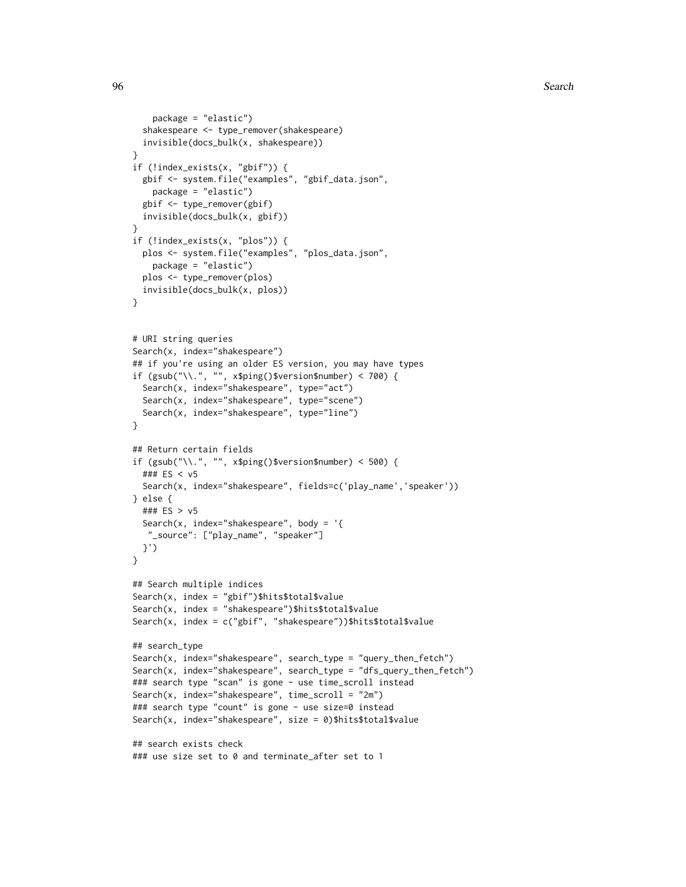```
    package = "elastic")
  shakespeare <- type_remover(shakespeare)
  invisible(docs_bulk(x, shakespeare))
}
if (!index_exists(x, "gbif")) {
  gbif <- system.file("examples", "gbif_data.json",
    package = "elastic")
  gbif <- type_remover(gbif)
  invisible(docs_bulk(x, gbif))
}
if (!index_exists(x, "plos")) {
  plos <- system.file("examples", "plos_data.json",
    package = "elastic")
  plos <- type_remover(plos)
  invisible(docs_bulk(x, plos))
}


# URI string queries
Search(x, index="shakespeare")
## if you're using an older ES version, you may have types
if (gsub("\\.", "", x$ping()$version$number) < 700) {
  Search(x, index="shakespeare", type="act")
  Search(x, index="shakespeare", type="scene")
  Search(x, index="shakespeare", type="line")
}

## Return certain fields
if (gsub("\\.", "", x$ping()$version$number) < 500) {
  ### ES < v5
  Search(x, index="shakespeare", fields=c('play_name','speaker'))
} else {
  ### ES > v5
  Search(x, index="shakespeare", body = '{
   "_source": ["play_name", "speaker"]
  }')
}

## Search multiple indices
Search(x, index = "gbif")$hits$total$value
Search(x, index = "shakespeare")$hits$total$value
Search(x, index = c("gbif", "shakespeare"))$hits$total$value

## search_type
Search(x, index="shakespeare", search_type = "query_then_fetch")
Search(x, index="shakespeare", search_type = "dfs_query_then_fetch")
### search type "scan" is gone - use time_scroll instead
Search(x, index="shakespeare", time_scroll = "2m")
### search type "count" is gone - use size=0 instead
Search(x, index="shakespeare", size = 0)$hits$total$value

## search exists check
### use size set to 0 and terminate_after set to 1
```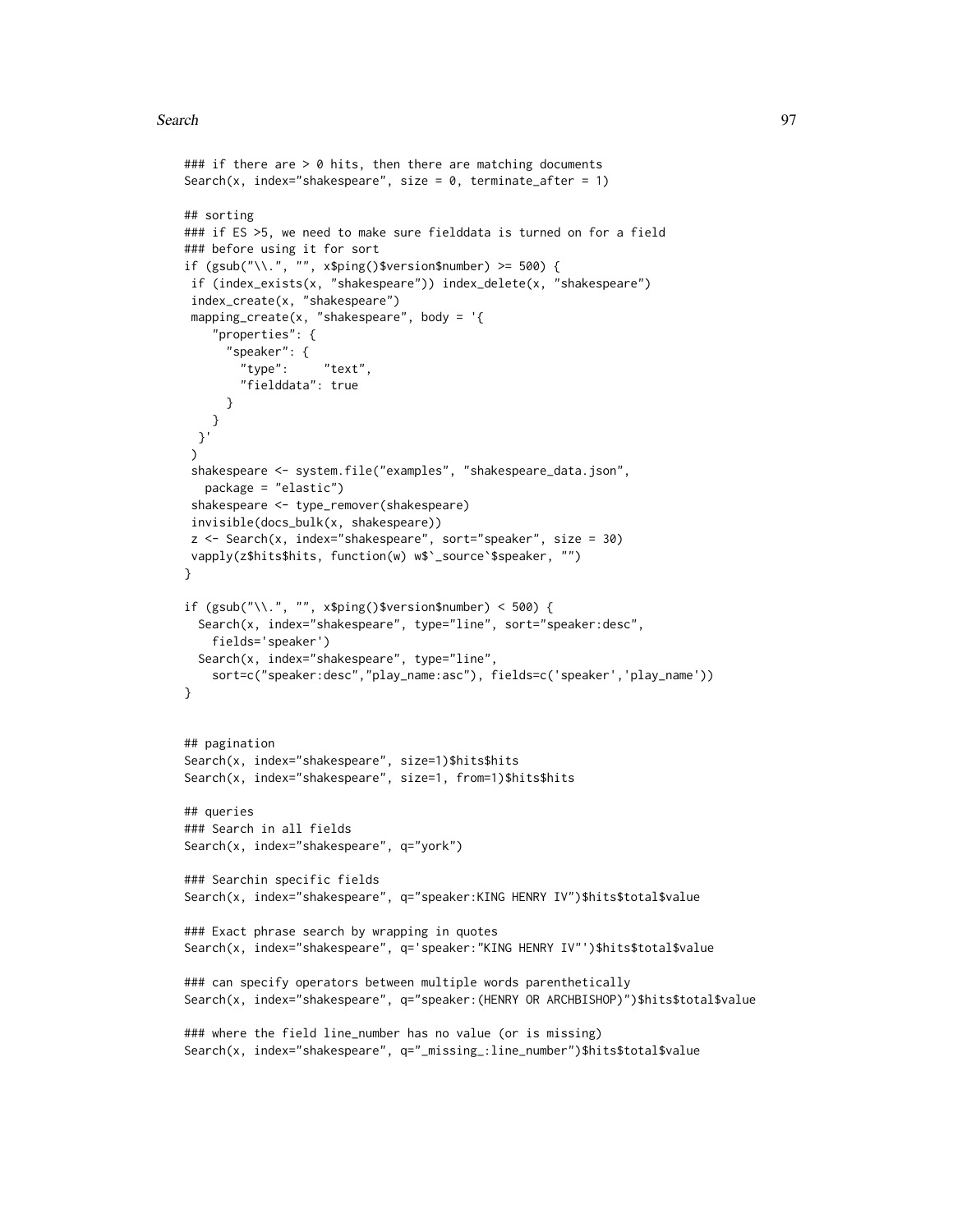```
### if there are > 0 hits, then there are matching documents
Search(x, index="shakespeare", size = 0, terminate_after = 1)

## sorting
### if ES >5, we need to make sure fielddata is turned on for a field
### before using it for sort
if (gsub("\\.", "", x$ping()$version$number) >= 500) {
 if (index_exists(x, "shakespeare")) index_delete(x, "shakespeare")
 index_create(x, "shakespeare")
 mapping_create(x, "shakespeare", body = '{
    "properties": {
      "speaker": {
        "type":     "text",
        "fielddata": true
      }
    }
  }'
 )
 shakespeare <- system.file("examples", "shakespeare_data.json",
   package = "elastic")
 shakespeare <- type_remover(shakespeare)
 invisible(docs_bulk(x, shakespeare))
 z <- Search(x, index="shakespeare", sort="speaker", size = 30)
 vapply(z$hits$hits, function(w) w$`_source`$speaker, "")
}

if (gsub("\\.", "", x$ping()$version$number) < 500) {
  Search(x, index="shakespeare", type="line", sort="speaker:desc",
    fields='speaker')
  Search(x, index="shakespeare", type="line",
    sort=c("speaker:desc","play_name:asc"), fields=c('speaker','play_name'))
}


## pagination
Search(x, index="shakespeare", size=1)$hits$hits
Search(x, index="shakespeare", size=1, from=1)$hits$hits

## queries
### Search in all fields
Search(x, index="shakespeare", q="york")

### Searchin specific fields
Search(x, index="shakespeare", q="speaker:KING HENRY IV")$hits$total$value

### Exact phrase search by wrapping in quotes
Search(x, index="shakespeare", q='speaker:"KING HENRY IV"')$hits$total$value

### can specify operators between multiple words parenthetically
Search(x, index="shakespeare", q="speaker:(HENRY OR ARCHBISHOP)")$hits$total$value

### where the field line_number has no value (or is missing)
Search(x, index="shakespeare", q="_missing_:line_number")$hits$total$value
```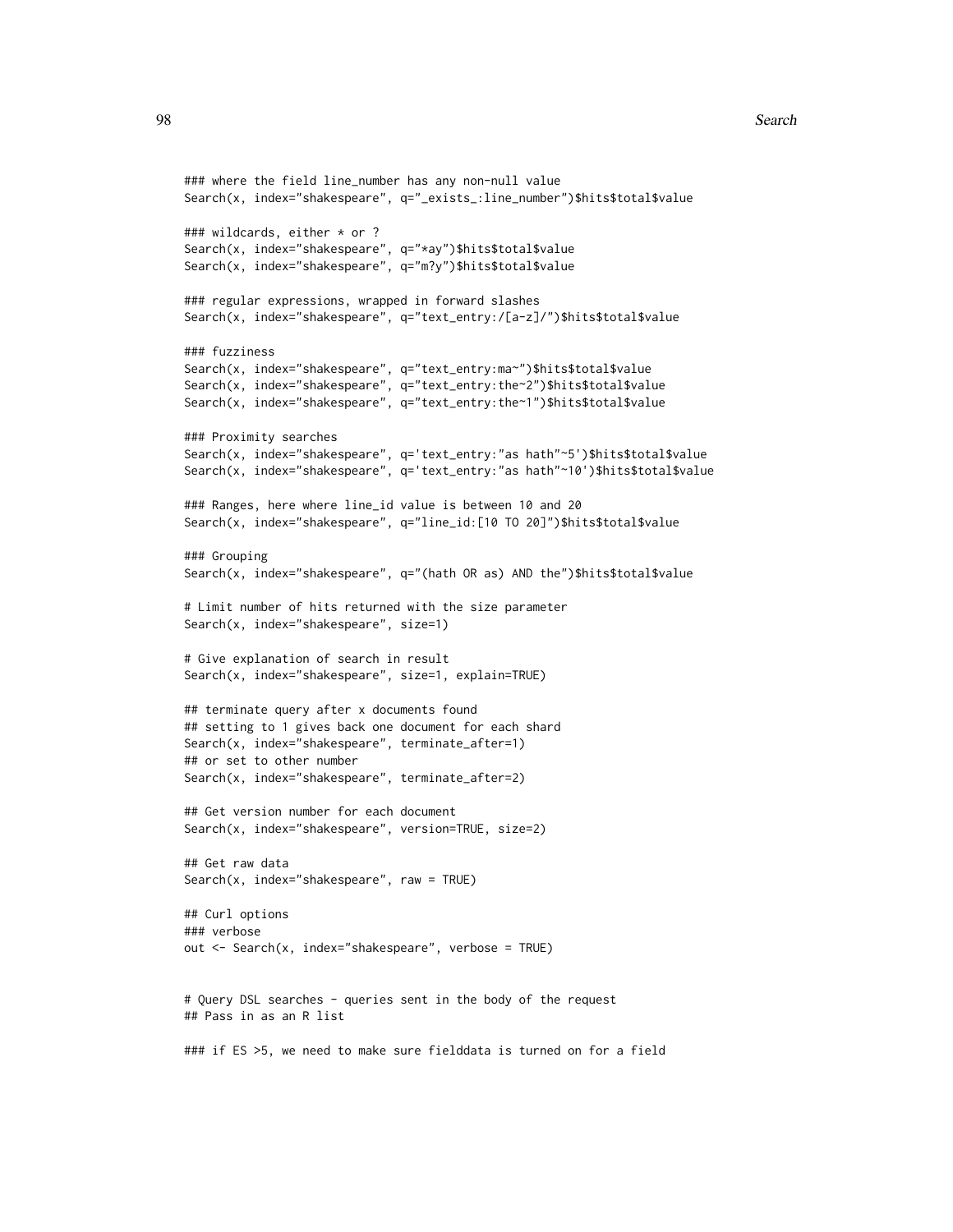```
### where the field line_number has any non-null value
Search(x, index="shakespeare", q="_exists_:line_number")$hits$total$value

### wildcards, either * or ?
Search(x, index="shakespeare", q="*ay")$hits$total$value
Search(x, index="shakespeare", q="m?y")$hits$total$value

### regular expressions, wrapped in forward slashes
Search(x, index="shakespeare", q="text_entry:/[a-z]/")$hits$total$value

### fuzziness
Search(x, index="shakespeare", q="text_entry:ma~")$hits$total$value
Search(x, index="shakespeare", q="text_entry:the~2")$hits$total$value
Search(x, index="shakespeare", q="text_entry:the~1")$hits$total$value

### Proximity searches
Search(x, index="shakespeare", q='text_entry:"as hath"~5')$hits$total$value
Search(x, index="shakespeare", q='text_entry:"as hath"~10')$hits$total$value

### Ranges, here where line_id value is between 10 and 20
Search(x, index="shakespeare", q="line_id:[10 TO 20]")$hits$total$value

### Grouping
Search(x, index="shakespeare", q="(hath OR as) AND the")$hits$total$value

# Limit number of hits returned with the size parameter
Search(x, index="shakespeare", size=1)

# Give explanation of search in result
Search(x, index="shakespeare", size=1, explain=TRUE)

## terminate query after x documents found
## setting to 1 gives back one document for each shard
Search(x, index="shakespeare", terminate_after=1)
## or set to other number
Search(x, index="shakespeare", terminate_after=2)

## Get version number for each document
Search(x, index="shakespeare", version=TRUE, size=2)

## Get raw data
Search(x, index="shakespeare", raw = TRUE)

## Curl options
### verbose
out <- Search(x, index="shakespeare", verbose = TRUE)


# Query DSL searches - queries sent in the body of the request
## Pass in as an R list

### if ES >5, we need to make sure fielddata is turned on for a field
```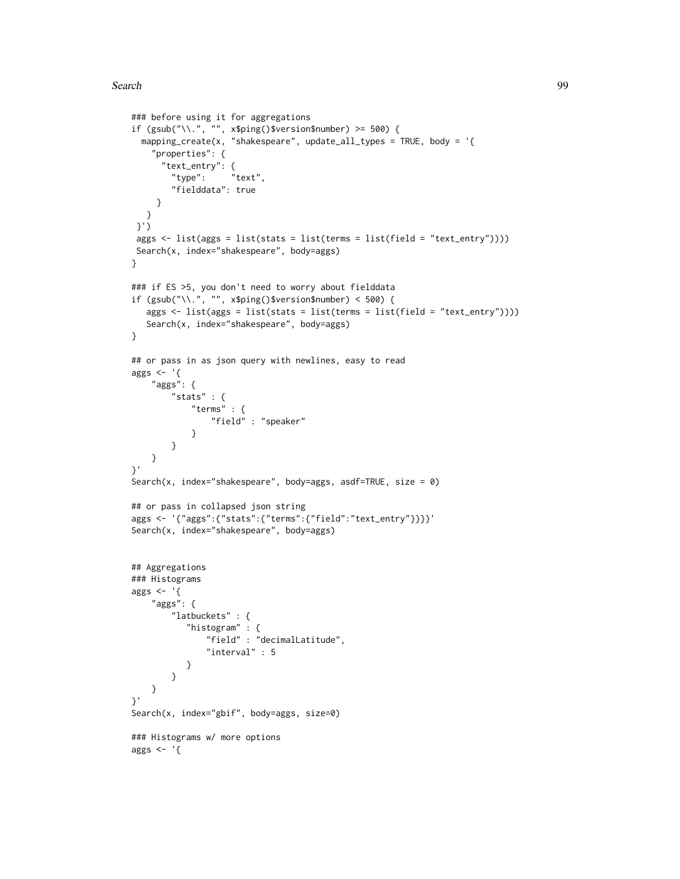```
### before using it for aggregations
if (gsub("\\.", "", x$ping()$version$number) >= 500) {
  mapping_create(x, "shakespeare", update_all_types = TRUE, body = '{
    "properties": {
      "text_entry": {
        "type":     "text",
        "fielddata": true
     }
   }
 }')
 aggs <- list(aggs = list(stats = list(terms = list(field = "text_entry"))))
 Search(x, index="shakespeare", body=aggs)
}

### if ES >5, you don't need to worry about fielddata
if (gsub("\\.", "", x$ping()$version$number) < 500) {
   aggs <- list(aggs = list(stats = list(terms = list(field = "text_entry"))))
   Search(x, index="shakespeare", body=aggs)
}

## or pass in as json query with newlines, easy to read
aggs <- '{
    "aggs": {
        "stats" : {
            "terms" : {
                "field" : "speaker"
            }
        }
    }
}'
Search(x, index="shakespeare", body=aggs, asdf=TRUE, size = 0)

## or pass in collapsed json string
aggs <- '{"aggs":{"stats":{"terms":{"field":"text_entry"}}}}'
Search(x, index="shakespeare", body=aggs)


## Aggregations
### Histograms
aggs <- '{
    "aggs": {
        "latbuckets" : {
           "histogram" : {
               "field" : "decimalLatitude",
               "interval" : 5
           }
        }
    }
}'
Search(x, index="gbif", body=aggs, size=0)

### Histograms w/ more options
aggs <- '{
```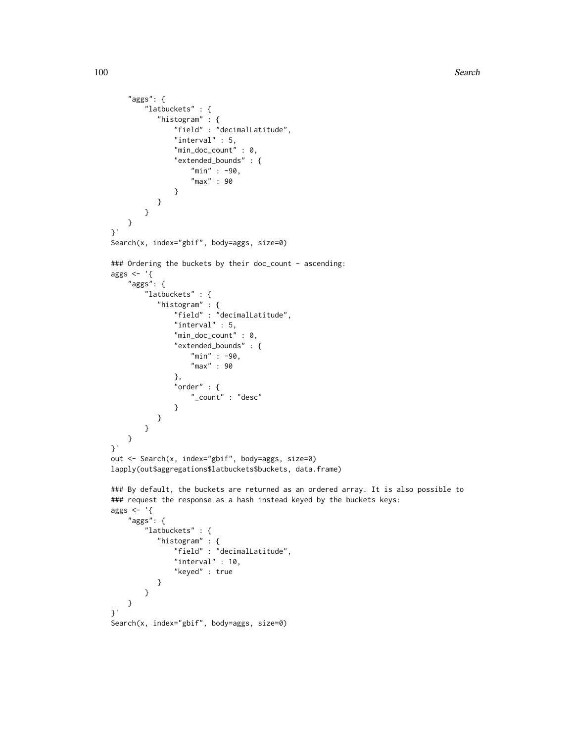```
    "aggs": {
        "latbuckets" : {
           "histogram" : {
               "field" : "decimalLatitude",
               "interval" : 5,
               "min_doc_count" : 0,
               "extended_bounds" : {
                   "min" : -90,
                   "max" : 90
               }
           }
        }
    }
}'
Search(x, index="gbif", body=aggs, size=0)

### Ordering the buckets by their doc_count - ascending:
aggs <- '{
    "aggs": {
        "latbuckets" : {
           "histogram" : {
               "field" : "decimalLatitude",
               "interval" : 5,
               "min_doc_count" : 0,
               "extended_bounds" : {
                   "min" : -90,
                   "max" : 90
               },
               "order" : {
                   "_count" : "desc"
               }
           }
        }
    }
}'
out <- Search(x, index="gbif", body=aggs, size=0)
lapply(out$aggregations$latbuckets$buckets, data.frame)

### By default, the buckets are returned as an ordered array. It is also possible to
### request the response as a hash instead keyed by the buckets keys:
aggs <- '{
    "aggs": {
        "latbuckets" : {
           "histogram" : {
               "field" : "decimalLatitude",
               "interval" : 10,
               "keyed" : true
           }
        }
    }
}'
Search(x, index="gbif", body=aggs, size=0)
```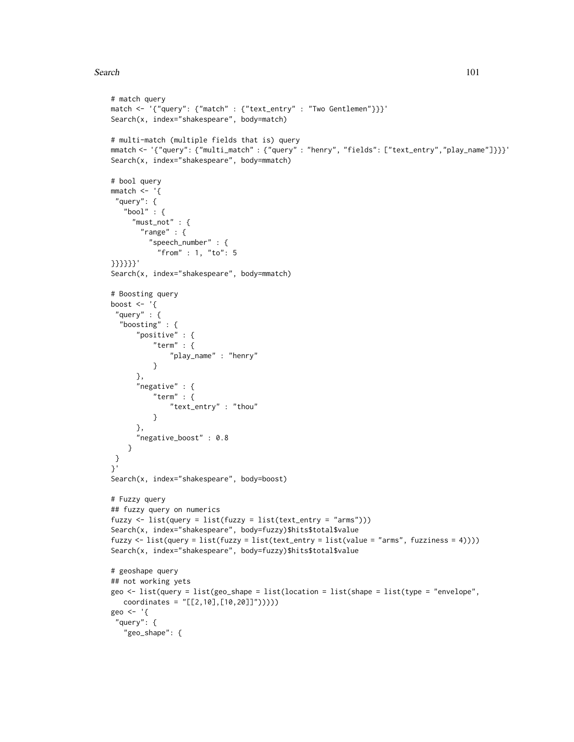```
# match query
match <- '{"query": {"match" : {"text_entry" : "Two Gentlemen"}}}'
Search(x, index="shakespeare", body=match)

# multi-match (multiple fields that is) query
mmatch <- '{"query": {"multi_match" : {"query" : "henry", "fields": ["text_entry","play_name"]}}}'
Search(x, index="shakespeare", body=mmatch)

# bool query
mmatch <- '{
 "query": {
   "bool" : {
     "must_not" : {
       "range" : {
         "speech_number" : {
           "from" : 1, "to": 5
}}}}}}'
Search(x, index="shakespeare", body=mmatch)

# Boosting query
boost <- '{
 "query" : {
  "boosting" : {
      "positive" : {
          "term" : {
              "play_name" : "henry"
          }
      },
      "negative" : {
          "term" : {
              "text_entry" : "thou"
          }
      },
      "negative_boost" : 0.8
    }
 }
}'
Search(x, index="shakespeare", body=boost)

# Fuzzy query
## fuzzy query on numerics
fuzzy <- list(query = list(fuzzy = list(text_entry = "arms")))
Search(x, index="shakespeare", body=fuzzy)$hits$total$value
fuzzy <- list(query = list(fuzzy = list(text_entry = list(value = "arms", fuzziness = 4))))
Search(x, index="shakespeare", body=fuzzy)$hits$total$value

# geoshape query
## not working yets
geo <- list(query = list(geo_shape = list(location = list(shape = list(type = "envelope",
   coordinates = "[[2,10],[10,20]]")))))
geo <- '{
 "query": {
   "geo_shape": {
```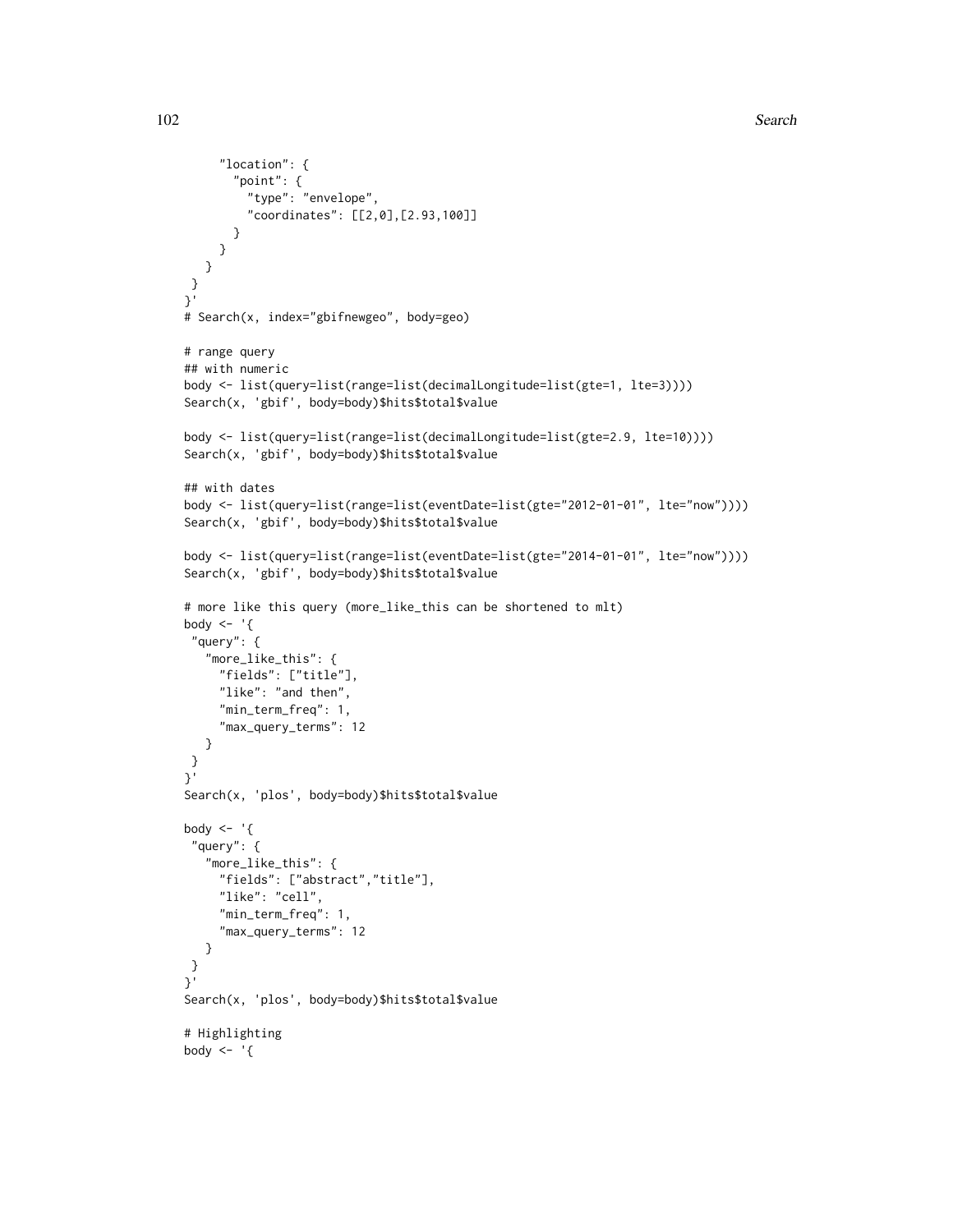```
      "location": {
        "point": {
          "type": "envelope",
          "coordinates": [[2,0],[2.93,100]]
        }
      }
    }
  }
}'
# Search(x, index="gbifnewgeo", body=geo)

# range query
## with numeric
body <- list(query=list(range=list(decimalLongitude=list(gte=1, lte=3))))
Search(x, 'gbif', body=body)$hits$total$value

body <- list(query=list(range=list(decimalLongitude=list(gte=2.9, lte=10))))
Search(x, 'gbif', body=body)$hits$total$value

## with dates
body <- list(query=list(range=list(eventDate=list(gte="2012-01-01", lte="now"))))
Search(x, 'gbif', body=body)$hits$total$value

body <- list(query=list(range=list(eventDate=list(gte="2014-01-01", lte="now"))))
Search(x, 'gbif', body=body)$hits$total$value

# more like this query (more_like_this can be shortened to mlt)
body <- '{
 "query": {
   "more_like_this": {
     "fields": ["title"],
     "like": "and then",
     "min_term_freq": 1,
     "max_query_terms": 12
   }
 }
}'
Search(x, 'plos', body=body)$hits$total$value

body <- '{
 "query": {
   "more_like_this": {
     "fields": ["abstract","title"],
     "like": "cell",
     "min_term_freq": 1,
     "max_query_terms": 12
   }
 }
}'
Search(x, 'plos', body=body)$hits$total$value

# Highlighting
body <- '{
```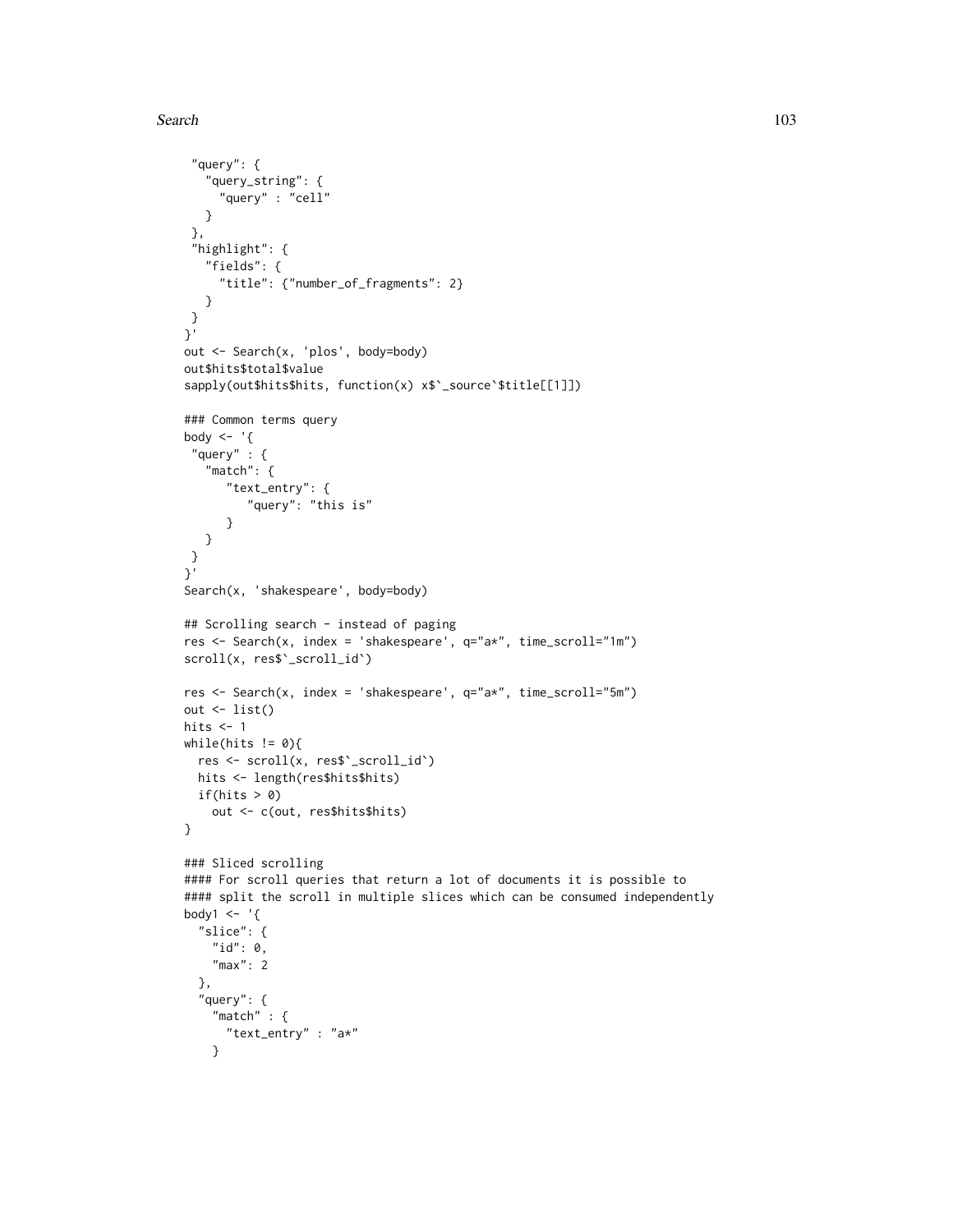```
 "query": {
   "query_string": {
     "query" : "cell"
   }
 },
 "highlight": {
   "fields": {
     "title": {"number_of_fragments": 2}
   }
 }
}'
out <- Search(x, 'plos', body=body)
out$hits$total$value
sapply(out$hits$hits, function(x) x$`_source`$title[[1]])

### Common terms query
body <- '{
 "query" : {
   "match": {
      "text_entry": {
         "query": "this is"
      }
   }
 }
}'
Search(x, 'shakespeare', body=body)

## Scrolling search - instead of paging
res <- Search(x, index = 'shakespeare', q="a*", time_scroll="1m")
scroll(x, res$`_scroll_id`)

res <- Search(x, index = 'shakespeare', q="a*", time_scroll="5m")
out <- list()
hits <- 1
while(hits != 0){
  res <- scroll(x, res$`_scroll_id`)
  hits <- length(res$hits$hits)
  if(hits > 0)
    out <- c(out, res$hits$hits)
}

### Sliced scrolling
#### For scroll queries that return a lot of documents it is possible to
#### split the scroll in multiple slices which can be consumed independently
body1 <- '{
  "slice": {
    "id": 0,
    "max": 2
  },
  "query": {
    "match" : {
      "text_entry" : "a*"
    }
```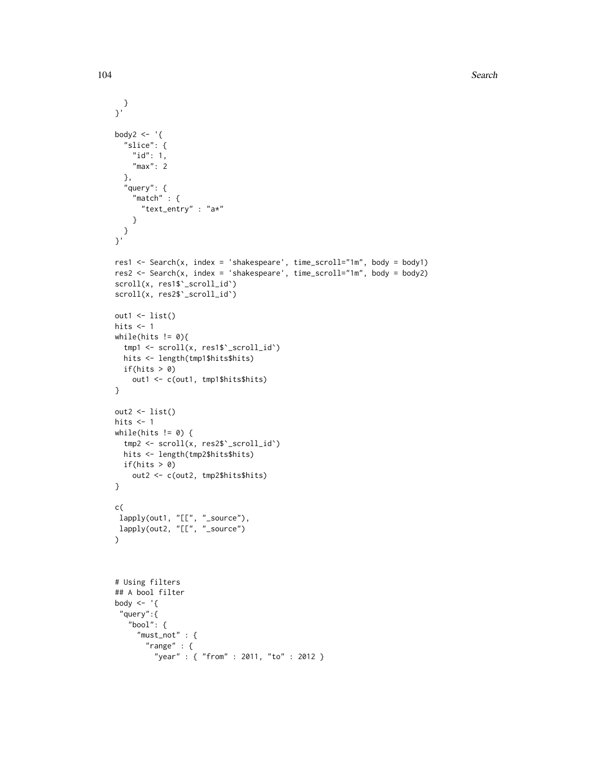```
  }
}'

body2 <- '{
  "slice": {
    "id": 1,
    "max": 2
  },
  "query": {
    "match" : {
      "text_entry" : "a*"
    }
  }
}'

res1 <- Search(x, index = 'shakespeare', time_scroll="1m", body = body1)
res2 <- Search(x, index = 'shakespeare', time_scroll="1m", body = body2)
scroll(x, res1$`_scroll_id`)
scroll(x, res2$`_scroll_id`)

out1 <- list()
hits <- 1
while(hits != 0){
  tmp1 <- scroll(x, res1$`_scroll_id`)
  hits <- length(tmp1$hits$hits)
  if(hits > 0)
    out1 <- c(out1, tmp1$hits$hits)
}

out2 <- list()
hits <- 1
while(hits != 0) {
  tmp2 <- scroll(x, res2$`_scroll_id`)
  hits <- length(tmp2$hits$hits)
  if(hits > 0)
    out2 <- c(out2, tmp2$hits$hits)
}

c(
 lapply(out1, "[[", "_source"),
 lapply(out2, "[[", "_source")
)



# Using filters
## A bool filter
body <- '{
 "query":{
   "bool": {
     "must_not" : {
       "range" : {
         "year" : { "from" : 2011, "to" : 2012 }
```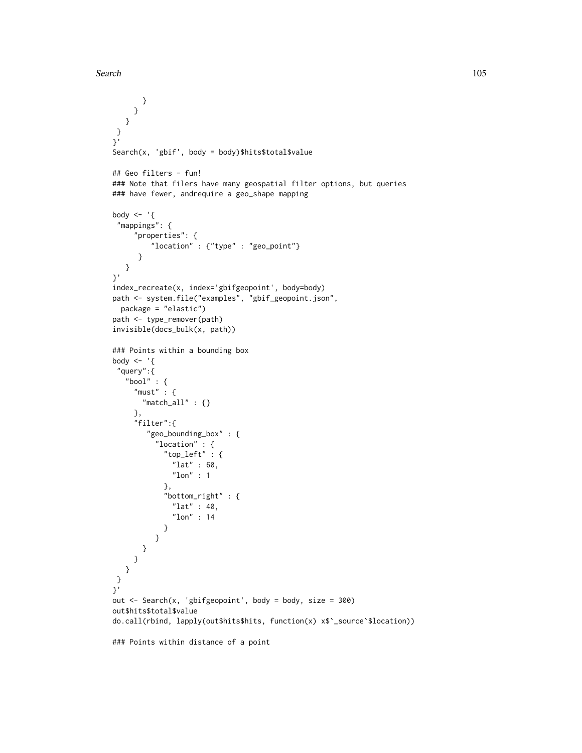```
        }
      }
    }
  }
}'
Search(x, 'gbif', body = body)$hits$total$value

## Geo filters - fun!
### Note that filers have many geospatial filter options, but queries
### have fewer, andrequire a geo_shape mapping

body <- '{
 "mappings": {
     "properties": {
         "location" : {"type" : "geo_point"}
      }
   }
}'
index_recreate(x, index='gbifgeopoint', body=body)
path <- system.file("examples", "gbif_geopoint.json",
  package = "elastic")
path <- type_remover(path)
invisible(docs_bulk(x, path))

### Points within a bounding box
body <- '{
 "query":{
   "bool" : {
     "must" : {
       "match_all" : {}
     },
     "filter":{
        "geo_bounding_box" : {
          "location" : {
            "top_left" : {
              "lat" : 60,
              "lon" : 1
            },
            "bottom_right" : {
              "lat" : 40,
              "lon" : 14
            }
          }
        }
      }
    }
  }
}'
out <- Search(x, 'gbifgeopoint', body = body, size = 300)
out$hits$total$value
do.call(rbind, lapply(out$hits$hits, function(x) x$`_source`$location))

### Points within distance of a point
```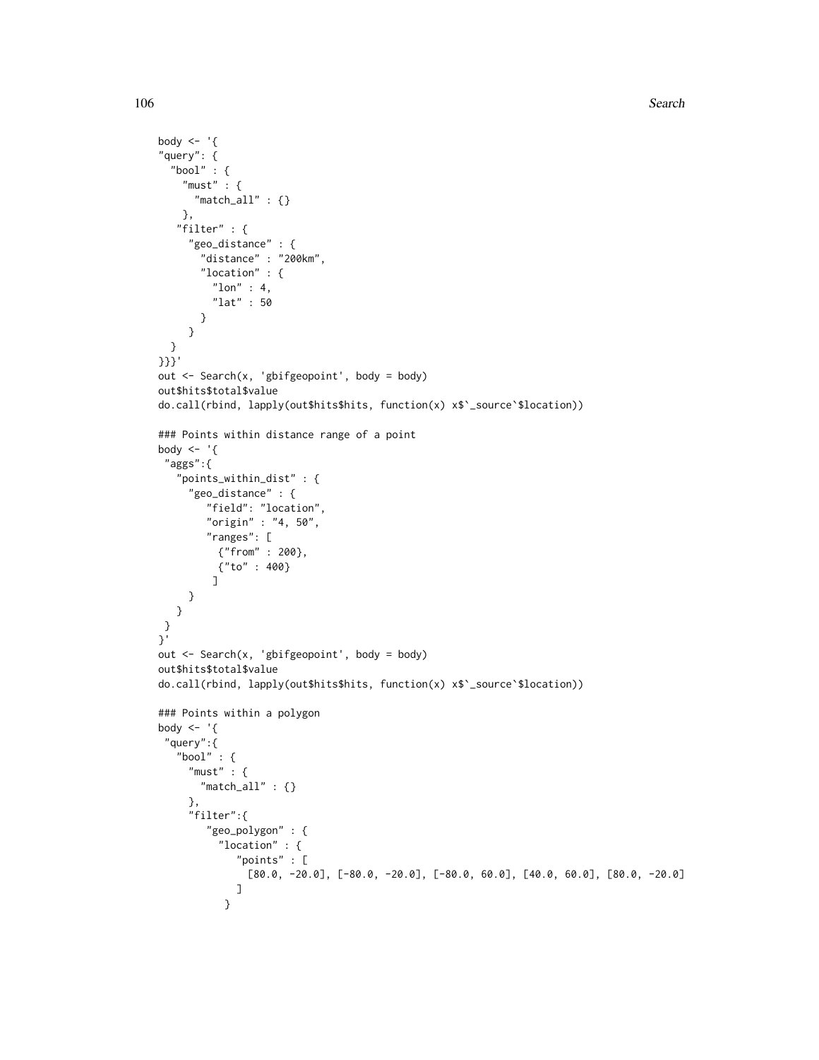```
body <- '{
"query": {
  "bool" : {
    "must" : {
      "match_all" : {}
    },
   "filter" : {
     "geo_distance" : {
       "distance" : "200km",
       "location" : {
         "lon" : 4,
         "lat" : 50
       }
     }
  }
}}}'
out <- Search(x, 'gbifgeopoint', body = body)
out$hits$total$value
do.call(rbind, lapply(out$hits$hits, function(x) x$`_source`$location))

### Points within distance range of a point
body <- '{
 "aggs":{
   "points_within_dist" : {
     "geo_distance" : {
        "field": "location",
        "origin" : "4, 50",
        "ranges": [
          {"from" : 200},
          {"to" : 400}
         ]
     }
   }
 }
}'
out <- Search(x, 'gbifgeopoint', body = body)
out$hits$total$value
do.call(rbind, lapply(out$hits$hits, function(x) x$`_source`$location))

### Points within a polygon
body <- '{
 "query":{
   "bool" : {
     "must" : {
       "match_all" : {}
     },
     "filter":{
        "geo_polygon" : {
          "location" : {
             "points" : [
               [80.0, -20.0], [-80.0, -20.0], [-80.0, 60.0], [40.0, 60.0], [80.0, -20.0]
             ]
           }
```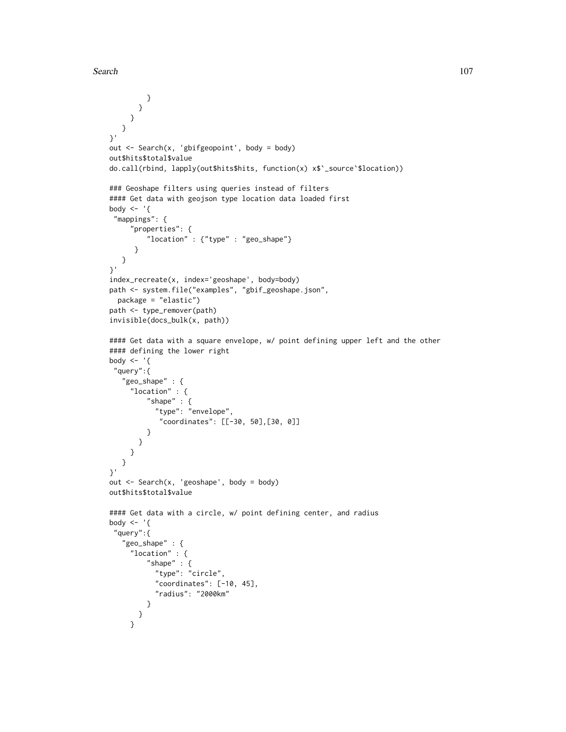```
        }
      }
    }
  }
}'
out <- Search(x, 'gbifgeopoint', body = body)
out$hits$total$value
do.call(rbind, lapply(out$hits$hits, function(x) x$`_source`$location))

### Geoshape filters using queries instead of filters
#### Get data with geojson type location data loaded first
body <- '{
 "mappings": {
     "properties": {
         "location" : {"type" : "geo_shape"}
      }
   }
}'
index_recreate(x, index='geoshape', body=body)
path <- system.file("examples", "gbif_geoshape.json",
  package = "elastic")
path <- type_remover(path)
invisible(docs_bulk(x, path))

#### Get data with a square envelope, w/ point defining upper left and the other
#### defining the lower right
body <- '{
 "query":{
   "geo_shape" : {
     "location" : {
         "shape" : {
           "type": "envelope",
            "coordinates": [[-30, 50],[30, 0]]
         }
       }
     }
   }
}'
out <- Search(x, 'geoshape', body = body)
out$hits$total$value

#### Get data with a circle, w/ point defining center, and radius
body <- '{
 "query":{
   "geo_shape" : {
     "location" : {
         "shape" : {
           "type": "circle",
           "coordinates": [-10, 45],
           "radius": "2000km"
         }
       }
     }
```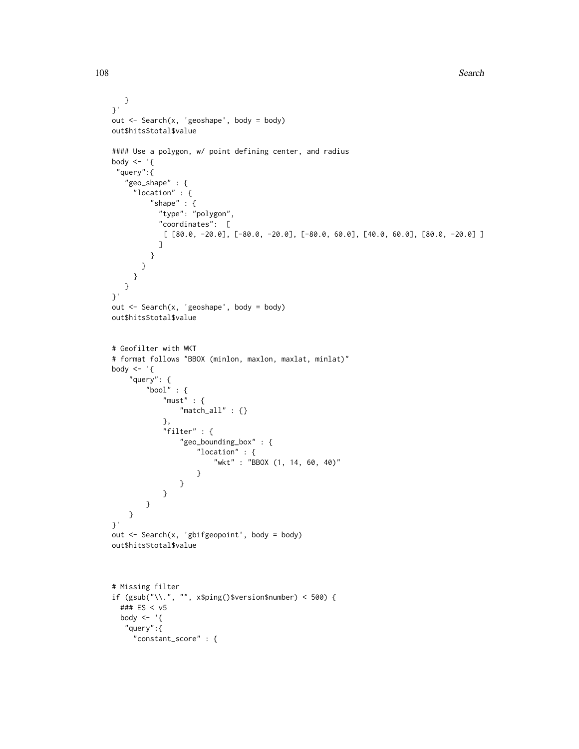```
    }
}'
out <- Search(x, 'geoshape', body = body)
out$hits$total$value

#### Use a polygon, w/ point defining center, and radius
body <- '{
 "query":{
   "geo_shape" : {
     "location" : {
         "shape" : {
           "type": "polygon",
           "coordinates":  [
            [ [80.0, -20.0], [-80.0, -20.0], [-80.0, 60.0], [40.0, 60.0], [80.0, -20.0] ]
           ]
         }
       }
     }
   }
}'
out <- Search(x, 'geoshape', body = body)
out$hits$total$value


# Geofilter with WKT
# format follows "BBOX (minlon, maxlon, maxlat, minlat)"
body <- '{
    "query": {
        "bool" : {
            "must" : {
                "match_all" : {}
            },
            "filter" : {
                "geo_bounding_box" : {
                    "location" : {
                        "wkt" : "BBOX (1, 14, 60, 40)"
                    }
                }
            }
        }
    }
}'
out <- Search(x, 'gbifgeopoint', body = body)
out$hits$total$value



# Missing filter
if (gsub("\\.", "", x$ping()$version$number) < 500) {
  ### ES < v5
  body <- '{
   "query":{
     "constant_score" : {
```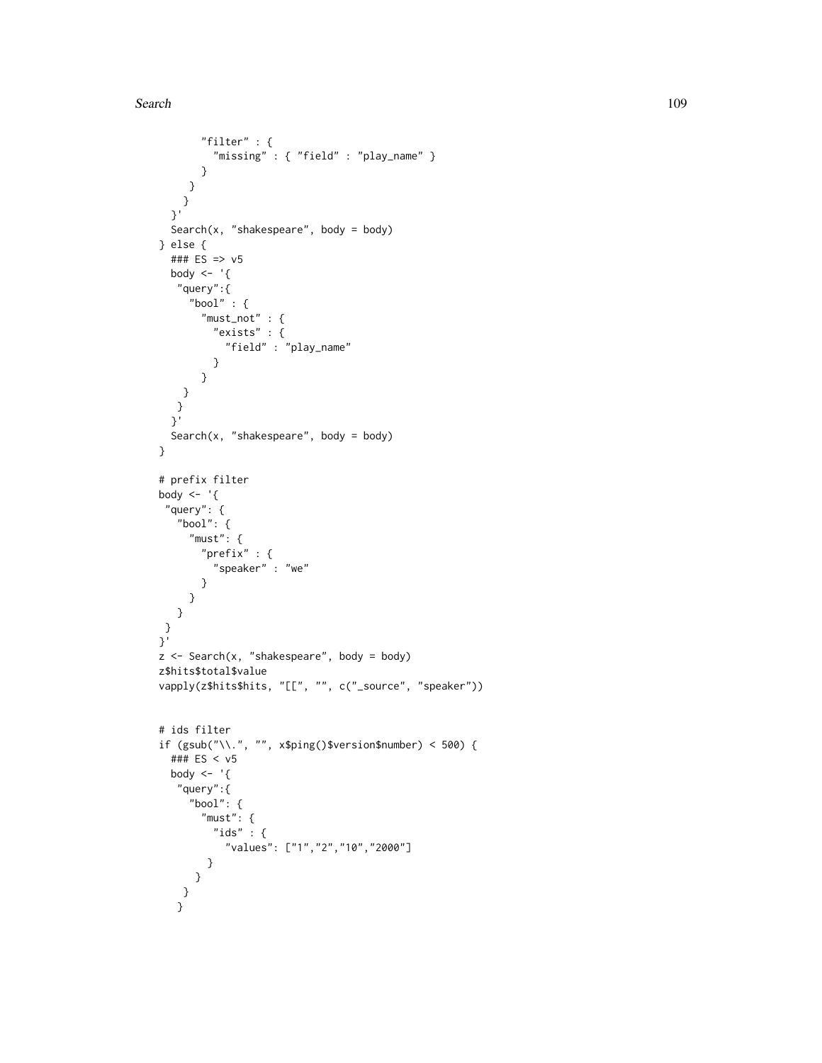```
        "filter" : {
          "missing" : { "field" : "play_name" }
        }
      }
     }
   }'
   Search(x, "shakespeare", body = body)
} else {
  ### ES => v5
  body <- '{
   "query":{
     "bool" : {
       "must_not" : {
         "exists" : {
           "field" : "play_name"
         }
       }
    }
   }
  }'
  Search(x, "shakespeare", body = body)
}

# prefix filter
body <- '{
 "query": {
   "bool": {
     "must": {
       "prefix" : {
         "speaker" : "we"
       }
     }
   }
 }
}'
z <- Search(x, "shakespeare", body = body)
z$hits$total$value
vapply(z$hits$hits, "[[", "", c("_source", "speaker"))


# ids filter
if (gsub("\\.", "", x$ping()$version$number) < 500) {
  ### ES < v5
  body <- '{
   "query":{
     "bool": {
       "must": {
         "ids" : {
           "values": ["1","2","10","2000"]
        }
      }
    }
   }
```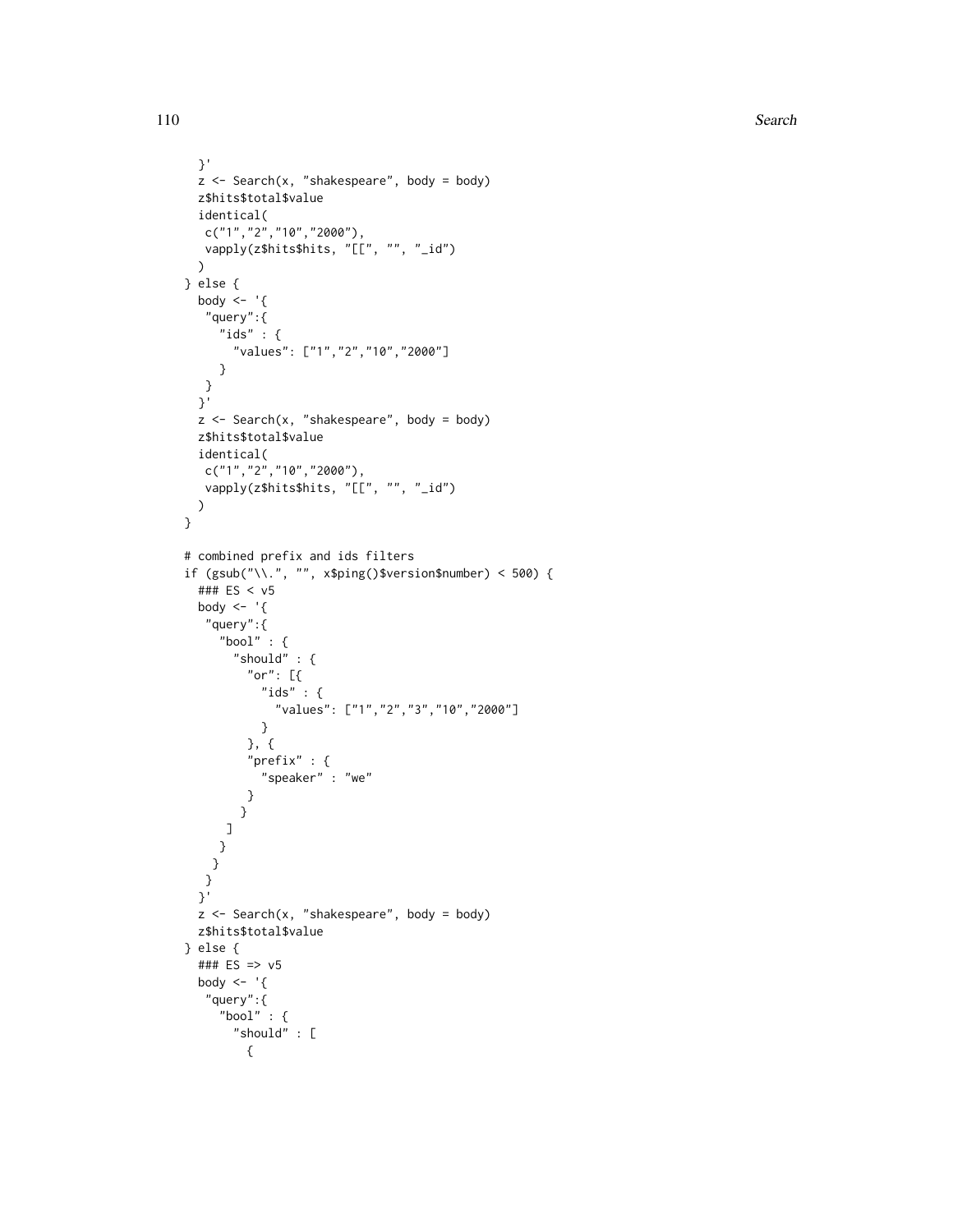```
  }'
  z <- Search(x, "shakespeare", body = body)
  z$hits$total$value
  identical(
   c("1","2","10","2000"),
   vapply(z$hits$hits, "[[", "", "_id")
  )
} else {
  body <- '{
   "query":{
     "ids" : {
       "values": ["1","2","10","2000"]
     }
   }
  }'
  z <- Search(x, "shakespeare", body = body)
  z$hits$total$value
  identical(
   c("1","2","10","2000"),
   vapply(z$hits$hits, "[[", "", "_id")
  )
}

# combined prefix and ids filters
if (gsub("\\.", "", x$ping()$version$number) < 500) {
  ### ES < v5
  body <- '{
   "query":{
     "bool" : {
       "should" : {
         "or": [{
           "ids" : {
             "values": ["1","2","3","10","2000"]
           }
         }, {
         "prefix" : {
           "speaker" : "we"
         }
        }
      ]
     }
    }
   }
  }'
  z <- Search(x, "shakespeare", body = body)
  z$hits$total$value
} else {
  ### ES => v5
  body <- '{
   "query":{
     "bool" : {
       "should" : [
         {
```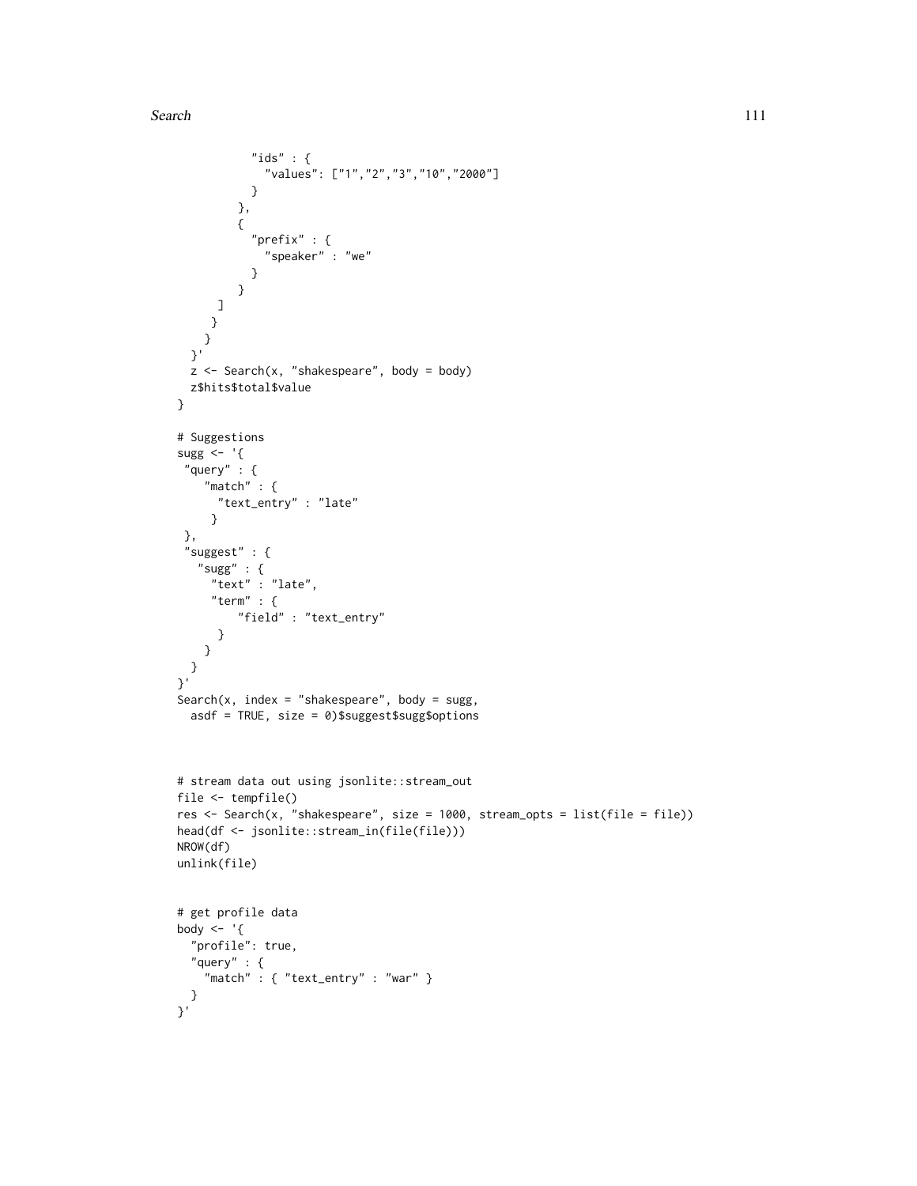```
          "ids" : {
            "values": ["1","2","3","10","2000"]
          }
        },
        {
          "prefix" : {
            "speaker" : "we"
          }
        }
      ]
     }
    }
  }'
  z <- Search(x, "shakespeare", body = body)
  z$hits$total$value
}

# Suggestions
sugg <- '{
 "query" : {
    "match" : {
      "text_entry" : "late"
     }
 },
 "suggest" : {
   "sugg" : {
     "text" : "late",
     "term" : {
         "field" : "text_entry"
      }
    }
  }
}'
Search(x, index = "shakespeare", body = sugg,
  asdf = TRUE, size = 0)$suggest$sugg$options


# stream data out using jsonlite::stream_out
file <- tempfile()
res <- Search(x, "shakespeare", size = 1000, stream_opts = list(file = file))
head(df <- jsonlite::stream_in(file(file)))
NROW(df)
unlink(file)


# get profile data
body <- '{
  "profile": true,
  "query" : {
    "match" : { "text_entry" : "war" }
  }
}'
```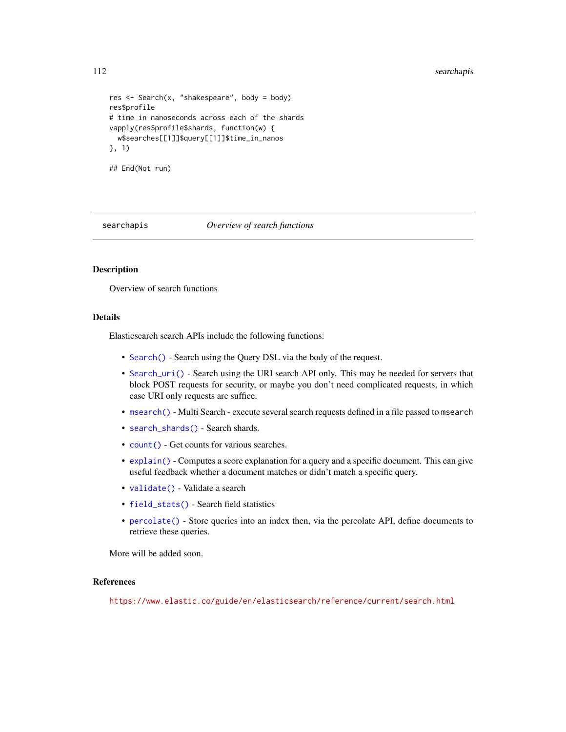```
res <- Search(x, "shakespeare", body = body)
res$profile
# time in nanoseconds across each of the shards
vapply(res$profile$shards, function(w) {
  w$searches[[1]]$query[[1]]$time_in_nanos
}, 1)

## End(Not run)
```

---

searchapis *Overview of search functions*

---

## Description

Overview of search functions

## Details

Elasticsearch search APIs include the following functions:

- `Search()` - Search using the Query DSL via the body of the request.
- `Search_uri()` - Search using the URI search API only. This may be needed for servers that block POST requests for security, or maybe you don't need complicated requests, in which case URI only requests are suffice.
- `msearch()` - Multi Search - execute several search requests defined in a file passed to `msearch`
- `search_shards()` - Search shards.
- `count()` - Get counts for various searches.
- `explain()` - Computes a score explanation for a query and a specific document. This can give useful feedback whether a document matches or didn't match a specific query.
- `validate()` - Validate a search
- `field_stats()` - Search field statistics
- `percolate()` - Store queries into an index then, via the percolate API, define documents to retrieve these queries.

More will be added soon.

## References

https://www.elastic.co/guide/en/elasticsearch/reference/current/search.html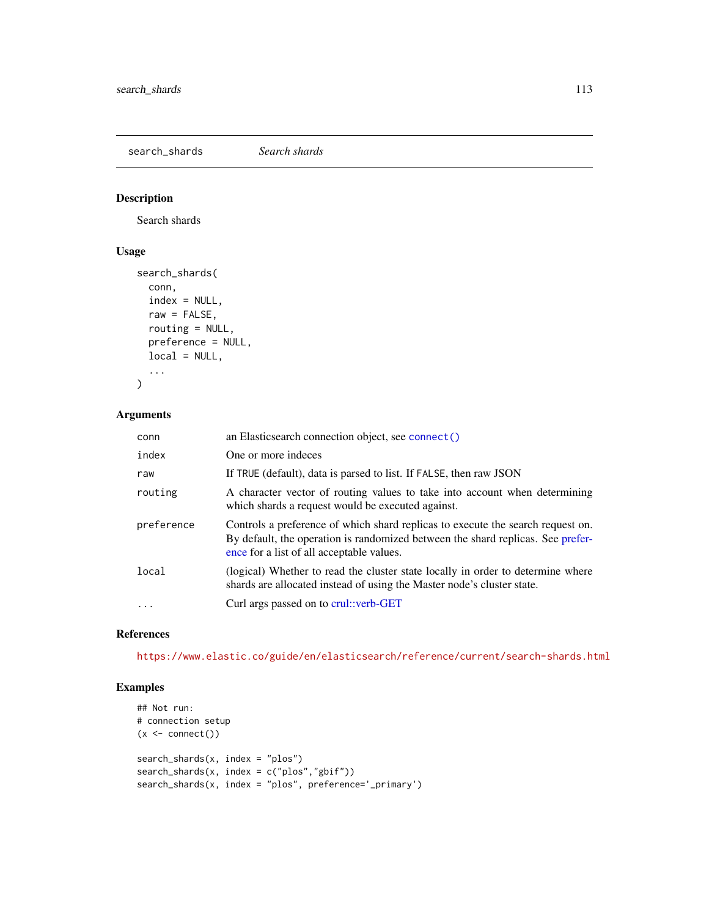# search_shards

*Search shards*

## Description

Search shards

## Usage

```
search_shards(
  conn,
  index = NULL,
  raw = FALSE,
  routing = NULL,
  preference = NULL,
  local = NULL,
  ...
)
```

## Arguments

| | |
|---|---|
| `conn` | an Elasticsearch connection object, see `connect()` |
| `index` | One or more indeces |
| `raw` | If `TRUE` (default), data is parsed to list. If `FALSE`, then raw JSON |
| `routing` | A character vector of routing values to take into account when determining which shards a request would be executed against. |
| `preference` | Controls a preference of which shard replicas to execute the search request on. By default, the operation is randomized between the shard replicas. See preference for a list of all acceptable values. |
| `local` | (logical) Whether to read the cluster state locally in order to determine where shards are allocated instead of using the Master node's cluster state. |
| `...` | Curl args passed on to crul::verb-GET |

## References

https://www.elastic.co/guide/en/elasticsearch/reference/current/search-shards.html

## Examples

```
## Not run:
# connection setup
(x <- connect())

search_shards(x, index = "plos")
search_shards(x, index = c("plos","gbif"))
search_shards(x, index = "plos", preference='_primary')
```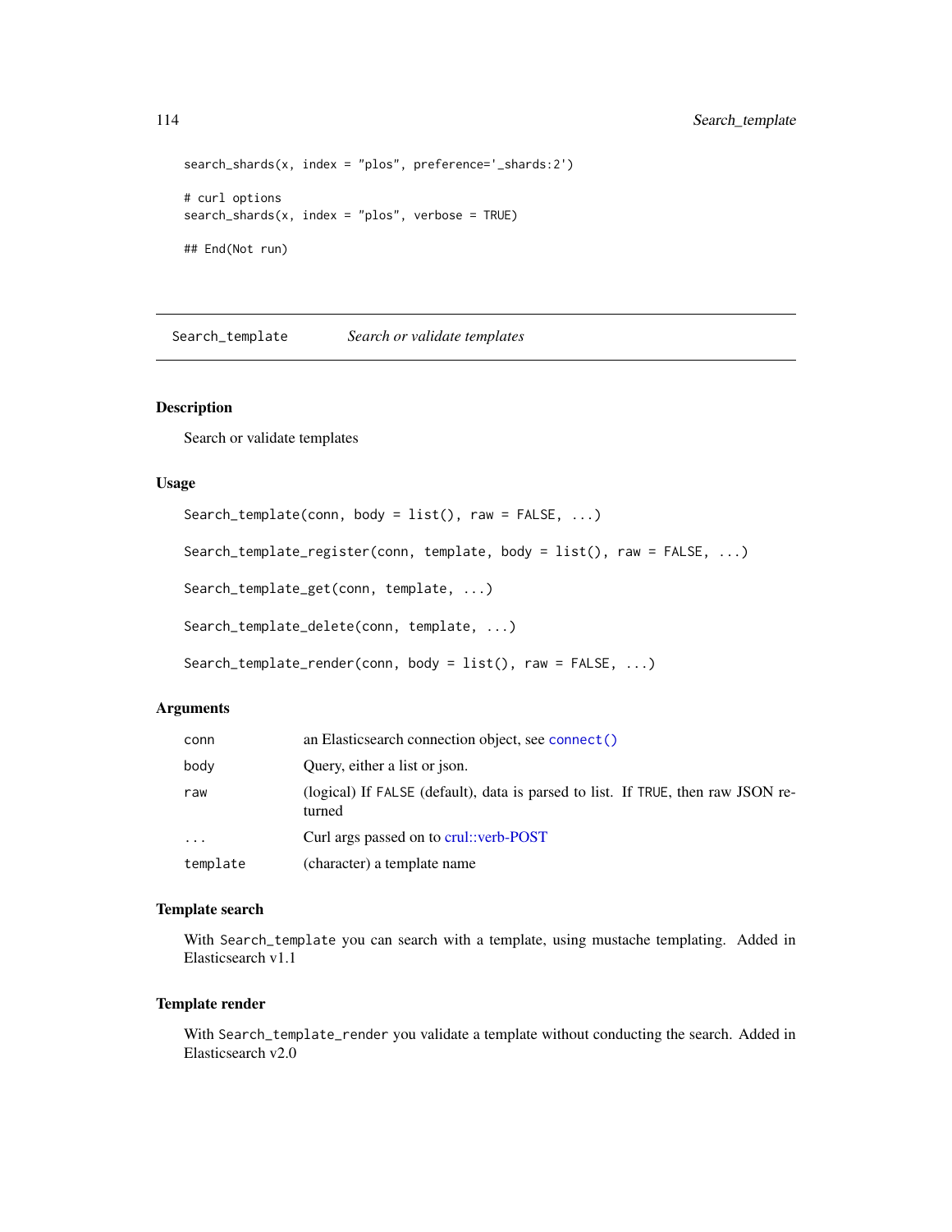```
search_shards(x, index = "plos", preference='_shards:2')

# curl options
search_shards(x, index = "plos", verbose = TRUE)

## End(Not run)
```

---

# Search_template *Search or validate templates*

---

## Description

Search or validate templates

## Usage

```
Search_template(conn, body = list(), raw = FALSE, ...)

Search_template_register(conn, template, body = list(), raw = FALSE, ...)

Search_template_get(conn, template, ...)

Search_template_delete(conn, template, ...)

Search_template_render(conn, body = list(), raw = FALSE, ...)
```

## Arguments

| | |
|---|---|
| `conn` | an Elasticsearch connection object, see `connect()` |
| `body` | Query, either a list or json. |
| `raw` | (logical) If `FALSE` (default), data is parsed to list. If `TRUE`, then raw JSON returned |
| `...` | Curl args passed on to crul::verb-POST |
| `template` | (character) a template name |

## Template search

With `Search_template` you can search with a template, using mustache templating. Added in Elasticsearch v1.1

## Template render

With `Search_template_render` you validate a template without conducting the search. Added in Elasticsearch v2.0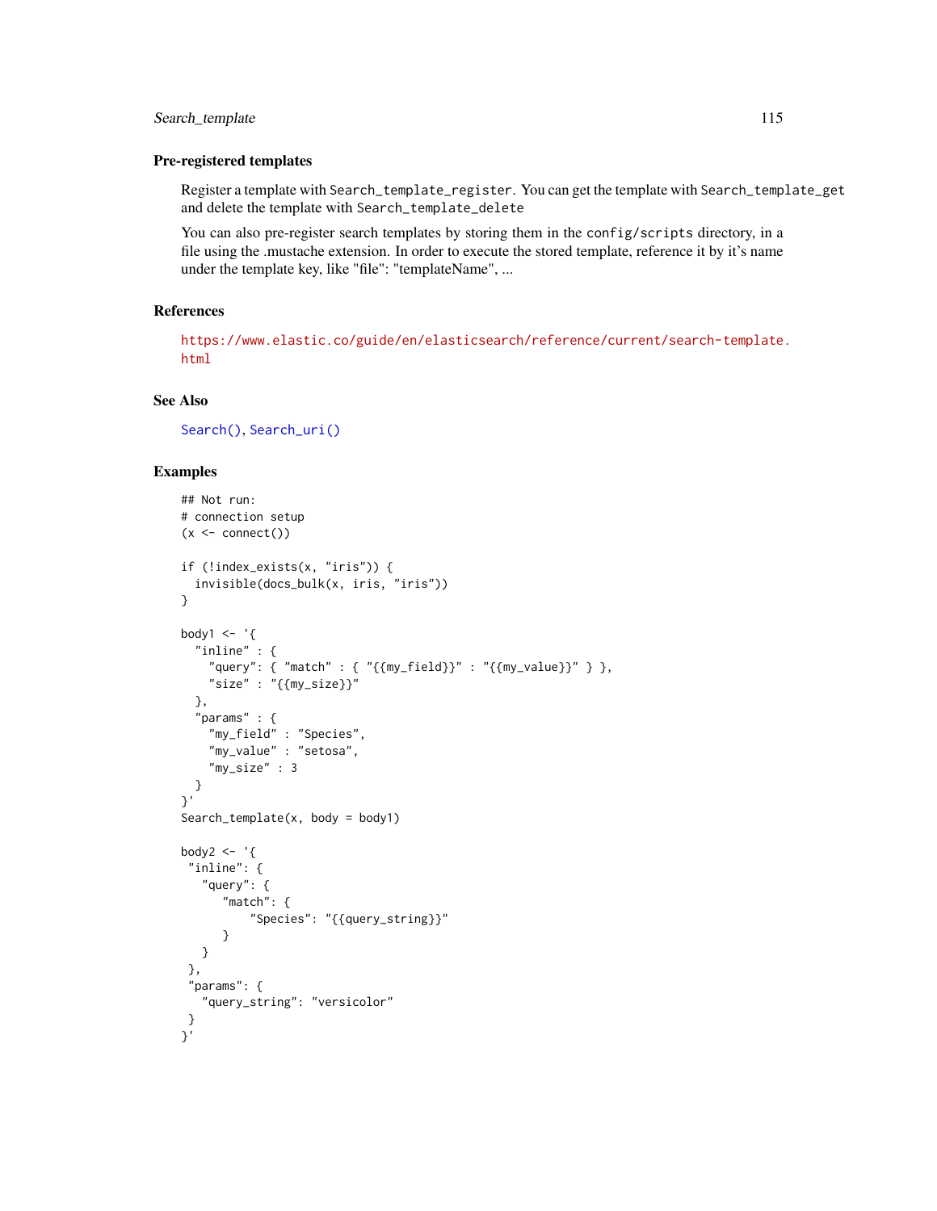### Pre-registered templates

Register a template with `Search_template_register`. You can get the template with `Search_template_get` and delete the template with `Search_template_delete`

You can also pre-register search templates by storing them in the `config/scripts` directory, in a file using the .mustache extension. In order to execute the stored template, reference it by it's name under the template key, like "file": "templateName", ...

### References

https://www.elastic.co/guide/en/elasticsearch/reference/current/search-template.html

### See Also

`Search()`, `Search_uri()`

### Examples

```
## Not run:
# connection setup
(x <- connect())

if (!index_exists(x, "iris")) {
  invisible(docs_bulk(x, iris, "iris"))
}

body1 <- '{
  "inline" : {
    "query": { "match" : { "{{my_field}}" : "{{my_value}}" } },
    "size" : "{{my_size}}"
  },
  "params" : {
    "my_field" : "Species",
    "my_value" : "setosa",
    "my_size" : 3
  }
}'
Search_template(x, body = body1)

body2 <- '{
 "inline": {
   "query": {
      "match": {
          "Species": "{{query_string}}"
      }
   }
 },
 "params": {
   "query_string": "versicolor"
 }
}'
```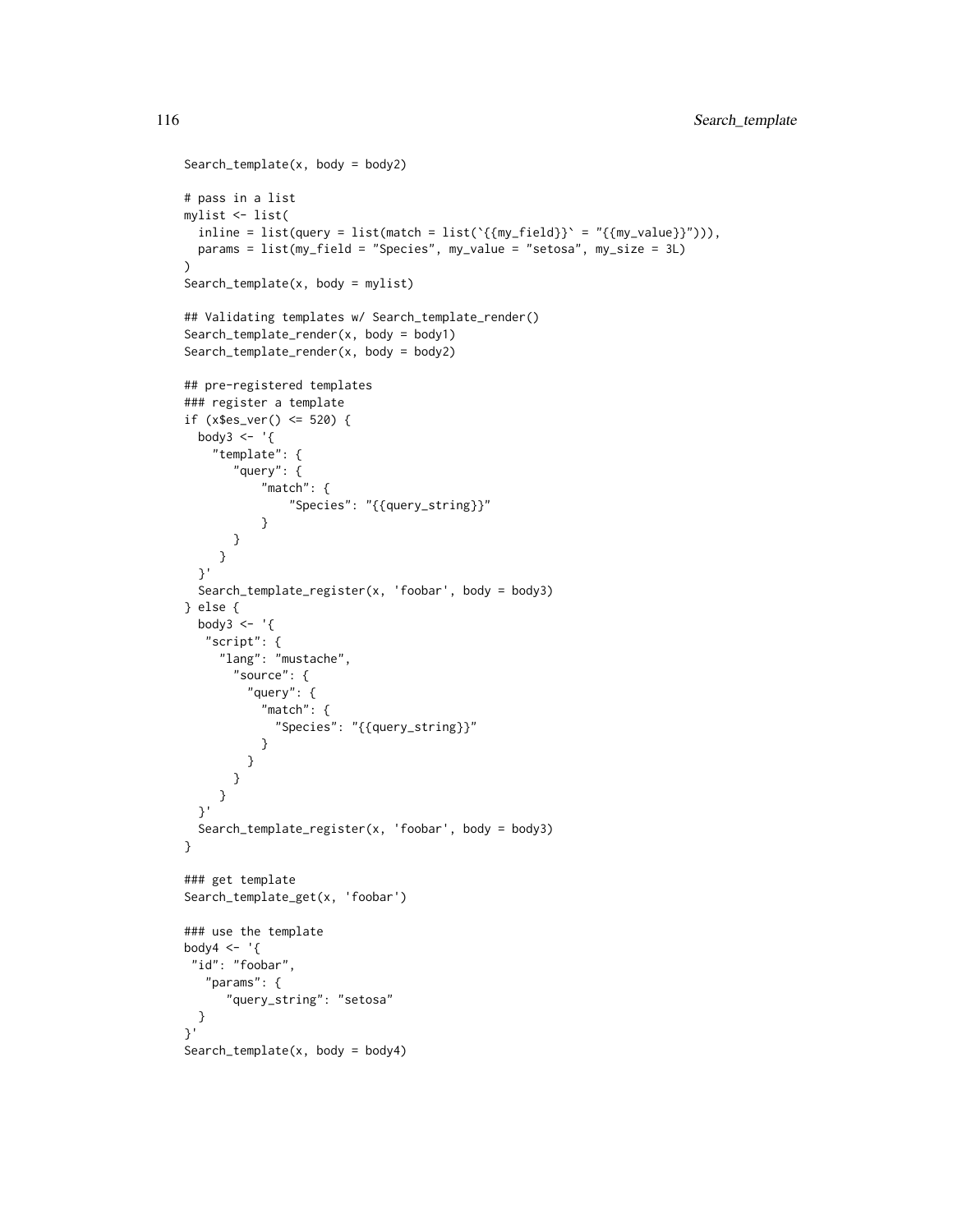```
Search_template(x, body = body2)

# pass in a list
mylist <- list(
  inline = list(query = list(match = list(`{{my_field}}` = "{{my_value}}"))),
  params = list(my_field = "Species", my_value = "setosa", my_size = 3L)
)
Search_template(x, body = mylist)

## Validating templates w/ Search_template_render()
Search_template_render(x, body = body1)
Search_template_render(x, body = body2)

## pre-registered templates
### register a template
if (x$es_ver() <= 520) {
  body3 <- '{
    "template": {
       "query": {
           "match": {
               "Species": "{{query_string}}"
           }
       }
     }
  }'
  Search_template_register(x, 'foobar', body = body3)
} else {
  body3 <- '{
   "script": {
     "lang": "mustache",
       "source": {
         "query": {
           "match": {
             "Species": "{{query_string}}"
           }
         }
       }
     }
  }'
  Search_template_register(x, 'foobar', body = body3)
}

### get template
Search_template_get(x, 'foobar')

### use the template
body4 <- '{
 "id": "foobar",
   "params": {
      "query_string": "setosa"
  }
}'
Search_template(x, body = body4)
```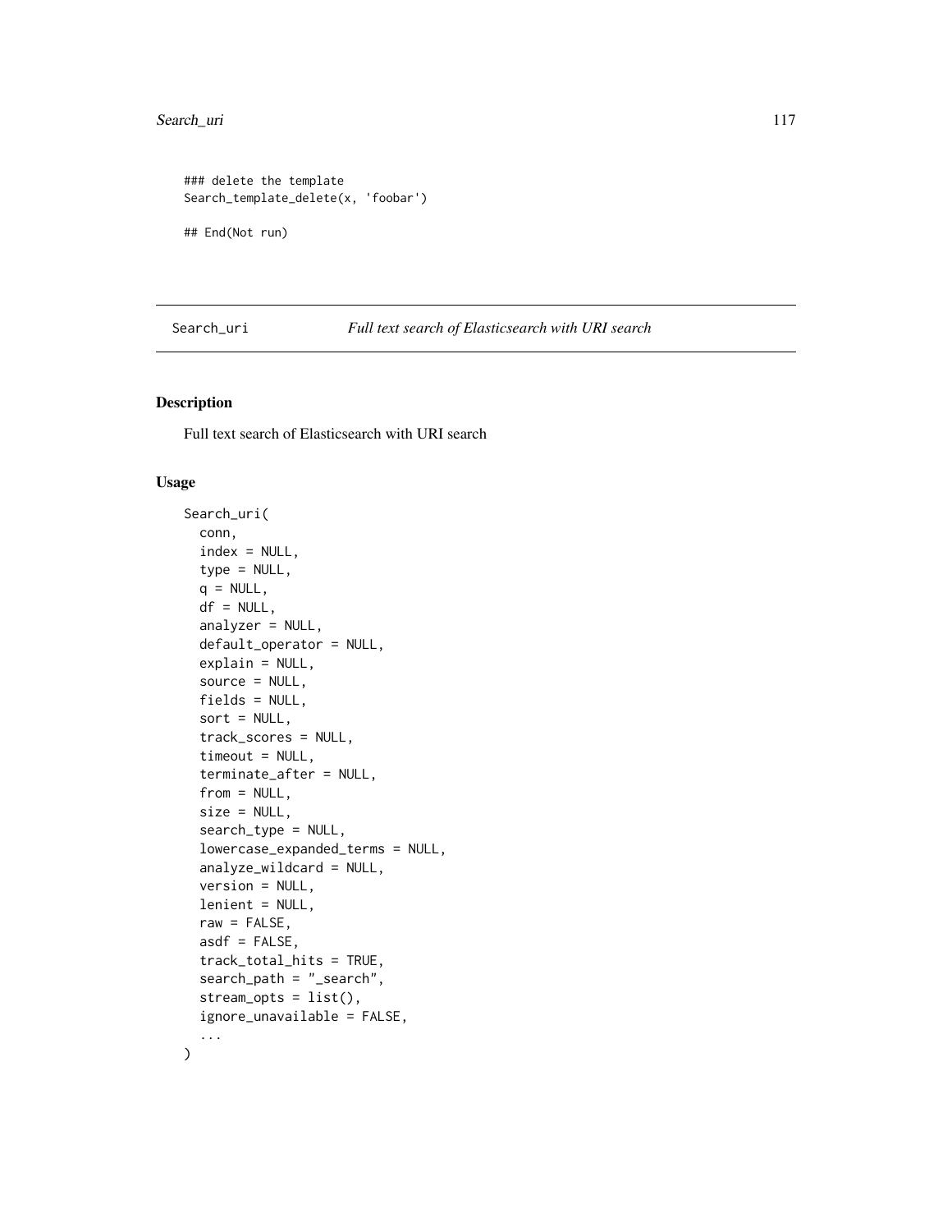```
### delete the template
Search_template_delete(x, 'foobar')

## End(Not run)
```

---

Search_uri — *Full text search of Elasticsearch with URI search*

---

## Description

Full text search of Elasticsearch with URI search

## Usage

```
Search_uri(
  conn,
  index = NULL,
  type = NULL,
  q = NULL,
  df = NULL,
  analyzer = NULL,
  default_operator = NULL,
  explain = NULL,
  source = NULL,
  fields = NULL,
  sort = NULL,
  track_scores = NULL,
  timeout = NULL,
  terminate_after = NULL,
  from = NULL,
  size = NULL,
  search_type = NULL,
  lowercase_expanded_terms = NULL,
  analyze_wildcard = NULL,
  version = NULL,
  lenient = NULL,
  raw = FALSE,
  asdf = FALSE,
  track_total_hits = TRUE,
  search_path = "_search",
  stream_opts = list(),
  ignore_unavailable = FALSE,
  ...
)
```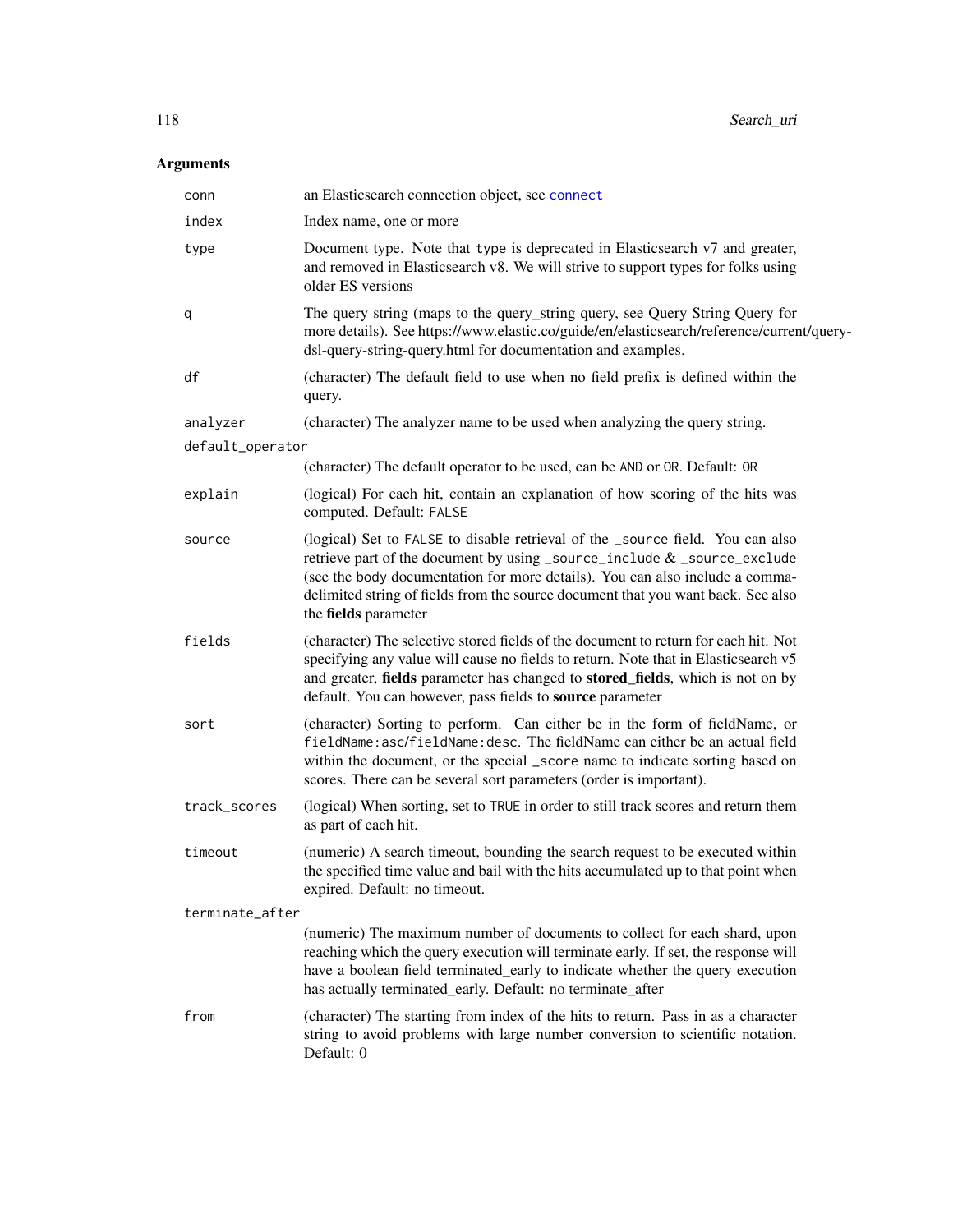## Arguments

| | |
|---|---|
| `conn` | an Elasticsearch connection object, see `connect` |
| `index` | Index name, one or more |
| `type` | Document type. Note that `type` is deprecated in Elasticsearch v7 and greater, and removed in Elasticsearch v8. We will strive to support types for folks using older ES versions |
| `q` | The query string (maps to the query_string query, see Query String Query for more details). See https://www.elastic.co/guide/en/elasticsearch/reference/current/query-dsl-query-string-query.html for documentation and examples. |
| `df` | (character) The default field to use when no field prefix is defined within the query. |
| `analyzer` | (character) The analyzer name to be used when analyzing the query string. |
| `default_operator` | (character) The default operator to be used, can be `AND` or `OR`. Default: `OR` |
| `explain` | (logical) For each hit, contain an explanation of how scoring of the hits was computed. Default: `FALSE` |
| `source` | (logical) Set to `FALSE` to disable retrieval of the `_source` field. You can also retrieve part of the document by using `_source_include` & `_source_exclude` (see the body documentation for more details). You can also include a comma-delimited string of fields from the source document that you want back. See also the **fields** parameter |
| `fields` | (character) The selective stored fields of the document to return for each hit. Not specifying any value will cause no fields to return. Note that in Elasticsearch v5 and greater, **fields** parameter has changed to **stored_fields**, which is not on by default. You can however, pass fields to **source** parameter |
| `sort` | (character) Sorting to perform. Can either be in the form of fieldName, or `fieldName:asc`/`fieldName:desc`. The fieldName can either be an actual field within the document, or the special `_score` name to indicate sorting based on scores. There can be several sort parameters (order is important). |
| `track_scores` | (logical) When sorting, set to `TRUE` in order to still track scores and return them as part of each hit. |
| `timeout` | (numeric) A search timeout, bounding the search request to be executed within the specified time value and bail with the hits accumulated up to that point when expired. Default: no timeout. |
| `terminate_after` | (numeric) The maximum number of documents to collect for each shard, upon reaching which the query execution will terminate early. If set, the response will have a boolean field terminated_early to indicate whether the query execution has actually terminated_early. Default: no terminate_after |
| `from` | (character) The starting from index of the hits to return. Pass in as a character string to avoid problems with large number conversion to scientific notation. Default: 0 |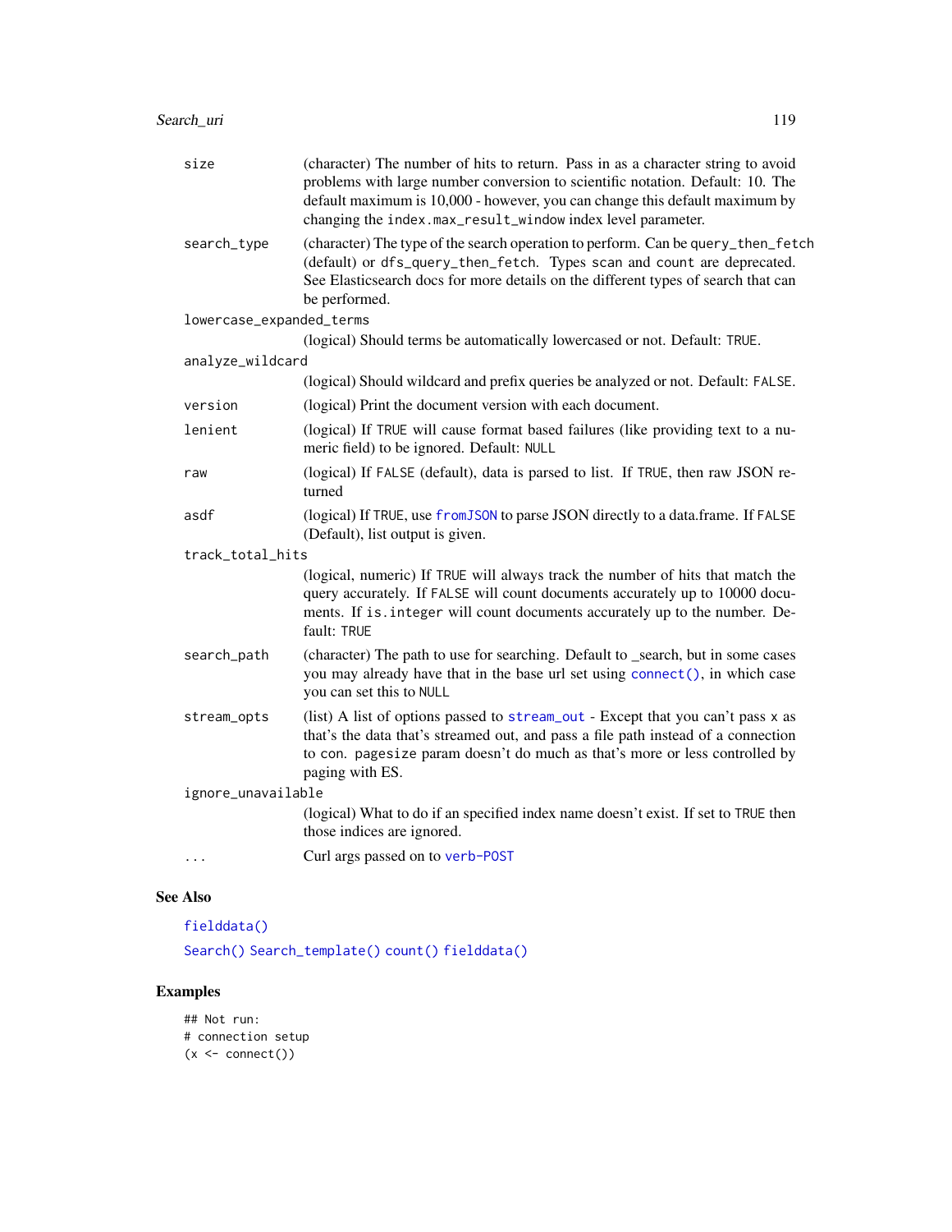| | |
|---|---|
| size | (character) The number of hits to return. Pass in as a character string to avoid problems with large number conversion to scientific notation. Default: 10. The default maximum is 10,000 - however, you can change this default maximum by changing the `index.max_result_window` index level parameter. |
| search_type | (character) The type of the search operation to perform. Can be `query_then_fetch` (default) or `dfs_query_then_fetch`. Types `scan` and `count` are deprecated. See Elasticsearch docs for more details on the different types of search that can be performed. |
| lowercase_expanded_terms | (logical) Should terms be automatically lowercased or not. Default: `TRUE`. |
| analyze_wildcard | (logical) Should wildcard and prefix queries be analyzed or not. Default: `FALSE`. |
| version | (logical) Print the document version with each document. |
| lenient | (logical) If `TRUE` will cause format based failures (like providing text to a numeric field) to be ignored. Default: `NULL` |
| raw | (logical) If `FALSE` (default), data is parsed to list. If `TRUE`, then raw JSON returned |
| asdf | (logical) If `TRUE`, use `fromJSON` to parse JSON directly to a data.frame. If `FALSE` (Default), list output is given. |
| track_total_hits | (logical, numeric) If `TRUE` will always track the number of hits that match the query accurately. If `FALSE` will count documents accurately up to 10000 documents. If `is.integer` will count documents accurately up to the number. Default: `TRUE` |
| search_path | (character) The path to use for searching. Default to _search, but in some cases you may already have that in the base url set using `connect()`, in which case you can set this to `NULL` |
| stream_opts | (list) A list of options passed to `stream_out` - Except that you can't pass `x` as that's the data that's streamed out, and pass a file path instead of a connection to `con`. `pagesize` param doesn't do much as that's more or less controlled by paging with ES. |
| ignore_unavailable | (logical) What to do if an specified index name doesn't exist. If set to `TRUE` then those indices are ignored. |
| ... | Curl args passed on to `verb-POST` |

## See Also

`fielddata()`

`Search()` `Search_template()` `count()` `fielddata()`

## Examples

```
## Not run:
# connection setup
(x <- connect())
```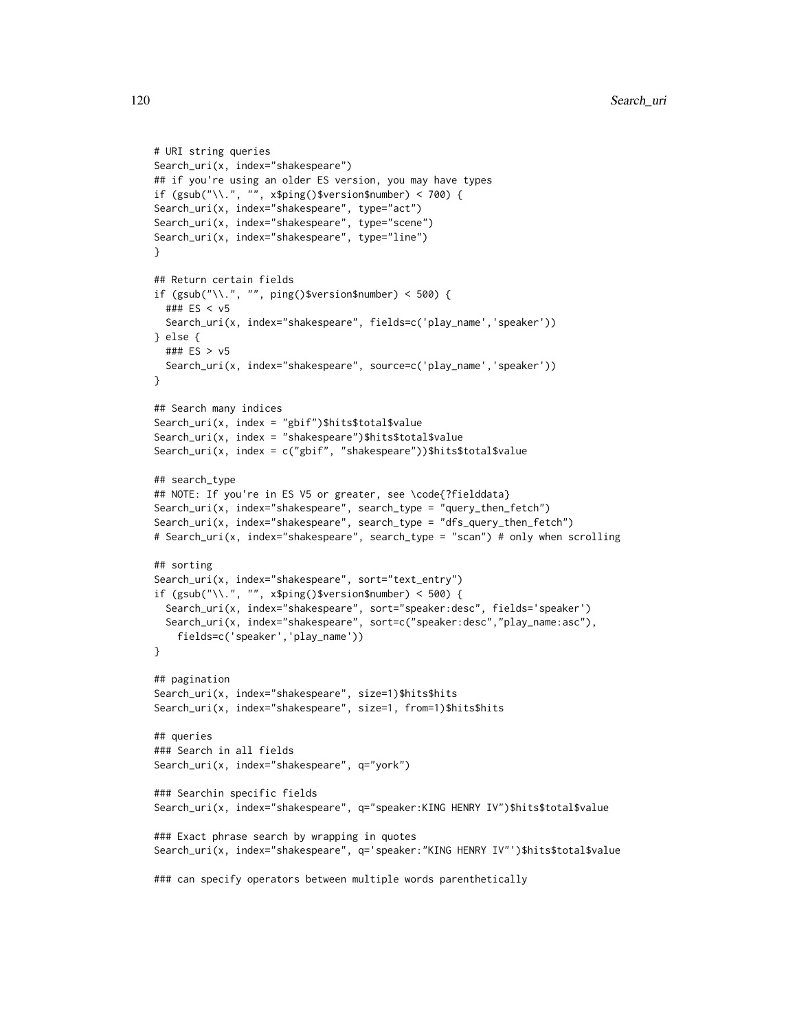```
# URI string queries
Search_uri(x, index="shakespeare")
## if you're using an older ES version, you may have types
if (gsub("\\.", "", x$ping()$version$number) < 700) {
Search_uri(x, index="shakespeare", type="act")
Search_uri(x, index="shakespeare", type="scene")
Search_uri(x, index="shakespeare", type="line")
}

## Return certain fields
if (gsub("\\.", "", ping()$version$number) < 500) {
  ### ES < v5
  Search_uri(x, index="shakespeare", fields=c('play_name','speaker'))
} else {
  ### ES > v5
  Search_uri(x, index="shakespeare", source=c('play_name','speaker'))
}

## Search many indices
Search_uri(x, index = "gbif")$hits$total$value
Search_uri(x, index = "shakespeare")$hits$total$value
Search_uri(x, index = c("gbif", "shakespeare"))$hits$total$value

## search_type
## NOTE: If you're in ES V5 or greater, see \code{?fielddata}
Search_uri(x, index="shakespeare", search_type = "query_then_fetch")
Search_uri(x, index="shakespeare", search_type = "dfs_query_then_fetch")
# Search_uri(x, index="shakespeare", search_type = "scan") # only when scrolling

## sorting
Search_uri(x, index="shakespeare", sort="text_entry")
if (gsub("\\.", "", x$ping()$version$number) < 500) {
  Search_uri(x, index="shakespeare", sort="speaker:desc", fields='speaker')
  Search_uri(x, index="shakespeare", sort=c("speaker:desc","play_name:asc"),
    fields=c('speaker','play_name'))
}

## pagination
Search_uri(x, index="shakespeare", size=1)$hits$hits
Search_uri(x, index="shakespeare", size=1, from=1)$hits$hits

## queries
### Search in all fields
Search_uri(x, index="shakespeare", q="york")

### Searchin specific fields
Search_uri(x, index="shakespeare", q="speaker:KING HENRY IV")$hits$total$value

### Exact phrase search by wrapping in quotes
Search_uri(x, index="shakespeare", q='speaker:"KING HENRY IV"')$hits$total$value

### can specify operators between multiple words parenthetically
```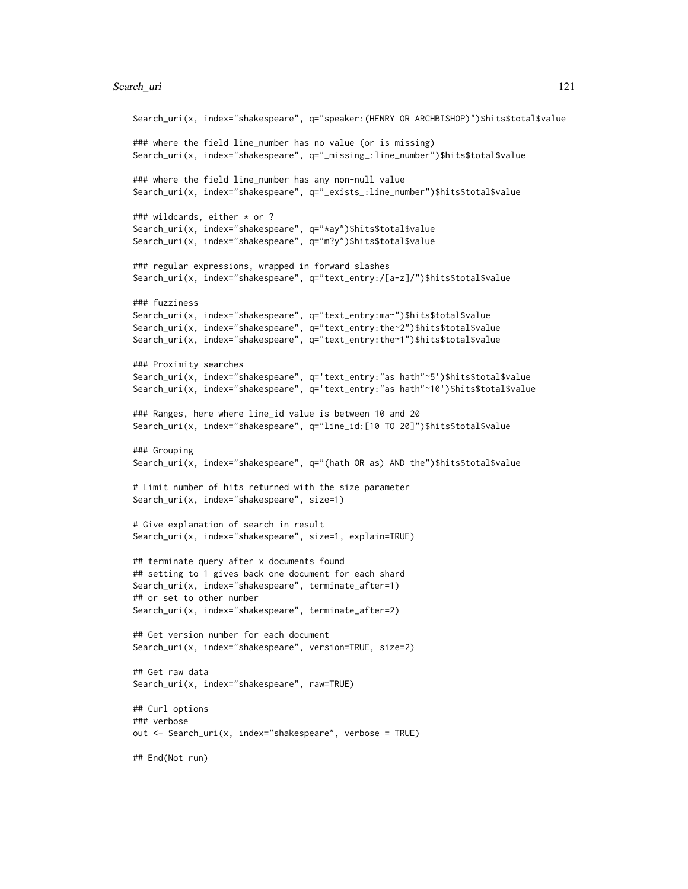```
Search_uri(x, index="shakespeare", q="speaker:(HENRY OR ARCHBISHOP)")$hits$total$value

### where the field line_number has no value (or is missing)
Search_uri(x, index="shakespeare", q="_missing_:line_number")$hits$total$value

### where the field line_number has any non-null value
Search_uri(x, index="shakespeare", q="_exists_:line_number")$hits$total$value

### wildcards, either * or ?
Search_uri(x, index="shakespeare", q="*ay")$hits$total$value
Search_uri(x, index="shakespeare", q="m?y")$hits$total$value

### regular expressions, wrapped in forward slashes
Search_uri(x, index="shakespeare", q="text_entry:/[a-z]/")$hits$total$value

### fuzziness
Search_uri(x, index="shakespeare", q="text_entry:ma~")$hits$total$value
Search_uri(x, index="shakespeare", q="text_entry:the~2")$hits$total$value
Search_uri(x, index="shakespeare", q="text_entry:the~1")$hits$total$value

### Proximity searches
Search_uri(x, index="shakespeare", q='text_entry:"as hath"~5')$hits$total$value
Search_uri(x, index="shakespeare", q='text_entry:"as hath"~10')$hits$total$value

### Ranges, here where line_id value is between 10 and 20
Search_uri(x, index="shakespeare", q="line_id:[10 TO 20]")$hits$total$value

### Grouping
Search_uri(x, index="shakespeare", q="(hath OR as) AND the")$hits$total$value

# Limit number of hits returned with the size parameter
Search_uri(x, index="shakespeare", size=1)

# Give explanation of search in result
Search_uri(x, index="shakespeare", size=1, explain=TRUE)

## terminate query after x documents found
## setting to 1 gives back one document for each shard
Search_uri(x, index="shakespeare", terminate_after=1)
## or set to other number
Search_uri(x, index="shakespeare", terminate_after=2)

## Get version number for each document
Search_uri(x, index="shakespeare", version=TRUE, size=2)

## Get raw data
Search_uri(x, index="shakespeare", raw=TRUE)

## Curl options
### verbose
out <- Search_uri(x, index="shakespeare", verbose = TRUE)

## End(Not run)
```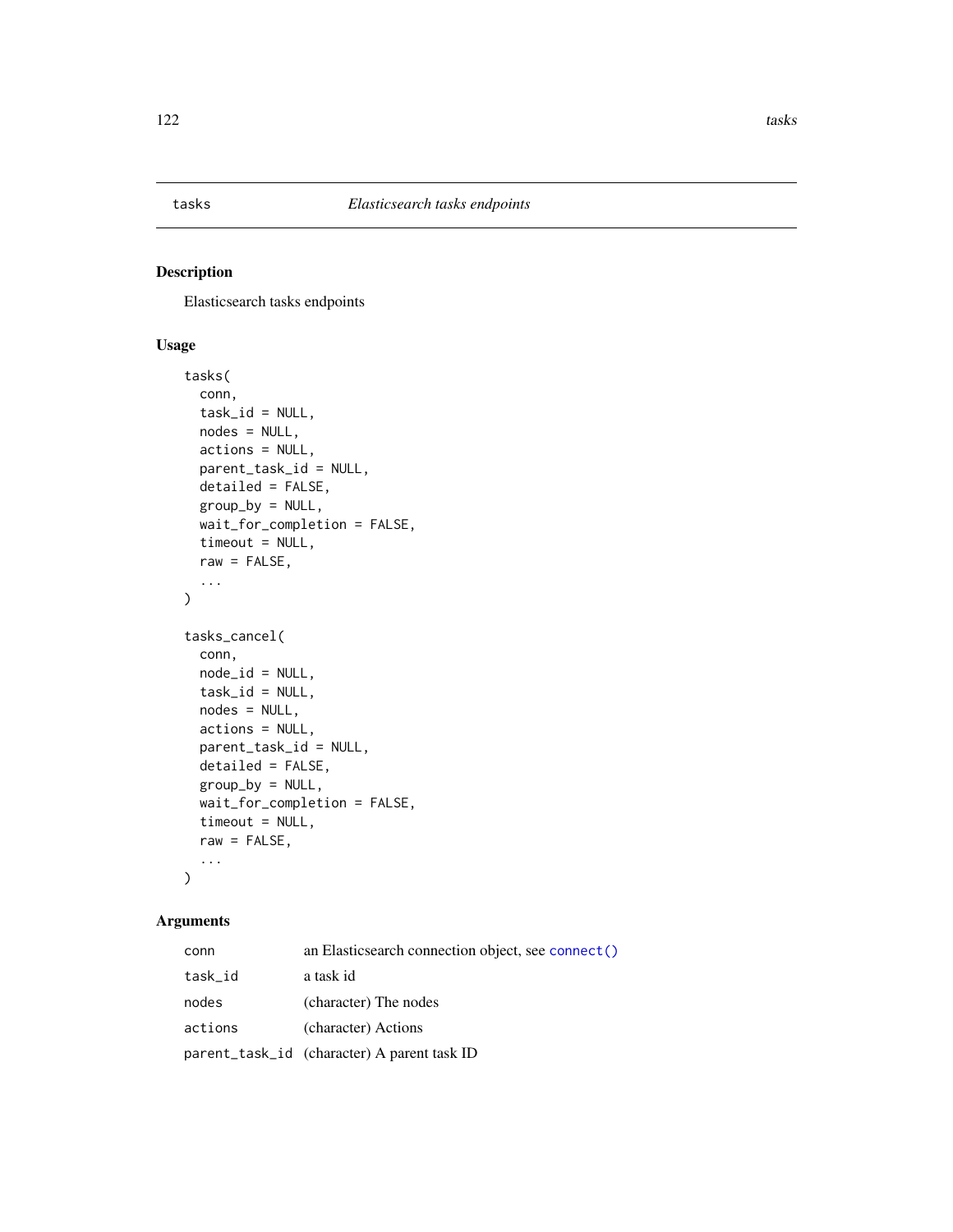# tasks — *Elasticsearch tasks endpoints*

## Description

Elasticsearch tasks endpoints

## Usage

```
tasks(
  conn,
  task_id = NULL,
  nodes = NULL,
  actions = NULL,
  parent_task_id = NULL,
  detailed = FALSE,
  group_by = NULL,
  wait_for_completion = FALSE,
  timeout = NULL,
  raw = FALSE,
  ...
)

tasks_cancel(
  conn,
  node_id = NULL,
  task_id = NULL,
  nodes = NULL,
  actions = NULL,
  parent_task_id = NULL,
  detailed = FALSE,
  group_by = NULL,
  wait_for_completion = FALSE,
  timeout = NULL,
  raw = FALSE,
  ...
)
```

## Arguments

| | |
|---|---|
| `conn` | an Elasticsearch connection object, see `connect()` |
| `task_id` | a task id |
| `nodes` | (character) The nodes |
| `actions` | (character) Actions |
| `parent_task_id` | (character) A parent task ID |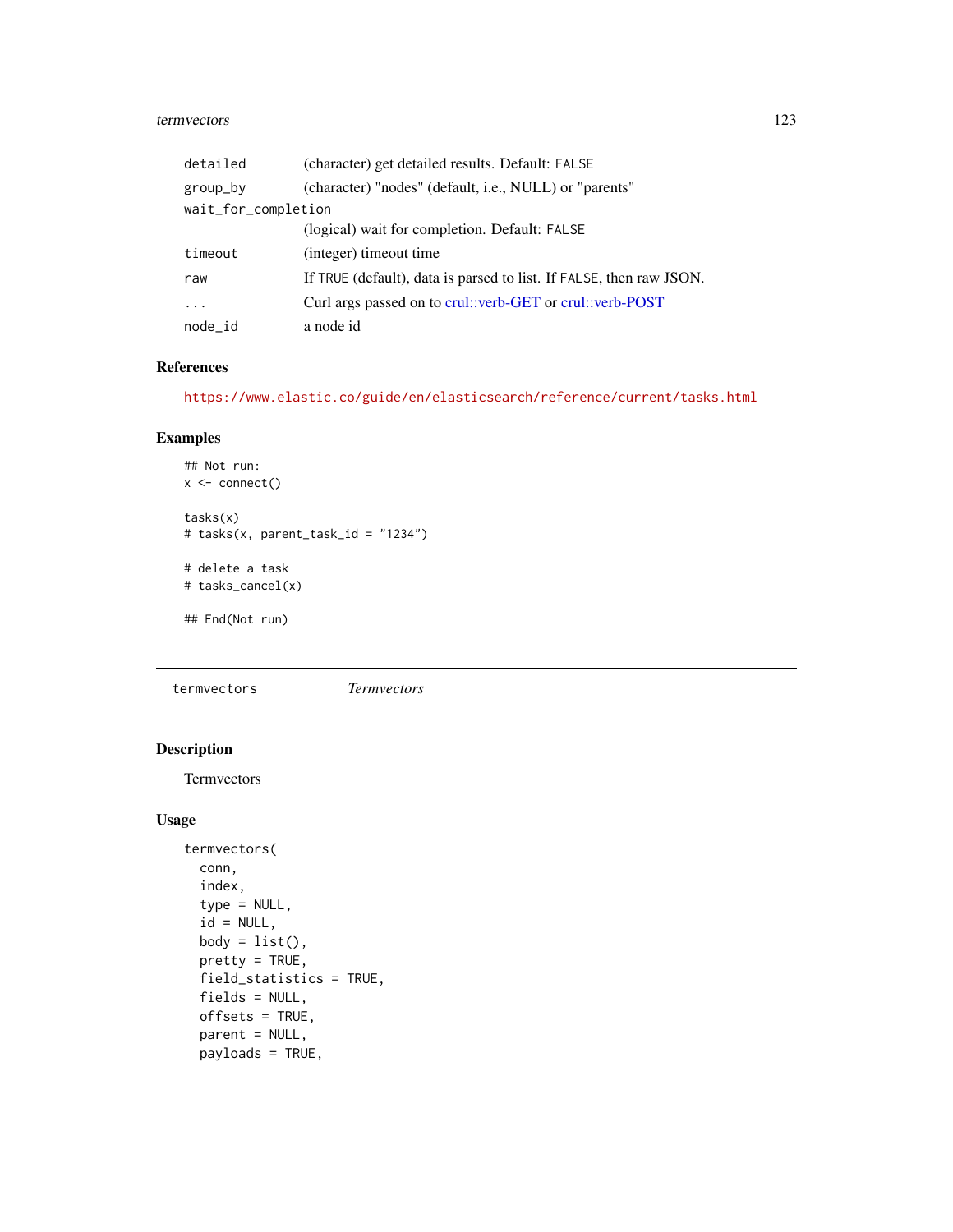| | |
|---|---|
| detailed | (character) get detailed results. Default: FALSE |
| group_by | (character) "nodes" (default, i.e., NULL) or "parents" |
| wait_for_completion | (logical) wait for completion. Default: FALSE |
| timeout | (integer) timeout time |
| raw | If TRUE (default), data is parsed to list. If FALSE, then raw JSON. |
| ... | Curl args passed on to crul::verb-GET or crul::verb-POST |
| node_id | a node id |

### References

https://www.elastic.co/guide/en/elasticsearch/reference/current/tasks.html

### Examples

```
## Not run:
x <- connect()

tasks(x)
# tasks(x, parent_task_id = "1234")

# delete a task
# tasks_cancel(x)

## End(Not run)
```

---

## termvectors *Termvectors*

### Description

Termvectors

### Usage

```
termvectors(
  conn,
  index,
  type = NULL,
  id = NULL,
  body = list(),
  pretty = TRUE,
  field_statistics = TRUE,
  fields = NULL,
  offsets = TRUE,
  parent = NULL,
  payloads = TRUE,
```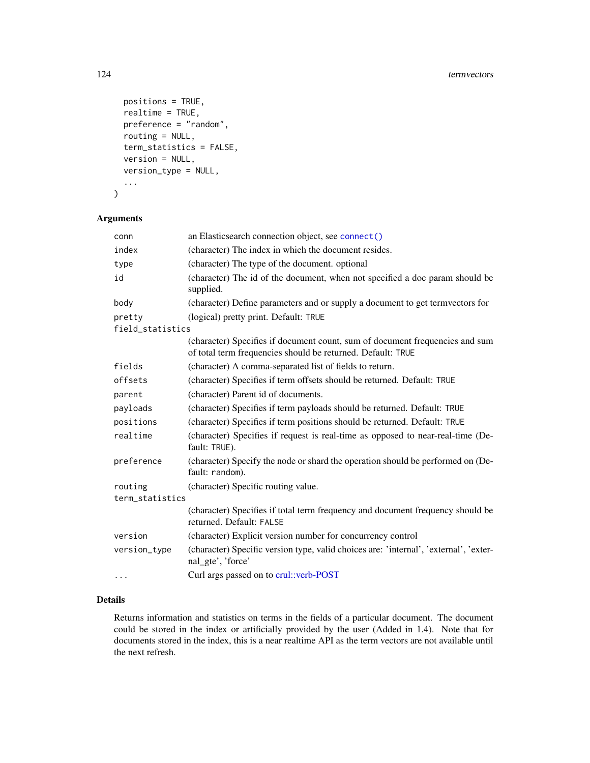```
  positions = TRUE,
  realtime = TRUE,
  preference = "random",
  routing = NULL,
  term_statistics = FALSE,
  version = NULL,
  version_type = NULL,
  ...
)
```

### Arguments

| | |
|---|---|
| `conn` | an Elasticsearch connection object, see `connect()` |
| `index` | (character) The index in which the document resides. |
| `type` | (character) The type of the document. optional |
| `id` | (character) The id of the document, when not specified a doc param should be supplied. |
| `body` | (character) Define parameters and or supply a document to get termvectors for |
| `pretty` | (logical) pretty print. Default: `TRUE` |
| `field_statistics` | (character) Specifies if document count, sum of document frequencies and sum of total term frequencies should be returned. Default: `TRUE` |
| `fields` | (character) A comma-separated list of fields to return. |
| `offsets` | (character) Specifies if term offsets should be returned. Default: `TRUE` |
| `parent` | (character) Parent id of documents. |
| `payloads` | (character) Specifies if term payloads should be returned. Default: `TRUE` |
| `positions` | (character) Specifies if term positions should be returned. Default: `TRUE` |
| `realtime` | (character) Specifies if request is real-time as opposed to near-real-time (Default: `TRUE`). |
| `preference` | (character) Specify the node or shard the operation should be performed on (Default: `random`). |
| `routing` | (character) Specific routing value. |
| `term_statistics` | (character) Specifies if total term frequency and document frequency should be returned. Default: `FALSE` |
| `version` | (character) Explicit version number for concurrency control |
| `version_type` | (character) Specific version type, valid choices are: 'internal', 'external', 'external_gte', 'force' |
| `...` | Curl args passed on to crul::verb-POST |

### Details

Returns information and statistics on terms in the fields of a particular document. The document could be stored in the index or artificially provided by the user (Added in 1.4). Note that for documents stored in the index, this is a near realtime API as the term vectors are not available until the next refresh.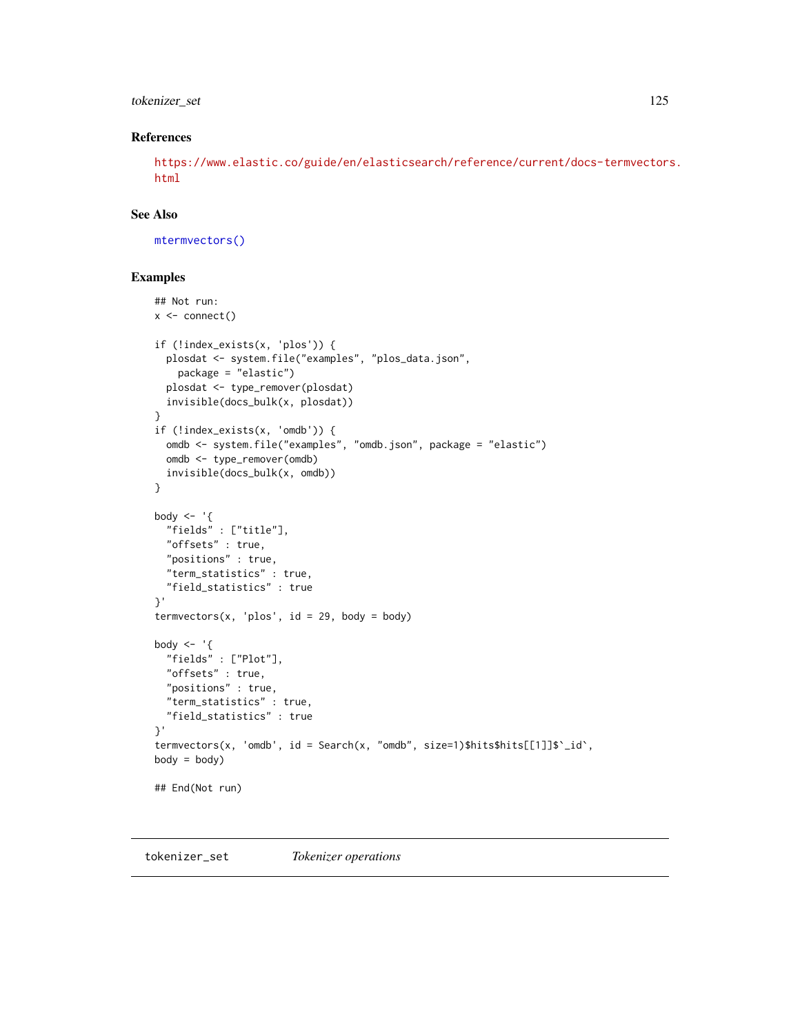### References

https://www.elastic.co/guide/en/elasticsearch/reference/current/docs-termvectors.html

### See Also

mtermvectors()

### Examples

```
## Not run:
x <- connect()

if (!index_exists(x, 'plos')) {
  plosdat <- system.file("examples", "plos_data.json",
    package = "elastic")
  plosdat <- type_remover(plosdat)
  invisible(docs_bulk(x, plosdat))
}
if (!index_exists(x, 'omdb')) {
  omdb <- system.file("examples", "omdb.json", package = "elastic")
  omdb <- type_remover(omdb)
  invisible(docs_bulk(x, omdb))
}

body <- '{
  "fields" : ["title"],
  "offsets" : true,
  "positions" : true,
  "term_statistics" : true,
  "field_statistics" : true
}'
termvectors(x, 'plos', id = 29, body = body)

body <- '{
  "fields" : ["Plot"],
  "offsets" : true,
  "positions" : true,
  "term_statistics" : true,
  "field_statistics" : true
}'
termvectors(x, 'omdb', id = Search(x, "omdb", size=1)$hits$hits[[1]]$`_id`,
body = body)

## End(Not run)
```

---

tokenizer_set &nbsp;&nbsp;&nbsp;&nbsp; *Tokenizer operations*

---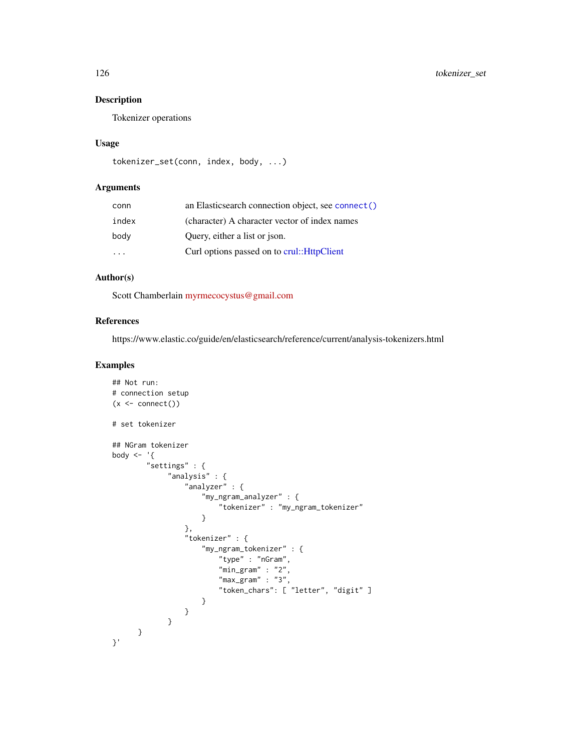## Description

Tokenizer operations

## Usage

```
tokenizer_set(conn, index, body, ...)
```

## Arguments

| | |
|---|---|
| conn | an Elasticsearch connection object, see connect() |
| index | (character) A character vector of index names |
| body | Query, either a list or json. |
| ... | Curl options passed on to crul::HttpClient |

## Author(s)

Scott Chamberlain myrmecocystus@gmail.com

## References

https://www.elastic.co/guide/en/elasticsearch/reference/current/analysis-tokenizers.html

## Examples

```
## Not run:
# connection setup
(x <- connect())

# set tokenizer

## NGram tokenizer
body <- '{
        "settings" : {
             "analysis" : {
                 "analyzer" : {
                     "my_ngram_analyzer" : {
                         "tokenizer" : "my_ngram_tokenizer"
                     }
                 },
                 "tokenizer" : {
                     "my_ngram_tokenizer" : {
                         "type" : "nGram",
                         "min_gram" : "2",
                         "max_gram" : "3",
                         "token_chars": [ "letter", "digit" ]
                     }
                 }
             }
       }
}'
```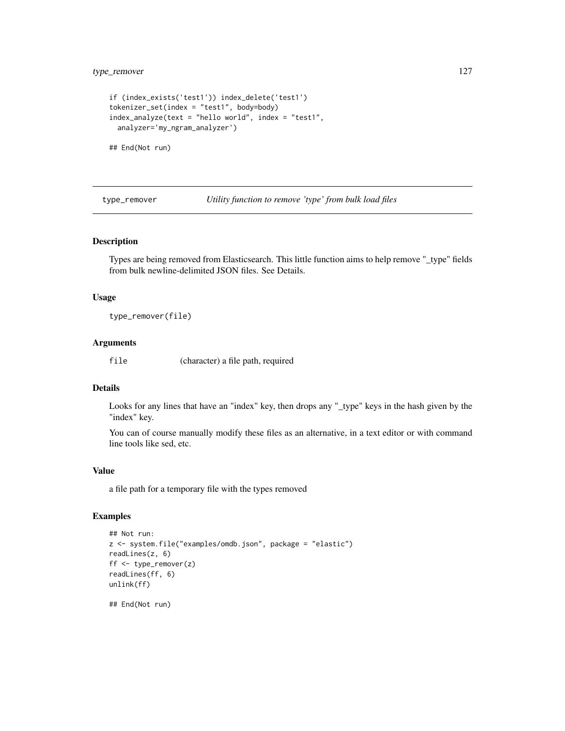```
if (index_exists('test1')) index_delete('test1')
tokenizer_set(index = "test1", body=body)
index_analyze(text = "hello world", index = "test1",
  analyzer='my_ngram_analyzer')

## End(Not run)
```

## type_remover — *Utility function to remove 'type' from bulk load files*

### Description

Types are being removed from Elasticsearch. This little function aims to help remove "_type" fields from bulk newline-delimited JSON files. See Details.

### Usage

```
type_remover(file)
```

### Arguments

| | |
|---|---|
| file | (character) a file path, required |

### Details

Looks for any lines that have an "index" key, then drops any "_type" keys in the hash given by the "index" key.

You can of course manually modify these files as an alternative, in a text editor or with command line tools like sed, etc.

### Value

a file path for a temporary file with the types removed

### Examples

```
## Not run:
z <- system.file("examples/omdb.json", package = "elastic")
readLines(z, 6)
ff <- type_remover(z)
readLines(ff, 6)
unlink(ff)

## End(Not run)
```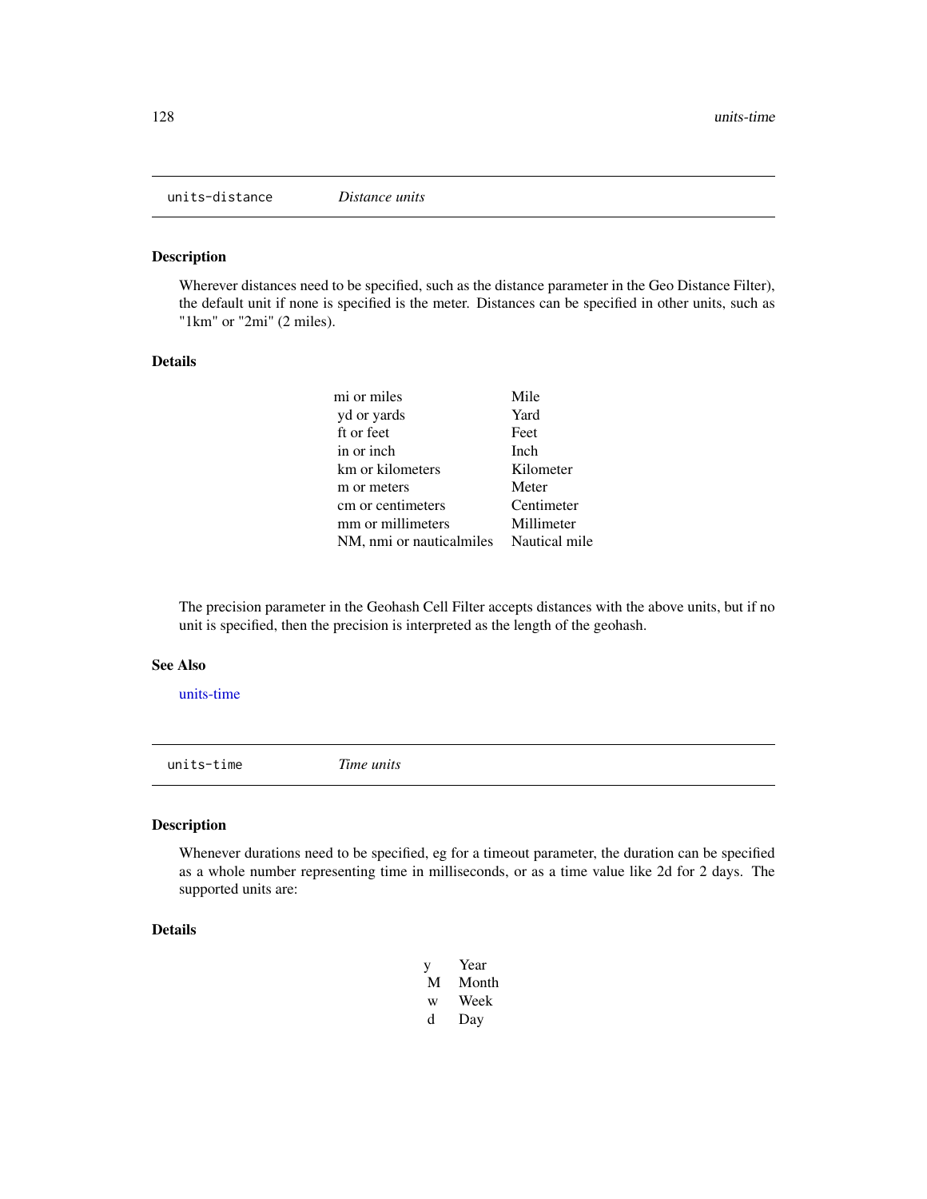## units-distance *Distance units*

### Description

Wherever distances need to be specified, such as the distance parameter in the Geo Distance Filter), the default unit if none is specified is the meter. Distances can be specified in other units, such as "1km" or "2mi" (2 miles).

### Details

| | |
|---|---|
| mi or miles | Mile |
| yd or yards | Yard |
| ft or feet | Feet |
| in or inch | Inch |
| km or kilometers | Kilometer |
| m or meters | Meter |
| cm or centimeters | Centimeter |
| mm or millimeters | Millimeter |
| NM, nmi or nauticalmiles | Nautical mile |

The precision parameter in the Geohash Cell Filter accepts distances with the above units, but if no unit is specified, then the precision is interpreted as the length of the geohash.

### See Also

units-time

## units-time *Time units*

### Description

Whenever durations need to be specified, eg for a timeout parameter, the duration can be specified as a whole number representing time in milliseconds, or as a time value like 2d for 2 days. The supported units are:

### Details

| | |
|---|---|
| y | Year |
| M | Month |
| w | Week |
| d | Day |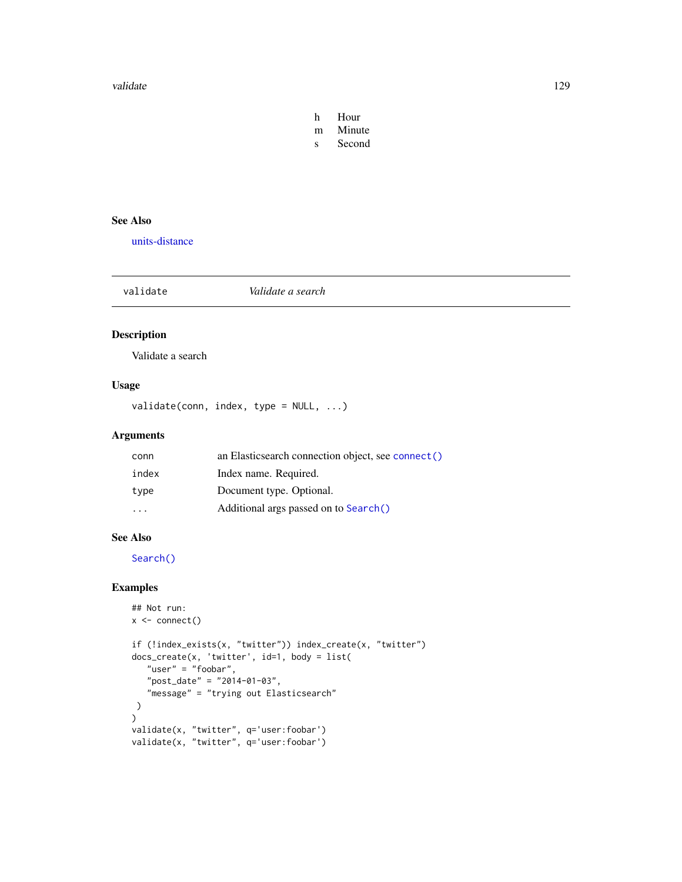| | |
|---|---|
| h | Hour |
| m | Minute |
| s | Second |

## See Also

units-distance

---

`validate` *Validate a search*

---

## Description

Validate a search

## Usage

```
validate(conn, index, type = NULL, ...)
```

## Arguments

| | |
|---|---|
| `conn` | an Elasticsearch connection object, see `connect()` |
| `index` | Index name. Required. |
| `type` | Document type. Optional. |
| `...` | Additional args passed on to `Search()` |

## See Also

`Search()`

## Examples

```
## Not run:
x <- connect()

if (!index_exists(x, "twitter")) index_create(x, "twitter")
docs_create(x, 'twitter', id=1, body = list(
   "user" = "foobar",
   "post_date" = "2014-01-03",
   "message" = "trying out Elasticsearch"
 )
)
validate(x, "twitter", q='user:foobar')
validate(x, "twitter", q='user:foobar')
```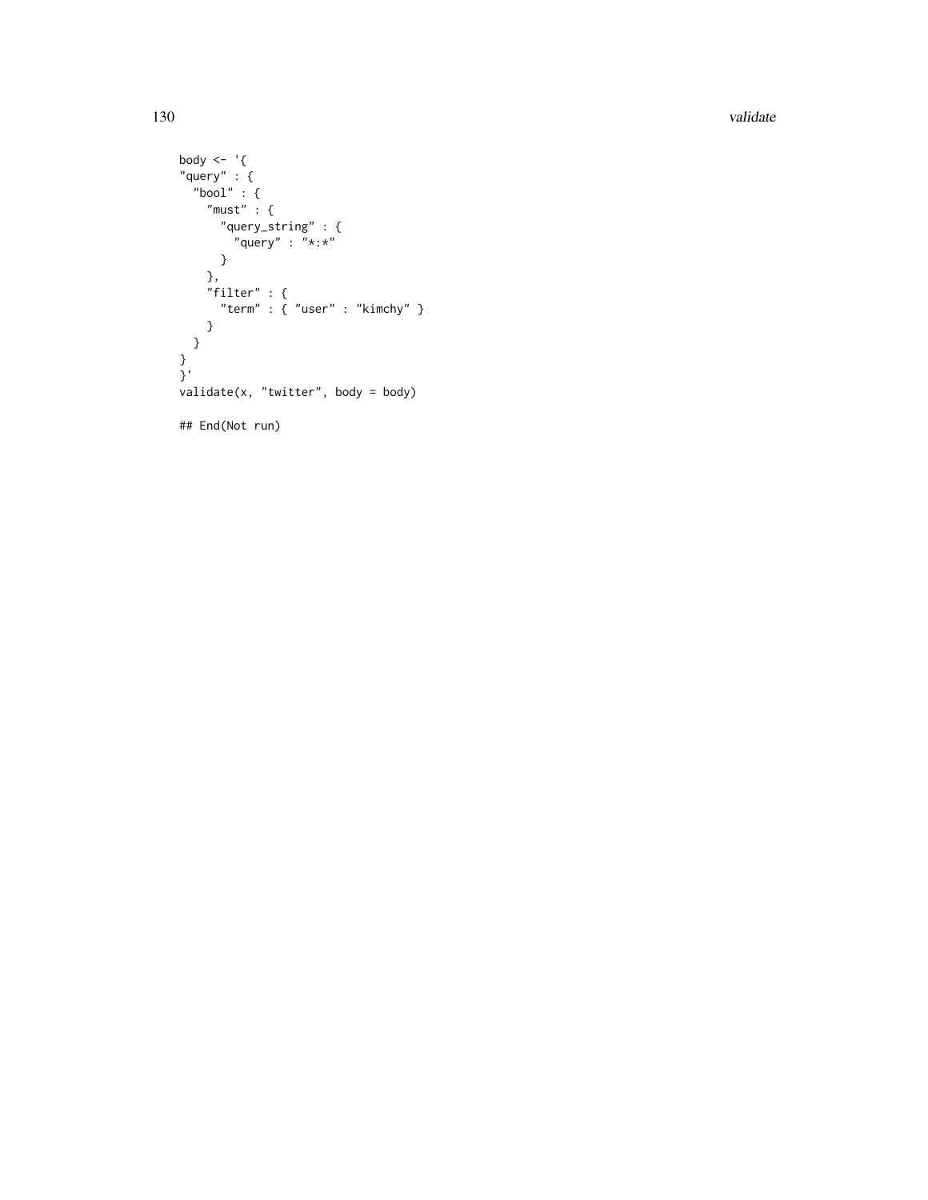```
body <- '{
"query" : {
  "bool" : {
    "must" : {
      "query_string" : {
        "query" : "*:*"
      }
    },
    "filter" : {
      "term" : { "user" : "kimchy" }
    }
  }
}
}'
validate(x, "twitter", body = body)

## End(Not run)
```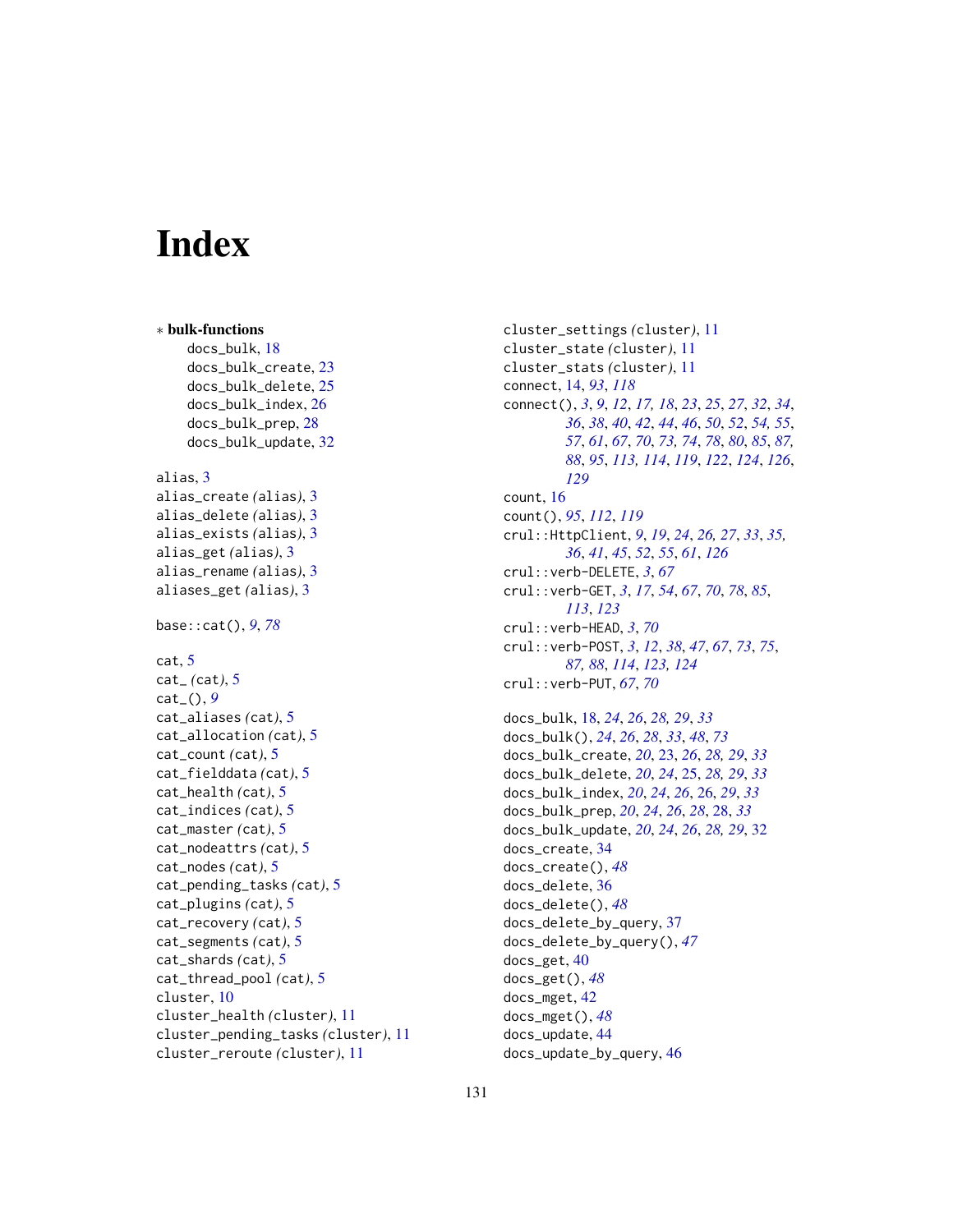# Index

∗ **bulk-functions**
- docs_bulk, 18
- docs_bulk_create, 23
- docs_bulk_delete, 25
- docs_bulk_index, 26
- docs_bulk_prep, 28
- docs_bulk_update, 32

alias, 3
alias_create *(alias)*, 3
alias_delete *(alias)*, 3
alias_exists *(alias)*, 3
alias_get *(alias)*, 3
alias_rename *(alias)*, 3
aliases_get *(alias)*, 3

base::cat(), *9*, *78*

cat, 5
cat_ *(cat)*, 5
cat_(), *9*
cat_aliases *(cat)*, 5
cat_allocation *(cat)*, 5
cat_count *(cat)*, 5
cat_fielddata *(cat)*, 5
cat_health *(cat)*, 5
cat_indices *(cat)*, 5
cat_master *(cat)*, 5
cat_nodeattrs *(cat)*, 5
cat_nodes *(cat)*, 5
cat_pending_tasks *(cat)*, 5
cat_plugins *(cat)*, 5
cat_recovery *(cat)*, 5
cat_segments *(cat)*, 5
cat_shards *(cat)*, 5
cat_thread_pool *(cat)*, 5
cluster, 10
cluster_health *(cluster)*, 11
cluster_pending_tasks *(cluster)*, 11
cluster_reroute *(cluster)*, 11
cluster_settings *(cluster)*, 11
cluster_state *(cluster)*, 11
cluster_stats *(cluster)*, 11
connect, 14, *93*, *118*
connect(), *3*, *9*, *12*, *17*, *18*, *23*, *25*, *27*, *32*, *34*, *36*, *38*, *40*, *42*, *44*, *46*, *50*, *52*, *54*, *55*, *57*, *61*, *67*, *70*, *73*, *74*, *78*, *80*, *85*, *87*, *88*, *95*, *113*, *114*, *119*, *122*, *124*, *126*, *129*
count, 16
count(), *95*, *112*, *119*
crul::HttpClient, *9*, *19*, *24*, *26*, *27*, *33*, *35*, *36*, *41*, *45*, *52*, *55*, *61*, *126*
crul::verb-DELETE, *3*, *67*
crul::verb-GET, *3*, *17*, *54*, *67*, *70*, *78*, *85*, *113*, *123*
crul::verb-HEAD, *3*, *70*
crul::verb-POST, *3*, *12*, *38*, *47*, *67*, *73*, *75*, *87*, *88*, *114*, *123*, *124*
crul::verb-PUT, *67*, *70*

docs_bulk, 18, *24*, *26*, *28*, *29*, *33*
docs_bulk(), *24*, *26*, *28*, *33*, *48*, *73*
docs_bulk_create, *20*, 23, *26*, *28*, *29*, *33*
docs_bulk_delete, *20*, *24*, 25, *28*, *29*, *33*
docs_bulk_index, *20*, *24*, *26*, 26, *29*, *33*
docs_bulk_prep, *20*, *24*, *26*, *28*, 28, *33*
docs_bulk_update, *20*, *24*, *26*, *28*, *29*, 32
docs_create, 34
docs_create(), *48*
docs_delete, 36
docs_delete(), *48*
docs_delete_by_query, 37
docs_delete_by_query(), *47*
docs_get, 40
docs_get(), *48*
docs_mget, 42
docs_mget(), *48*
docs_update, 44
docs_update_by_query, 46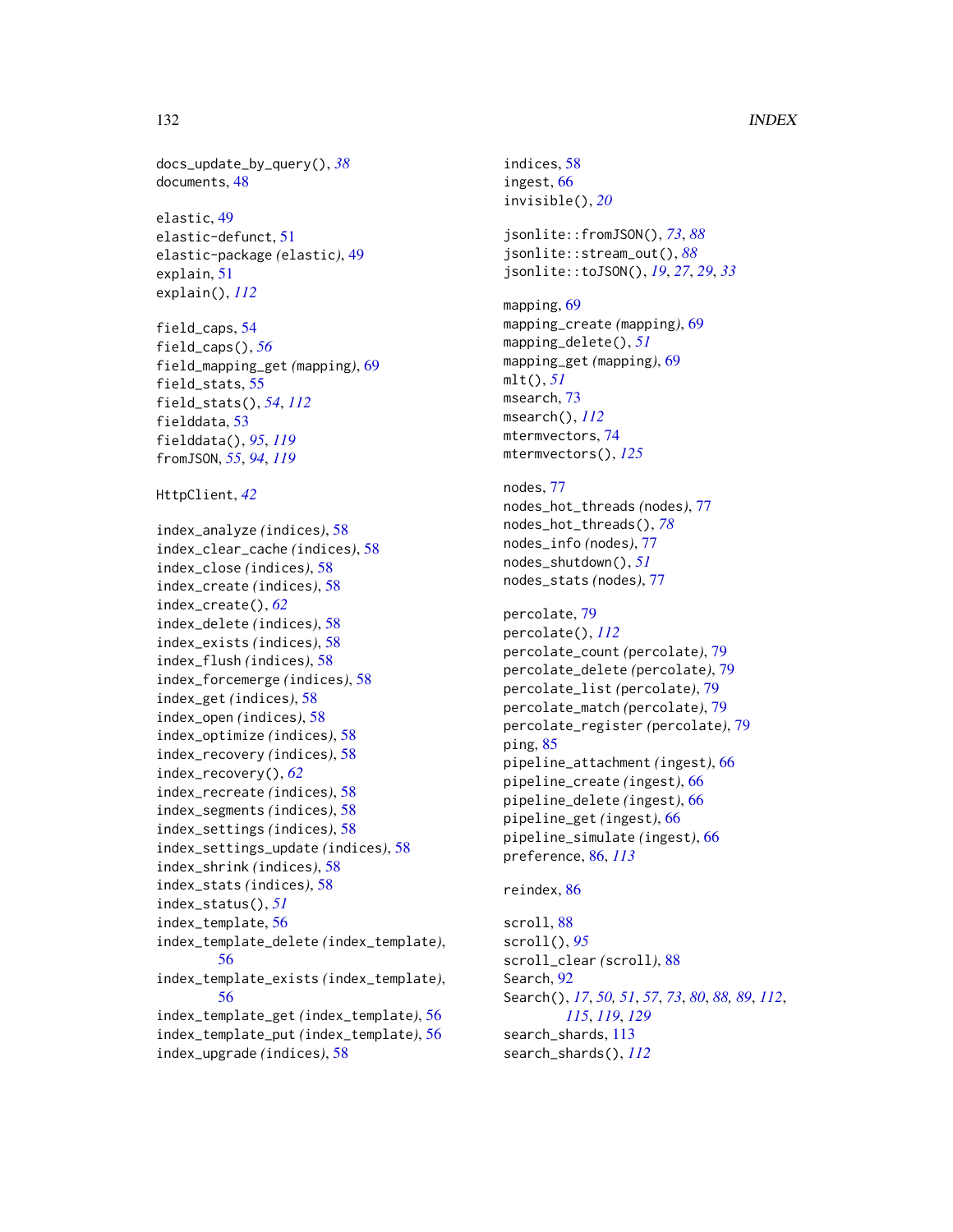docs_update_by_query(), *38*
documents, 48

elastic, 49
elastic-defunct, 51
elastic-package *(elastic)*, 49
explain, 51
explain(), *112*

field_caps, 54
field_caps(), *56*
field_mapping_get *(mapping)*, 69
field_stats, 55
field_stats(), *54*, *112*
fielddata, 53
fielddata(), *95*, *119*
fromJSON, *55*, *94*, *119*

HttpClient, *42*

index_analyze *(indices)*, 58
index_clear_cache *(indices)*, 58
index_close *(indices)*, 58
index_create *(indices)*, 58
index_create(), *62*
index_delete *(indices)*, 58
index_exists *(indices)*, 58
index_flush *(indices)*, 58
index_forcemerge *(indices)*, 58
index_get *(indices)*, 58
index_open *(indices)*, 58
index_optimize *(indices)*, 58
index_recovery *(indices)*, 58
index_recovery(), *62*
index_recreate *(indices)*, 58
index_segments *(indices)*, 58
index_settings *(indices)*, 58
index_settings_update *(indices)*, 58
index_shrink *(indices)*, 58
index_stats *(indices)*, 58
index_status(), *51*
index_template, 56
index_template_delete *(index_template)*, 56
index_template_exists *(index_template)*, 56
index_template_get *(index_template)*, 56
index_template_put *(index_template)*, 56
index_upgrade *(indices)*, 58
indices, 58
ingest, 66
invisible(), *20*

jsonlite::fromJSON(), *73*, *88*
jsonlite::stream_out(), *88*
jsonlite::toJSON(), *19*, *27*, *29*, *33*

mapping, 69
mapping_create *(mapping)*, 69
mapping_delete(), *51*
mapping_get *(mapping)*, 69
mlt(), *51*
msearch, 73
msearch(), *112*
mtermvectors, 74
mtermvectors(), *125*

nodes, 77
nodes_hot_threads *(nodes)*, 77
nodes_hot_threads(), *78*
nodes_info *(nodes)*, 77
nodes_shutdown(), *51*
nodes_stats *(nodes)*, 77

percolate, 79
percolate(), *112*
percolate_count *(percolate)*, 79
percolate_delete *(percolate)*, 79
percolate_list *(percolate)*, 79
percolate_match *(percolate)*, 79
percolate_register *(percolate)*, 79
ping, 85
pipeline_attachment *(ingest)*, 66
pipeline_create *(ingest)*, 66
pipeline_delete *(ingest)*, 66
pipeline_get *(ingest)*, 66
pipeline_simulate *(ingest)*, 66
preference, 86, *113*

reindex, 86

scroll, 88
scroll(), *95*
scroll_clear *(scroll)*, 88
Search, 92
Search(), *17*, *50, 51*, *57*, *73*, *80*, *88, 89*, *112*, *115*, *119*, *129*
search_shards, 113
search_shards(), *112*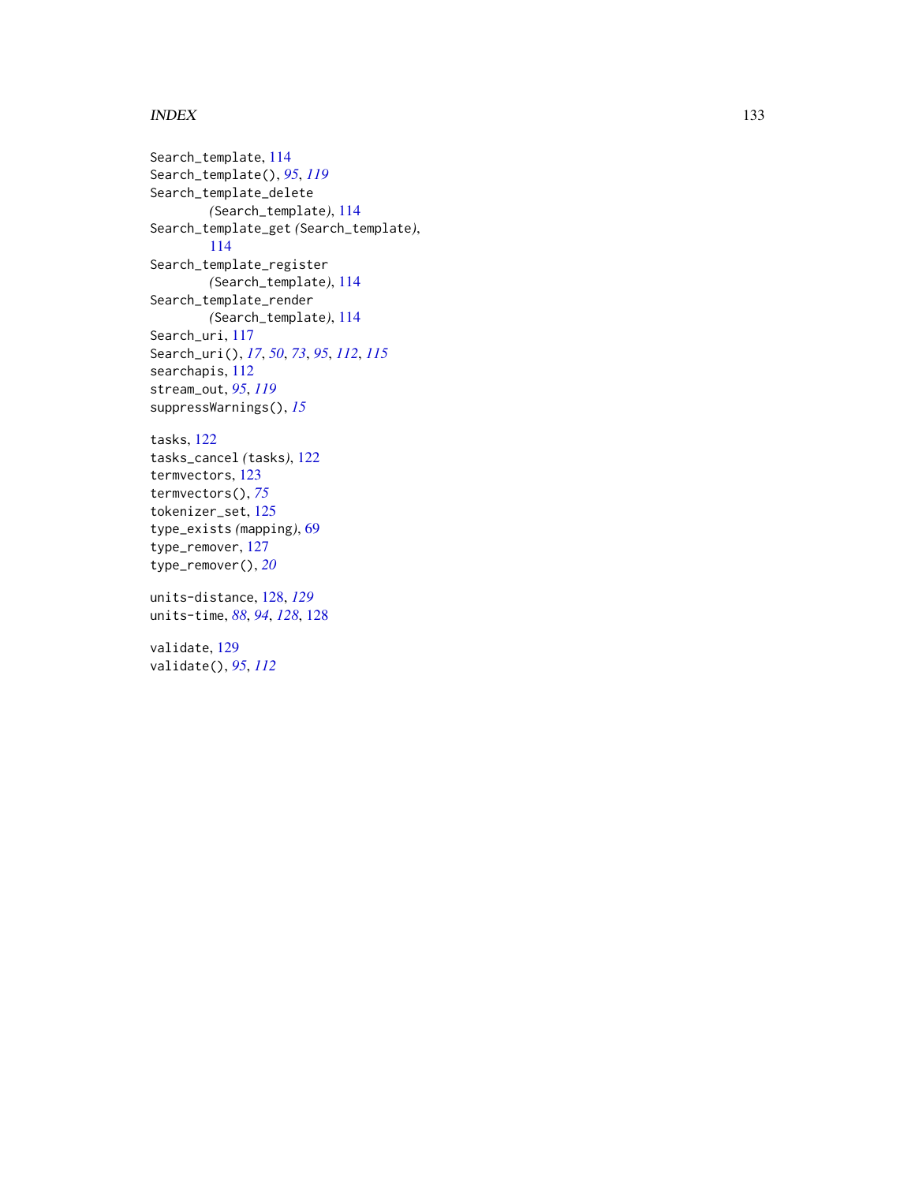Search_template, 114
Search_template(), *95*, *119*
Search_template_delete
    *(*Search_template*)*, 114
Search_template_get *(*Search_template*)*,
    114
Search_template_register
    *(*Search_template*)*, 114
Search_template_render
    *(*Search_template*)*, 114
Search_uri, 117
Search_uri(), *17*, *50*, *73*, *95*, *112*, *115*
searchapis, 112
stream_out, *95*, *119*
suppressWarnings(), *15*

tasks, 122
tasks_cancel *(*tasks*)*, 122
termvectors, 123
termvectors(), *75*
tokenizer_set, 125
type_exists *(*mapping*)*, 69
type_remover, 127
type_remover(), *20*

units-distance, 128, *129*
units-time, *88*, *94*, *128*, 128

validate, 129
validate(), *95*, *112*